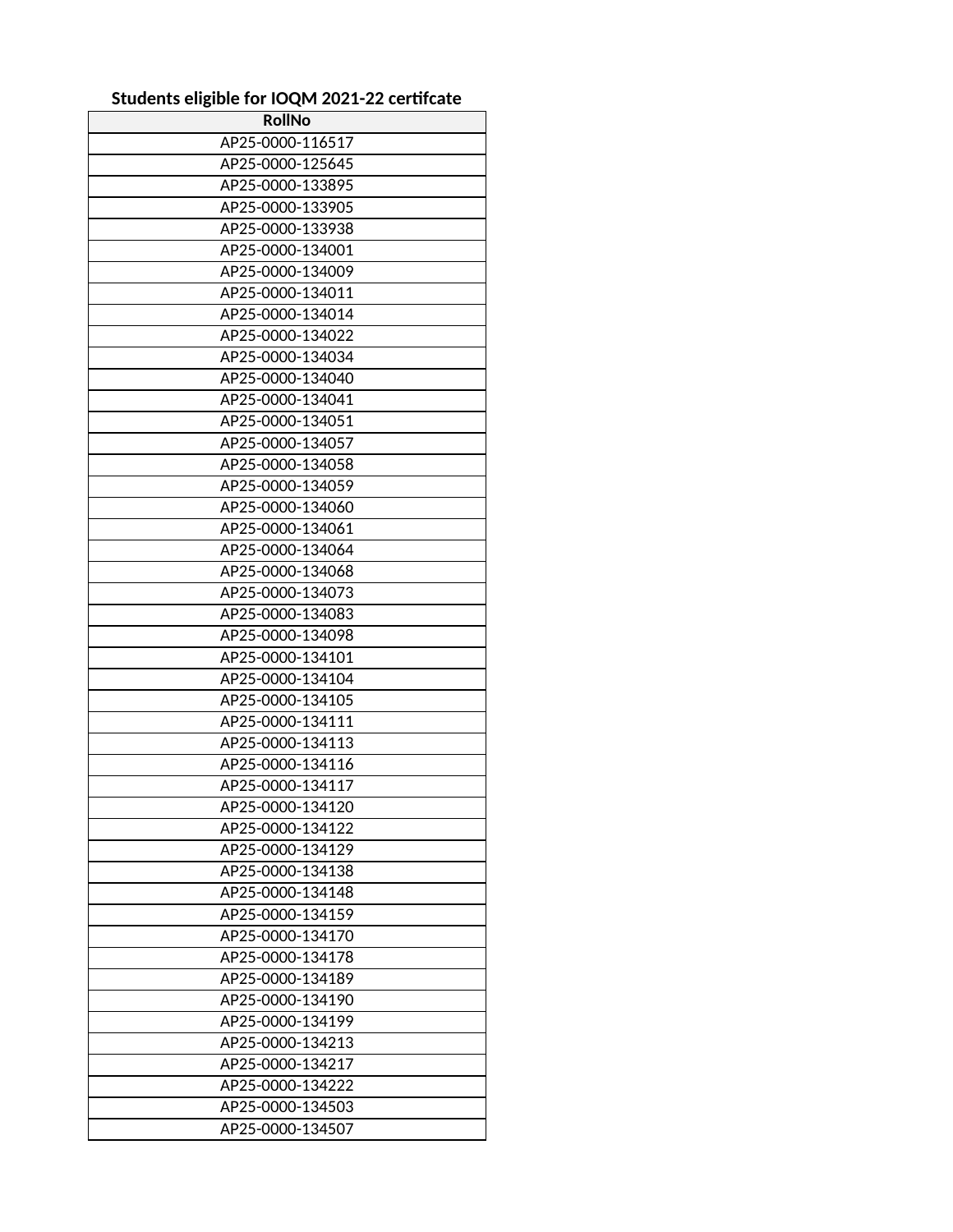**Students eligible for IOQM 2021-22 certifcate**

| RollNo |
| --- |
| AP25-0000-116517 |
| AP25-0000-125645 |
| AP25-0000-133895 |
| AP25-0000-133905 |
| AP25-0000-133938 |
| AP25-0000-134001 |
| AP25-0000-134009 |
| AP25-0000-134011 |
| AP25-0000-134014 |
| AP25-0000-134022 |
| AP25-0000-134034 |
| AP25-0000-134040 |
| AP25-0000-134041 |
| AP25-0000-134051 |
| AP25-0000-134057 |
| AP25-0000-134058 |
| AP25-0000-134059 |
| AP25-0000-134060 |
| AP25-0000-134061 |
| AP25-0000-134064 |
| AP25-0000-134068 |
| AP25-0000-134073 |
| AP25-0000-134083 |
| AP25-0000-134098 |
| AP25-0000-134101 |
| AP25-0000-134104 |
| AP25-0000-134105 |
| AP25-0000-134111 |
| AP25-0000-134113 |
| AP25-0000-134116 |
| AP25-0000-134117 |
| AP25-0000-134120 |
| AP25-0000-134122 |
| AP25-0000-134129 |
| AP25-0000-134138 |
| AP25-0000-134148 |
| AP25-0000-134159 |
| AP25-0000-134170 |
| AP25-0000-134178 |
| AP25-0000-134189 |
| AP25-0000-134190 |
| AP25-0000-134199 |
| AP25-0000-134213 |
| AP25-0000-134217 |
| AP25-0000-134222 |
| AP25-0000-134503 |
| AP25-0000-134507 |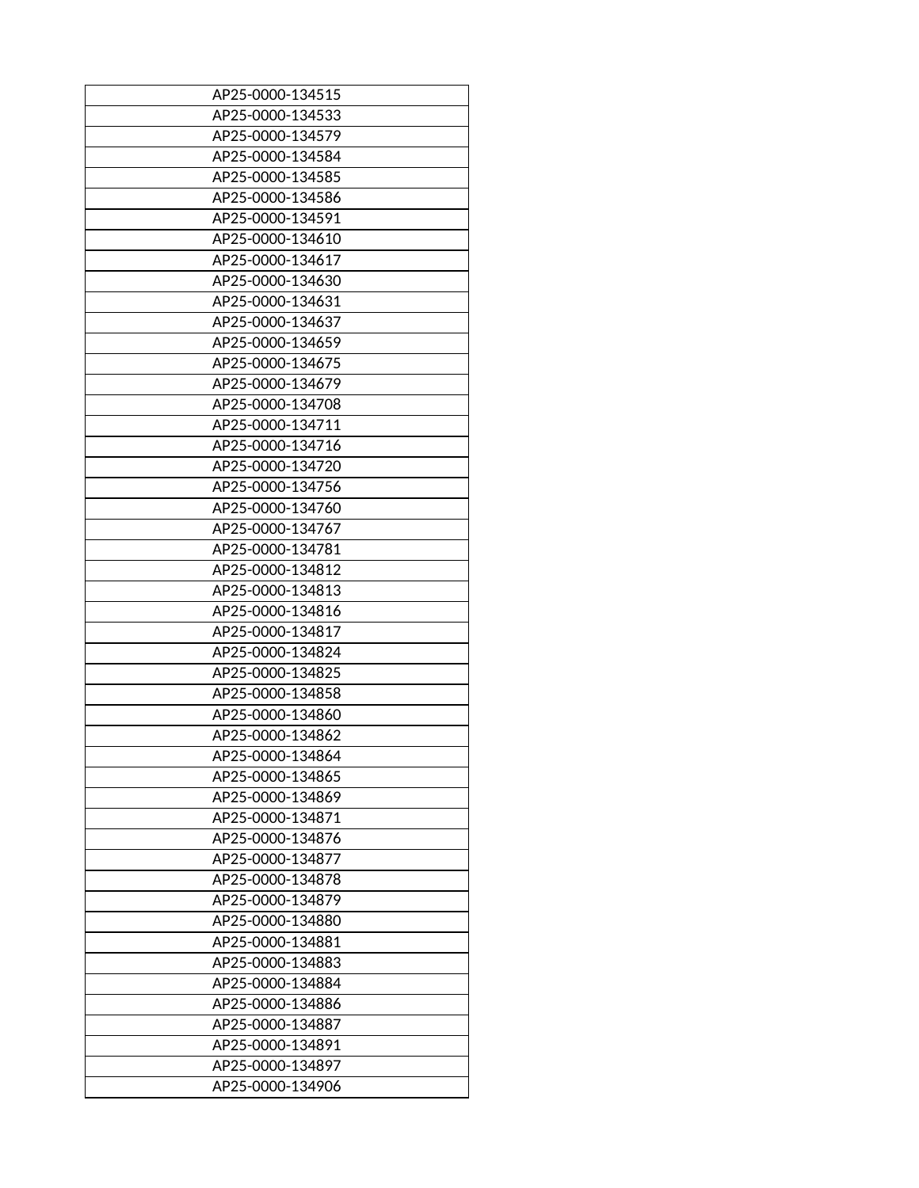| AP25-0000-134515 |
|---|
| AP25-0000-134533 |
| AP25-0000-134579 |
| AP25-0000-134584 |
| AP25-0000-134585 |
| AP25-0000-134586 |
| AP25-0000-134591 |
| AP25-0000-134610 |
| AP25-0000-134617 |
| AP25-0000-134630 |
| AP25-0000-134631 |
| AP25-0000-134637 |
| AP25-0000-134659 |
| AP25-0000-134675 |
| AP25-0000-134679 |
| AP25-0000-134708 |
| AP25-0000-134711 |
| AP25-0000-134716 |
| AP25-0000-134720 |
| AP25-0000-134756 |
| AP25-0000-134760 |
| AP25-0000-134767 |
| AP25-0000-134781 |
| AP25-0000-134812 |
| AP25-0000-134813 |
| AP25-0000-134816 |
| AP25-0000-134817 |
| AP25-0000-134824 |
| AP25-0000-134825 |
| AP25-0000-134858 |
| AP25-0000-134860 |
| AP25-0000-134862 |
| AP25-0000-134864 |
| AP25-0000-134865 |
| AP25-0000-134869 |
| AP25-0000-134871 |
| AP25-0000-134876 |
| AP25-0000-134877 |
| AP25-0000-134878 |
| AP25-0000-134879 |
| AP25-0000-134880 |
| AP25-0000-134881 |
| AP25-0000-134883 |
| AP25-0000-134884 |
| AP25-0000-134886 |
| AP25-0000-134887 |
| AP25-0000-134891 |
| AP25-0000-134897 |
| AP25-0000-134906 |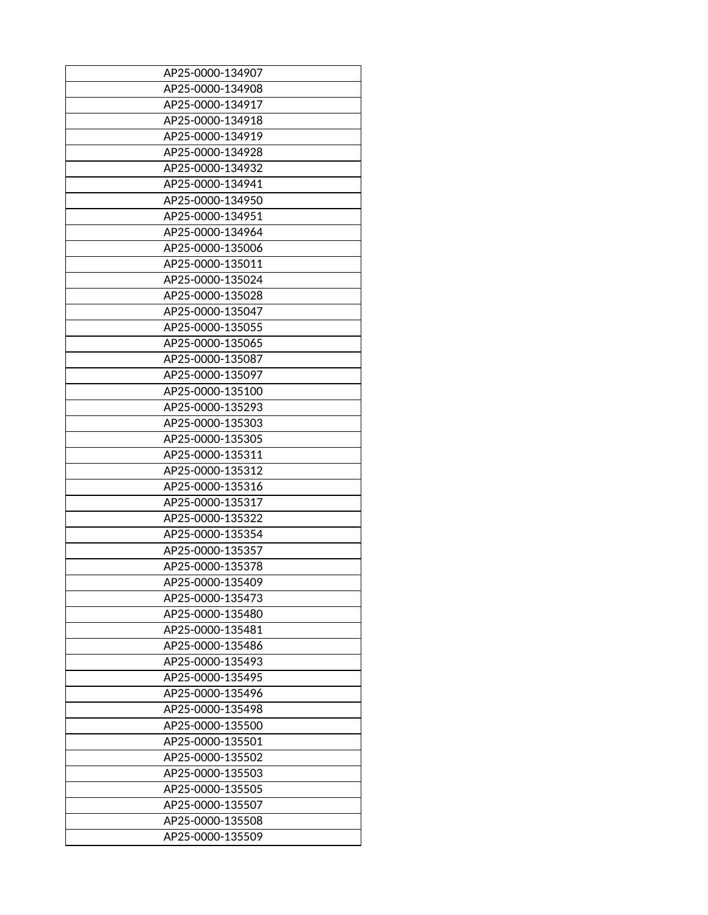| AP25-0000-134907 |
|---|
| AP25-0000-134908 |
| AP25-0000-134917 |
| AP25-0000-134918 |
| AP25-0000-134919 |
| AP25-0000-134928 |
| AP25-0000-134932 |
| AP25-0000-134941 |
| AP25-0000-134950 |
| AP25-0000-134951 |
| AP25-0000-134964 |
| AP25-0000-135006 |
| AP25-0000-135011 |
| AP25-0000-135024 |
| AP25-0000-135028 |
| AP25-0000-135047 |
| AP25-0000-135055 |
| AP25-0000-135065 |
| AP25-0000-135087 |
| AP25-0000-135097 |
| AP25-0000-135100 |
| AP25-0000-135293 |
| AP25-0000-135303 |
| AP25-0000-135305 |
| AP25-0000-135311 |
| AP25-0000-135312 |
| AP25-0000-135316 |
| AP25-0000-135317 |
| AP25-0000-135322 |
| AP25-0000-135354 |
| AP25-0000-135357 |
| AP25-0000-135378 |
| AP25-0000-135409 |
| AP25-0000-135473 |
| AP25-0000-135480 |
| AP25-0000-135481 |
| AP25-0000-135486 |
| AP25-0000-135493 |
| AP25-0000-135495 |
| AP25-0000-135496 |
| AP25-0000-135498 |
| AP25-0000-135500 |
| AP25-0000-135501 |
| AP25-0000-135502 |
| AP25-0000-135503 |
| AP25-0000-135505 |
| AP25-0000-135507 |
| AP25-0000-135508 |
| AP25-0000-135509 |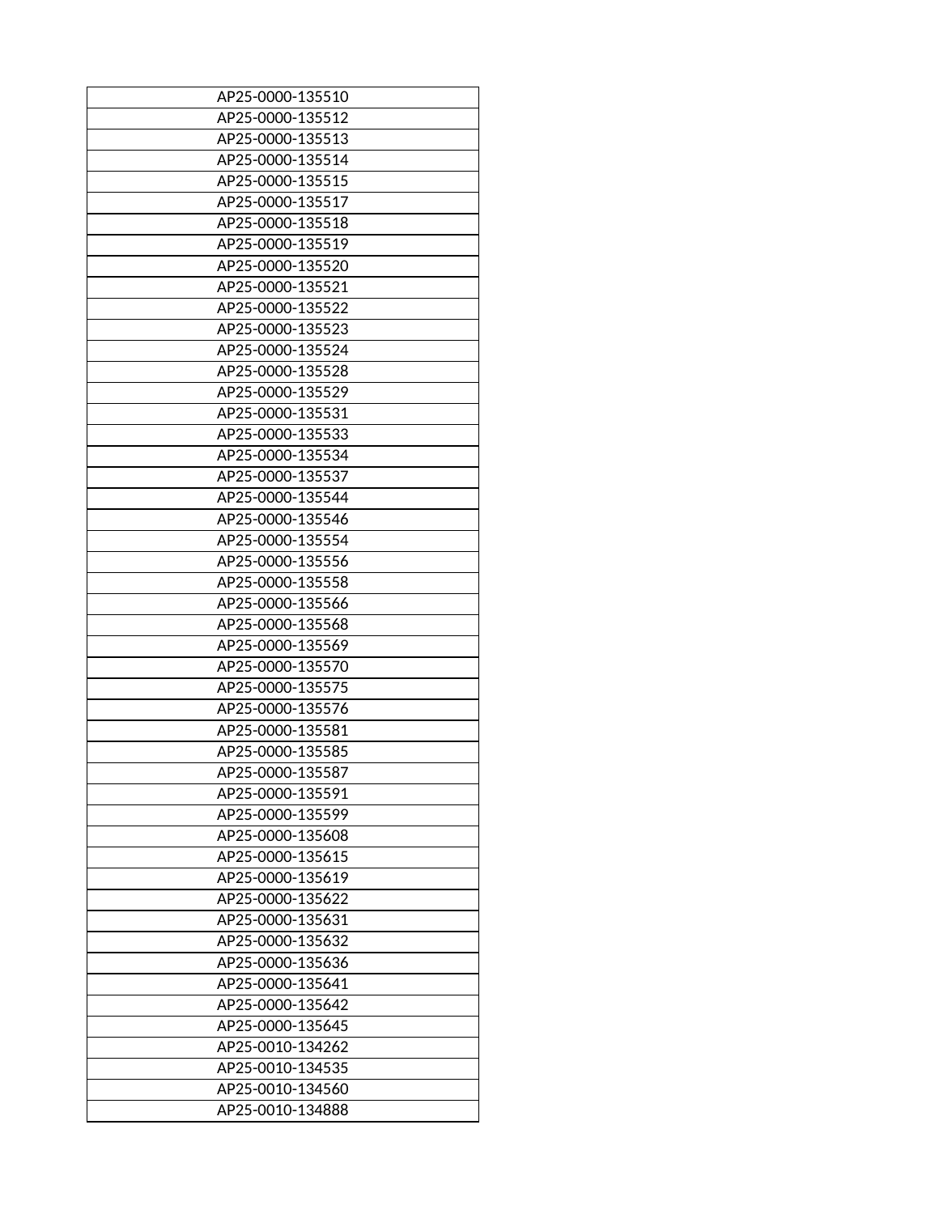| AP25-0000-135510 |
|---|
| AP25-0000-135512 |
| AP25-0000-135513 |
| AP25-0000-135514 |
| AP25-0000-135515 |
| AP25-0000-135517 |
| AP25-0000-135518 |
| AP25-0000-135519 |
| AP25-0000-135520 |
| AP25-0000-135521 |
| AP25-0000-135522 |
| AP25-0000-135523 |
| AP25-0000-135524 |
| AP25-0000-135528 |
| AP25-0000-135529 |
| AP25-0000-135531 |
| AP25-0000-135533 |
| AP25-0000-135534 |
| AP25-0000-135537 |
| AP25-0000-135544 |
| AP25-0000-135546 |
| AP25-0000-135554 |
| AP25-0000-135556 |
| AP25-0000-135558 |
| AP25-0000-135566 |
| AP25-0000-135568 |
| AP25-0000-135569 |
| AP25-0000-135570 |
| AP25-0000-135575 |
| AP25-0000-135576 |
| AP25-0000-135581 |
| AP25-0000-135585 |
| AP25-0000-135587 |
| AP25-0000-135591 |
| AP25-0000-135599 |
| AP25-0000-135608 |
| AP25-0000-135615 |
| AP25-0000-135619 |
| AP25-0000-135622 |
| AP25-0000-135631 |
| AP25-0000-135632 |
| AP25-0000-135636 |
| AP25-0000-135641 |
| AP25-0000-135642 |
| AP25-0000-135645 |
| AP25-0010-134262 |
| AP25-0010-134535 |
| AP25-0010-134560 |
| AP25-0010-134888 |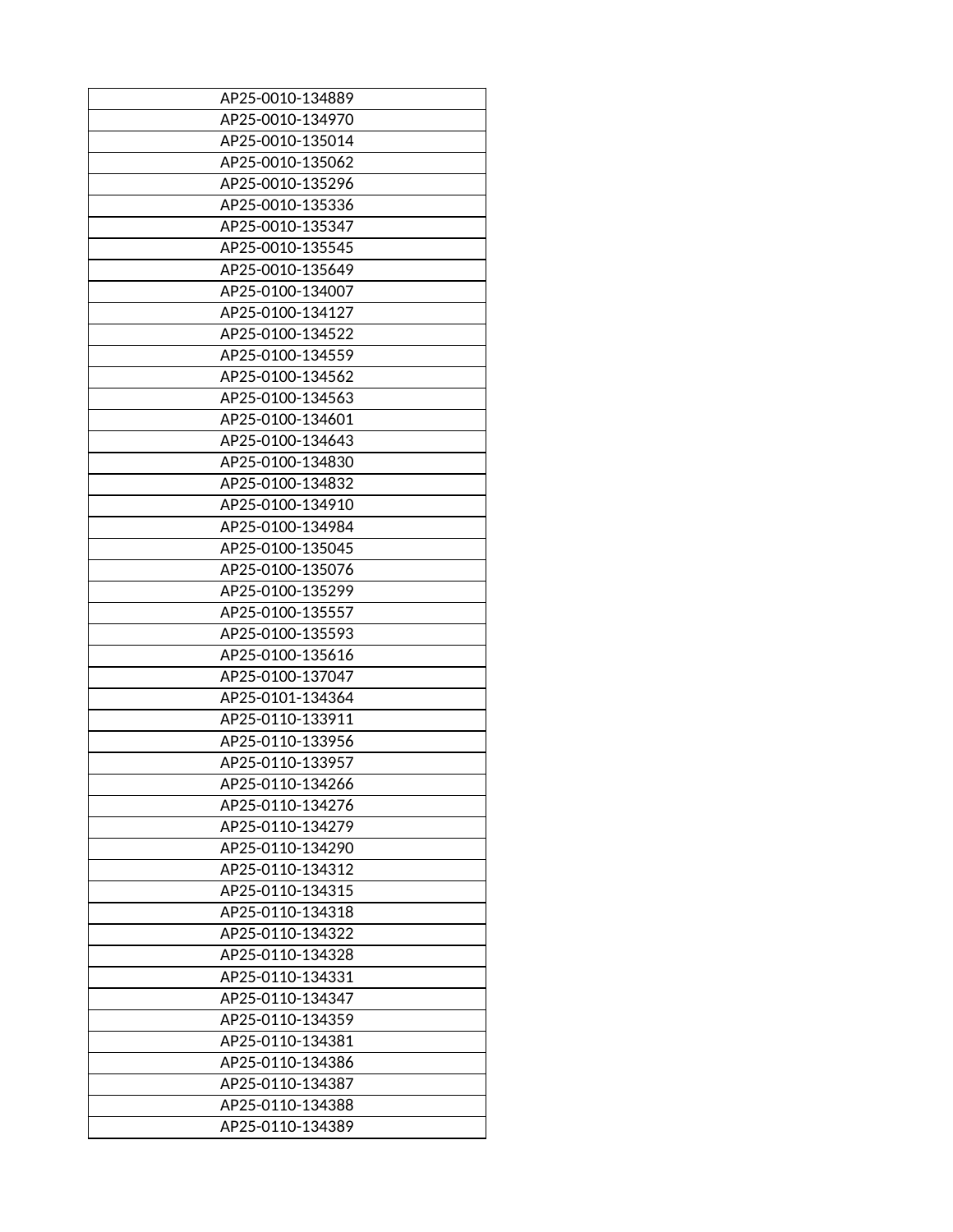| AP25-0010-134889 |
|---|
| AP25-0010-134970 |
| AP25-0010-135014 |
| AP25-0010-135062 |
| AP25-0010-135296 |
| AP25-0010-135336 |
| AP25-0010-135347 |
| AP25-0010-135545 |
| AP25-0010-135649 |
| AP25-0100-134007 |
| AP25-0100-134127 |
| AP25-0100-134522 |
| AP25-0100-134559 |
| AP25-0100-134562 |
| AP25-0100-134563 |
| AP25-0100-134601 |
| AP25-0100-134643 |
| AP25-0100-134830 |
| AP25-0100-134832 |
| AP25-0100-134910 |
| AP25-0100-134984 |
| AP25-0100-135045 |
| AP25-0100-135076 |
| AP25-0100-135299 |
| AP25-0100-135557 |
| AP25-0100-135593 |
| AP25-0100-135616 |
| AP25-0100-137047 |
| AP25-0101-134364 |
| AP25-0110-133911 |
| AP25-0110-133956 |
| AP25-0110-133957 |
| AP25-0110-134266 |
| AP25-0110-134276 |
| AP25-0110-134279 |
| AP25-0110-134290 |
| AP25-0110-134312 |
| AP25-0110-134315 |
| AP25-0110-134318 |
| AP25-0110-134322 |
| AP25-0110-134328 |
| AP25-0110-134331 |
| AP25-0110-134347 |
| AP25-0110-134359 |
| AP25-0110-134381 |
| AP25-0110-134386 |
| AP25-0110-134387 |
| AP25-0110-134388 |
| AP25-0110-134389 |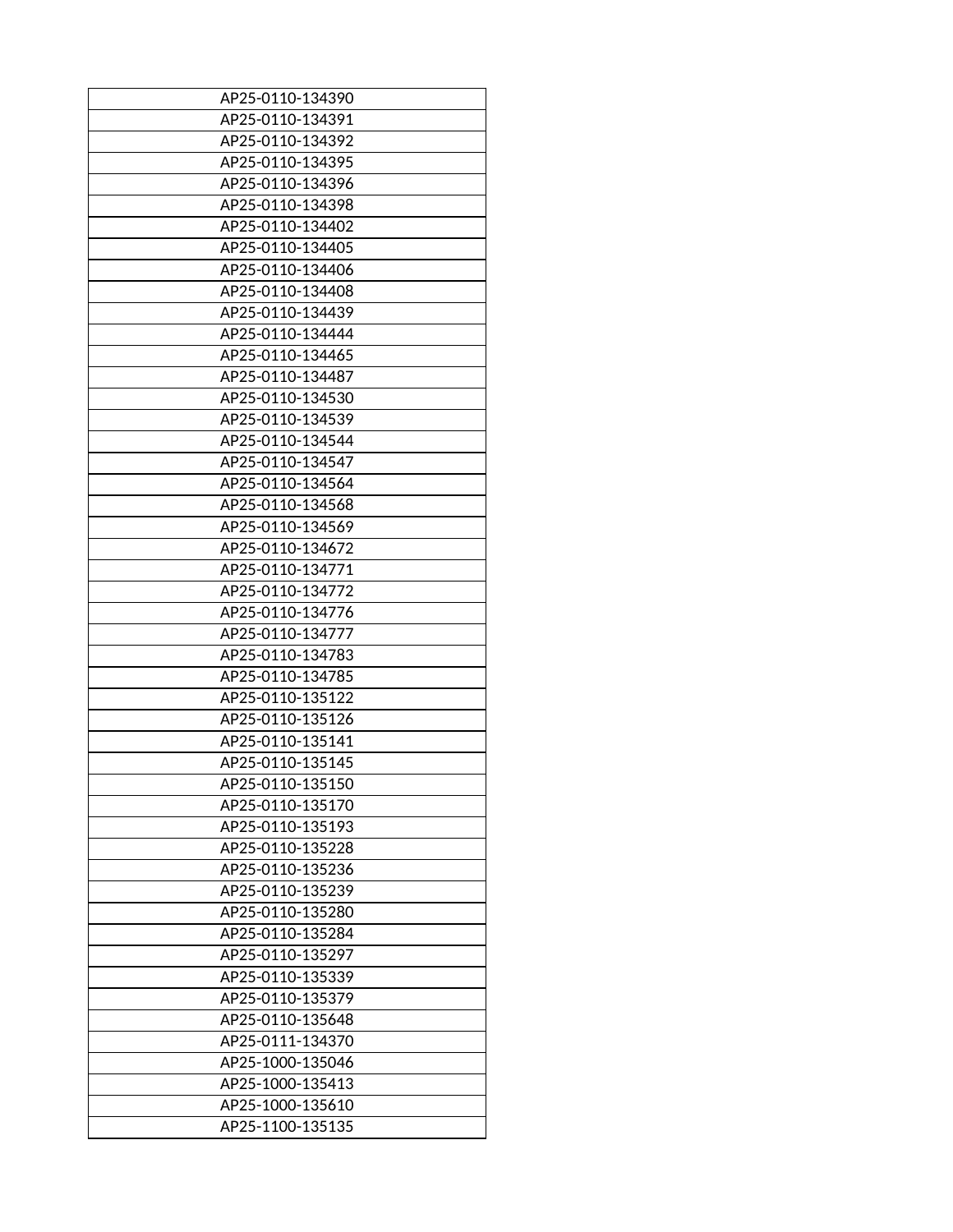| AP25-0110-134390 |
|---|
| AP25-0110-134391 |
| AP25-0110-134392 |
| AP25-0110-134395 |
| AP25-0110-134396 |
| AP25-0110-134398 |
| AP25-0110-134402 |
| AP25-0110-134405 |
| AP25-0110-134406 |
| AP25-0110-134408 |
| AP25-0110-134439 |
| AP25-0110-134444 |
| AP25-0110-134465 |
| AP25-0110-134487 |
| AP25-0110-134530 |
| AP25-0110-134539 |
| AP25-0110-134544 |
| AP25-0110-134547 |
| AP25-0110-134564 |
| AP25-0110-134568 |
| AP25-0110-134569 |
| AP25-0110-134672 |
| AP25-0110-134771 |
| AP25-0110-134772 |
| AP25-0110-134776 |
| AP25-0110-134777 |
| AP25-0110-134783 |
| AP25-0110-134785 |
| AP25-0110-135122 |
| AP25-0110-135126 |
| AP25-0110-135141 |
| AP25-0110-135145 |
| AP25-0110-135150 |
| AP25-0110-135170 |
| AP25-0110-135193 |
| AP25-0110-135228 |
| AP25-0110-135236 |
| AP25-0110-135239 |
| AP25-0110-135280 |
| AP25-0110-135284 |
| AP25-0110-135297 |
| AP25-0110-135339 |
| AP25-0110-135379 |
| AP25-0110-135648 |
| AP25-0111-134370 |
| AP25-1000-135046 |
| AP25-1000-135413 |
| AP25-1000-135610 |
| AP25-1100-135135 |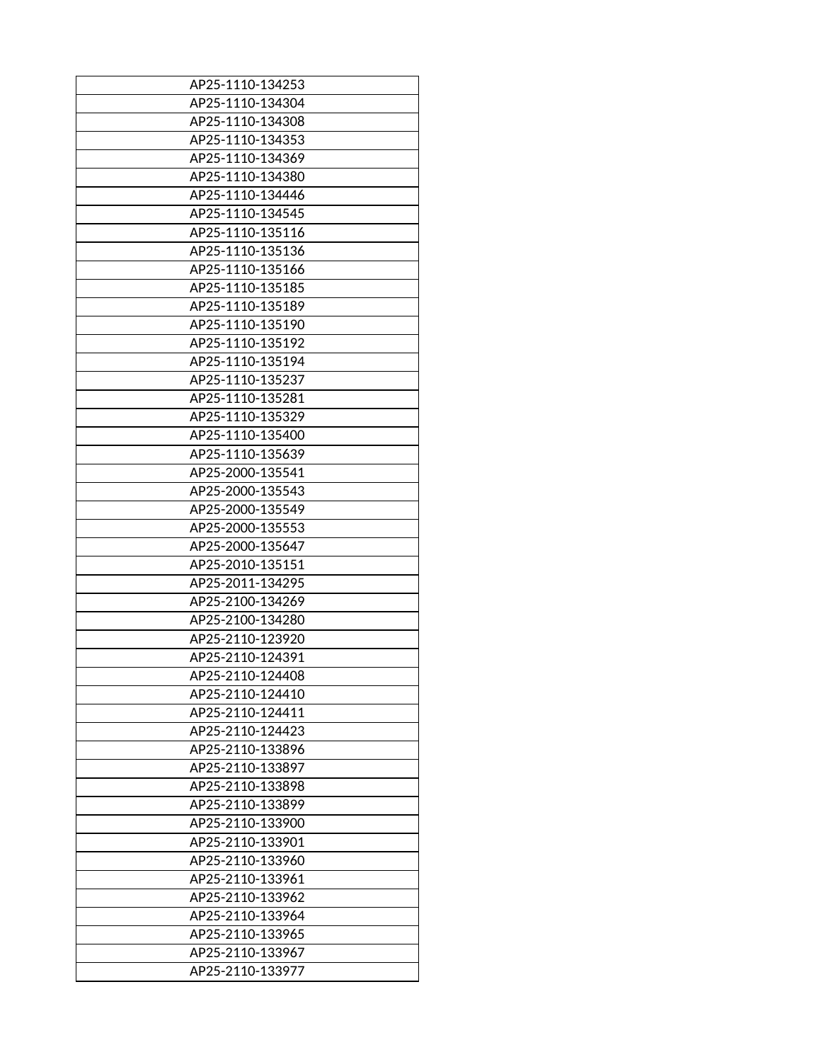| AP25-1110-134253 |
|---|
| AP25-1110-134304 |
| AP25-1110-134308 |
| AP25-1110-134353 |
| AP25-1110-134369 |
| AP25-1110-134380 |
| AP25-1110-134446 |
| AP25-1110-134545 |
| AP25-1110-135116 |
| AP25-1110-135136 |
| AP25-1110-135166 |
| AP25-1110-135185 |
| AP25-1110-135189 |
| AP25-1110-135190 |
| AP25-1110-135192 |
| AP25-1110-135194 |
| AP25-1110-135237 |
| AP25-1110-135281 |
| AP25-1110-135329 |
| AP25-1110-135400 |
| AP25-1110-135639 |
| AP25-2000-135541 |
| AP25-2000-135543 |
| AP25-2000-135549 |
| AP25-2000-135553 |
| AP25-2000-135647 |
| AP25-2010-135151 |
| AP25-2011-134295 |
| AP25-2100-134269 |
| AP25-2100-134280 |
| AP25-2110-123920 |
| AP25-2110-124391 |
| AP25-2110-124408 |
| AP25-2110-124410 |
| AP25-2110-124411 |
| AP25-2110-124423 |
| AP25-2110-133896 |
| AP25-2110-133897 |
| AP25-2110-133898 |
| AP25-2110-133899 |
| AP25-2110-133900 |
| AP25-2110-133901 |
| AP25-2110-133960 |
| AP25-2110-133961 |
| AP25-2110-133962 |
| AP25-2110-133964 |
| AP25-2110-133965 |
| AP25-2110-133967 |
| AP25-2110-133977 |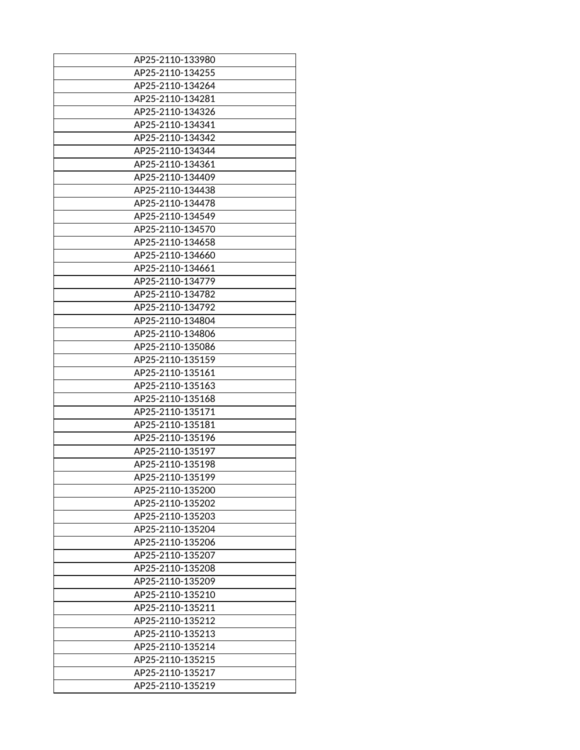| AP25-2110-133980 |
|---|
| AP25-2110-134255 |
| AP25-2110-134264 |
| AP25-2110-134281 |
| AP25-2110-134326 |
| AP25-2110-134341 |
| AP25-2110-134342 |
| AP25-2110-134344 |
| AP25-2110-134361 |
| AP25-2110-134409 |
| AP25-2110-134438 |
| AP25-2110-134478 |
| AP25-2110-134549 |
| AP25-2110-134570 |
| AP25-2110-134658 |
| AP25-2110-134660 |
| AP25-2110-134661 |
| AP25-2110-134779 |
| AP25-2110-134782 |
| AP25-2110-134792 |
| AP25-2110-134804 |
| AP25-2110-134806 |
| AP25-2110-135086 |
| AP25-2110-135159 |
| AP25-2110-135161 |
| AP25-2110-135163 |
| AP25-2110-135168 |
| AP25-2110-135171 |
| AP25-2110-135181 |
| AP25-2110-135196 |
| AP25-2110-135197 |
| AP25-2110-135198 |
| AP25-2110-135199 |
| AP25-2110-135200 |
| AP25-2110-135202 |
| AP25-2110-135203 |
| AP25-2110-135204 |
| AP25-2110-135206 |
| AP25-2110-135207 |
| AP25-2110-135208 |
| AP25-2110-135209 |
| AP25-2110-135210 |
| AP25-2110-135211 |
| AP25-2110-135212 |
| AP25-2110-135213 |
| AP25-2110-135214 |
| AP25-2110-135215 |
| AP25-2110-135217 |
| AP25-2110-135219 |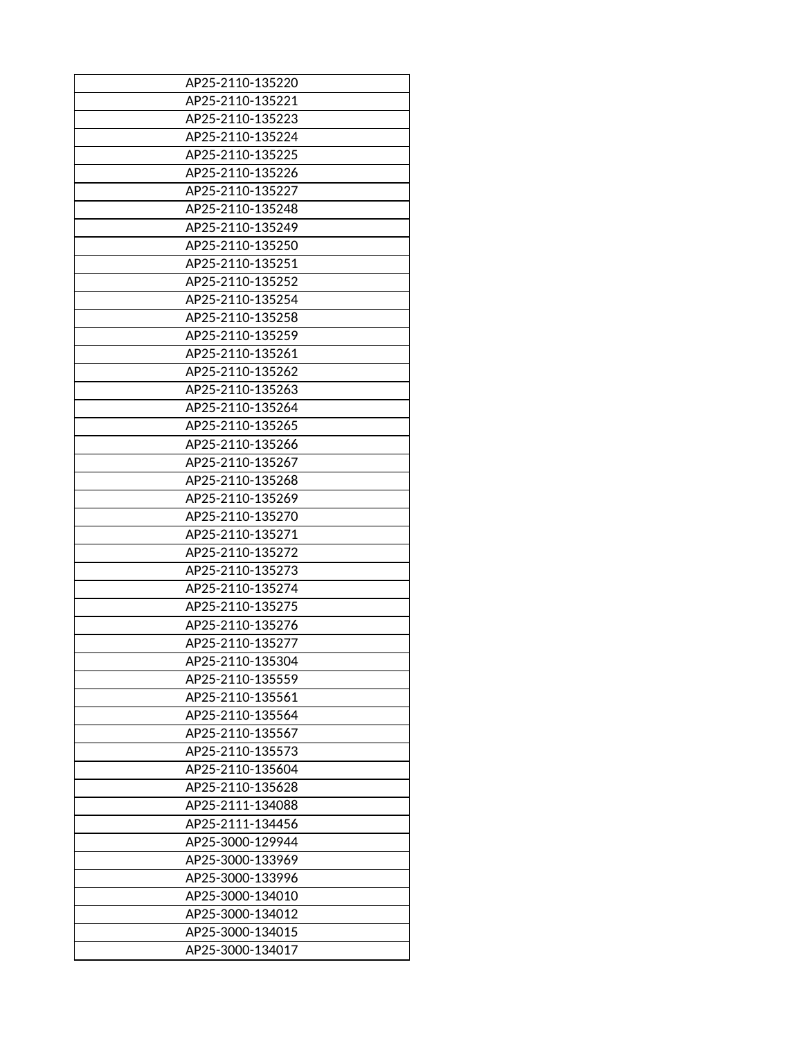| AP25-2110-135220 |
|---|
| AP25-2110-135221 |
| AP25-2110-135223 |
| AP25-2110-135224 |
| AP25-2110-135225 |
| AP25-2110-135226 |
| AP25-2110-135227 |
| AP25-2110-135248 |
| AP25-2110-135249 |
| AP25-2110-135250 |
| AP25-2110-135251 |
| AP25-2110-135252 |
| AP25-2110-135254 |
| AP25-2110-135258 |
| AP25-2110-135259 |
| AP25-2110-135261 |
| AP25-2110-135262 |
| AP25-2110-135263 |
| AP25-2110-135264 |
| AP25-2110-135265 |
| AP25-2110-135266 |
| AP25-2110-135267 |
| AP25-2110-135268 |
| AP25-2110-135269 |
| AP25-2110-135270 |
| AP25-2110-135271 |
| AP25-2110-135272 |
| AP25-2110-135273 |
| AP25-2110-135274 |
| AP25-2110-135275 |
| AP25-2110-135276 |
| AP25-2110-135277 |
| AP25-2110-135304 |
| AP25-2110-135559 |
| AP25-2110-135561 |
| AP25-2110-135564 |
| AP25-2110-135567 |
| AP25-2110-135573 |
| AP25-2110-135604 |
| AP25-2110-135628 |
| AP25-2111-134088 |
| AP25-2111-134456 |
| AP25-3000-129944 |
| AP25-3000-133969 |
| AP25-3000-133996 |
| AP25-3000-134010 |
| AP25-3000-134012 |
| AP25-3000-134015 |
| AP25-3000-134017 |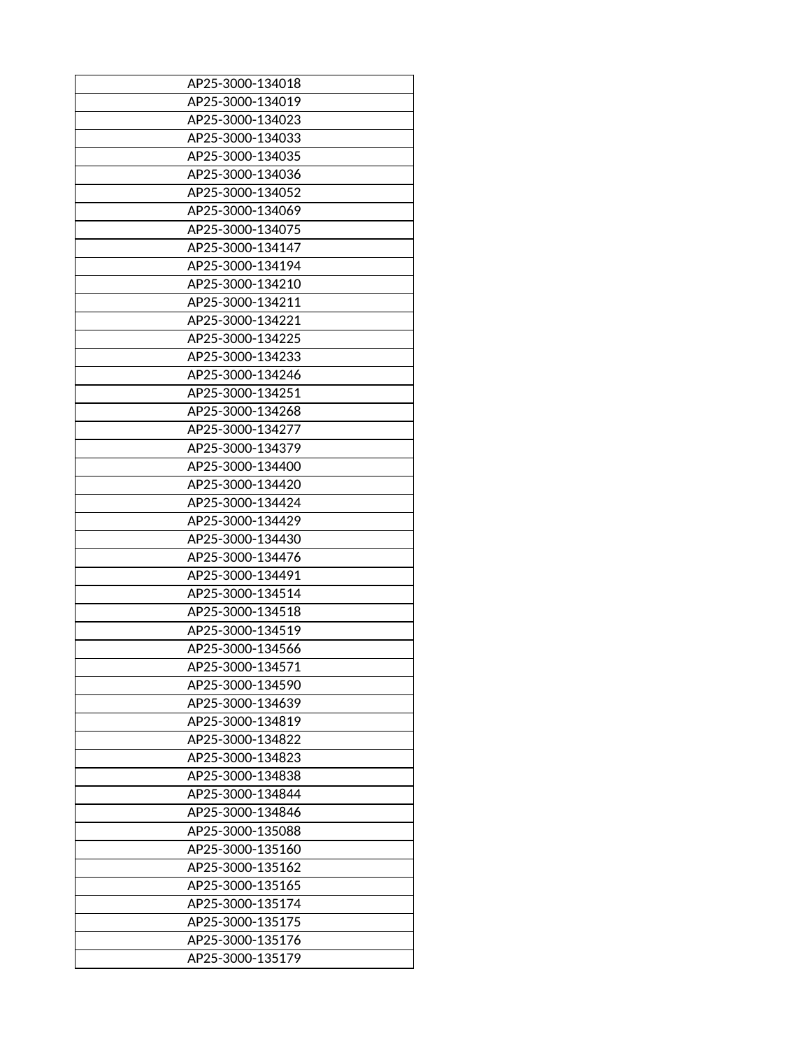| AP25-3000-134018 |
|---|
| AP25-3000-134019 |
| AP25-3000-134023 |
| AP25-3000-134033 |
| AP25-3000-134035 |
| AP25-3000-134036 |
| AP25-3000-134052 |
| AP25-3000-134069 |
| AP25-3000-134075 |
| AP25-3000-134147 |
| AP25-3000-134194 |
| AP25-3000-134210 |
| AP25-3000-134211 |
| AP25-3000-134221 |
| AP25-3000-134225 |
| AP25-3000-134233 |
| AP25-3000-134246 |
| AP25-3000-134251 |
| AP25-3000-134268 |
| AP25-3000-134277 |
| AP25-3000-134379 |
| AP25-3000-134400 |
| AP25-3000-134420 |
| AP25-3000-134424 |
| AP25-3000-134429 |
| AP25-3000-134430 |
| AP25-3000-134476 |
| AP25-3000-134491 |
| AP25-3000-134514 |
| AP25-3000-134518 |
| AP25-3000-134519 |
| AP25-3000-134566 |
| AP25-3000-134571 |
| AP25-3000-134590 |
| AP25-3000-134639 |
| AP25-3000-134819 |
| AP25-3000-134822 |
| AP25-3000-134823 |
| AP25-3000-134838 |
| AP25-3000-134844 |
| AP25-3000-134846 |
| AP25-3000-135088 |
| AP25-3000-135160 |
| AP25-3000-135162 |
| AP25-3000-135165 |
| AP25-3000-135174 |
| AP25-3000-135175 |
| AP25-3000-135176 |
| AP25-3000-135179 |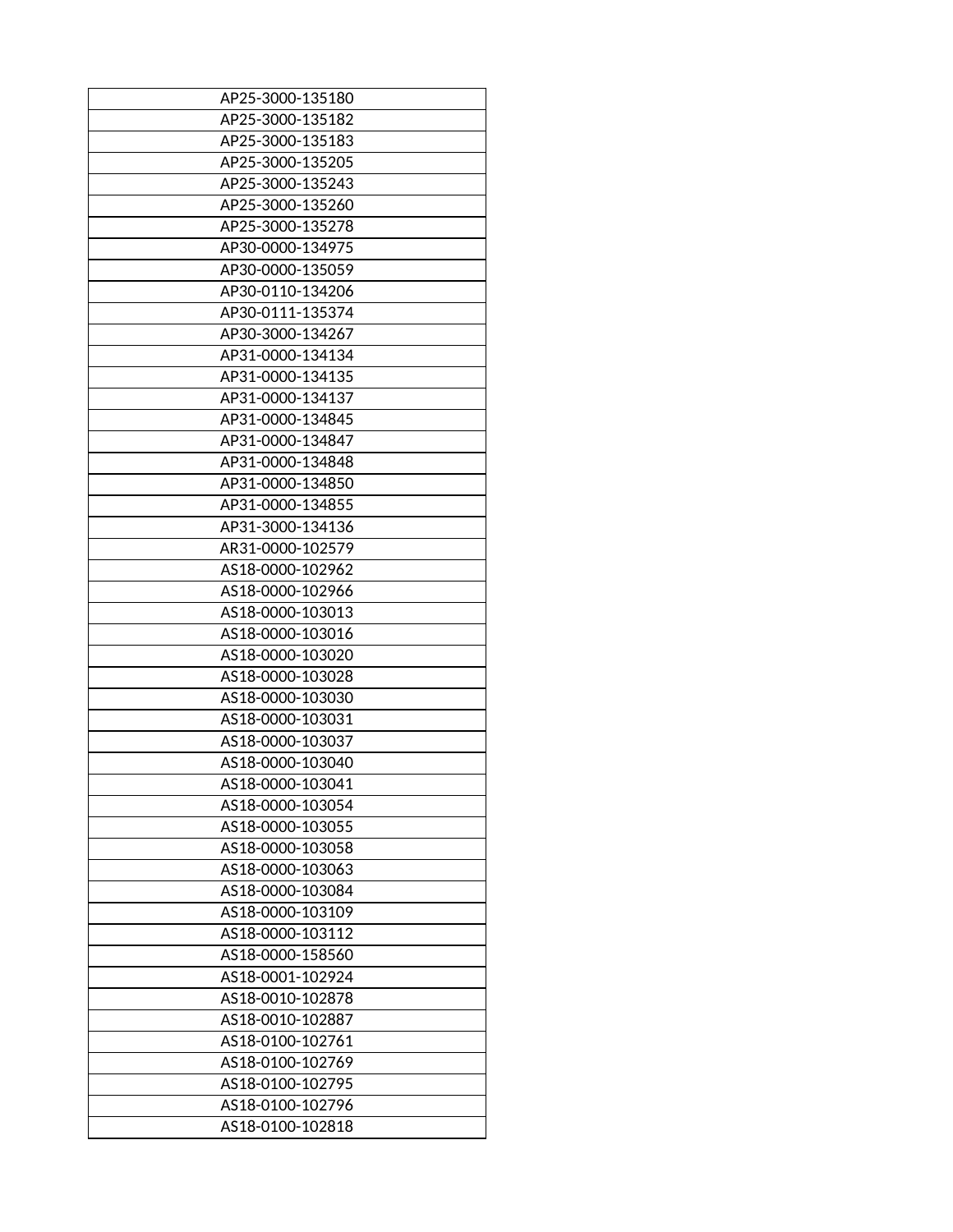| AP25-3000-135180 |
|---|
| AP25-3000-135182 |
| AP25-3000-135183 |
| AP25-3000-135205 |
| AP25-3000-135243 |
| AP25-3000-135260 |
| AP25-3000-135278 |
| AP30-0000-134975 |
| AP30-0000-135059 |
| AP30-0110-134206 |
| AP30-0111-135374 |
| AP30-3000-134267 |
| AP31-0000-134134 |
| AP31-0000-134135 |
| AP31-0000-134137 |
| AP31-0000-134845 |
| AP31-0000-134847 |
| AP31-0000-134848 |
| AP31-0000-134850 |
| AP31-0000-134855 |
| AP31-3000-134136 |
| AR31-0000-102579 |
| AS18-0000-102962 |
| AS18-0000-102966 |
| AS18-0000-103013 |
| AS18-0000-103016 |
| AS18-0000-103020 |
| AS18-0000-103028 |
| AS18-0000-103030 |
| AS18-0000-103031 |
| AS18-0000-103037 |
| AS18-0000-103040 |
| AS18-0000-103041 |
| AS18-0000-103054 |
| AS18-0000-103055 |
| AS18-0000-103058 |
| AS18-0000-103063 |
| AS18-0000-103084 |
| AS18-0000-103109 |
| AS18-0000-103112 |
| AS18-0000-158560 |
| AS18-0001-102924 |
| AS18-0010-102878 |
| AS18-0010-102887 |
| AS18-0100-102761 |
| AS18-0100-102769 |
| AS18-0100-102795 |
| AS18-0100-102796 |
| AS18-0100-102818 |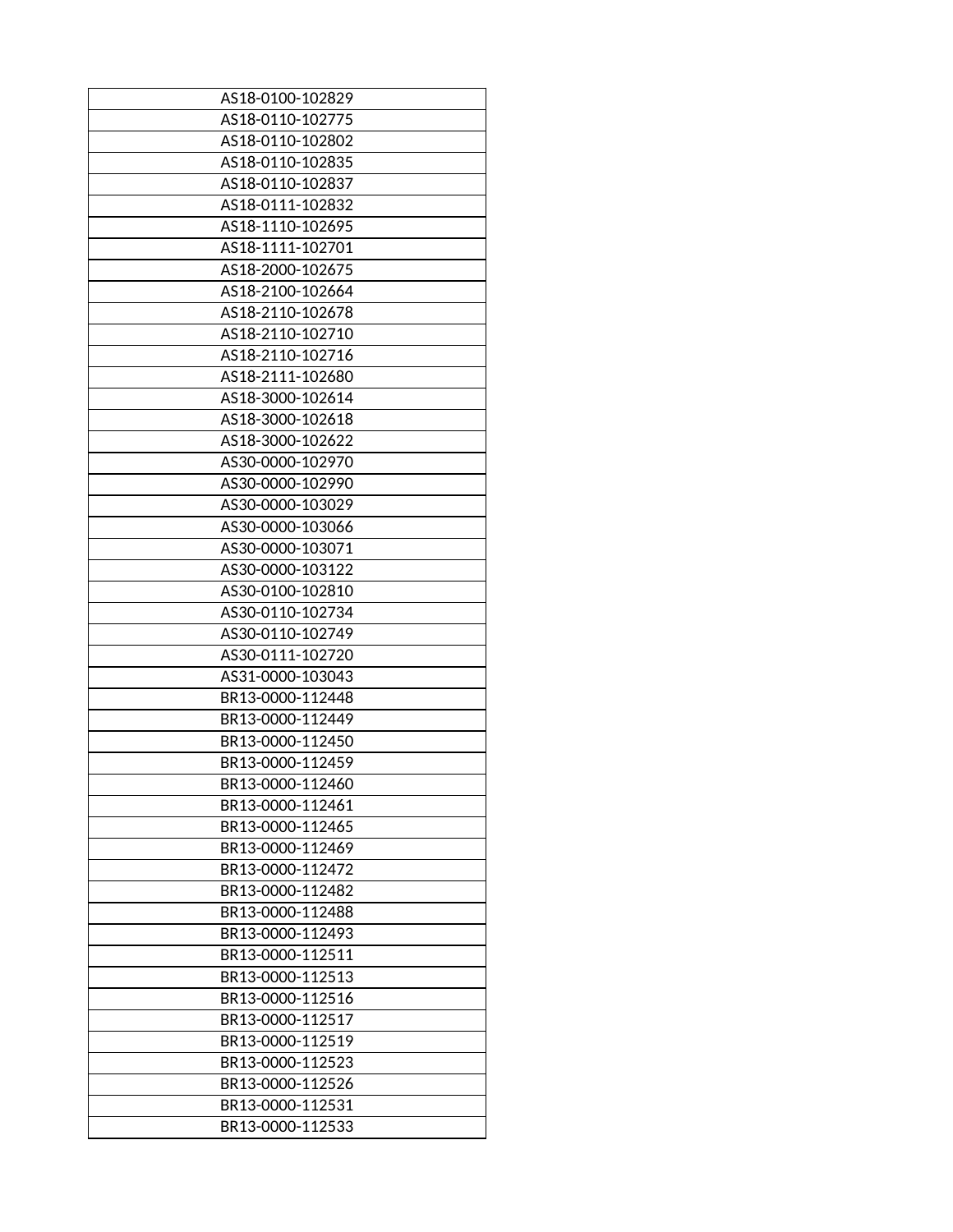| AS18-0100-102829 |
|---|
| AS18-0110-102775 |
| AS18-0110-102802 |
| AS18-0110-102835 |
| AS18-0110-102837 |
| AS18-0111-102832 |
| AS18-1110-102695 |
| AS18-1111-102701 |
| AS18-2000-102675 |
| AS18-2100-102664 |
| AS18-2110-102678 |
| AS18-2110-102710 |
| AS18-2110-102716 |
| AS18-2111-102680 |
| AS18-3000-102614 |
| AS18-3000-102618 |
| AS18-3000-102622 |
| AS30-0000-102970 |
| AS30-0000-102990 |
| AS30-0000-103029 |
| AS30-0000-103066 |
| AS30-0000-103071 |
| AS30-0000-103122 |
| AS30-0100-102810 |
| AS30-0110-102734 |
| AS30-0110-102749 |
| AS30-0111-102720 |
| AS31-0000-103043 |
| BR13-0000-112448 |
| BR13-0000-112449 |
| BR13-0000-112450 |
| BR13-0000-112459 |
| BR13-0000-112460 |
| BR13-0000-112461 |
| BR13-0000-112465 |
| BR13-0000-112469 |
| BR13-0000-112472 |
| BR13-0000-112482 |
| BR13-0000-112488 |
| BR13-0000-112493 |
| BR13-0000-112511 |
| BR13-0000-112513 |
| BR13-0000-112516 |
| BR13-0000-112517 |
| BR13-0000-112519 |
| BR13-0000-112523 |
| BR13-0000-112526 |
| BR13-0000-112531 |
| BR13-0000-112533 |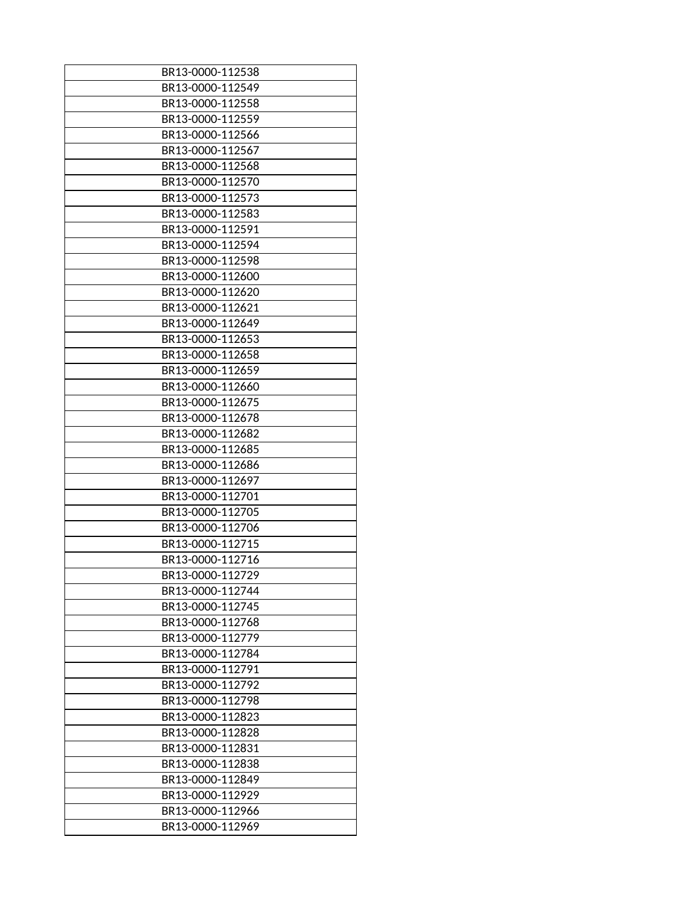| BR13-0000-112538 |
| --- |
| BR13-0000-112549 |
| BR13-0000-112558 |
| BR13-0000-112559 |
| BR13-0000-112566 |
| BR13-0000-112567 |
| BR13-0000-112568 |
| BR13-0000-112570 |
| BR13-0000-112573 |
| BR13-0000-112583 |
| BR13-0000-112591 |
| BR13-0000-112594 |
| BR13-0000-112598 |
| BR13-0000-112600 |
| BR13-0000-112620 |
| BR13-0000-112621 |
| BR13-0000-112649 |
| BR13-0000-112653 |
| BR13-0000-112658 |
| BR13-0000-112659 |
| BR13-0000-112660 |
| BR13-0000-112675 |
| BR13-0000-112678 |
| BR13-0000-112682 |
| BR13-0000-112685 |
| BR13-0000-112686 |
| BR13-0000-112697 |
| BR13-0000-112701 |
| BR13-0000-112705 |
| BR13-0000-112706 |
| BR13-0000-112715 |
| BR13-0000-112716 |
| BR13-0000-112729 |
| BR13-0000-112744 |
| BR13-0000-112745 |
| BR13-0000-112768 |
| BR13-0000-112779 |
| BR13-0000-112784 |
| BR13-0000-112791 |
| BR13-0000-112792 |
| BR13-0000-112798 |
| BR13-0000-112823 |
| BR13-0000-112828 |
| BR13-0000-112831 |
| BR13-0000-112838 |
| BR13-0000-112849 |
| BR13-0000-112929 |
| BR13-0000-112966 |
| BR13-0000-112969 |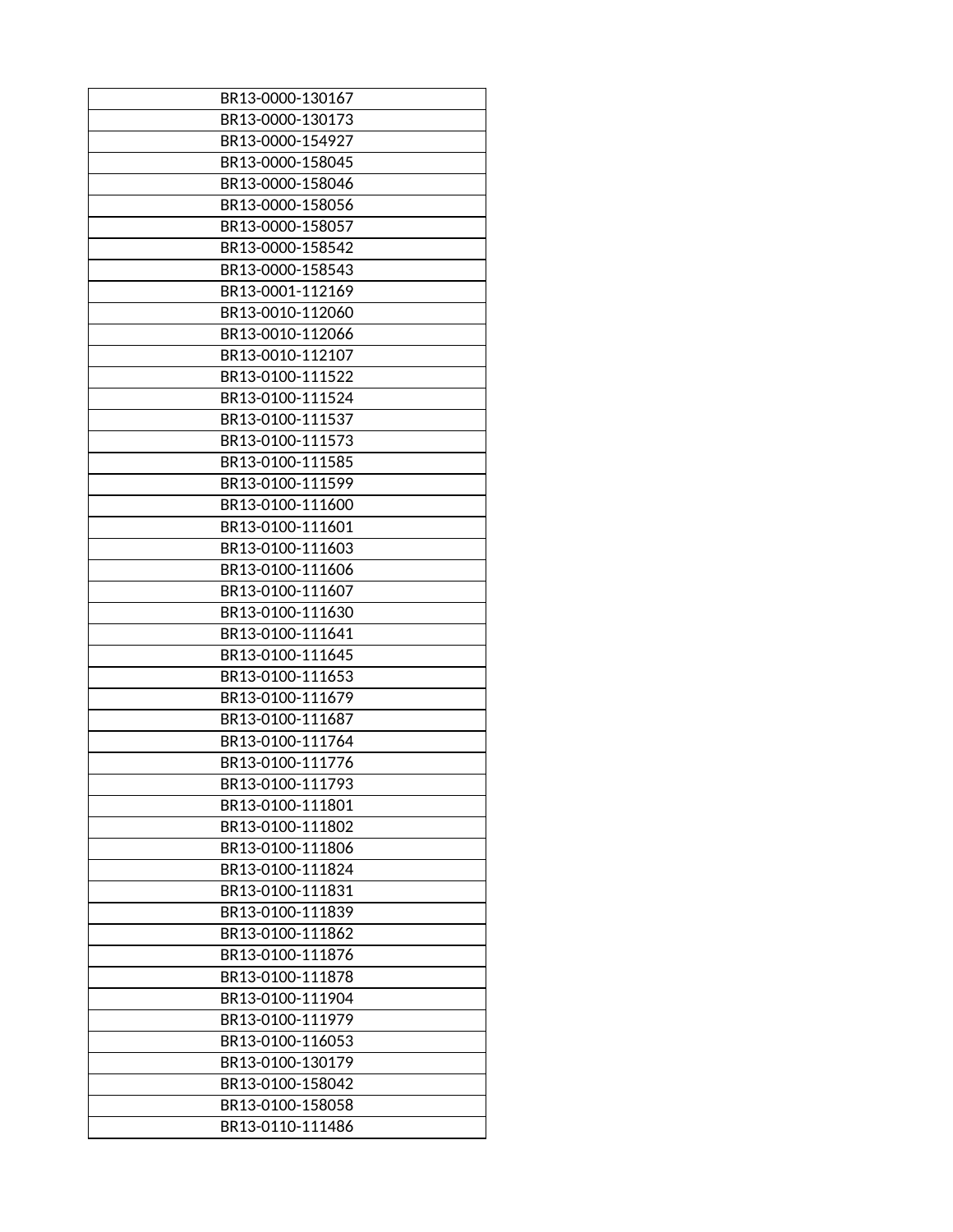| BR13-0000-130167 |
|---|
| BR13-0000-130173 |
| BR13-0000-154927 |
| BR13-0000-158045 |
| BR13-0000-158046 |
| BR13-0000-158056 |
| BR13-0000-158057 |
| BR13-0000-158542 |
| BR13-0000-158543 |
| BR13-0001-112169 |
| BR13-0010-112060 |
| BR13-0010-112066 |
| BR13-0010-112107 |
| BR13-0100-111522 |
| BR13-0100-111524 |
| BR13-0100-111537 |
| BR13-0100-111573 |
| BR13-0100-111585 |
| BR13-0100-111599 |
| BR13-0100-111600 |
| BR13-0100-111601 |
| BR13-0100-111603 |
| BR13-0100-111606 |
| BR13-0100-111607 |
| BR13-0100-111630 |
| BR13-0100-111641 |
| BR13-0100-111645 |
| BR13-0100-111653 |
| BR13-0100-111679 |
| BR13-0100-111687 |
| BR13-0100-111764 |
| BR13-0100-111776 |
| BR13-0100-111793 |
| BR13-0100-111801 |
| BR13-0100-111802 |
| BR13-0100-111806 |
| BR13-0100-111824 |
| BR13-0100-111831 |
| BR13-0100-111839 |
| BR13-0100-111862 |
| BR13-0100-111876 |
| BR13-0100-111878 |
| BR13-0100-111904 |
| BR13-0100-111979 |
| BR13-0100-116053 |
| BR13-0100-130179 |
| BR13-0100-158042 |
| BR13-0100-158058 |
| BR13-0110-111486 |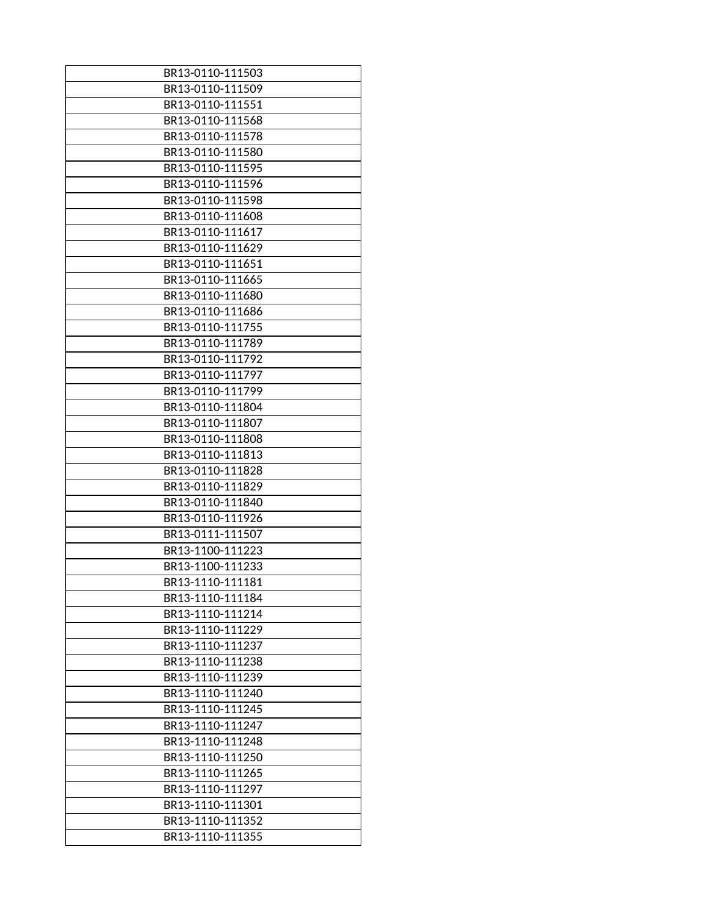| BR13-0110-111503 |
| --- |
| BR13-0110-111509 |
| BR13-0110-111551 |
| BR13-0110-111568 |
| BR13-0110-111578 |
| BR13-0110-111580 |
| BR13-0110-111595 |
| BR13-0110-111596 |
| BR13-0110-111598 |
| BR13-0110-111608 |
| BR13-0110-111617 |
| BR13-0110-111629 |
| BR13-0110-111651 |
| BR13-0110-111665 |
| BR13-0110-111680 |
| BR13-0110-111686 |
| BR13-0110-111755 |
| BR13-0110-111789 |
| BR13-0110-111792 |
| BR13-0110-111797 |
| BR13-0110-111799 |
| BR13-0110-111804 |
| BR13-0110-111807 |
| BR13-0110-111808 |
| BR13-0110-111813 |
| BR13-0110-111828 |
| BR13-0110-111829 |
| BR13-0110-111840 |
| BR13-0110-111926 |
| BR13-0111-111507 |
| BR13-1100-111223 |
| BR13-1100-111233 |
| BR13-1110-111181 |
| BR13-1110-111184 |
| BR13-1110-111214 |
| BR13-1110-111229 |
| BR13-1110-111237 |
| BR13-1110-111238 |
| BR13-1110-111239 |
| BR13-1110-111240 |
| BR13-1110-111245 |
| BR13-1110-111247 |
| BR13-1110-111248 |
| BR13-1110-111250 |
| BR13-1110-111265 |
| BR13-1110-111297 |
| BR13-1110-111301 |
| BR13-1110-111352 |
| BR13-1110-111355 |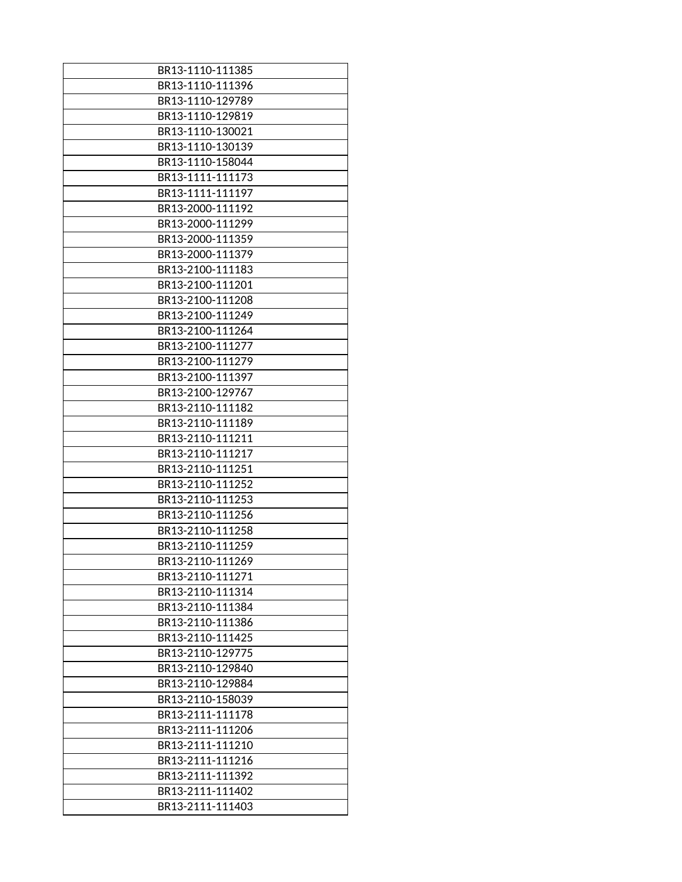| BR13-1110-111385 |
|---|
| BR13-1110-111396 |
| BR13-1110-129789 |
| BR13-1110-129819 |
| BR13-1110-130021 |
| BR13-1110-130139 |
| BR13-1110-158044 |
| BR13-1111-111173 |
| BR13-1111-111197 |
| BR13-2000-111192 |
| BR13-2000-111299 |
| BR13-2000-111359 |
| BR13-2000-111379 |
| BR13-2100-111183 |
| BR13-2100-111201 |
| BR13-2100-111208 |
| BR13-2100-111249 |
| BR13-2100-111264 |
| BR13-2100-111277 |
| BR13-2100-111279 |
| BR13-2100-111397 |
| BR13-2100-129767 |
| BR13-2110-111182 |
| BR13-2110-111189 |
| BR13-2110-111211 |
| BR13-2110-111217 |
| BR13-2110-111251 |
| BR13-2110-111252 |
| BR13-2110-111253 |
| BR13-2110-111256 |
| BR13-2110-111258 |
| BR13-2110-111259 |
| BR13-2110-111269 |
| BR13-2110-111271 |
| BR13-2110-111314 |
| BR13-2110-111384 |
| BR13-2110-111386 |
| BR13-2110-111425 |
| BR13-2110-129775 |
| BR13-2110-129840 |
| BR13-2110-129884 |
| BR13-2110-158039 |
| BR13-2111-111178 |
| BR13-2111-111206 |
| BR13-2111-111210 |
| BR13-2111-111216 |
| BR13-2111-111392 |
| BR13-2111-111402 |
| BR13-2111-111403 |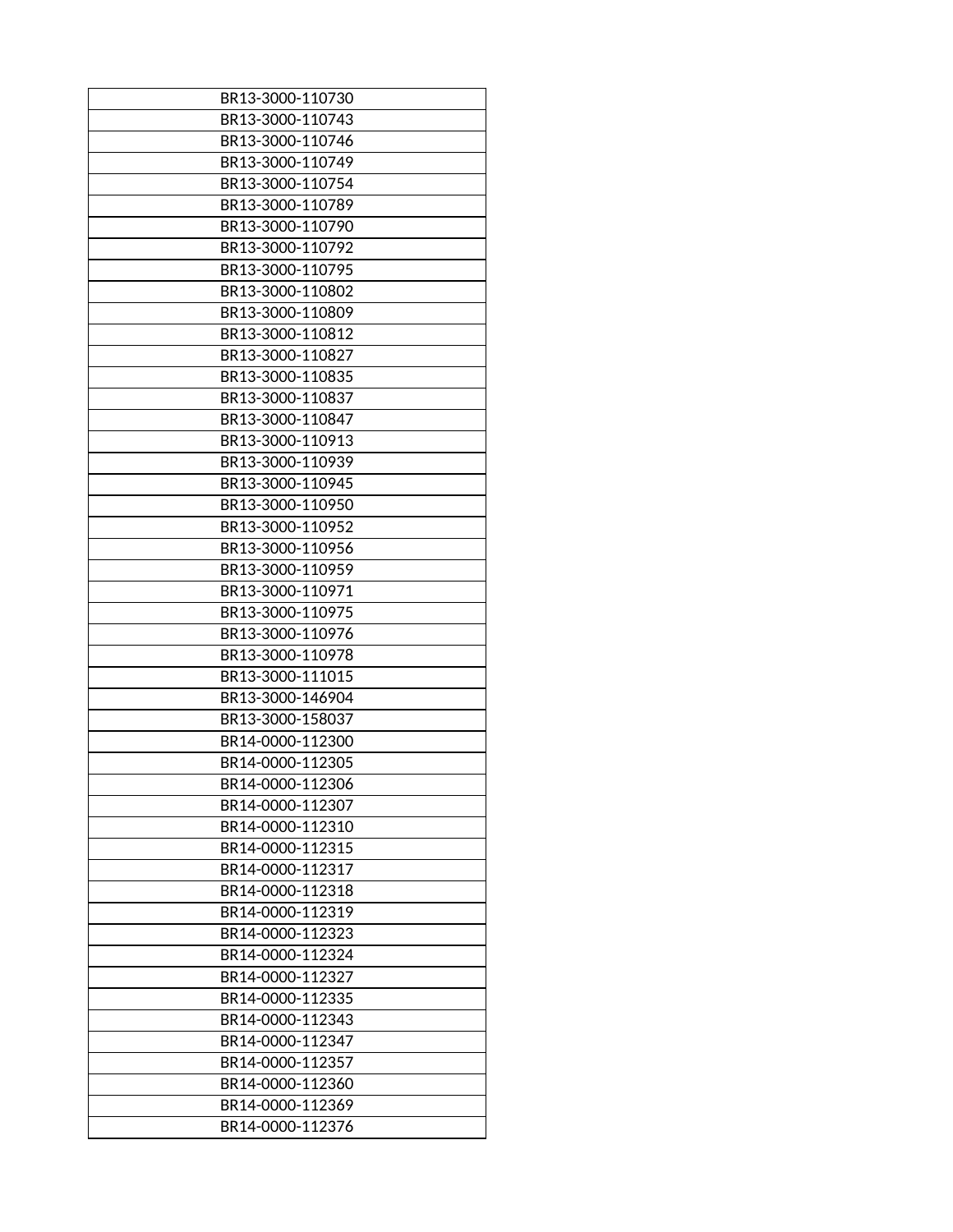| BR13-3000-110730 |
|---|
| BR13-3000-110743 |
| BR13-3000-110746 |
| BR13-3000-110749 |
| BR13-3000-110754 |
| BR13-3000-110789 |
| BR13-3000-110790 |
| BR13-3000-110792 |
| BR13-3000-110795 |
| BR13-3000-110802 |
| BR13-3000-110809 |
| BR13-3000-110812 |
| BR13-3000-110827 |
| BR13-3000-110835 |
| BR13-3000-110837 |
| BR13-3000-110847 |
| BR13-3000-110913 |
| BR13-3000-110939 |
| BR13-3000-110945 |
| BR13-3000-110950 |
| BR13-3000-110952 |
| BR13-3000-110956 |
| BR13-3000-110959 |
| BR13-3000-110971 |
| BR13-3000-110975 |
| BR13-3000-110976 |
| BR13-3000-110978 |
| BR13-3000-111015 |
| BR13-3000-146904 |
| BR13-3000-158037 |
| BR14-0000-112300 |
| BR14-0000-112305 |
| BR14-0000-112306 |
| BR14-0000-112307 |
| BR14-0000-112310 |
| BR14-0000-112315 |
| BR14-0000-112317 |
| BR14-0000-112318 |
| BR14-0000-112319 |
| BR14-0000-112323 |
| BR14-0000-112324 |
| BR14-0000-112327 |
| BR14-0000-112335 |
| BR14-0000-112343 |
| BR14-0000-112347 |
| BR14-0000-112357 |
| BR14-0000-112360 |
| BR14-0000-112369 |
| BR14-0000-112376 |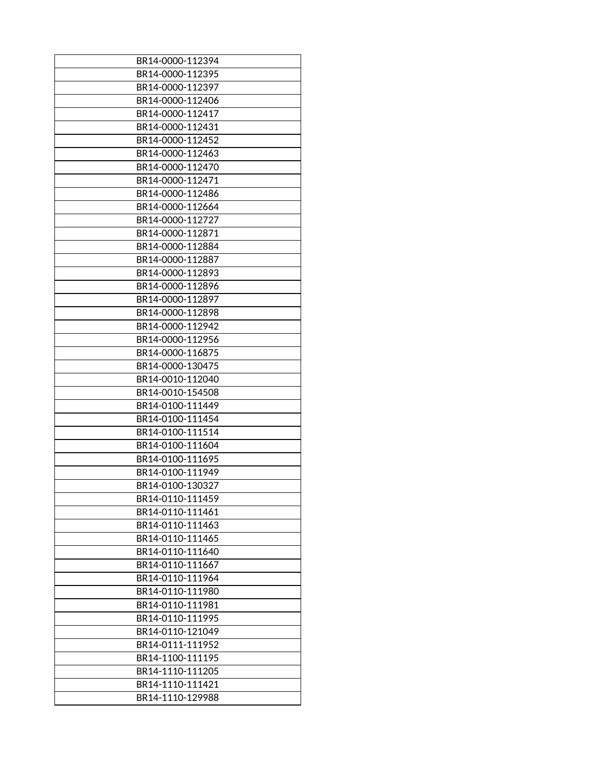| BR14-0000-112394 |
|---|
| BR14-0000-112395 |
| BR14-0000-112397 |
| BR14-0000-112406 |
| BR14-0000-112417 |
| BR14-0000-112431 |
| BR14-0000-112452 |
| BR14-0000-112463 |
| BR14-0000-112470 |
| BR14-0000-112471 |
| BR14-0000-112486 |
| BR14-0000-112664 |
| BR14-0000-112727 |
| BR14-0000-112871 |
| BR14-0000-112884 |
| BR14-0000-112887 |
| BR14-0000-112893 |
| BR14-0000-112896 |
| BR14-0000-112897 |
| BR14-0000-112898 |
| BR14-0000-112942 |
| BR14-0000-112956 |
| BR14-0000-116875 |
| BR14-0000-130475 |
| BR14-0010-112040 |
| BR14-0010-154508 |
| BR14-0100-111449 |
| BR14-0100-111454 |
| BR14-0100-111514 |
| BR14-0100-111604 |
| BR14-0100-111695 |
| BR14-0100-111949 |
| BR14-0100-130327 |
| BR14-0110-111459 |
| BR14-0110-111461 |
| BR14-0110-111463 |
| BR14-0110-111465 |
| BR14-0110-111640 |
| BR14-0110-111667 |
| BR14-0110-111964 |
| BR14-0110-111980 |
| BR14-0110-111981 |
| BR14-0110-111995 |
| BR14-0110-121049 |
| BR14-0111-111952 |
| BR14-1100-111195 |
| BR14-1110-111205 |
| BR14-1110-111421 |
| BR14-1110-129988 |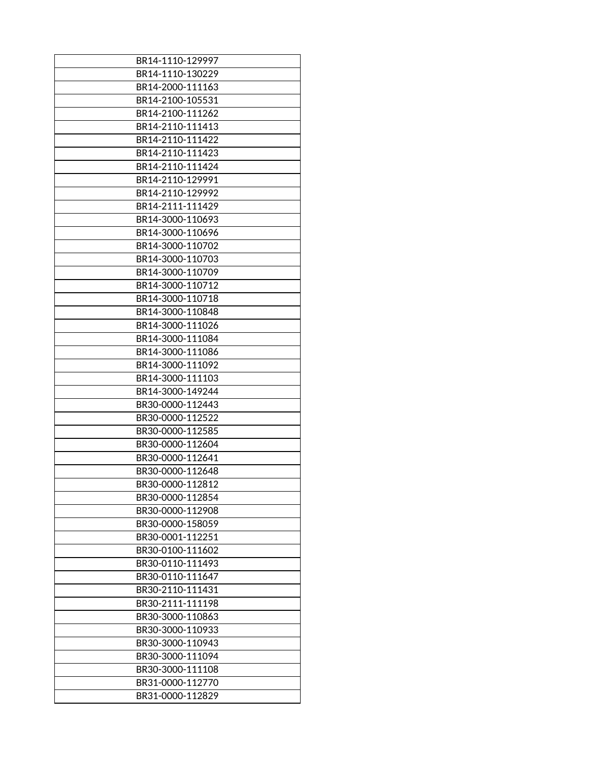| BR14-1110-129997 |
|---|
| BR14-1110-130229 |
| BR14-2000-111163 |
| BR14-2100-105531 |
| BR14-2100-111262 |
| BR14-2110-111413 |
| BR14-2110-111422 |
| BR14-2110-111423 |
| BR14-2110-111424 |
| BR14-2110-129991 |
| BR14-2110-129992 |
| BR14-2111-111429 |
| BR14-3000-110693 |
| BR14-3000-110696 |
| BR14-3000-110702 |
| BR14-3000-110703 |
| BR14-3000-110709 |
| BR14-3000-110712 |
| BR14-3000-110718 |
| BR14-3000-110848 |
| BR14-3000-111026 |
| BR14-3000-111084 |
| BR14-3000-111086 |
| BR14-3000-111092 |
| BR14-3000-111103 |
| BR14-3000-149244 |
| BR30-0000-112443 |
| BR30-0000-112522 |
| BR30-0000-112585 |
| BR30-0000-112604 |
| BR30-0000-112641 |
| BR30-0000-112648 |
| BR30-0000-112812 |
| BR30-0000-112854 |
| BR30-0000-112908 |
| BR30-0000-158059 |
| BR30-0001-112251 |
| BR30-0100-111602 |
| BR30-0110-111493 |
| BR30-0110-111647 |
| BR30-2110-111431 |
| BR30-2111-111198 |
| BR30-3000-110863 |
| BR30-3000-110933 |
| BR30-3000-110943 |
| BR30-3000-111094 |
| BR30-3000-111108 |
| BR31-0000-112770 |
| BR31-0000-112829 |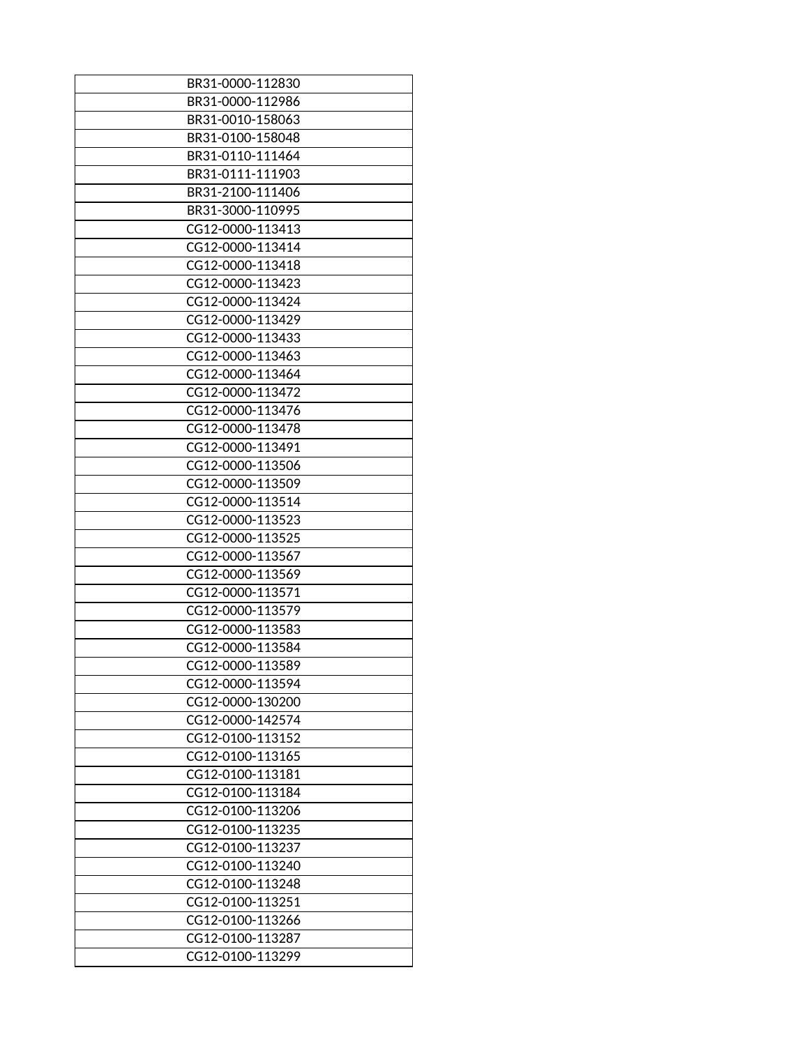| BR31-0000-112830 |
|---|
| BR31-0000-112986 |
| BR31-0010-158063 |
| BR31-0100-158048 |
| BR31-0110-111464 |
| BR31-0111-111903 |
| BR31-2100-111406 |
| BR31-3000-110995 |
| CG12-0000-113413 |
| CG12-0000-113414 |
| CG12-0000-113418 |
| CG12-0000-113423 |
| CG12-0000-113424 |
| CG12-0000-113429 |
| CG12-0000-113433 |
| CG12-0000-113463 |
| CG12-0000-113464 |
| CG12-0000-113472 |
| CG12-0000-113476 |
| CG12-0000-113478 |
| CG12-0000-113491 |
| CG12-0000-113506 |
| CG12-0000-113509 |
| CG12-0000-113514 |
| CG12-0000-113523 |
| CG12-0000-113525 |
| CG12-0000-113567 |
| CG12-0000-113569 |
| CG12-0000-113571 |
| CG12-0000-113579 |
| CG12-0000-113583 |
| CG12-0000-113584 |
| CG12-0000-113589 |
| CG12-0000-113594 |
| CG12-0000-130200 |
| CG12-0000-142574 |
| CG12-0100-113152 |
| CG12-0100-113165 |
| CG12-0100-113181 |
| CG12-0100-113184 |
| CG12-0100-113206 |
| CG12-0100-113235 |
| CG12-0100-113237 |
| CG12-0100-113240 |
| CG12-0100-113248 |
| CG12-0100-113251 |
| CG12-0100-113266 |
| CG12-0100-113287 |
| CG12-0100-113299 |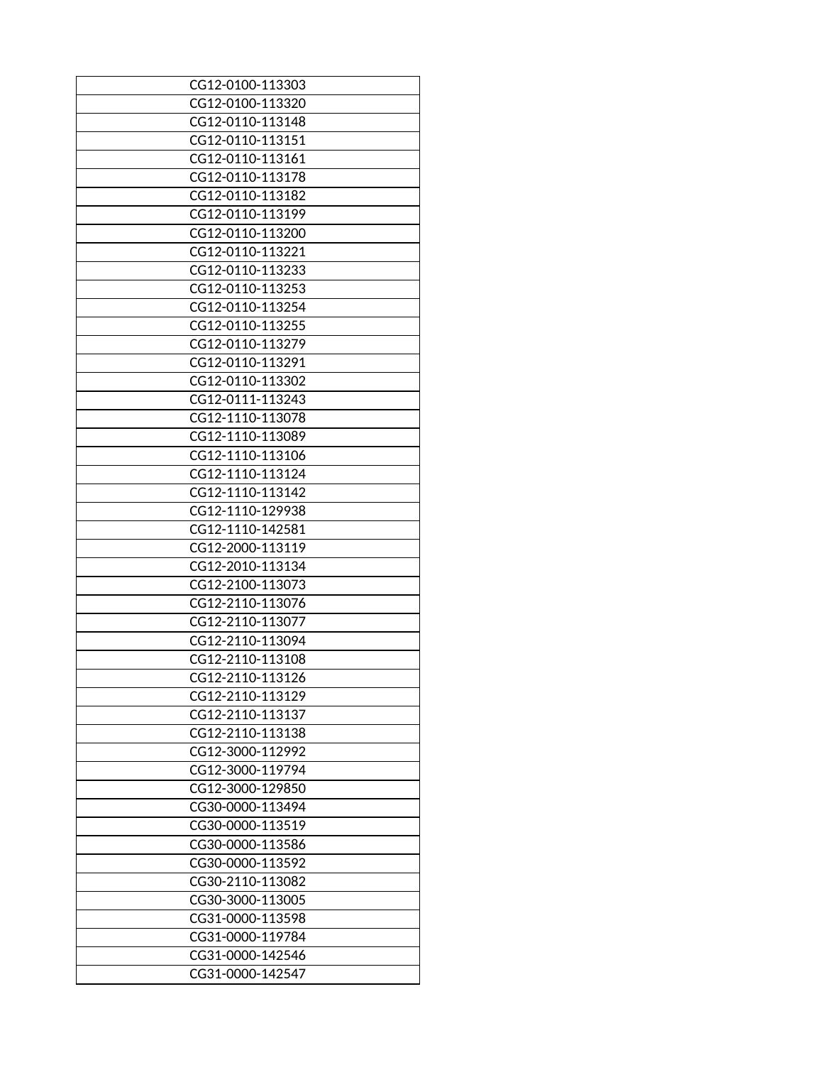| CG12-0100-113303 |
|---|
| CG12-0100-113320 |
| CG12-0110-113148 |
| CG12-0110-113151 |
| CG12-0110-113161 |
| CG12-0110-113178 |
| CG12-0110-113182 |
| CG12-0110-113199 |
| CG12-0110-113200 |
| CG12-0110-113221 |
| CG12-0110-113233 |
| CG12-0110-113253 |
| CG12-0110-113254 |
| CG12-0110-113255 |
| CG12-0110-113279 |
| CG12-0110-113291 |
| CG12-0110-113302 |
| CG12-0111-113243 |
| CG12-1110-113078 |
| CG12-1110-113089 |
| CG12-1110-113106 |
| CG12-1110-113124 |
| CG12-1110-113142 |
| CG12-1110-129938 |
| CG12-1110-142581 |
| CG12-2000-113119 |
| CG12-2010-113134 |
| CG12-2100-113073 |
| CG12-2110-113076 |
| CG12-2110-113077 |
| CG12-2110-113094 |
| CG12-2110-113108 |
| CG12-2110-113126 |
| CG12-2110-113129 |
| CG12-2110-113137 |
| CG12-2110-113138 |
| CG12-3000-112992 |
| CG12-3000-119794 |
| CG12-3000-129850 |
| CG30-0000-113494 |
| CG30-0000-113519 |
| CG30-0000-113586 |
| CG30-0000-113592 |
| CG30-2110-113082 |
| CG30-3000-113005 |
| CG31-0000-113598 |
| CG31-0000-119784 |
| CG31-0000-142546 |
| CG31-0000-142547 |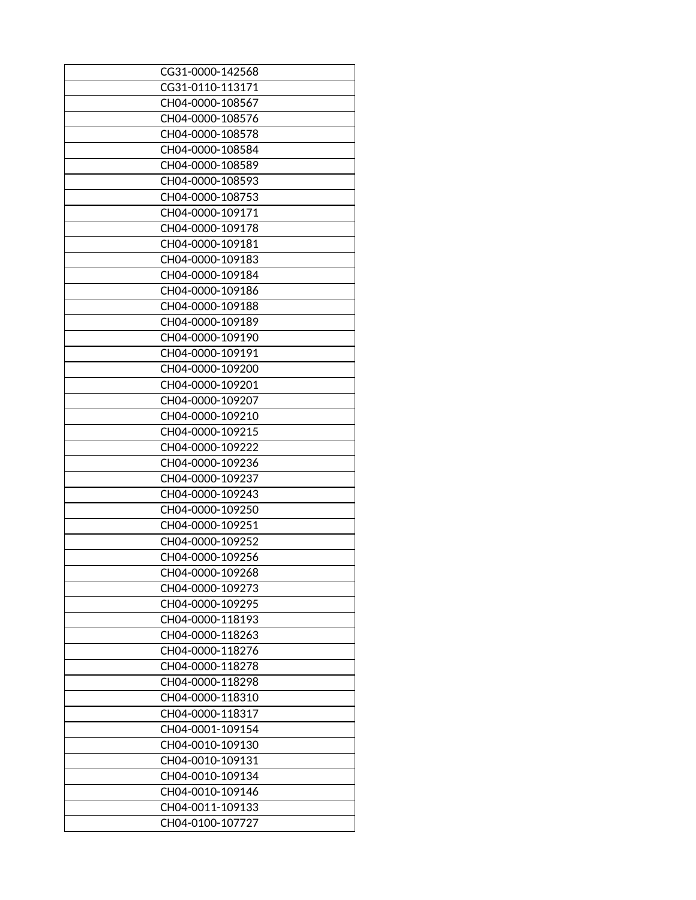| CG31-0000-142568 |
|---|
| CG31-0110-113171 |
| CH04-0000-108567 |
| CH04-0000-108576 |
| CH04-0000-108578 |
| CH04-0000-108584 |
| CH04-0000-108589 |
| CH04-0000-108593 |
| CH04-0000-108753 |
| CH04-0000-109171 |
| CH04-0000-109178 |
| CH04-0000-109181 |
| CH04-0000-109183 |
| CH04-0000-109184 |
| CH04-0000-109186 |
| CH04-0000-109188 |
| CH04-0000-109189 |
| CH04-0000-109190 |
| CH04-0000-109191 |
| CH04-0000-109200 |
| CH04-0000-109201 |
| CH04-0000-109207 |
| CH04-0000-109210 |
| CH04-0000-109215 |
| CH04-0000-109222 |
| CH04-0000-109236 |
| CH04-0000-109237 |
| CH04-0000-109243 |
| CH04-0000-109250 |
| CH04-0000-109251 |
| CH04-0000-109252 |
| CH04-0000-109256 |
| CH04-0000-109268 |
| CH04-0000-109273 |
| CH04-0000-109295 |
| CH04-0000-118193 |
| CH04-0000-118263 |
| CH04-0000-118276 |
| CH04-0000-118278 |
| CH04-0000-118298 |
| CH04-0000-118310 |
| CH04-0000-118317 |
| CH04-0001-109154 |
| CH04-0010-109130 |
| CH04-0010-109131 |
| CH04-0010-109134 |
| CH04-0010-109146 |
| CH04-0011-109133 |
| CH04-0100-107727 |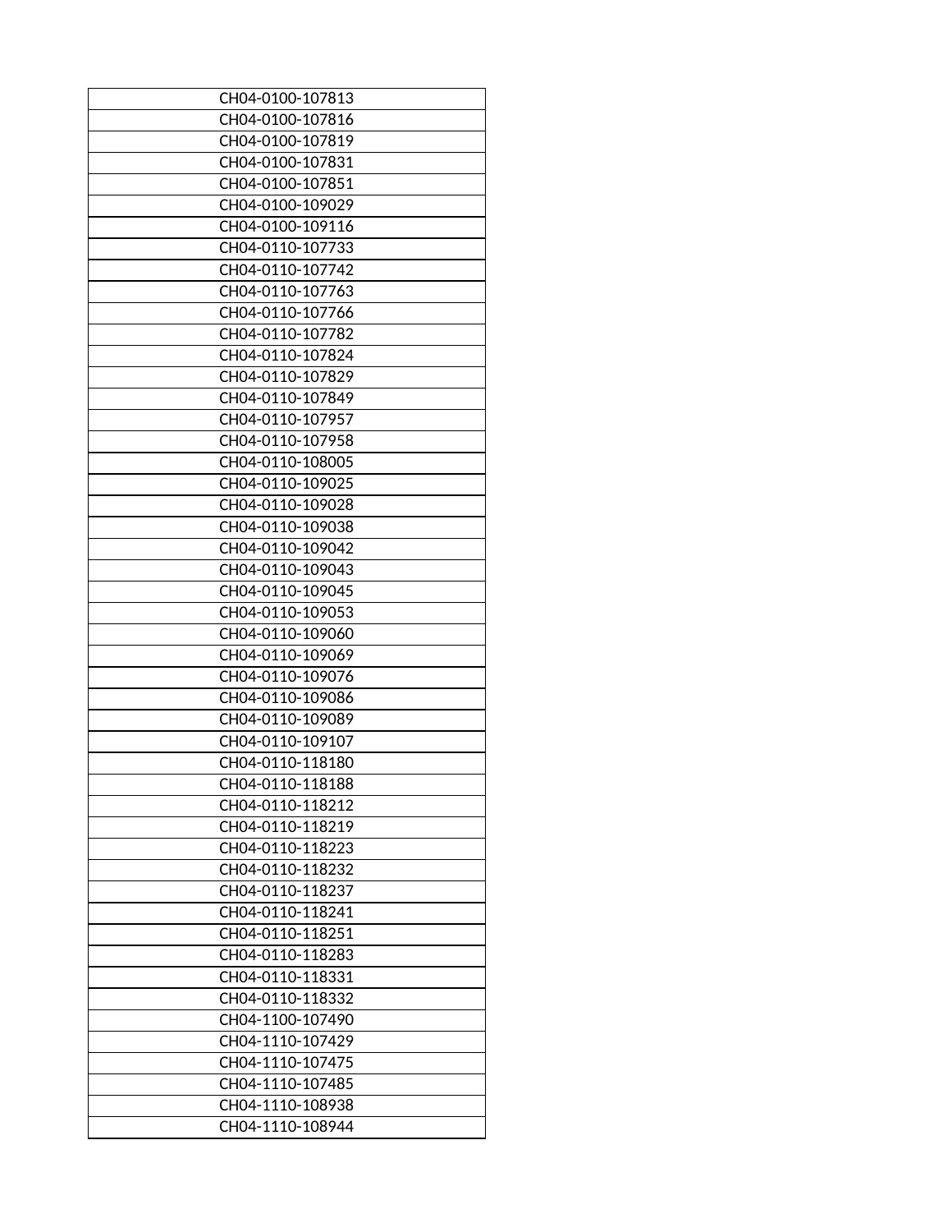| CH04-0100-107813 |
|---|
| CH04-0100-107816 |
| CH04-0100-107819 |
| CH04-0100-107831 |
| CH04-0100-107851 |
| CH04-0100-109029 |
| CH04-0100-109116 |
| CH04-0110-107733 |
| CH04-0110-107742 |
| CH04-0110-107763 |
| CH04-0110-107766 |
| CH04-0110-107782 |
| CH04-0110-107824 |
| CH04-0110-107829 |
| CH04-0110-107849 |
| CH04-0110-107957 |
| CH04-0110-107958 |
| CH04-0110-108005 |
| CH04-0110-109025 |
| CH04-0110-109028 |
| CH04-0110-109038 |
| CH04-0110-109042 |
| CH04-0110-109043 |
| CH04-0110-109045 |
| CH04-0110-109053 |
| CH04-0110-109060 |
| CH04-0110-109069 |
| CH04-0110-109076 |
| CH04-0110-109086 |
| CH04-0110-109089 |
| CH04-0110-109107 |
| CH04-0110-118180 |
| CH04-0110-118188 |
| CH04-0110-118212 |
| CH04-0110-118219 |
| CH04-0110-118223 |
| CH04-0110-118232 |
| CH04-0110-118237 |
| CH04-0110-118241 |
| CH04-0110-118251 |
| CH04-0110-118283 |
| CH04-0110-118331 |
| CH04-0110-118332 |
| CH04-1100-107490 |
| CH04-1110-107429 |
| CH04-1110-107475 |
| CH04-1110-107485 |
| CH04-1110-108938 |
| CH04-1110-108944 |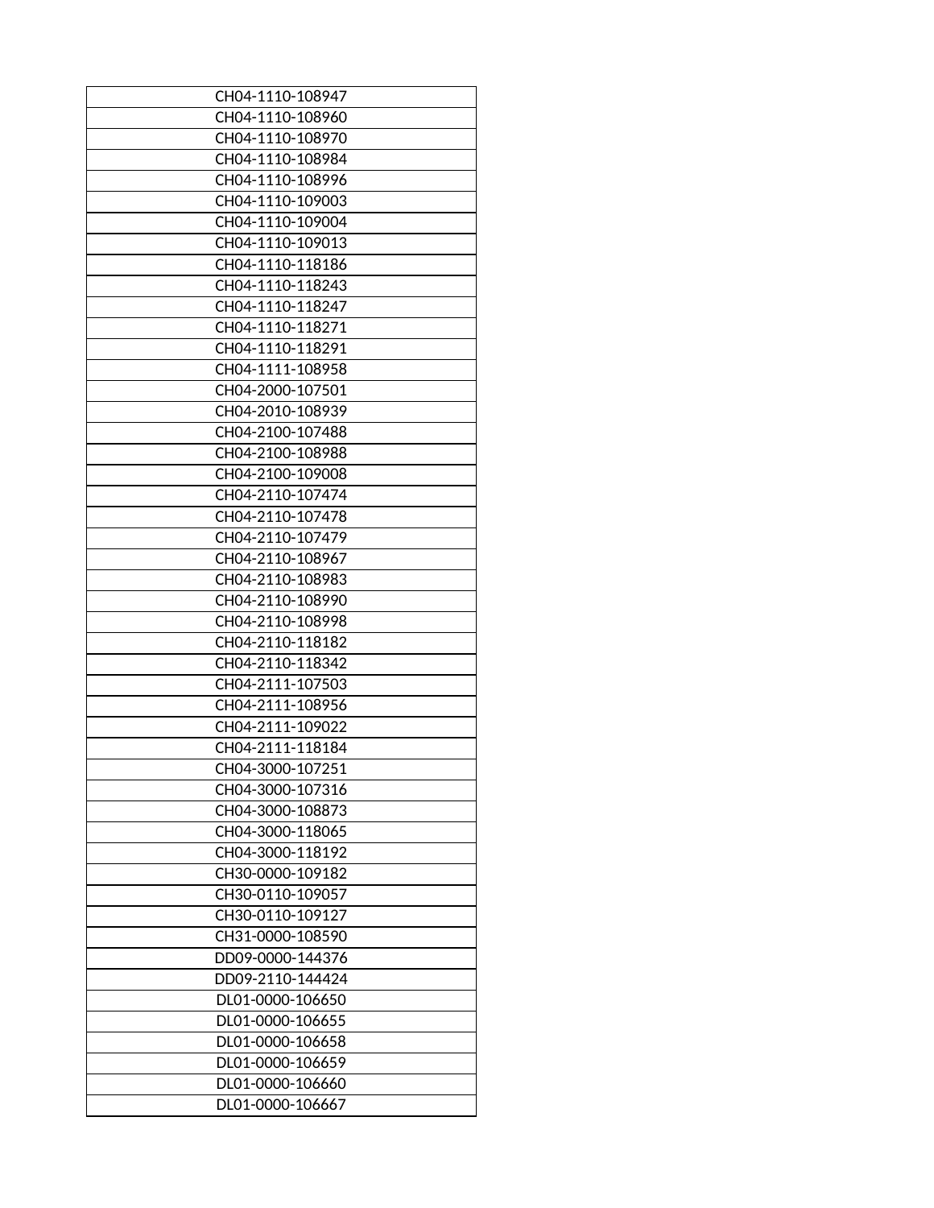| CH04-1110-108947 |
|---|
| CH04-1110-108960 |
| CH04-1110-108970 |
| CH04-1110-108984 |
| CH04-1110-108996 |
| CH04-1110-109003 |
| CH04-1110-109004 |
| CH04-1110-109013 |
| CH04-1110-118186 |
| CH04-1110-118243 |
| CH04-1110-118247 |
| CH04-1110-118271 |
| CH04-1110-118291 |
| CH04-1111-108958 |
| CH04-2000-107501 |
| CH04-2010-108939 |
| CH04-2100-107488 |
| CH04-2100-108988 |
| CH04-2100-109008 |
| CH04-2110-107474 |
| CH04-2110-107478 |
| CH04-2110-107479 |
| CH04-2110-108967 |
| CH04-2110-108983 |
| CH04-2110-108990 |
| CH04-2110-108998 |
| CH04-2110-118182 |
| CH04-2110-118342 |
| CH04-2111-107503 |
| CH04-2111-108956 |
| CH04-2111-109022 |
| CH04-2111-118184 |
| CH04-3000-107251 |
| CH04-3000-107316 |
| CH04-3000-108873 |
| CH04-3000-118065 |
| CH04-3000-118192 |
| CH30-0000-109182 |
| CH30-0110-109057 |
| CH30-0110-109127 |
| CH31-0000-108590 |
| DD09-0000-144376 |
| DD09-2110-144424 |
| DL01-0000-106650 |
| DL01-0000-106655 |
| DL01-0000-106658 |
| DL01-0000-106659 |
| DL01-0000-106660 |
| DL01-0000-106667 |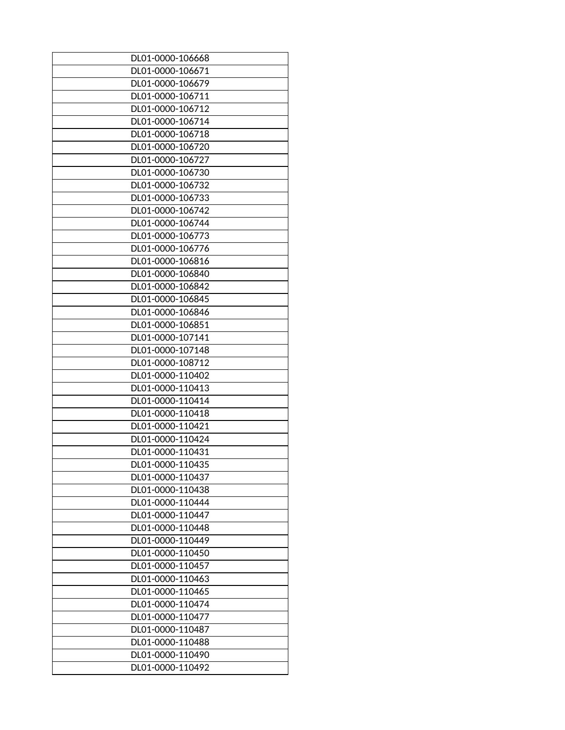| DL01-0000-106668 |
|---|
| DL01-0000-106671 |
| DL01-0000-106679 |
| DL01-0000-106711 |
| DL01-0000-106712 |
| DL01-0000-106714 |
| DL01-0000-106718 |
| DL01-0000-106720 |
| DL01-0000-106727 |
| DL01-0000-106730 |
| DL01-0000-106732 |
| DL01-0000-106733 |
| DL01-0000-106742 |
| DL01-0000-106744 |
| DL01-0000-106773 |
| DL01-0000-106776 |
| DL01-0000-106816 |
| DL01-0000-106840 |
| DL01-0000-106842 |
| DL01-0000-106845 |
| DL01-0000-106846 |
| DL01-0000-106851 |
| DL01-0000-107141 |
| DL01-0000-107148 |
| DL01-0000-108712 |
| DL01-0000-110402 |
| DL01-0000-110413 |
| DL01-0000-110414 |
| DL01-0000-110418 |
| DL01-0000-110421 |
| DL01-0000-110424 |
| DL01-0000-110431 |
| DL01-0000-110435 |
| DL01-0000-110437 |
| DL01-0000-110438 |
| DL01-0000-110444 |
| DL01-0000-110447 |
| DL01-0000-110448 |
| DL01-0000-110449 |
| DL01-0000-110450 |
| DL01-0000-110457 |
| DL01-0000-110463 |
| DL01-0000-110465 |
| DL01-0000-110474 |
| DL01-0000-110477 |
| DL01-0000-110487 |
| DL01-0000-110488 |
| DL01-0000-110490 |
| DL01-0000-110492 |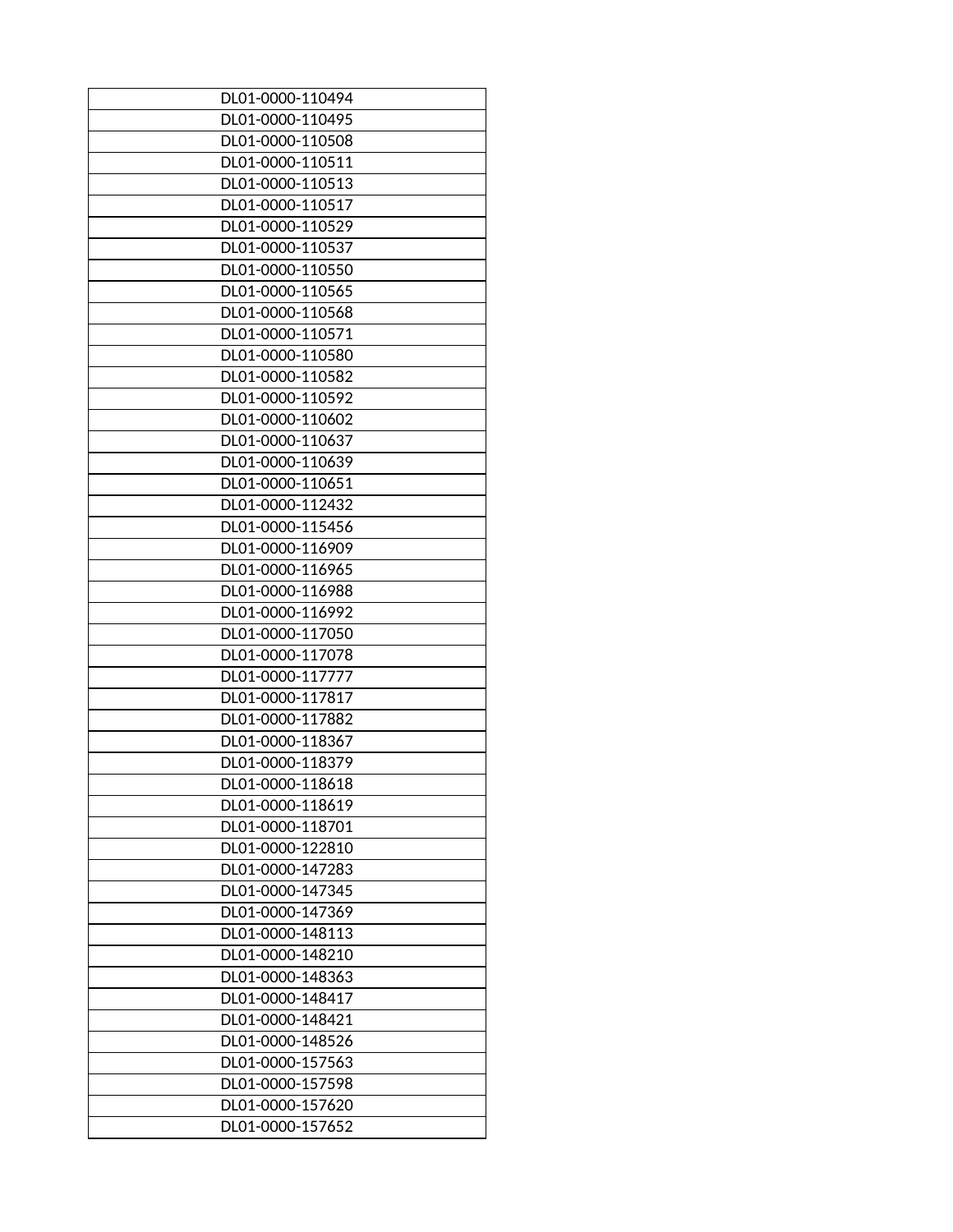| DL01-0000-110494 |
|---|
| DL01-0000-110495 |
| DL01-0000-110508 |
| DL01-0000-110511 |
| DL01-0000-110513 |
| DL01-0000-110517 |
| DL01-0000-110529 |
| DL01-0000-110537 |
| DL01-0000-110550 |
| DL01-0000-110565 |
| DL01-0000-110568 |
| DL01-0000-110571 |
| DL01-0000-110580 |
| DL01-0000-110582 |
| DL01-0000-110592 |
| DL01-0000-110602 |
| DL01-0000-110637 |
| DL01-0000-110639 |
| DL01-0000-110651 |
| DL01-0000-112432 |
| DL01-0000-115456 |
| DL01-0000-116909 |
| DL01-0000-116965 |
| DL01-0000-116988 |
| DL01-0000-116992 |
| DL01-0000-117050 |
| DL01-0000-117078 |
| DL01-0000-117777 |
| DL01-0000-117817 |
| DL01-0000-117882 |
| DL01-0000-118367 |
| DL01-0000-118379 |
| DL01-0000-118618 |
| DL01-0000-118619 |
| DL01-0000-118701 |
| DL01-0000-122810 |
| DL01-0000-147283 |
| DL01-0000-147345 |
| DL01-0000-147369 |
| DL01-0000-148113 |
| DL01-0000-148210 |
| DL01-0000-148363 |
| DL01-0000-148417 |
| DL01-0000-148421 |
| DL01-0000-148526 |
| DL01-0000-157563 |
| DL01-0000-157598 |
| DL01-0000-157620 |
| DL01-0000-157652 |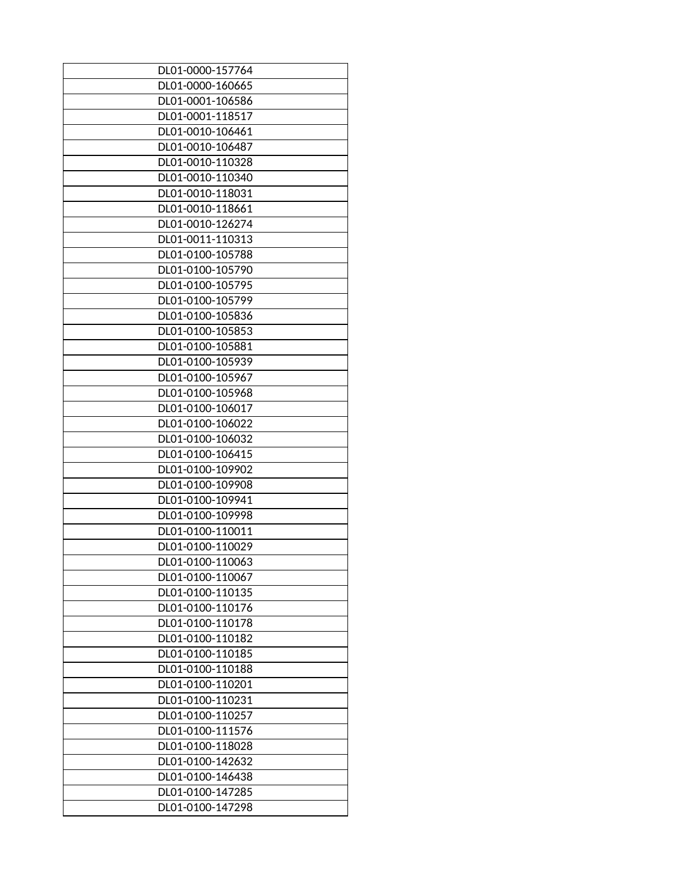| DL01-0000-157764 |
| --- |
| DL01-0000-160665 |
| DL01-0001-106586 |
| DL01-0001-118517 |
| DL01-0010-106461 |
| DL01-0010-106487 |
| DL01-0010-110328 |
| DL01-0010-110340 |
| DL01-0010-118031 |
| DL01-0010-118661 |
| DL01-0010-126274 |
| DL01-0011-110313 |
| DL01-0100-105788 |
| DL01-0100-105790 |
| DL01-0100-105795 |
| DL01-0100-105799 |
| DL01-0100-105836 |
| DL01-0100-105853 |
| DL01-0100-105881 |
| DL01-0100-105939 |
| DL01-0100-105967 |
| DL01-0100-105968 |
| DL01-0100-106017 |
| DL01-0100-106022 |
| DL01-0100-106032 |
| DL01-0100-106415 |
| DL01-0100-109902 |
| DL01-0100-109908 |
| DL01-0100-109941 |
| DL01-0100-109998 |
| DL01-0100-110011 |
| DL01-0100-110029 |
| DL01-0100-110063 |
| DL01-0100-110067 |
| DL01-0100-110135 |
| DL01-0100-110176 |
| DL01-0100-110178 |
| DL01-0100-110182 |
| DL01-0100-110185 |
| DL01-0100-110188 |
| DL01-0100-110201 |
| DL01-0100-110231 |
| DL01-0100-110257 |
| DL01-0100-111576 |
| DL01-0100-118028 |
| DL01-0100-142632 |
| DL01-0100-146438 |
| DL01-0100-147285 |
| DL01-0100-147298 |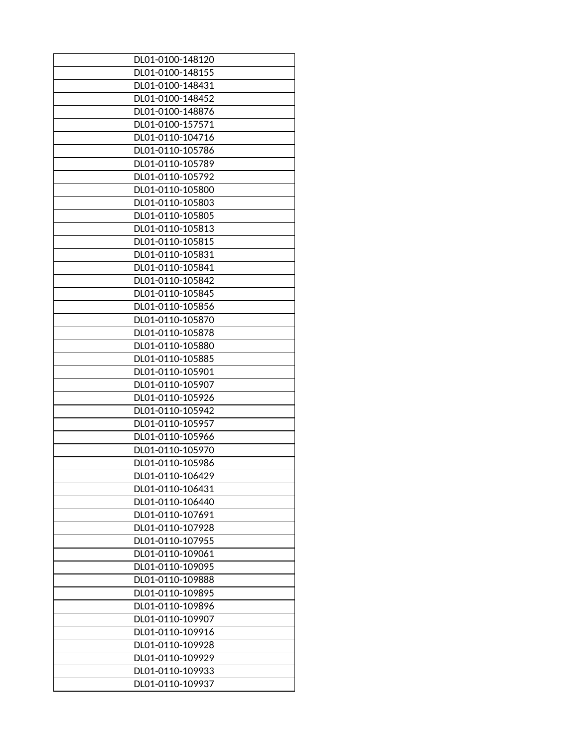| DL01-0100-148120 |
| --- |
| DL01-0100-148155 |
| DL01-0100-148431 |
| DL01-0100-148452 |
| DL01-0100-148876 |
| DL01-0100-157571 |
| DL01-0110-104716 |
| DL01-0110-105786 |
| DL01-0110-105789 |
| DL01-0110-105792 |
| DL01-0110-105800 |
| DL01-0110-105803 |
| DL01-0110-105805 |
| DL01-0110-105813 |
| DL01-0110-105815 |
| DL01-0110-105831 |
| DL01-0110-105841 |
| DL01-0110-105842 |
| DL01-0110-105845 |
| DL01-0110-105856 |
| DL01-0110-105870 |
| DL01-0110-105878 |
| DL01-0110-105880 |
| DL01-0110-105885 |
| DL01-0110-105901 |
| DL01-0110-105907 |
| DL01-0110-105926 |
| DL01-0110-105942 |
| DL01-0110-105957 |
| DL01-0110-105966 |
| DL01-0110-105970 |
| DL01-0110-105986 |
| DL01-0110-106429 |
| DL01-0110-106431 |
| DL01-0110-106440 |
| DL01-0110-107691 |
| DL01-0110-107928 |
| DL01-0110-107955 |
| DL01-0110-109061 |
| DL01-0110-109095 |
| DL01-0110-109888 |
| DL01-0110-109895 |
| DL01-0110-109896 |
| DL01-0110-109907 |
| DL01-0110-109916 |
| DL01-0110-109928 |
| DL01-0110-109929 |
| DL01-0110-109933 |
| DL01-0110-109937 |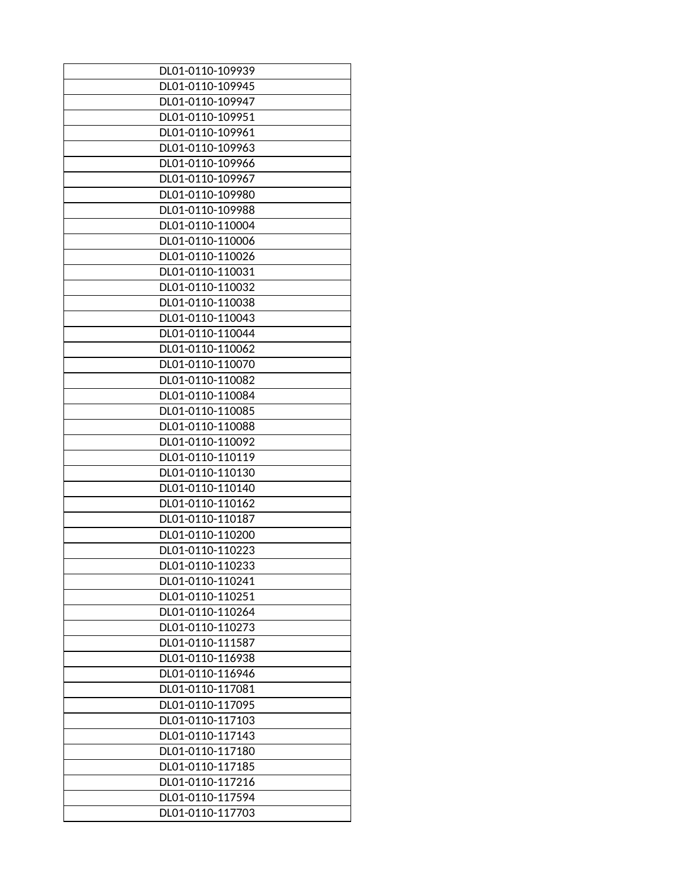| DL01-0110-109939 |
|---|
| DL01-0110-109945 |
| DL01-0110-109947 |
| DL01-0110-109951 |
| DL01-0110-109961 |
| DL01-0110-109963 |
| DL01-0110-109966 |
| DL01-0110-109967 |
| DL01-0110-109980 |
| DL01-0110-109988 |
| DL01-0110-110004 |
| DL01-0110-110006 |
| DL01-0110-110026 |
| DL01-0110-110031 |
| DL01-0110-110032 |
| DL01-0110-110038 |
| DL01-0110-110043 |
| DL01-0110-110044 |
| DL01-0110-110062 |
| DL01-0110-110070 |
| DL01-0110-110082 |
| DL01-0110-110084 |
| DL01-0110-110085 |
| DL01-0110-110088 |
| DL01-0110-110092 |
| DL01-0110-110119 |
| DL01-0110-110130 |
| DL01-0110-110140 |
| DL01-0110-110162 |
| DL01-0110-110187 |
| DL01-0110-110200 |
| DL01-0110-110223 |
| DL01-0110-110233 |
| DL01-0110-110241 |
| DL01-0110-110251 |
| DL01-0110-110264 |
| DL01-0110-110273 |
| DL01-0110-111587 |
| DL01-0110-116938 |
| DL01-0110-116946 |
| DL01-0110-117081 |
| DL01-0110-117095 |
| DL01-0110-117103 |
| DL01-0110-117143 |
| DL01-0110-117180 |
| DL01-0110-117185 |
| DL01-0110-117216 |
| DL01-0110-117594 |
| DL01-0110-117703 |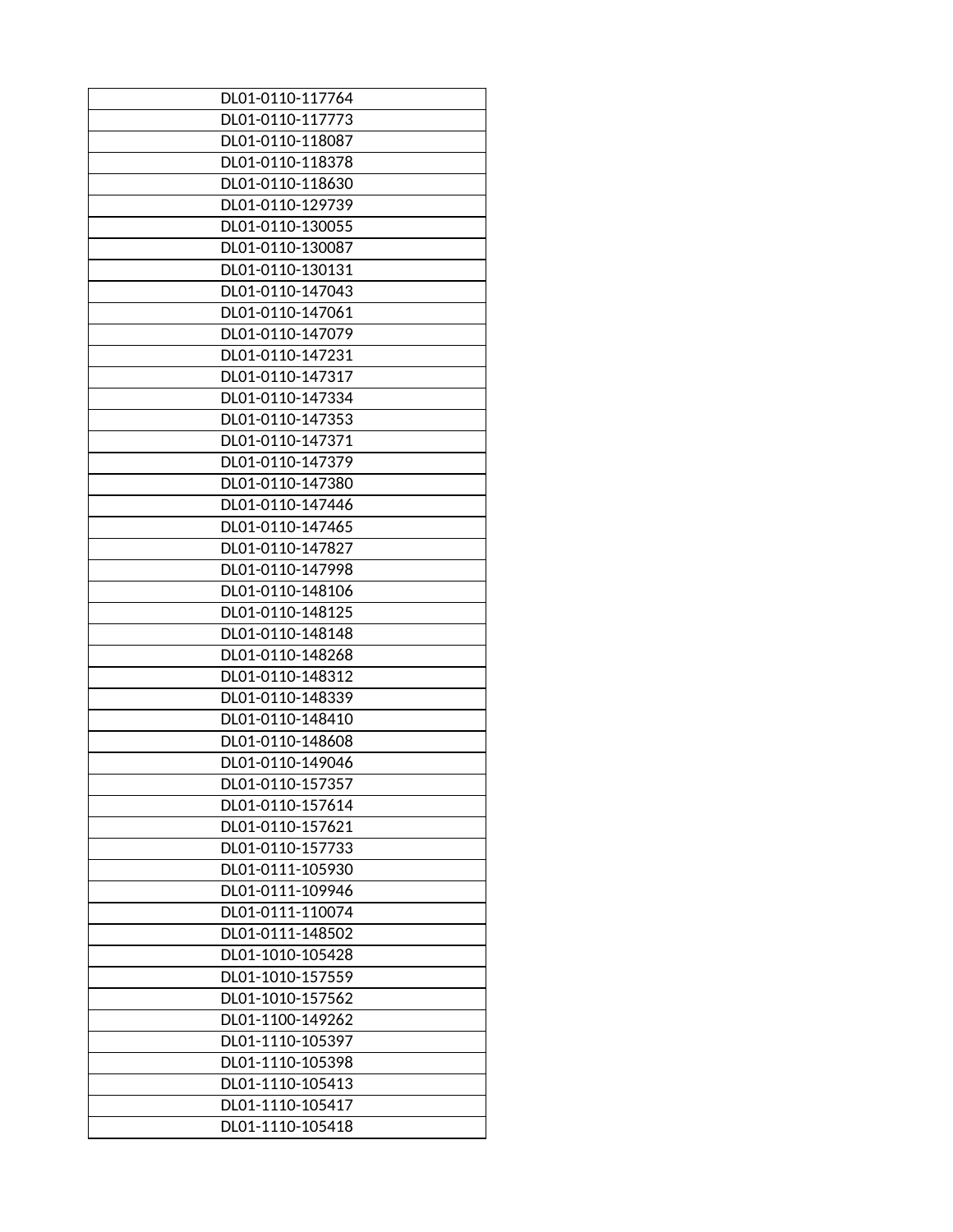| DL01-0110-117764 |
|---|
| DL01-0110-117773 |
| DL01-0110-118087 |
| DL01-0110-118378 |
| DL01-0110-118630 |
| DL01-0110-129739 |
| DL01-0110-130055 |
| DL01-0110-130087 |
| DL01-0110-130131 |
| DL01-0110-147043 |
| DL01-0110-147061 |
| DL01-0110-147079 |
| DL01-0110-147231 |
| DL01-0110-147317 |
| DL01-0110-147334 |
| DL01-0110-147353 |
| DL01-0110-147371 |
| DL01-0110-147379 |
| DL01-0110-147380 |
| DL01-0110-147446 |
| DL01-0110-147465 |
| DL01-0110-147827 |
| DL01-0110-147998 |
| DL01-0110-148106 |
| DL01-0110-148125 |
| DL01-0110-148148 |
| DL01-0110-148268 |
| DL01-0110-148312 |
| DL01-0110-148339 |
| DL01-0110-148410 |
| DL01-0110-148608 |
| DL01-0110-149046 |
| DL01-0110-157357 |
| DL01-0110-157614 |
| DL01-0110-157621 |
| DL01-0110-157733 |
| DL01-0111-105930 |
| DL01-0111-109946 |
| DL01-0111-110074 |
| DL01-0111-148502 |
| DL01-1010-105428 |
| DL01-1010-157559 |
| DL01-1010-157562 |
| DL01-1100-149262 |
| DL01-1110-105397 |
| DL01-1110-105398 |
| DL01-1110-105413 |
| DL01-1110-105417 |
| DL01-1110-105418 |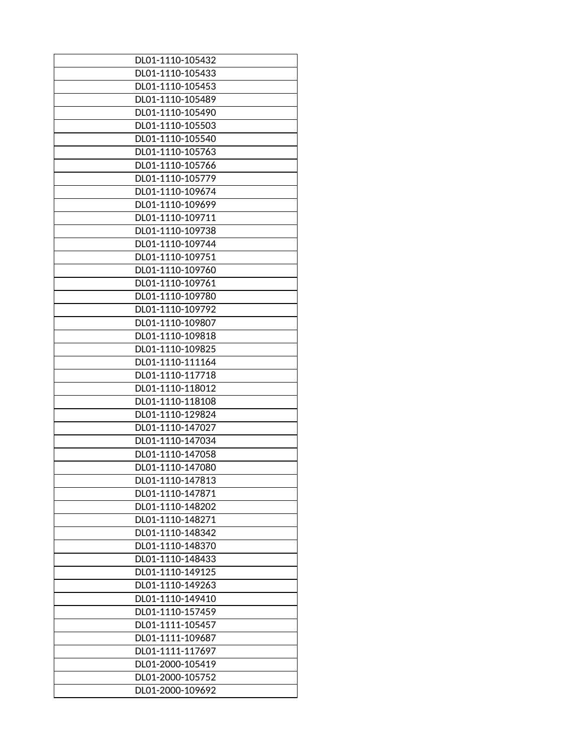| DL01-1110-105432 |
|---|
| DL01-1110-105433 |
| DL01-1110-105453 |
| DL01-1110-105489 |
| DL01-1110-105490 |
| DL01-1110-105503 |
| DL01-1110-105540 |
| DL01-1110-105763 |
| DL01-1110-105766 |
| DL01-1110-105779 |
| DL01-1110-109674 |
| DL01-1110-109699 |
| DL01-1110-109711 |
| DL01-1110-109738 |
| DL01-1110-109744 |
| DL01-1110-109751 |
| DL01-1110-109760 |
| DL01-1110-109761 |
| DL01-1110-109780 |
| DL01-1110-109792 |
| DL01-1110-109807 |
| DL01-1110-109818 |
| DL01-1110-109825 |
| DL01-1110-111164 |
| DL01-1110-117718 |
| DL01-1110-118012 |
| DL01-1110-118108 |
| DL01-1110-129824 |
| DL01-1110-147027 |
| DL01-1110-147034 |
| DL01-1110-147058 |
| DL01-1110-147080 |
| DL01-1110-147813 |
| DL01-1110-147871 |
| DL01-1110-148202 |
| DL01-1110-148271 |
| DL01-1110-148342 |
| DL01-1110-148370 |
| DL01-1110-148433 |
| DL01-1110-149125 |
| DL01-1110-149263 |
| DL01-1110-149410 |
| DL01-1110-157459 |
| DL01-1111-105457 |
| DL01-1111-109687 |
| DL01-1111-117697 |
| DL01-2000-105419 |
| DL01-2000-105752 |
| DL01-2000-109692 |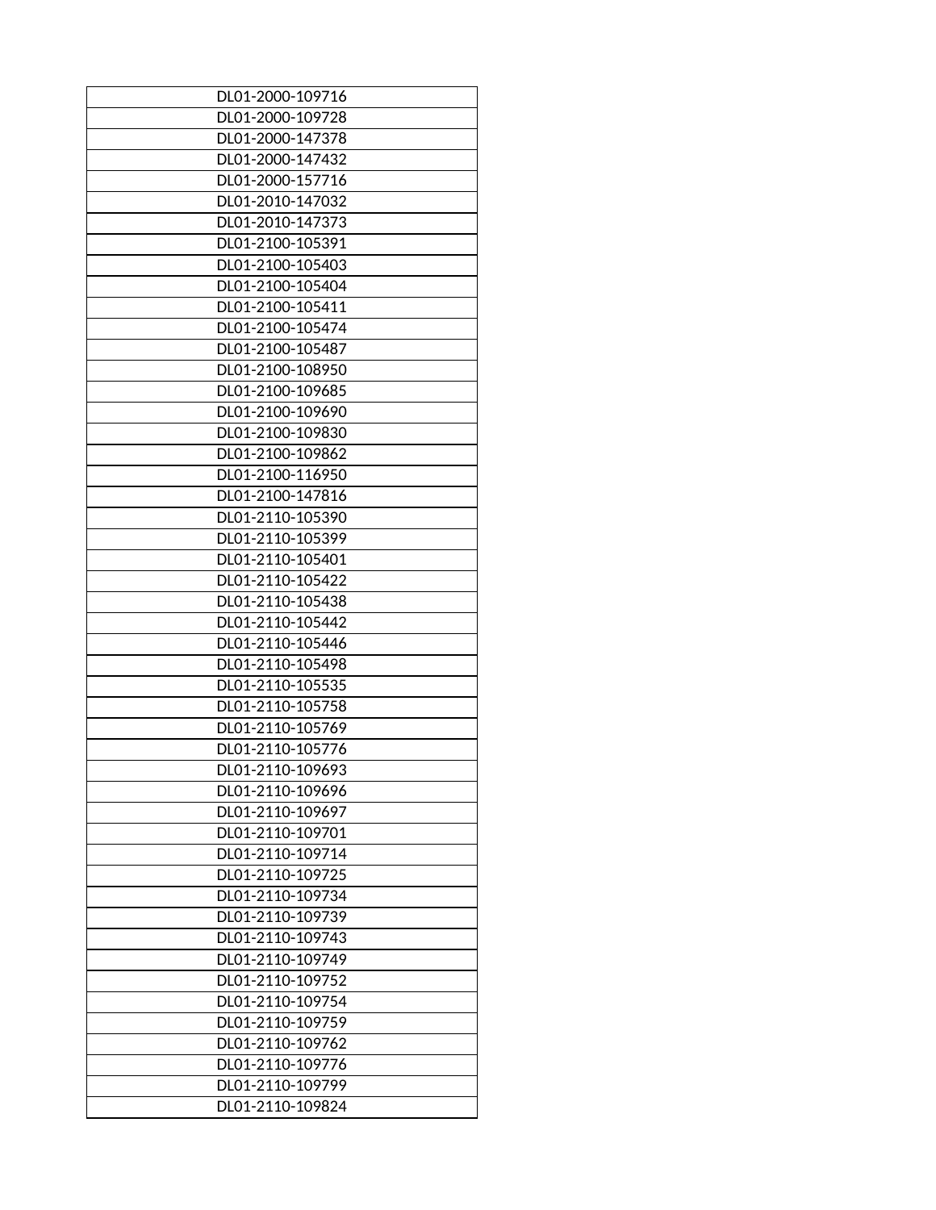| DL01-2000-109716 |
|---|
| DL01-2000-109728 |
| DL01-2000-147378 |
| DL01-2000-147432 |
| DL01-2000-157716 |
| DL01-2010-147032 |
| DL01-2010-147373 |
| DL01-2100-105391 |
| DL01-2100-105403 |
| DL01-2100-105404 |
| DL01-2100-105411 |
| DL01-2100-105474 |
| DL01-2100-105487 |
| DL01-2100-108950 |
| DL01-2100-109685 |
| DL01-2100-109690 |
| DL01-2100-109830 |
| DL01-2100-109862 |
| DL01-2100-116950 |
| DL01-2100-147816 |
| DL01-2110-105390 |
| DL01-2110-105399 |
| DL01-2110-105401 |
| DL01-2110-105422 |
| DL01-2110-105438 |
| DL01-2110-105442 |
| DL01-2110-105446 |
| DL01-2110-105498 |
| DL01-2110-105535 |
| DL01-2110-105758 |
| DL01-2110-105769 |
| DL01-2110-105776 |
| DL01-2110-109693 |
| DL01-2110-109696 |
| DL01-2110-109697 |
| DL01-2110-109701 |
| DL01-2110-109714 |
| DL01-2110-109725 |
| DL01-2110-109734 |
| DL01-2110-109739 |
| DL01-2110-109743 |
| DL01-2110-109749 |
| DL01-2110-109752 |
| DL01-2110-109754 |
| DL01-2110-109759 |
| DL01-2110-109762 |
| DL01-2110-109776 |
| DL01-2110-109799 |
| DL01-2110-109824 |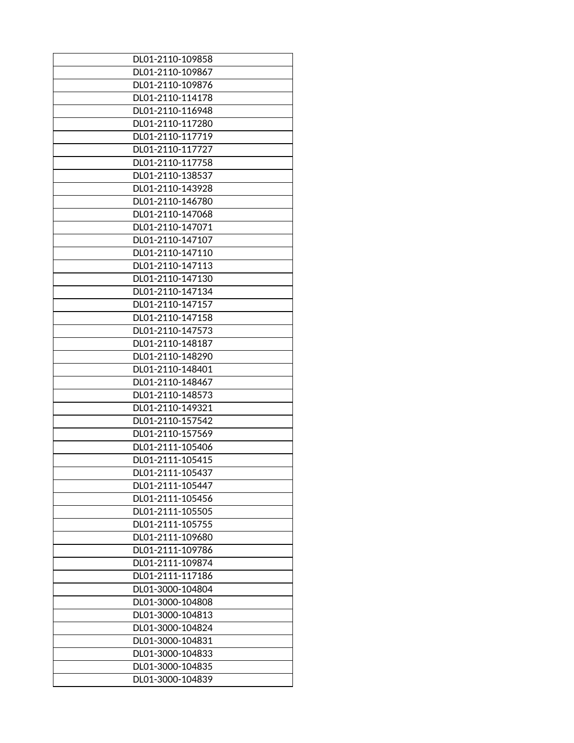| DL01-2110-109858 |
|---|
| DL01-2110-109867 |
| DL01-2110-109876 |
| DL01-2110-114178 |
| DL01-2110-116948 |
| DL01-2110-117280 |
| DL01-2110-117719 |
| DL01-2110-117727 |
| DL01-2110-117758 |
| DL01-2110-138537 |
| DL01-2110-143928 |
| DL01-2110-146780 |
| DL01-2110-147068 |
| DL01-2110-147071 |
| DL01-2110-147107 |
| DL01-2110-147110 |
| DL01-2110-147113 |
| DL01-2110-147130 |
| DL01-2110-147134 |
| DL01-2110-147157 |
| DL01-2110-147158 |
| DL01-2110-147573 |
| DL01-2110-148187 |
| DL01-2110-148290 |
| DL01-2110-148401 |
| DL01-2110-148467 |
| DL01-2110-148573 |
| DL01-2110-149321 |
| DL01-2110-157542 |
| DL01-2110-157569 |
| DL01-2111-105406 |
| DL01-2111-105415 |
| DL01-2111-105437 |
| DL01-2111-105447 |
| DL01-2111-105456 |
| DL01-2111-105505 |
| DL01-2111-105755 |
| DL01-2111-109680 |
| DL01-2111-109786 |
| DL01-2111-109874 |
| DL01-2111-117186 |
| DL01-3000-104804 |
| DL01-3000-104808 |
| DL01-3000-104813 |
| DL01-3000-104824 |
| DL01-3000-104831 |
| DL01-3000-104833 |
| DL01-3000-104835 |
| DL01-3000-104839 |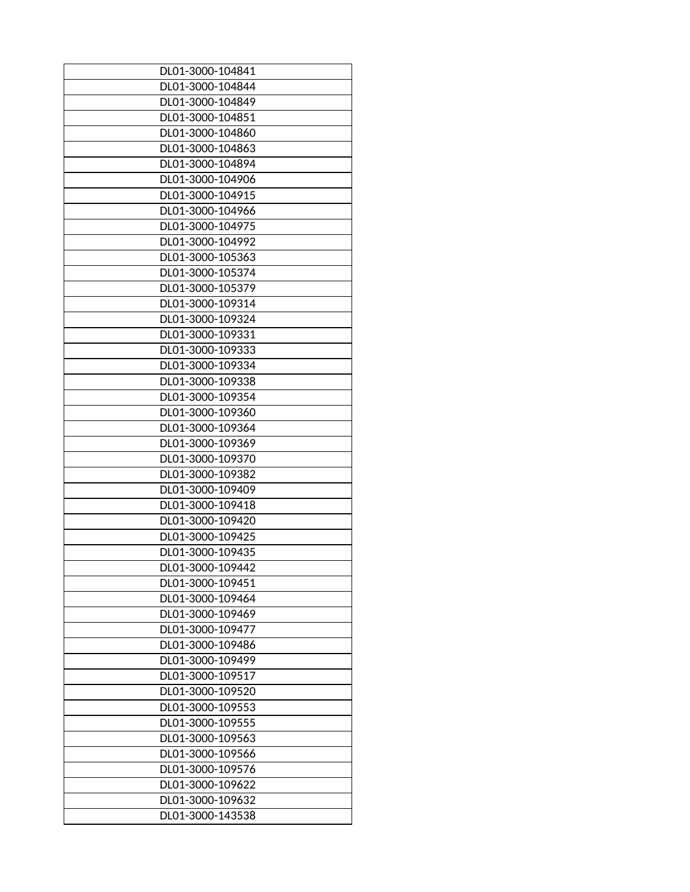| DL01-3000-104841 |
|---|
| DL01-3000-104844 |
| DL01-3000-104849 |
| DL01-3000-104851 |
| DL01-3000-104860 |
| DL01-3000-104863 |
| DL01-3000-104894 |
| DL01-3000-104906 |
| DL01-3000-104915 |
| DL01-3000-104966 |
| DL01-3000-104975 |
| DL01-3000-104992 |
| DL01-3000-105363 |
| DL01-3000-105374 |
| DL01-3000-105379 |
| DL01-3000-109314 |
| DL01-3000-109324 |
| DL01-3000-109331 |
| DL01-3000-109333 |
| DL01-3000-109334 |
| DL01-3000-109338 |
| DL01-3000-109354 |
| DL01-3000-109360 |
| DL01-3000-109364 |
| DL01-3000-109369 |
| DL01-3000-109370 |
| DL01-3000-109382 |
| DL01-3000-109409 |
| DL01-3000-109418 |
| DL01-3000-109420 |
| DL01-3000-109425 |
| DL01-3000-109435 |
| DL01-3000-109442 |
| DL01-3000-109451 |
| DL01-3000-109464 |
| DL01-3000-109469 |
| DL01-3000-109477 |
| DL01-3000-109486 |
| DL01-3000-109499 |
| DL01-3000-109517 |
| DL01-3000-109520 |
| DL01-3000-109553 |
| DL01-3000-109555 |
| DL01-3000-109563 |
| DL01-3000-109566 |
| DL01-3000-109576 |
| DL01-3000-109622 |
| DL01-3000-109632 |
| DL01-3000-143538 |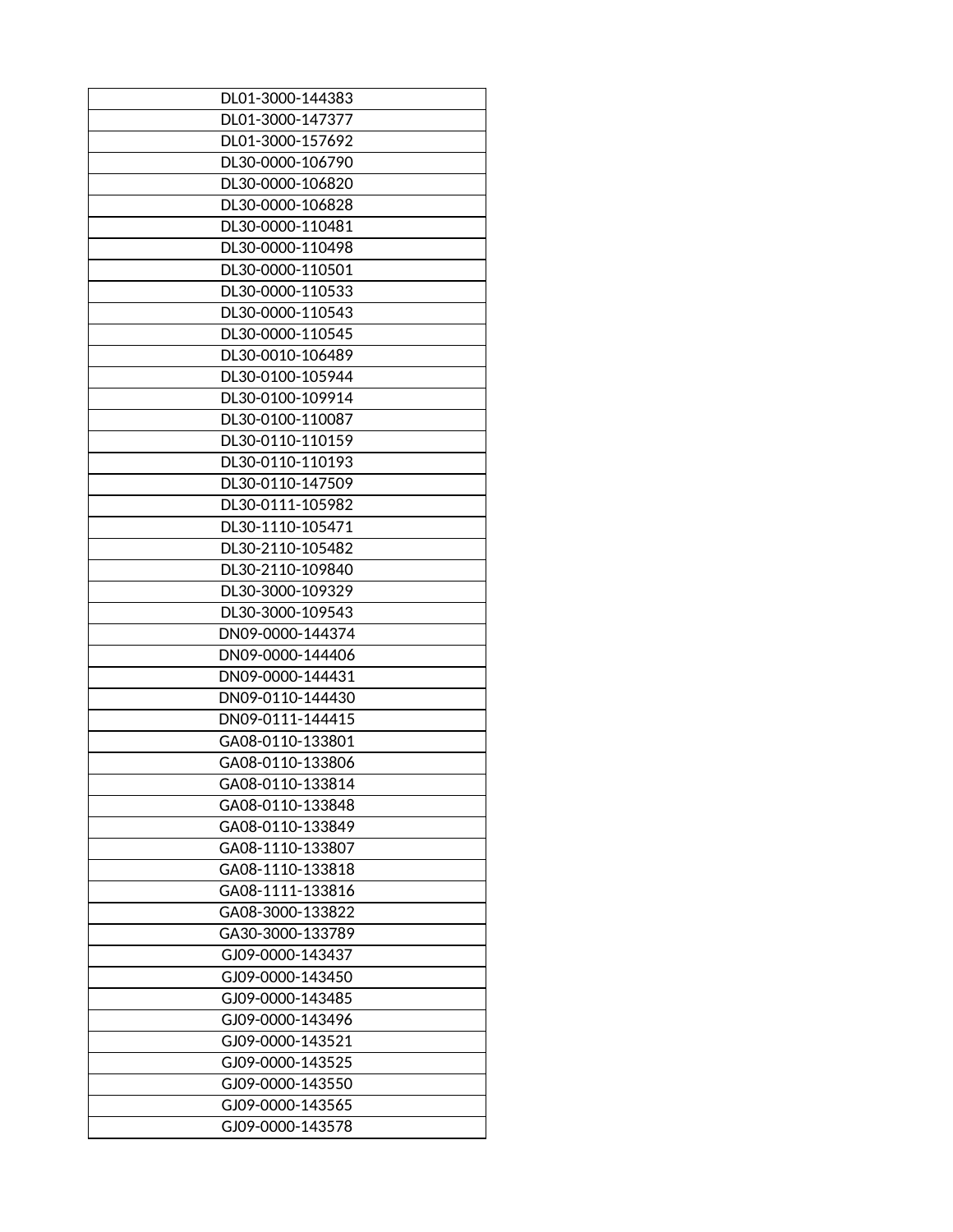| DL01-3000-144383 |
|---|
| DL01-3000-147377 |
| DL01-3000-157692 |
| DL30-0000-106790 |
| DL30-0000-106820 |
| DL30-0000-106828 |
| DL30-0000-110481 |
| DL30-0000-110498 |
| DL30-0000-110501 |
| DL30-0000-110533 |
| DL30-0000-110543 |
| DL30-0000-110545 |
| DL30-0010-106489 |
| DL30-0100-105944 |
| DL30-0100-109914 |
| DL30-0100-110087 |
| DL30-0110-110159 |
| DL30-0110-110193 |
| DL30-0110-147509 |
| DL30-0111-105982 |
| DL30-1110-105471 |
| DL30-2110-105482 |
| DL30-2110-109840 |
| DL30-3000-109329 |
| DL30-3000-109543 |
| DN09-0000-144374 |
| DN09-0000-144406 |
| DN09-0000-144431 |
| DN09-0110-144430 |
| DN09-0111-144415 |
| GA08-0110-133801 |
| GA08-0110-133806 |
| GA08-0110-133814 |
| GA08-0110-133848 |
| GA08-0110-133849 |
| GA08-1110-133807 |
| GA08-1110-133818 |
| GA08-1111-133816 |
| GA08-3000-133822 |
| GA30-3000-133789 |
| GJ09-0000-143437 |
| GJ09-0000-143450 |
| GJ09-0000-143485 |
| GJ09-0000-143496 |
| GJ09-0000-143521 |
| GJ09-0000-143525 |
| GJ09-0000-143550 |
| GJ09-0000-143565 |
| GJ09-0000-143578 |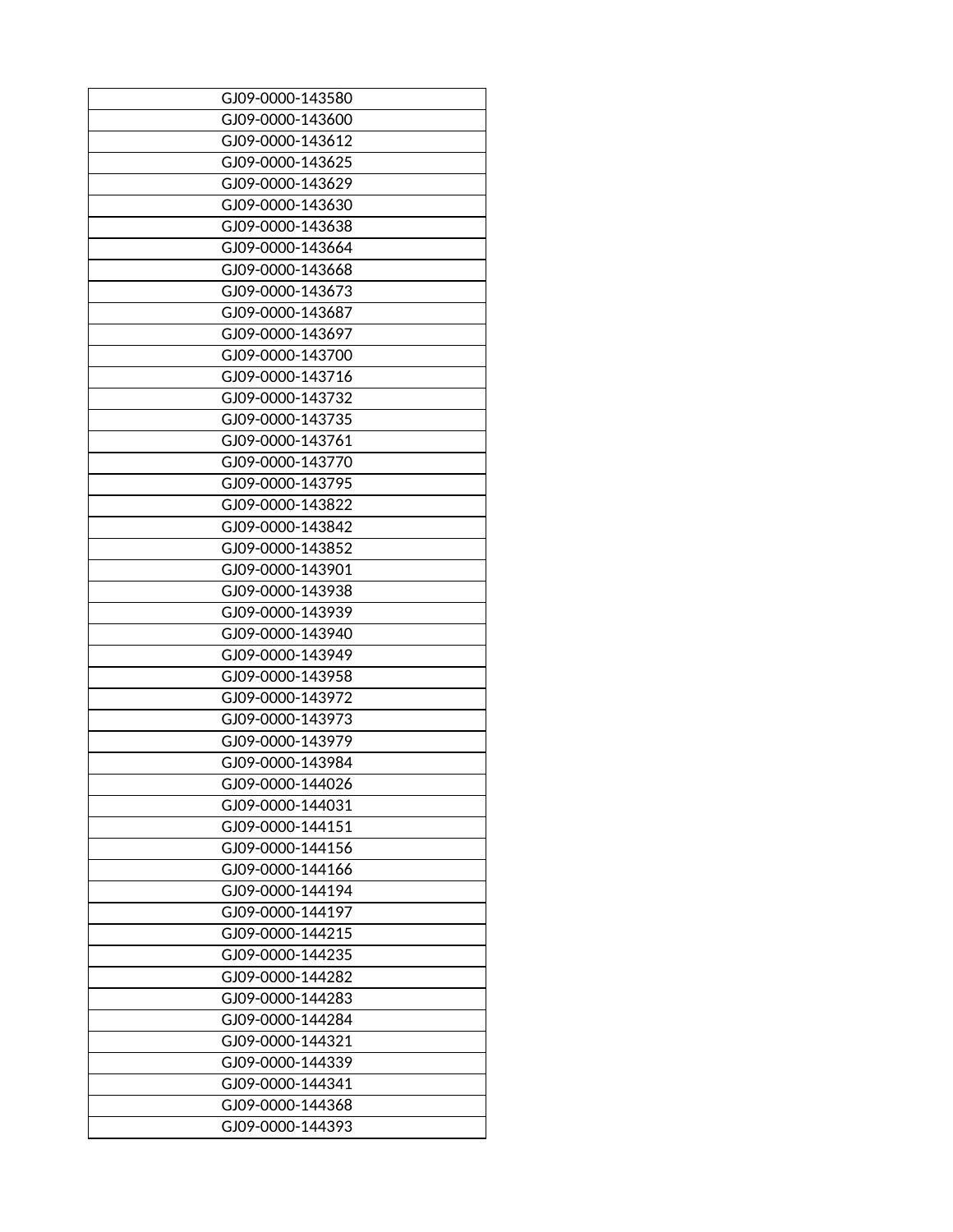| GJ09-0000-143580 |
|---|
| GJ09-0000-143600 |
| GJ09-0000-143612 |
| GJ09-0000-143625 |
| GJ09-0000-143629 |
| GJ09-0000-143630 |
| GJ09-0000-143638 |
| GJ09-0000-143664 |
| GJ09-0000-143668 |
| GJ09-0000-143673 |
| GJ09-0000-143687 |
| GJ09-0000-143697 |
| GJ09-0000-143700 |
| GJ09-0000-143716 |
| GJ09-0000-143732 |
| GJ09-0000-143735 |
| GJ09-0000-143761 |
| GJ09-0000-143770 |
| GJ09-0000-143795 |
| GJ09-0000-143822 |
| GJ09-0000-143842 |
| GJ09-0000-143852 |
| GJ09-0000-143901 |
| GJ09-0000-143938 |
| GJ09-0000-143939 |
| GJ09-0000-143940 |
| GJ09-0000-143949 |
| GJ09-0000-143958 |
| GJ09-0000-143972 |
| GJ09-0000-143973 |
| GJ09-0000-143979 |
| GJ09-0000-143984 |
| GJ09-0000-144026 |
| GJ09-0000-144031 |
| GJ09-0000-144151 |
| GJ09-0000-144156 |
| GJ09-0000-144166 |
| GJ09-0000-144194 |
| GJ09-0000-144197 |
| GJ09-0000-144215 |
| GJ09-0000-144235 |
| GJ09-0000-144282 |
| GJ09-0000-144283 |
| GJ09-0000-144284 |
| GJ09-0000-144321 |
| GJ09-0000-144339 |
| GJ09-0000-144341 |
| GJ09-0000-144368 |
| GJ09-0000-144393 |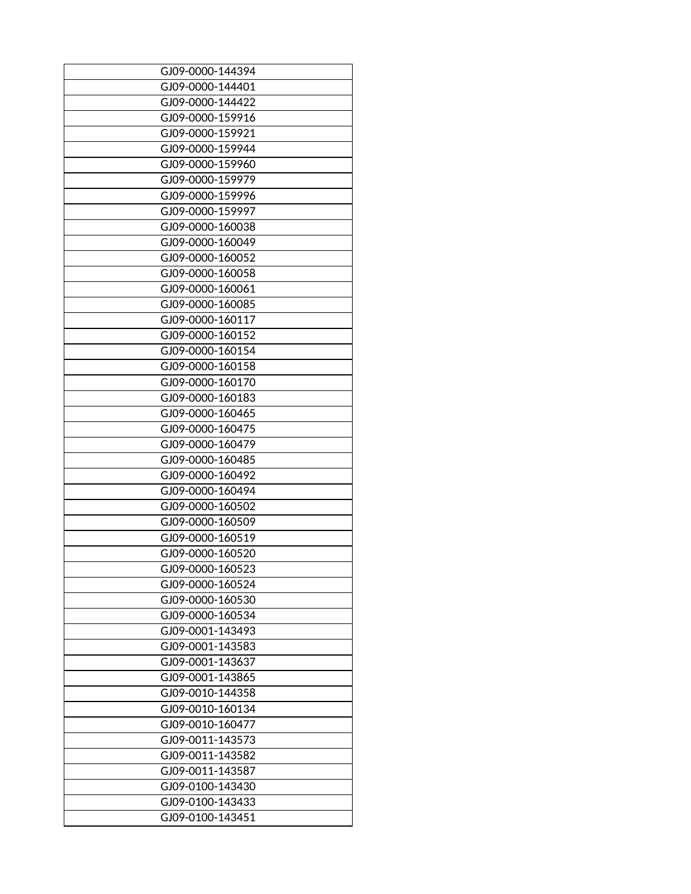| GJ09-0000-144394 |
|---|
| GJ09-0000-144401 |
| GJ09-0000-144422 |
| GJ09-0000-159916 |
| GJ09-0000-159921 |
| GJ09-0000-159944 |
| GJ09-0000-159960 |
| GJ09-0000-159979 |
| GJ09-0000-159996 |
| GJ09-0000-159997 |
| GJ09-0000-160038 |
| GJ09-0000-160049 |
| GJ09-0000-160052 |
| GJ09-0000-160058 |
| GJ09-0000-160061 |
| GJ09-0000-160085 |
| GJ09-0000-160117 |
| GJ09-0000-160152 |
| GJ09-0000-160154 |
| GJ09-0000-160158 |
| GJ09-0000-160170 |
| GJ09-0000-160183 |
| GJ09-0000-160465 |
| GJ09-0000-160475 |
| GJ09-0000-160479 |
| GJ09-0000-160485 |
| GJ09-0000-160492 |
| GJ09-0000-160494 |
| GJ09-0000-160502 |
| GJ09-0000-160509 |
| GJ09-0000-160519 |
| GJ09-0000-160520 |
| GJ09-0000-160523 |
| GJ09-0000-160524 |
| GJ09-0000-160530 |
| GJ09-0000-160534 |
| GJ09-0001-143493 |
| GJ09-0001-143583 |
| GJ09-0001-143637 |
| GJ09-0001-143865 |
| GJ09-0010-144358 |
| GJ09-0010-160134 |
| GJ09-0010-160477 |
| GJ09-0011-143573 |
| GJ09-0011-143582 |
| GJ09-0011-143587 |
| GJ09-0100-143430 |
| GJ09-0100-143433 |
| GJ09-0100-143451 |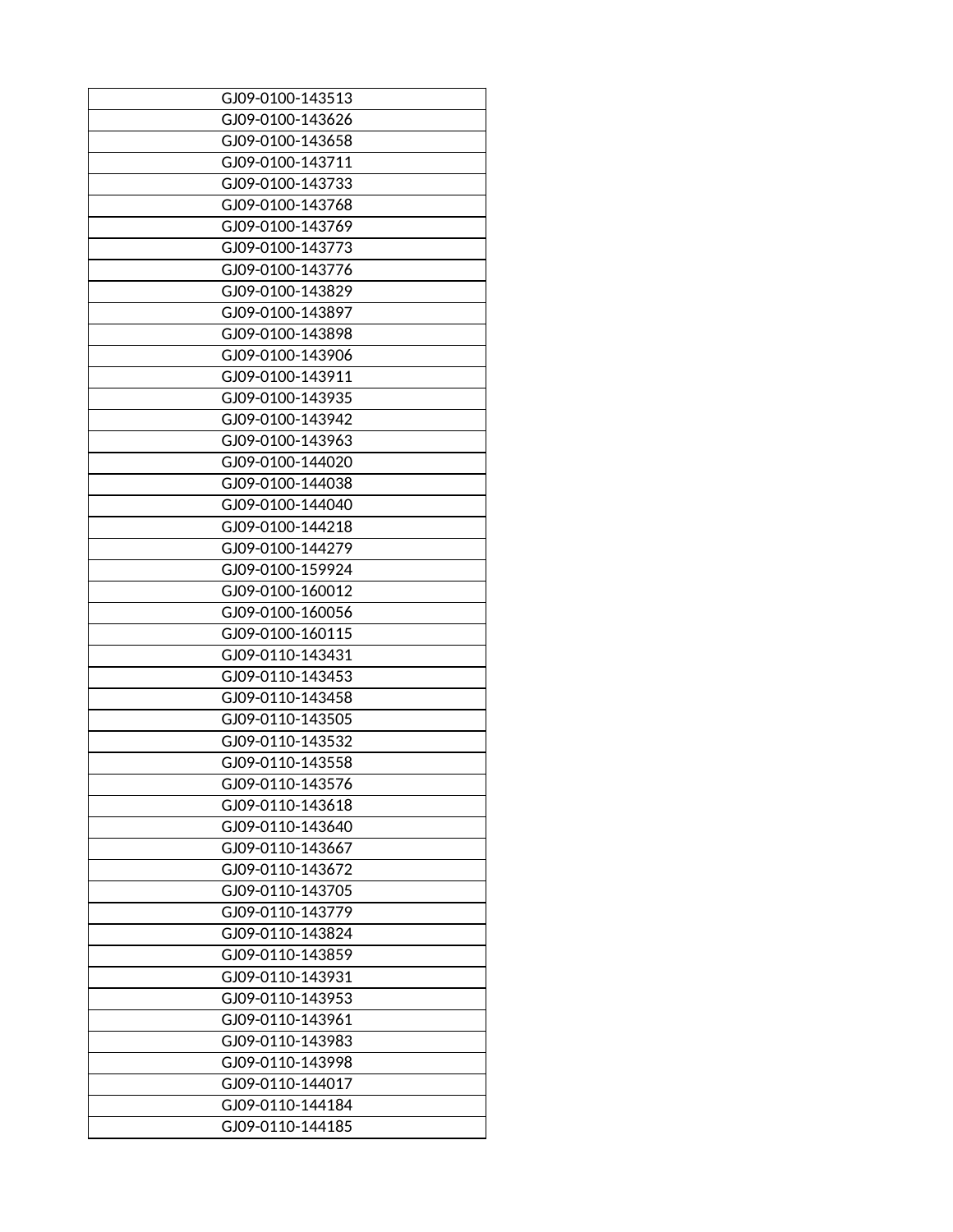| GJ09-0100-143513 |
|---|
| GJ09-0100-143626 |
| GJ09-0100-143658 |
| GJ09-0100-143711 |
| GJ09-0100-143733 |
| GJ09-0100-143768 |
| GJ09-0100-143769 |
| GJ09-0100-143773 |
| GJ09-0100-143776 |
| GJ09-0100-143829 |
| GJ09-0100-143897 |
| GJ09-0100-143898 |
| GJ09-0100-143906 |
| GJ09-0100-143911 |
| GJ09-0100-143935 |
| GJ09-0100-143942 |
| GJ09-0100-143963 |
| GJ09-0100-144020 |
| GJ09-0100-144038 |
| GJ09-0100-144040 |
| GJ09-0100-144218 |
| GJ09-0100-144279 |
| GJ09-0100-159924 |
| GJ09-0100-160012 |
| GJ09-0100-160056 |
| GJ09-0100-160115 |
| GJ09-0110-143431 |
| GJ09-0110-143453 |
| GJ09-0110-143458 |
| GJ09-0110-143505 |
| GJ09-0110-143532 |
| GJ09-0110-143558 |
| GJ09-0110-143576 |
| GJ09-0110-143618 |
| GJ09-0110-143640 |
| GJ09-0110-143667 |
| GJ09-0110-143672 |
| GJ09-0110-143705 |
| GJ09-0110-143779 |
| GJ09-0110-143824 |
| GJ09-0110-143859 |
| GJ09-0110-143931 |
| GJ09-0110-143953 |
| GJ09-0110-143961 |
| GJ09-0110-143983 |
| GJ09-0110-143998 |
| GJ09-0110-144017 |
| GJ09-0110-144184 |
| GJ09-0110-144185 |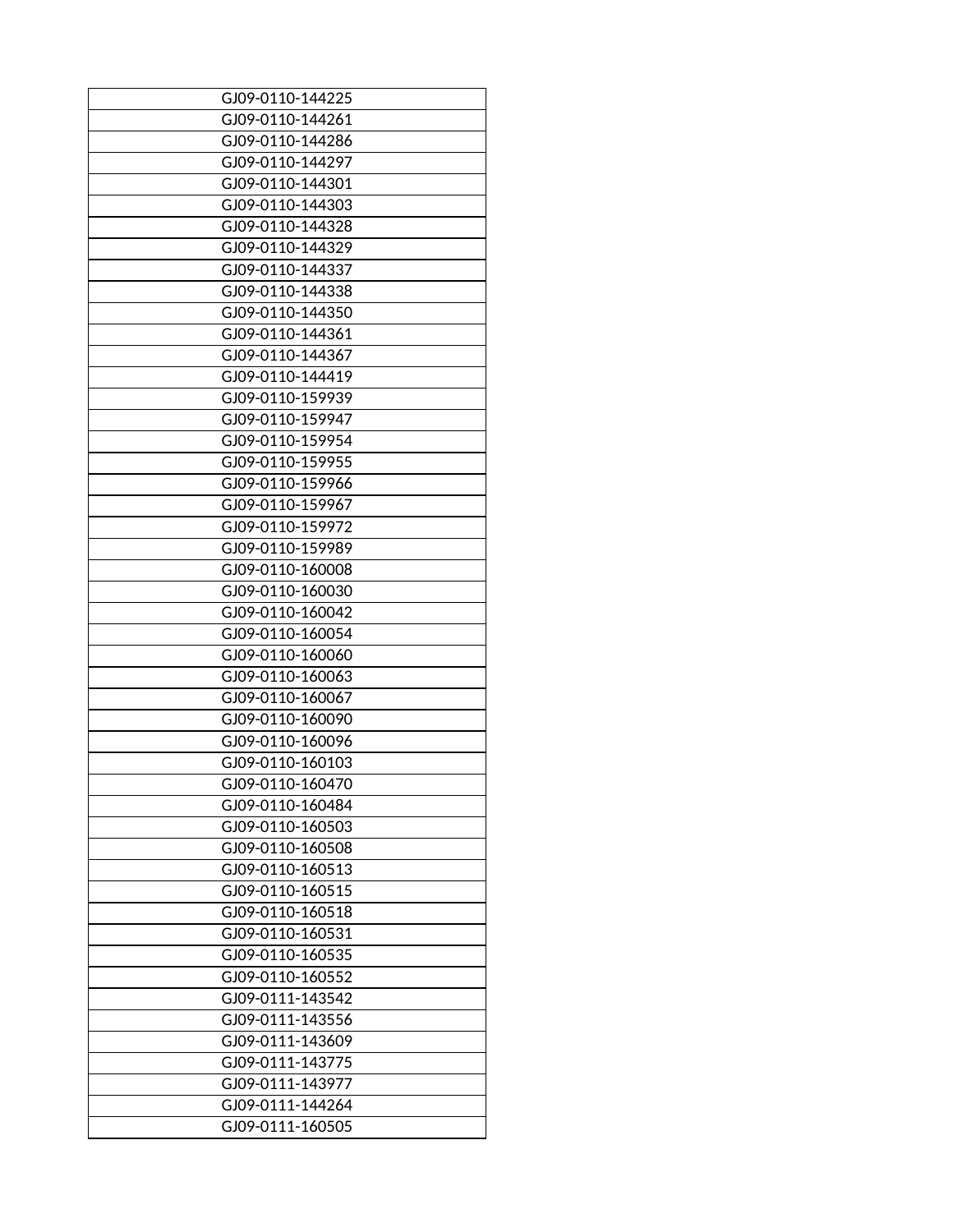| GJ09-0110-144225 |
|---|
| GJ09-0110-144261 |
| GJ09-0110-144286 |
| GJ09-0110-144297 |
| GJ09-0110-144301 |
| GJ09-0110-144303 |
| GJ09-0110-144328 |
| GJ09-0110-144329 |
| GJ09-0110-144337 |
| GJ09-0110-144338 |
| GJ09-0110-144350 |
| GJ09-0110-144361 |
| GJ09-0110-144367 |
| GJ09-0110-144419 |
| GJ09-0110-159939 |
| GJ09-0110-159947 |
| GJ09-0110-159954 |
| GJ09-0110-159955 |
| GJ09-0110-159966 |
| GJ09-0110-159967 |
| GJ09-0110-159972 |
| GJ09-0110-159989 |
| GJ09-0110-160008 |
| GJ09-0110-160030 |
| GJ09-0110-160042 |
| GJ09-0110-160054 |
| GJ09-0110-160060 |
| GJ09-0110-160063 |
| GJ09-0110-160067 |
| GJ09-0110-160090 |
| GJ09-0110-160096 |
| GJ09-0110-160103 |
| GJ09-0110-160470 |
| GJ09-0110-160484 |
| GJ09-0110-160503 |
| GJ09-0110-160508 |
| GJ09-0110-160513 |
| GJ09-0110-160515 |
| GJ09-0110-160518 |
| GJ09-0110-160531 |
| GJ09-0110-160535 |
| GJ09-0110-160552 |
| GJ09-0111-143542 |
| GJ09-0111-143556 |
| GJ09-0111-143609 |
| GJ09-0111-143775 |
| GJ09-0111-143977 |
| GJ09-0111-144264 |
| GJ09-0111-160505 |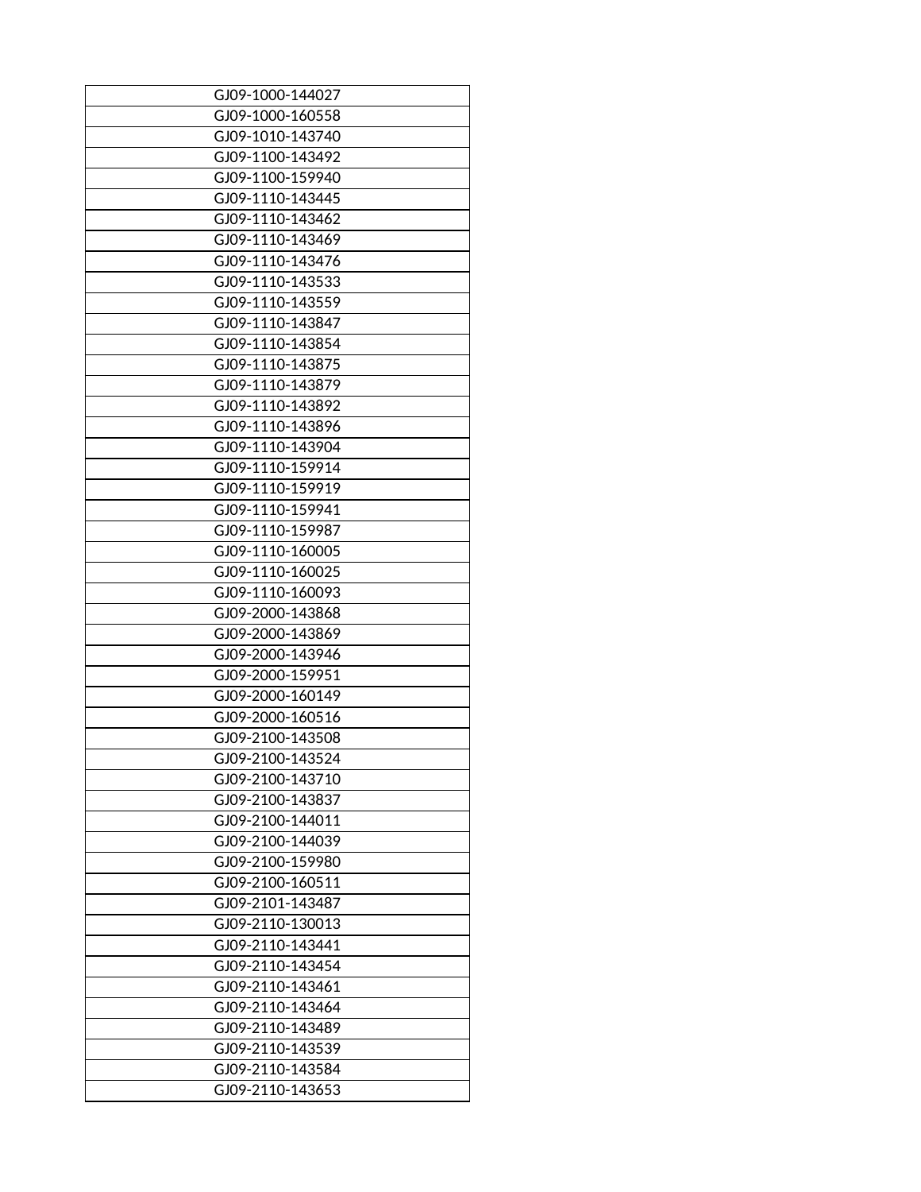| GJ09-1000-144027 |
|---|
| GJ09-1000-160558 |
| GJ09-1010-143740 |
| GJ09-1100-143492 |
| GJ09-1100-159940 |
| GJ09-1110-143445 |
| GJ09-1110-143462 |
| GJ09-1110-143469 |
| GJ09-1110-143476 |
| GJ09-1110-143533 |
| GJ09-1110-143559 |
| GJ09-1110-143847 |
| GJ09-1110-143854 |
| GJ09-1110-143875 |
| GJ09-1110-143879 |
| GJ09-1110-143892 |
| GJ09-1110-143896 |
| GJ09-1110-143904 |
| GJ09-1110-159914 |
| GJ09-1110-159919 |
| GJ09-1110-159941 |
| GJ09-1110-159987 |
| GJ09-1110-160005 |
| GJ09-1110-160025 |
| GJ09-1110-160093 |
| GJ09-2000-143868 |
| GJ09-2000-143869 |
| GJ09-2000-143946 |
| GJ09-2000-159951 |
| GJ09-2000-160149 |
| GJ09-2000-160516 |
| GJ09-2100-143508 |
| GJ09-2100-143524 |
| GJ09-2100-143710 |
| GJ09-2100-143837 |
| GJ09-2100-144011 |
| GJ09-2100-144039 |
| GJ09-2100-159980 |
| GJ09-2100-160511 |
| GJ09-2101-143487 |
| GJ09-2110-130013 |
| GJ09-2110-143441 |
| GJ09-2110-143454 |
| GJ09-2110-143461 |
| GJ09-2110-143464 |
| GJ09-2110-143489 |
| GJ09-2110-143539 |
| GJ09-2110-143584 |
| GJ09-2110-143653 |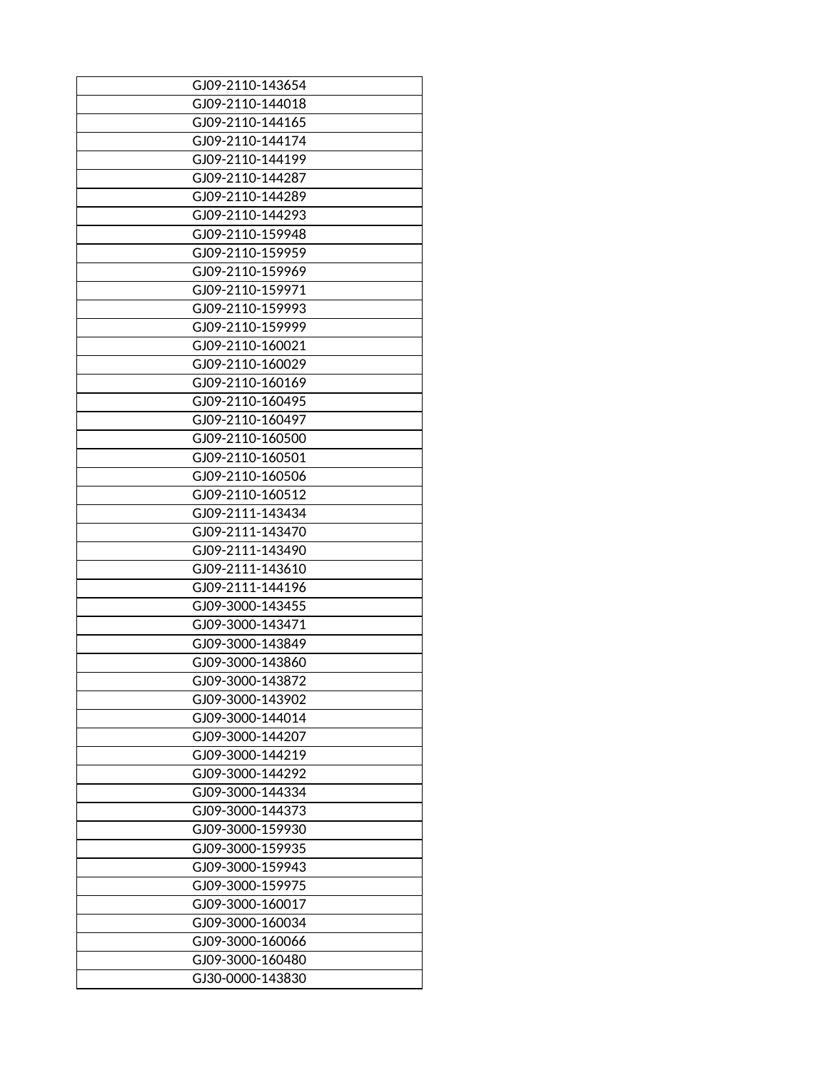| GJ09-2110-143654 |
| --- |
| GJ09-2110-144018 |
| GJ09-2110-144165 |
| GJ09-2110-144174 |
| GJ09-2110-144199 |
| GJ09-2110-144287 |
| GJ09-2110-144289 |
| GJ09-2110-144293 |
| GJ09-2110-159948 |
| GJ09-2110-159959 |
| GJ09-2110-159969 |
| GJ09-2110-159971 |
| GJ09-2110-159993 |
| GJ09-2110-159999 |
| GJ09-2110-160021 |
| GJ09-2110-160029 |
| GJ09-2110-160169 |
| GJ09-2110-160495 |
| GJ09-2110-160497 |
| GJ09-2110-160500 |
| GJ09-2110-160501 |
| GJ09-2110-160506 |
| GJ09-2110-160512 |
| GJ09-2111-143434 |
| GJ09-2111-143470 |
| GJ09-2111-143490 |
| GJ09-2111-143610 |
| GJ09-2111-144196 |
| GJ09-3000-143455 |
| GJ09-3000-143471 |
| GJ09-3000-143849 |
| GJ09-3000-143860 |
| GJ09-3000-143872 |
| GJ09-3000-143902 |
| GJ09-3000-144014 |
| GJ09-3000-144207 |
| GJ09-3000-144219 |
| GJ09-3000-144292 |
| GJ09-3000-144334 |
| GJ09-3000-144373 |
| GJ09-3000-159930 |
| GJ09-3000-159935 |
| GJ09-3000-159943 |
| GJ09-3000-159975 |
| GJ09-3000-160017 |
| GJ09-3000-160034 |
| GJ09-3000-160066 |
| GJ09-3000-160480 |
| GJ30-0000-143830 |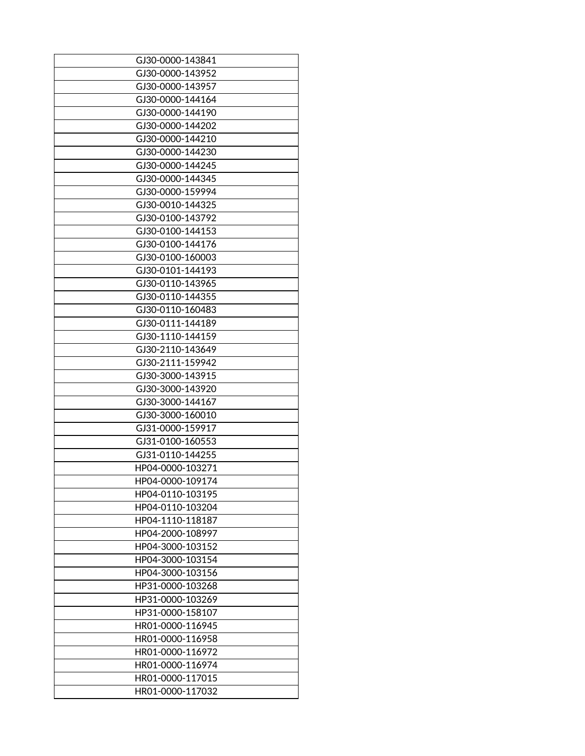| GJ30-0000-143841 |
|---|
| GJ30-0000-143952 |
| GJ30-0000-143957 |
| GJ30-0000-144164 |
| GJ30-0000-144190 |
| GJ30-0000-144202 |
| GJ30-0000-144210 |
| GJ30-0000-144230 |
| GJ30-0000-144245 |
| GJ30-0000-144345 |
| GJ30-0000-159994 |
| GJ30-0010-144325 |
| GJ30-0100-143792 |
| GJ30-0100-144153 |
| GJ30-0100-144176 |
| GJ30-0100-160003 |
| GJ30-0101-144193 |
| GJ30-0110-143965 |
| GJ30-0110-144355 |
| GJ30-0110-160483 |
| GJ30-0111-144189 |
| GJ30-1110-144159 |
| GJ30-2110-143649 |
| GJ30-2111-159942 |
| GJ30-3000-143915 |
| GJ30-3000-143920 |
| GJ30-3000-144167 |
| GJ30-3000-160010 |
| GJ31-0000-159917 |
| GJ31-0100-160553 |
| GJ31-0110-144255 |
| HP04-0000-103271 |
| HP04-0000-109174 |
| HP04-0110-103195 |
| HP04-0110-103204 |
| HP04-1110-118187 |
| HP04-2000-108997 |
| HP04-3000-103152 |
| HP04-3000-103154 |
| HP04-3000-103156 |
| HP31-0000-103268 |
| HP31-0000-103269 |
| HP31-0000-158107 |
| HR01-0000-116945 |
| HR01-0000-116958 |
| HR01-0000-116972 |
| HR01-0000-116974 |
| HR01-0000-117015 |
| HR01-0000-117032 |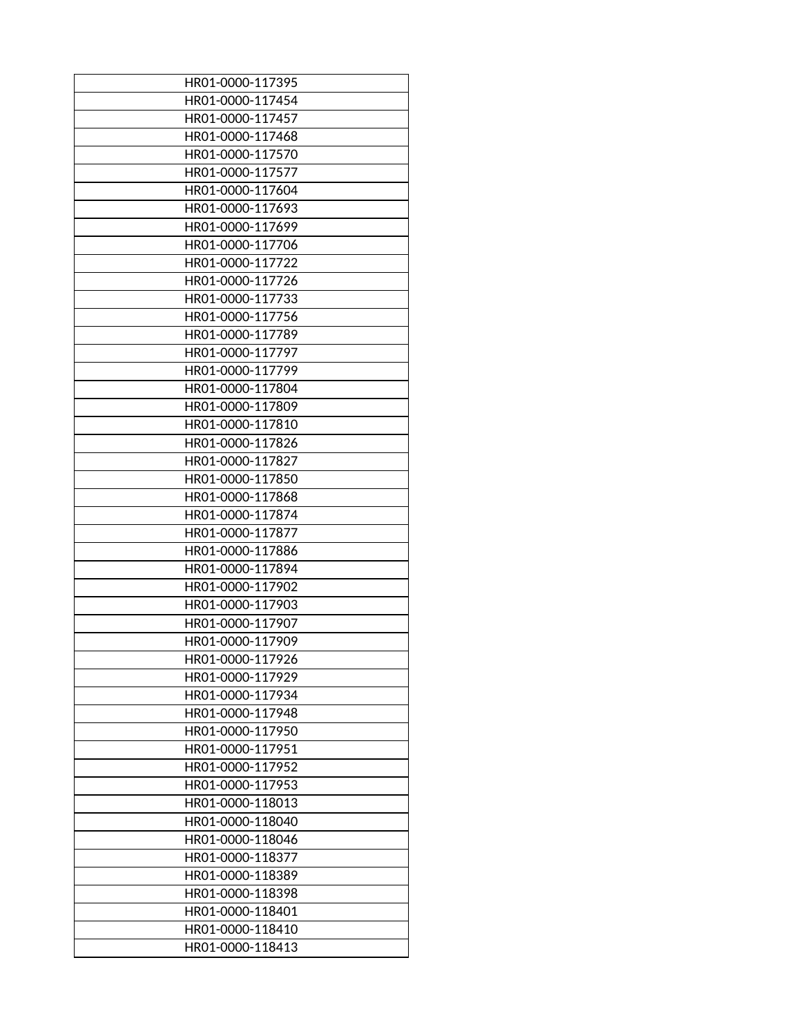| HR01-0000-117395 |
|---|
| HR01-0000-117454 |
| HR01-0000-117457 |
| HR01-0000-117468 |
| HR01-0000-117570 |
| HR01-0000-117577 |
| HR01-0000-117604 |
| HR01-0000-117693 |
| HR01-0000-117699 |
| HR01-0000-117706 |
| HR01-0000-117722 |
| HR01-0000-117726 |
| HR01-0000-117733 |
| HR01-0000-117756 |
| HR01-0000-117789 |
| HR01-0000-117797 |
| HR01-0000-117799 |
| HR01-0000-117804 |
| HR01-0000-117809 |
| HR01-0000-117810 |
| HR01-0000-117826 |
| HR01-0000-117827 |
| HR01-0000-117850 |
| HR01-0000-117868 |
| HR01-0000-117874 |
| HR01-0000-117877 |
| HR01-0000-117886 |
| HR01-0000-117894 |
| HR01-0000-117902 |
| HR01-0000-117903 |
| HR01-0000-117907 |
| HR01-0000-117909 |
| HR01-0000-117926 |
| HR01-0000-117929 |
| HR01-0000-117934 |
| HR01-0000-117948 |
| HR01-0000-117950 |
| HR01-0000-117951 |
| HR01-0000-117952 |
| HR01-0000-117953 |
| HR01-0000-118013 |
| HR01-0000-118040 |
| HR01-0000-118046 |
| HR01-0000-118377 |
| HR01-0000-118389 |
| HR01-0000-118398 |
| HR01-0000-118401 |
| HR01-0000-118410 |
| HR01-0000-118413 |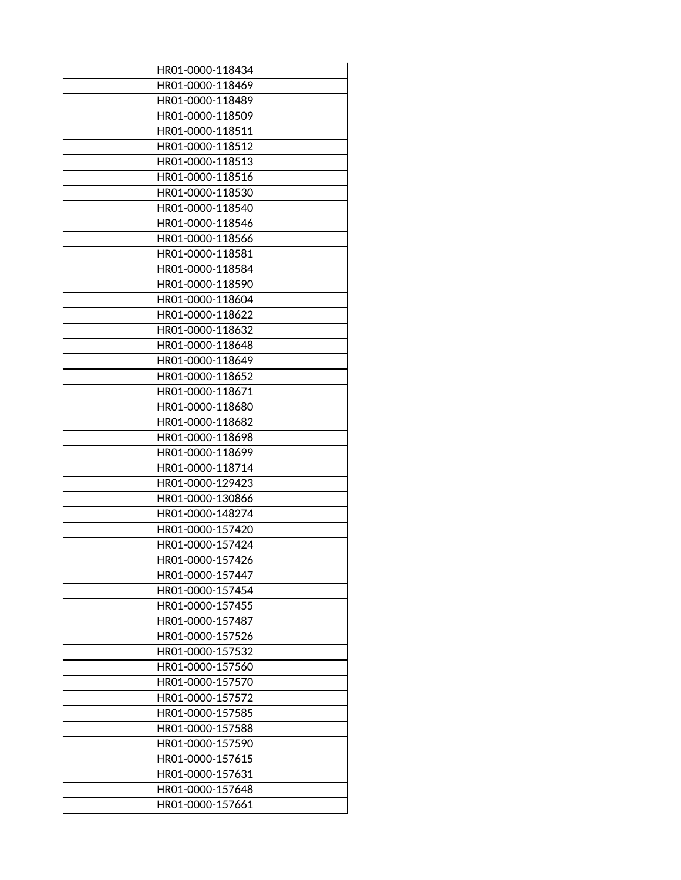| HR01-0000-118434 |
|---|
| HR01-0000-118469 |
| HR01-0000-118489 |
| HR01-0000-118509 |
| HR01-0000-118511 |
| HR01-0000-118512 |
| HR01-0000-118513 |
| HR01-0000-118516 |
| HR01-0000-118530 |
| HR01-0000-118540 |
| HR01-0000-118546 |
| HR01-0000-118566 |
| HR01-0000-118581 |
| HR01-0000-118584 |
| HR01-0000-118590 |
| HR01-0000-118604 |
| HR01-0000-118622 |
| HR01-0000-118632 |
| HR01-0000-118648 |
| HR01-0000-118649 |
| HR01-0000-118652 |
| HR01-0000-118671 |
| HR01-0000-118680 |
| HR01-0000-118682 |
| HR01-0000-118698 |
| HR01-0000-118699 |
| HR01-0000-118714 |
| HR01-0000-129423 |
| HR01-0000-130866 |
| HR01-0000-148274 |
| HR01-0000-157420 |
| HR01-0000-157424 |
| HR01-0000-157426 |
| HR01-0000-157447 |
| HR01-0000-157454 |
| HR01-0000-157455 |
| HR01-0000-157487 |
| HR01-0000-157526 |
| HR01-0000-157532 |
| HR01-0000-157560 |
| HR01-0000-157570 |
| HR01-0000-157572 |
| HR01-0000-157585 |
| HR01-0000-157588 |
| HR01-0000-157590 |
| HR01-0000-157615 |
| HR01-0000-157631 |
| HR01-0000-157648 |
| HR01-0000-157661 |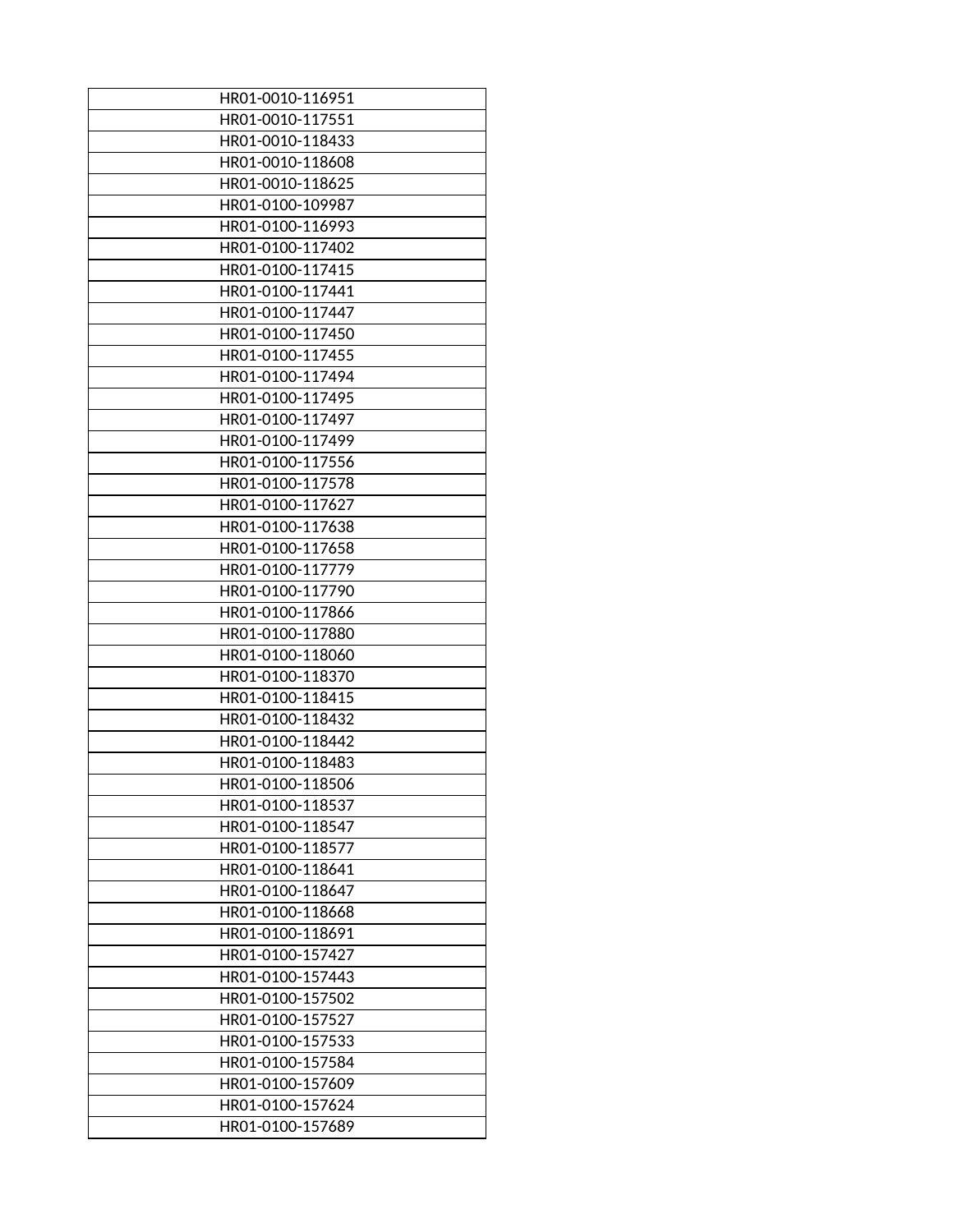| HR01-0010-116951 |
|---|
| HR01-0010-117551 |
| HR01-0010-118433 |
| HR01-0010-118608 |
| HR01-0010-118625 |
| HR01-0100-109987 |
| HR01-0100-116993 |
| HR01-0100-117402 |
| HR01-0100-117415 |
| HR01-0100-117441 |
| HR01-0100-117447 |
| HR01-0100-117450 |
| HR01-0100-117455 |
| HR01-0100-117494 |
| HR01-0100-117495 |
| HR01-0100-117497 |
| HR01-0100-117499 |
| HR01-0100-117556 |
| HR01-0100-117578 |
| HR01-0100-117627 |
| HR01-0100-117638 |
| HR01-0100-117658 |
| HR01-0100-117779 |
| HR01-0100-117790 |
| HR01-0100-117866 |
| HR01-0100-117880 |
| HR01-0100-118060 |
| HR01-0100-118370 |
| HR01-0100-118415 |
| HR01-0100-118432 |
| HR01-0100-118442 |
| HR01-0100-118483 |
| HR01-0100-118506 |
| HR01-0100-118537 |
| HR01-0100-118547 |
| HR01-0100-118577 |
| HR01-0100-118641 |
| HR01-0100-118647 |
| HR01-0100-118668 |
| HR01-0100-118691 |
| HR01-0100-157427 |
| HR01-0100-157443 |
| HR01-0100-157502 |
| HR01-0100-157527 |
| HR01-0100-157533 |
| HR01-0100-157584 |
| HR01-0100-157609 |
| HR01-0100-157624 |
| HR01-0100-157689 |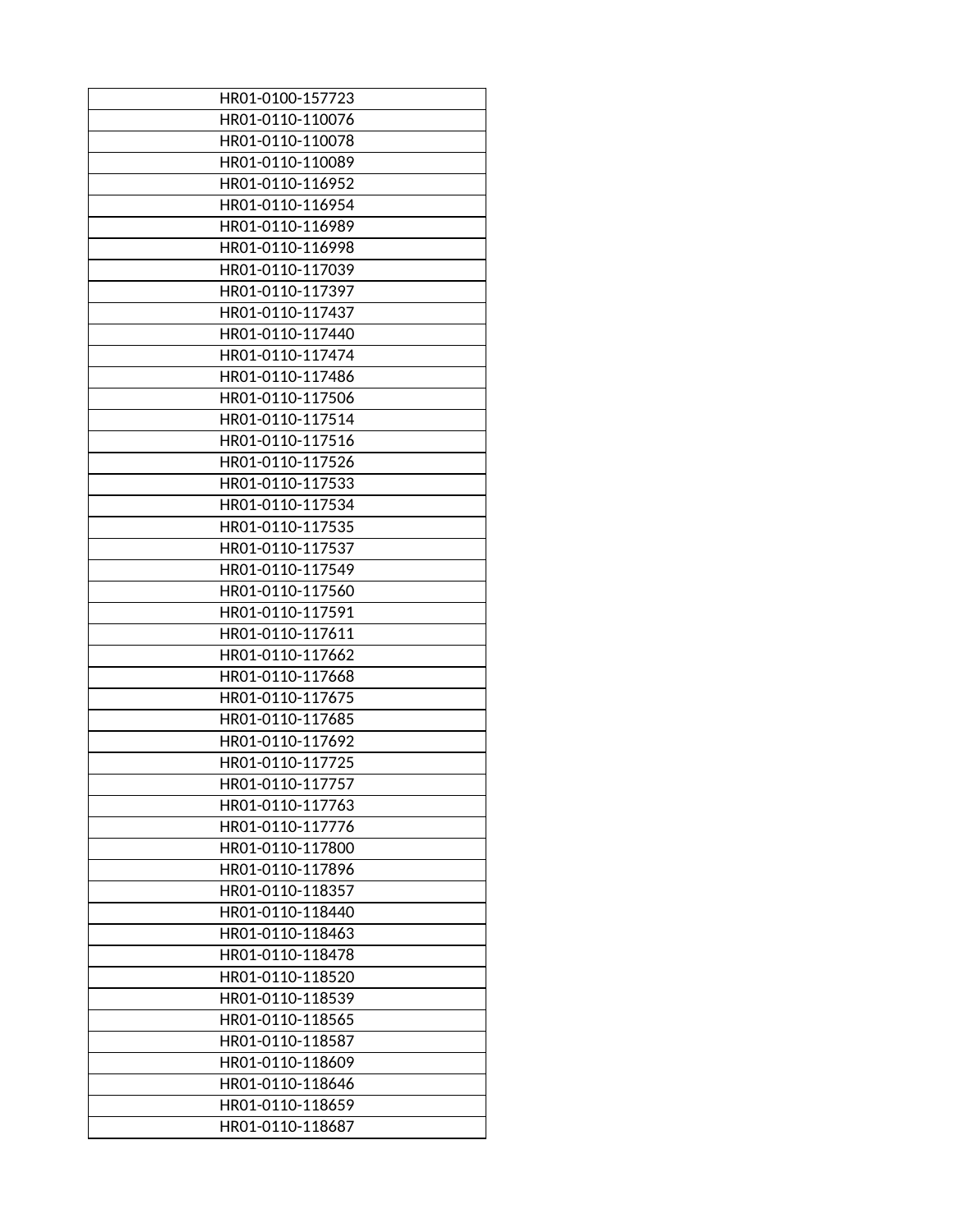| HR01-0100-157723 |
|---|
| HR01-0110-110076 |
| HR01-0110-110078 |
| HR01-0110-110089 |
| HR01-0110-116952 |
| HR01-0110-116954 |
| HR01-0110-116989 |
| HR01-0110-116998 |
| HR01-0110-117039 |
| HR01-0110-117397 |
| HR01-0110-117437 |
| HR01-0110-117440 |
| HR01-0110-117474 |
| HR01-0110-117486 |
| HR01-0110-117506 |
| HR01-0110-117514 |
| HR01-0110-117516 |
| HR01-0110-117526 |
| HR01-0110-117533 |
| HR01-0110-117534 |
| HR01-0110-117535 |
| HR01-0110-117537 |
| HR01-0110-117549 |
| HR01-0110-117560 |
| HR01-0110-117591 |
| HR01-0110-117611 |
| HR01-0110-117662 |
| HR01-0110-117668 |
| HR01-0110-117675 |
| HR01-0110-117685 |
| HR01-0110-117692 |
| HR01-0110-117725 |
| HR01-0110-117757 |
| HR01-0110-117763 |
| HR01-0110-117776 |
| HR01-0110-117800 |
| HR01-0110-117896 |
| HR01-0110-118357 |
| HR01-0110-118440 |
| HR01-0110-118463 |
| HR01-0110-118478 |
| HR01-0110-118520 |
| HR01-0110-118539 |
| HR01-0110-118565 |
| HR01-0110-118587 |
| HR01-0110-118609 |
| HR01-0110-118646 |
| HR01-0110-118659 |
| HR01-0110-118687 |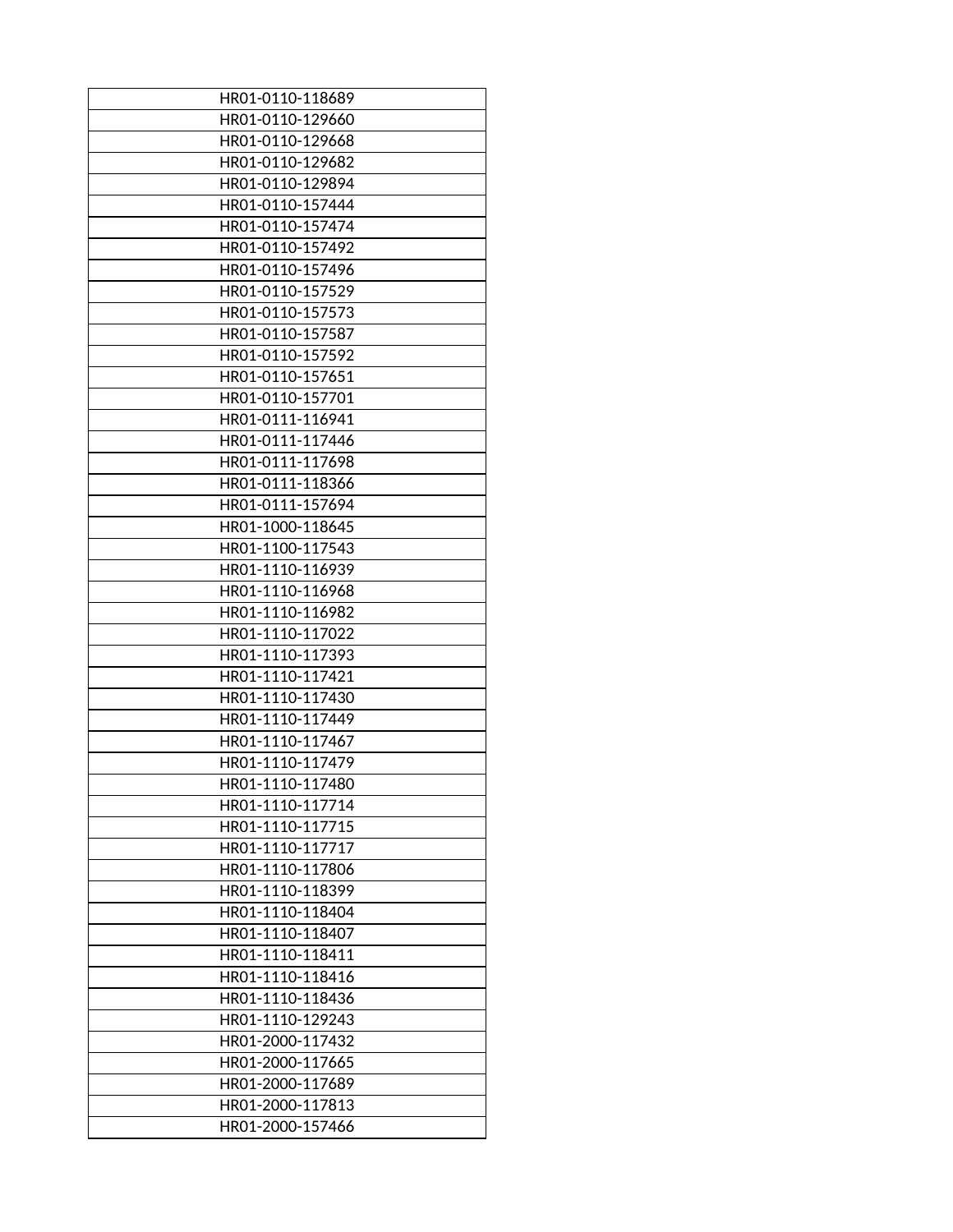| HR01-0110-118689 |
|---|
| HR01-0110-129660 |
| HR01-0110-129668 |
| HR01-0110-129682 |
| HR01-0110-129894 |
| HR01-0110-157444 |
| HR01-0110-157474 |
| HR01-0110-157492 |
| HR01-0110-157496 |
| HR01-0110-157529 |
| HR01-0110-157573 |
| HR01-0110-157587 |
| HR01-0110-157592 |
| HR01-0110-157651 |
| HR01-0110-157701 |
| HR01-0111-116941 |
| HR01-0111-117446 |
| HR01-0111-117698 |
| HR01-0111-118366 |
| HR01-0111-157694 |
| HR01-1000-118645 |
| HR01-1100-117543 |
| HR01-1110-116939 |
| HR01-1110-116968 |
| HR01-1110-116982 |
| HR01-1110-117022 |
| HR01-1110-117393 |
| HR01-1110-117421 |
| HR01-1110-117430 |
| HR01-1110-117449 |
| HR01-1110-117467 |
| HR01-1110-117479 |
| HR01-1110-117480 |
| HR01-1110-117714 |
| HR01-1110-117715 |
| HR01-1110-117717 |
| HR01-1110-117806 |
| HR01-1110-118399 |
| HR01-1110-118404 |
| HR01-1110-118407 |
| HR01-1110-118411 |
| HR01-1110-118416 |
| HR01-1110-118436 |
| HR01-1110-129243 |
| HR01-2000-117432 |
| HR01-2000-117665 |
| HR01-2000-117689 |
| HR01-2000-117813 |
| HR01-2000-157466 |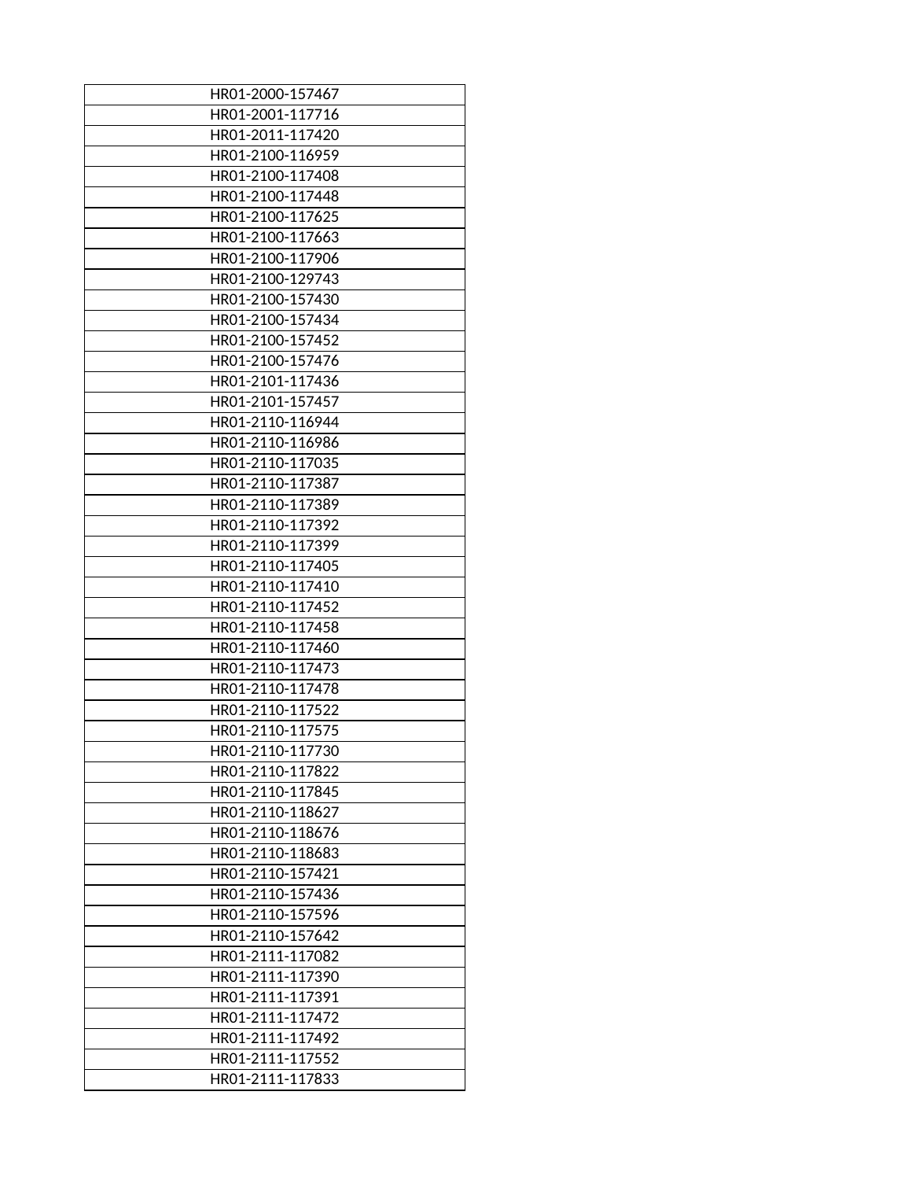| HR01-2000-157467 |
|---|
| HR01-2001-117716 |
| HR01-2011-117420 |
| HR01-2100-116959 |
| HR01-2100-117408 |
| HR01-2100-117448 |
| HR01-2100-117625 |
| HR01-2100-117663 |
| HR01-2100-117906 |
| HR01-2100-129743 |
| HR01-2100-157430 |
| HR01-2100-157434 |
| HR01-2100-157452 |
| HR01-2100-157476 |
| HR01-2101-117436 |
| HR01-2101-157457 |
| HR01-2110-116944 |
| HR01-2110-116986 |
| HR01-2110-117035 |
| HR01-2110-117387 |
| HR01-2110-117389 |
| HR01-2110-117392 |
| HR01-2110-117399 |
| HR01-2110-117405 |
| HR01-2110-117410 |
| HR01-2110-117452 |
| HR01-2110-117458 |
| HR01-2110-117460 |
| HR01-2110-117473 |
| HR01-2110-117478 |
| HR01-2110-117522 |
| HR01-2110-117575 |
| HR01-2110-117730 |
| HR01-2110-117822 |
| HR01-2110-117845 |
| HR01-2110-118627 |
| HR01-2110-118676 |
| HR01-2110-118683 |
| HR01-2110-157421 |
| HR01-2110-157436 |
| HR01-2110-157596 |
| HR01-2110-157642 |
| HR01-2111-117082 |
| HR01-2111-117390 |
| HR01-2111-117391 |
| HR01-2111-117472 |
| HR01-2111-117492 |
| HR01-2111-117552 |
| HR01-2111-117833 |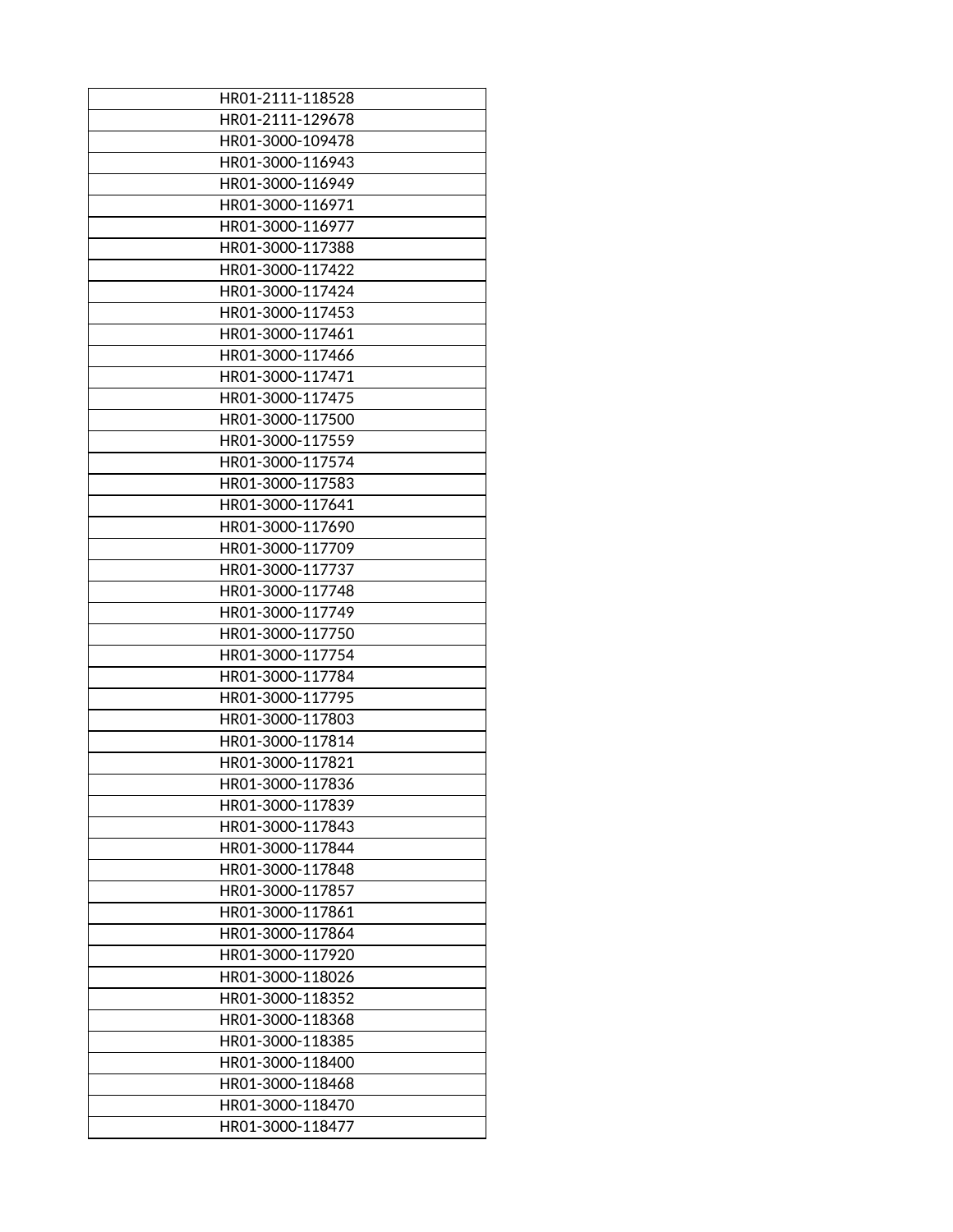| HR01-2111-118528 |
|---|
| HR01-2111-129678 |
| HR01-3000-109478 |
| HR01-3000-116943 |
| HR01-3000-116949 |
| HR01-3000-116971 |
| HR01-3000-116977 |
| HR01-3000-117388 |
| HR01-3000-117422 |
| HR01-3000-117424 |
| HR01-3000-117453 |
| HR01-3000-117461 |
| HR01-3000-117466 |
| HR01-3000-117471 |
| HR01-3000-117475 |
| HR01-3000-117500 |
| HR01-3000-117559 |
| HR01-3000-117574 |
| HR01-3000-117583 |
| HR01-3000-117641 |
| HR01-3000-117690 |
| HR01-3000-117709 |
| HR01-3000-117737 |
| HR01-3000-117748 |
| HR01-3000-117749 |
| HR01-3000-117750 |
| HR01-3000-117754 |
| HR01-3000-117784 |
| HR01-3000-117795 |
| HR01-3000-117803 |
| HR01-3000-117814 |
| HR01-3000-117821 |
| HR01-3000-117836 |
| HR01-3000-117839 |
| HR01-3000-117843 |
| HR01-3000-117844 |
| HR01-3000-117848 |
| HR01-3000-117857 |
| HR01-3000-117861 |
| HR01-3000-117864 |
| HR01-3000-117920 |
| HR01-3000-118026 |
| HR01-3000-118352 |
| HR01-3000-118368 |
| HR01-3000-118385 |
| HR01-3000-118400 |
| HR01-3000-118468 |
| HR01-3000-118470 |
| HR01-3000-118477 |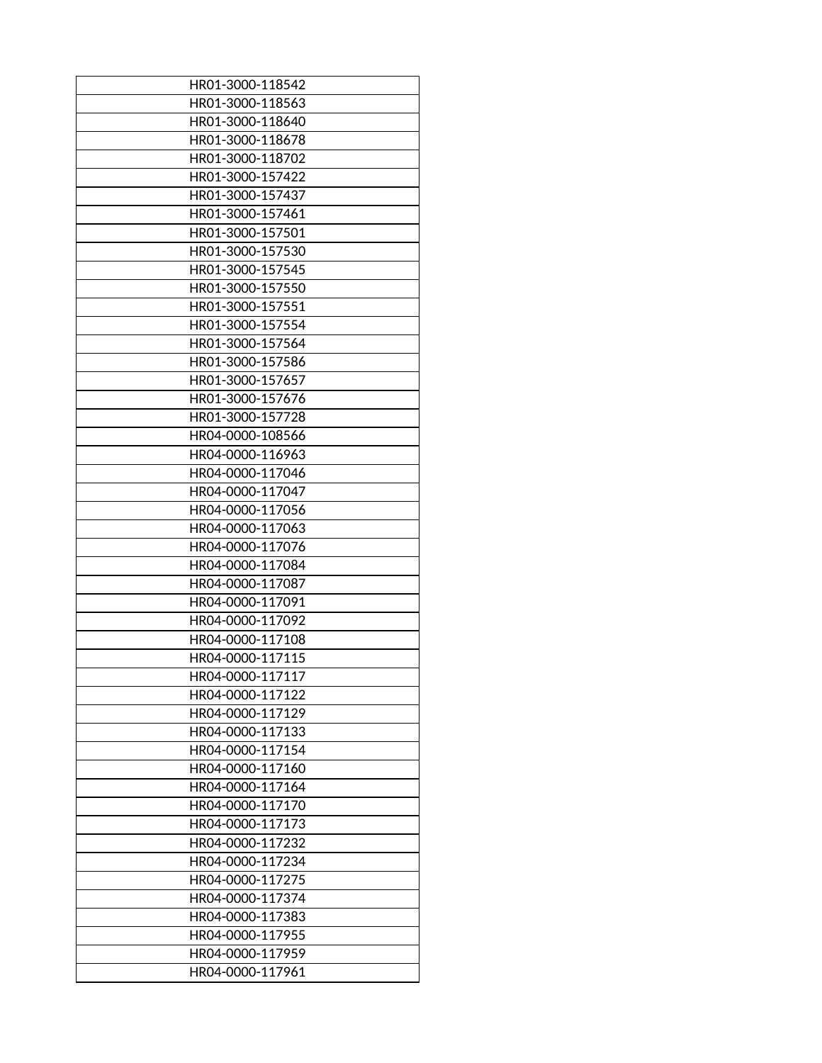| HR01-3000-118542 |
|---|
| HR01-3000-118563 |
| HR01-3000-118640 |
| HR01-3000-118678 |
| HR01-3000-118702 |
| HR01-3000-157422 |
| HR01-3000-157437 |
| HR01-3000-157461 |
| HR01-3000-157501 |
| HR01-3000-157530 |
| HR01-3000-157545 |
| HR01-3000-157550 |
| HR01-3000-157551 |
| HR01-3000-157554 |
| HR01-3000-157564 |
| HR01-3000-157586 |
| HR01-3000-157657 |
| HR01-3000-157676 |
| HR01-3000-157728 |
| HR04-0000-108566 |
| HR04-0000-116963 |
| HR04-0000-117046 |
| HR04-0000-117047 |
| HR04-0000-117056 |
| HR04-0000-117063 |
| HR04-0000-117076 |
| HR04-0000-117084 |
| HR04-0000-117087 |
| HR04-0000-117091 |
| HR04-0000-117092 |
| HR04-0000-117108 |
| HR04-0000-117115 |
| HR04-0000-117117 |
| HR04-0000-117122 |
| HR04-0000-117129 |
| HR04-0000-117133 |
| HR04-0000-117154 |
| HR04-0000-117160 |
| HR04-0000-117164 |
| HR04-0000-117170 |
| HR04-0000-117173 |
| HR04-0000-117232 |
| HR04-0000-117234 |
| HR04-0000-117275 |
| HR04-0000-117374 |
| HR04-0000-117383 |
| HR04-0000-117955 |
| HR04-0000-117959 |
| HR04-0000-117961 |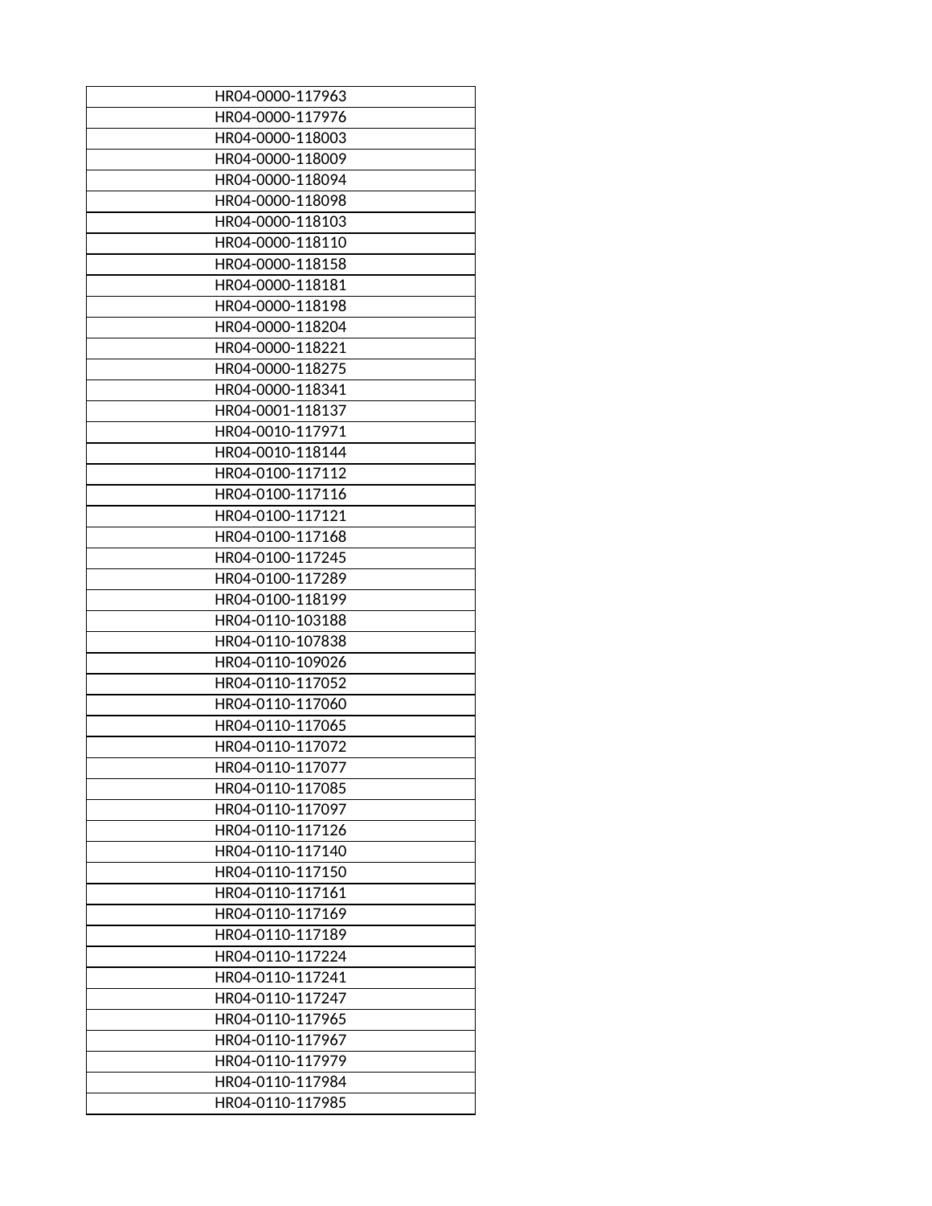| HR04-0000-117963 |
|---|
| HR04-0000-117976 |
| HR04-0000-118003 |
| HR04-0000-118009 |
| HR04-0000-118094 |
| HR04-0000-118098 |
| HR04-0000-118103 |
| HR04-0000-118110 |
| HR04-0000-118158 |
| HR04-0000-118181 |
| HR04-0000-118198 |
| HR04-0000-118204 |
| HR04-0000-118221 |
| HR04-0000-118275 |
| HR04-0000-118341 |
| HR04-0001-118137 |
| HR04-0010-117971 |
| HR04-0010-118144 |
| HR04-0100-117112 |
| HR04-0100-117116 |
| HR04-0100-117121 |
| HR04-0100-117168 |
| HR04-0100-117245 |
| HR04-0100-117289 |
| HR04-0100-118199 |
| HR04-0110-103188 |
| HR04-0110-107838 |
| HR04-0110-109026 |
| HR04-0110-117052 |
| HR04-0110-117060 |
| HR04-0110-117065 |
| HR04-0110-117072 |
| HR04-0110-117077 |
| HR04-0110-117085 |
| HR04-0110-117097 |
| HR04-0110-117126 |
| HR04-0110-117140 |
| HR04-0110-117150 |
| HR04-0110-117161 |
| HR04-0110-117169 |
| HR04-0110-117189 |
| HR04-0110-117224 |
| HR04-0110-117241 |
| HR04-0110-117247 |
| HR04-0110-117965 |
| HR04-0110-117967 |
| HR04-0110-117979 |
| HR04-0110-117984 |
| HR04-0110-117985 |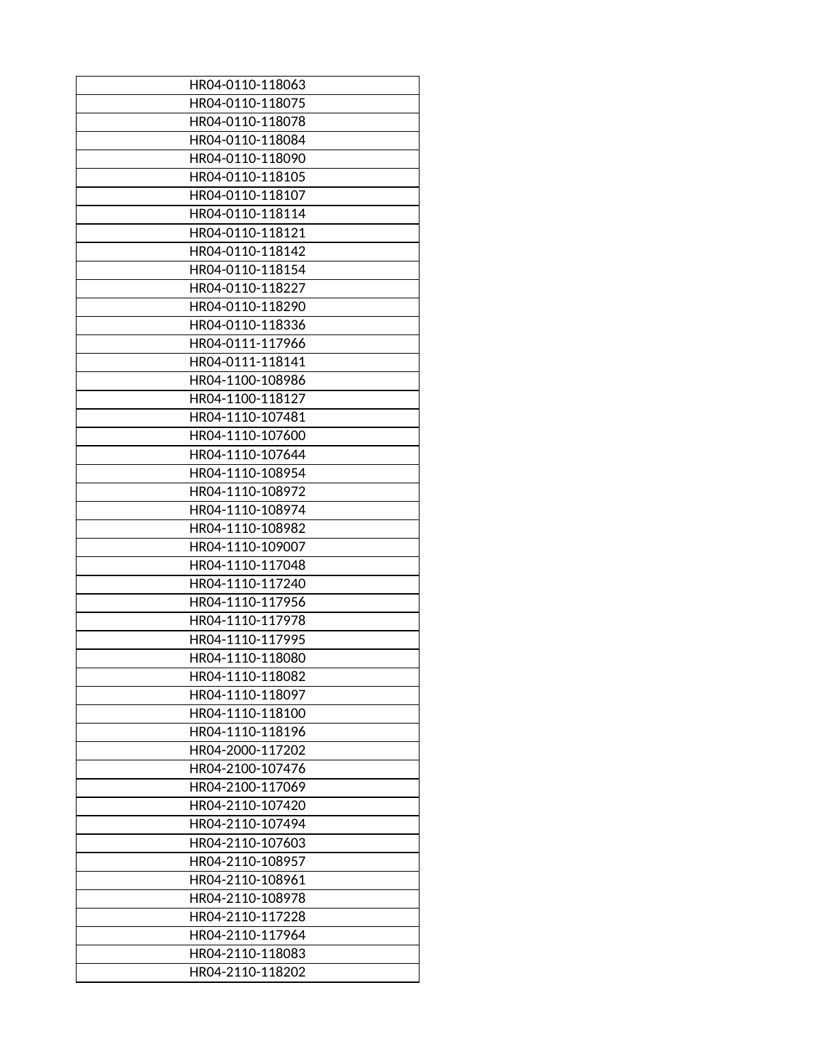| HR04-0110-118063 |
|---|
| HR04-0110-118075 |
| HR04-0110-118078 |
| HR04-0110-118084 |
| HR04-0110-118090 |
| HR04-0110-118105 |
| HR04-0110-118107 |
| HR04-0110-118114 |
| HR04-0110-118121 |
| HR04-0110-118142 |
| HR04-0110-118154 |
| HR04-0110-118227 |
| HR04-0110-118290 |
| HR04-0110-118336 |
| HR04-0111-117966 |
| HR04-0111-118141 |
| HR04-1100-108986 |
| HR04-1100-118127 |
| HR04-1110-107481 |
| HR04-1110-107600 |
| HR04-1110-107644 |
| HR04-1110-108954 |
| HR04-1110-108972 |
| HR04-1110-108974 |
| HR04-1110-108982 |
| HR04-1110-109007 |
| HR04-1110-117048 |
| HR04-1110-117240 |
| HR04-1110-117956 |
| HR04-1110-117978 |
| HR04-1110-117995 |
| HR04-1110-118080 |
| HR04-1110-118082 |
| HR04-1110-118097 |
| HR04-1110-118100 |
| HR04-1110-118196 |
| HR04-2000-117202 |
| HR04-2100-107476 |
| HR04-2100-117069 |
| HR04-2110-107420 |
| HR04-2110-107494 |
| HR04-2110-107603 |
| HR04-2110-108957 |
| HR04-2110-108961 |
| HR04-2110-108978 |
| HR04-2110-117228 |
| HR04-2110-117964 |
| HR04-2110-118083 |
| HR04-2110-118202 |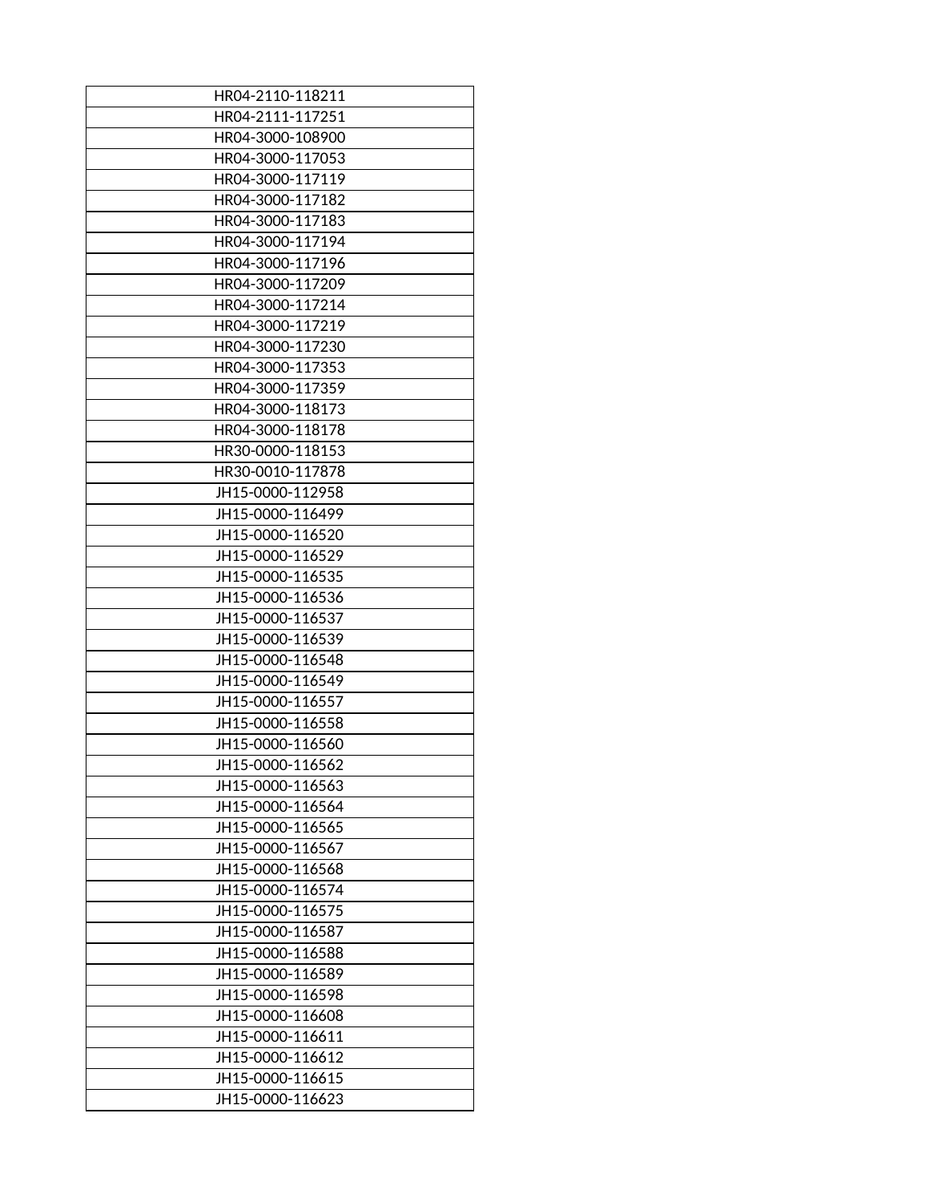| HR04-2110-118211 |
|---|
| HR04-2111-117251 |
| HR04-3000-108900 |
| HR04-3000-117053 |
| HR04-3000-117119 |
| HR04-3000-117182 |
| HR04-3000-117183 |
| HR04-3000-117194 |
| HR04-3000-117196 |
| HR04-3000-117209 |
| HR04-3000-117214 |
| HR04-3000-117219 |
| HR04-3000-117230 |
| HR04-3000-117353 |
| HR04-3000-117359 |
| HR04-3000-118173 |
| HR04-3000-118178 |
| HR30-0000-118153 |
| HR30-0010-117878 |
| JH15-0000-112958 |
| JH15-0000-116499 |
| JH15-0000-116520 |
| JH15-0000-116529 |
| JH15-0000-116535 |
| JH15-0000-116536 |
| JH15-0000-116537 |
| JH15-0000-116539 |
| JH15-0000-116548 |
| JH15-0000-116549 |
| JH15-0000-116557 |
| JH15-0000-116558 |
| JH15-0000-116560 |
| JH15-0000-116562 |
| JH15-0000-116563 |
| JH15-0000-116564 |
| JH15-0000-116565 |
| JH15-0000-116567 |
| JH15-0000-116568 |
| JH15-0000-116574 |
| JH15-0000-116575 |
| JH15-0000-116587 |
| JH15-0000-116588 |
| JH15-0000-116589 |
| JH15-0000-116598 |
| JH15-0000-116608 |
| JH15-0000-116611 |
| JH15-0000-116612 |
| JH15-0000-116615 |
| JH15-0000-116623 |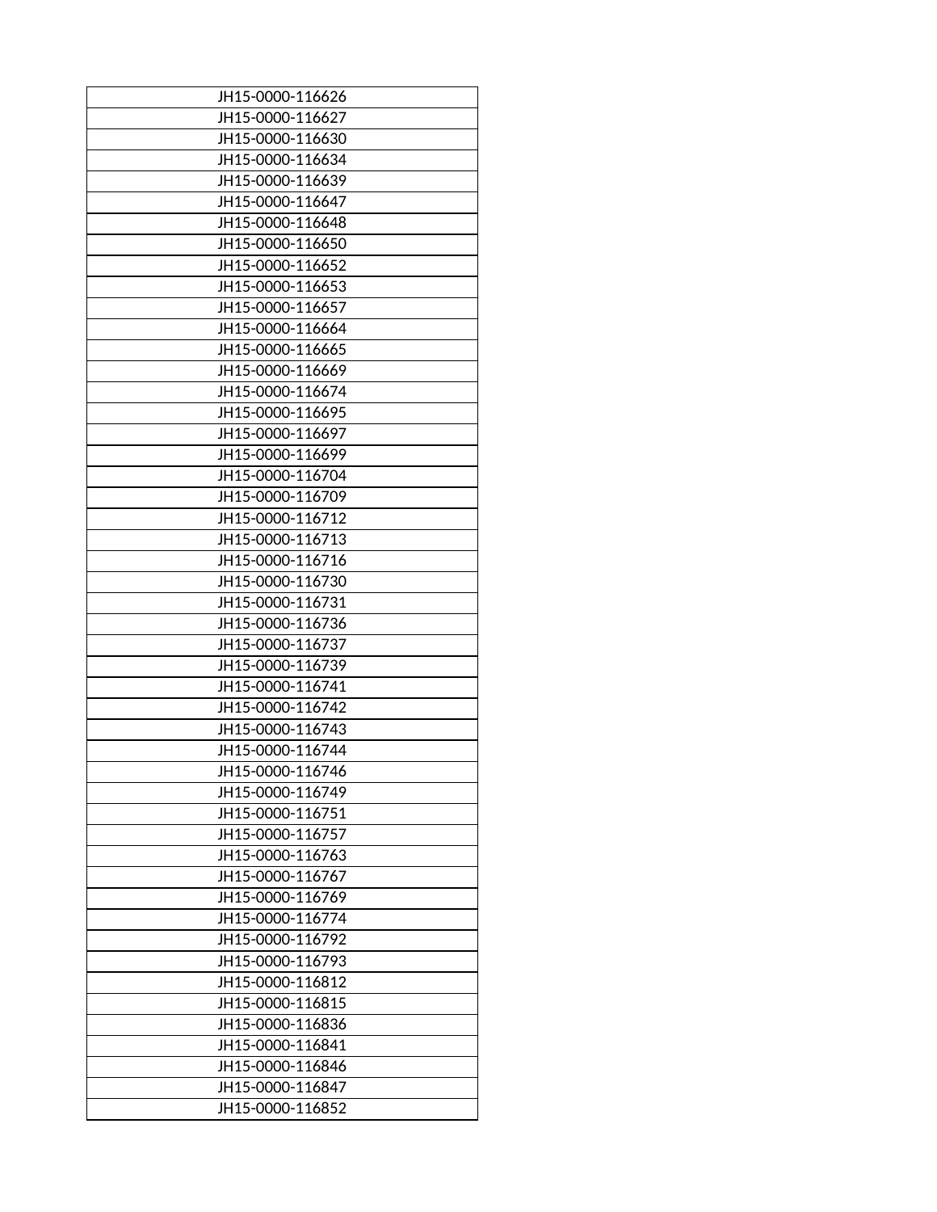| JH15-0000-116626 |
|---|
| JH15-0000-116627 |
| JH15-0000-116630 |
| JH15-0000-116634 |
| JH15-0000-116639 |
| JH15-0000-116647 |
| JH15-0000-116648 |
| JH15-0000-116650 |
| JH15-0000-116652 |
| JH15-0000-116653 |
| JH15-0000-116657 |
| JH15-0000-116664 |
| JH15-0000-116665 |
| JH15-0000-116669 |
| JH15-0000-116674 |
| JH15-0000-116695 |
| JH15-0000-116697 |
| JH15-0000-116699 |
| JH15-0000-116704 |
| JH15-0000-116709 |
| JH15-0000-116712 |
| JH15-0000-116713 |
| JH15-0000-116716 |
| JH15-0000-116730 |
| JH15-0000-116731 |
| JH15-0000-116736 |
| JH15-0000-116737 |
| JH15-0000-116739 |
| JH15-0000-116741 |
| JH15-0000-116742 |
| JH15-0000-116743 |
| JH15-0000-116744 |
| JH15-0000-116746 |
| JH15-0000-116749 |
| JH15-0000-116751 |
| JH15-0000-116757 |
| JH15-0000-116763 |
| JH15-0000-116767 |
| JH15-0000-116769 |
| JH15-0000-116774 |
| JH15-0000-116792 |
| JH15-0000-116793 |
| JH15-0000-116812 |
| JH15-0000-116815 |
| JH15-0000-116836 |
| JH15-0000-116841 |
| JH15-0000-116846 |
| JH15-0000-116847 |
| JH15-0000-116852 |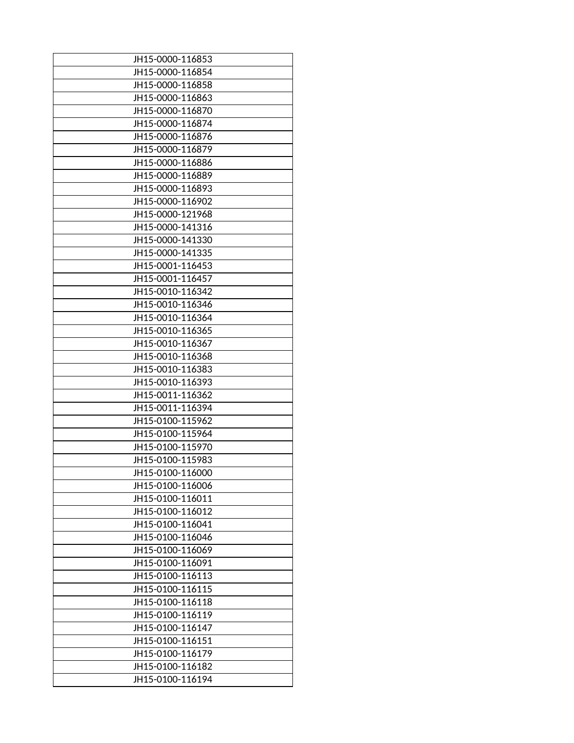| JH15-0000-116853 |
|---|
| JH15-0000-116854 |
| JH15-0000-116858 |
| JH15-0000-116863 |
| JH15-0000-116870 |
| JH15-0000-116874 |
| JH15-0000-116876 |
| JH15-0000-116879 |
| JH15-0000-116886 |
| JH15-0000-116889 |
| JH15-0000-116893 |
| JH15-0000-116902 |
| JH15-0000-121968 |
| JH15-0000-141316 |
| JH15-0000-141330 |
| JH15-0000-141335 |
| JH15-0001-116453 |
| JH15-0001-116457 |
| JH15-0010-116342 |
| JH15-0010-116346 |
| JH15-0010-116364 |
| JH15-0010-116365 |
| JH15-0010-116367 |
| JH15-0010-116368 |
| JH15-0010-116383 |
| JH15-0010-116393 |
| JH15-0011-116362 |
| JH15-0011-116394 |
| JH15-0100-115962 |
| JH15-0100-115964 |
| JH15-0100-115970 |
| JH15-0100-115983 |
| JH15-0100-116000 |
| JH15-0100-116006 |
| JH15-0100-116011 |
| JH15-0100-116012 |
| JH15-0100-116041 |
| JH15-0100-116046 |
| JH15-0100-116069 |
| JH15-0100-116091 |
| JH15-0100-116113 |
| JH15-0100-116115 |
| JH15-0100-116118 |
| JH15-0100-116119 |
| JH15-0100-116147 |
| JH15-0100-116151 |
| JH15-0100-116179 |
| JH15-0100-116182 |
| JH15-0100-116194 |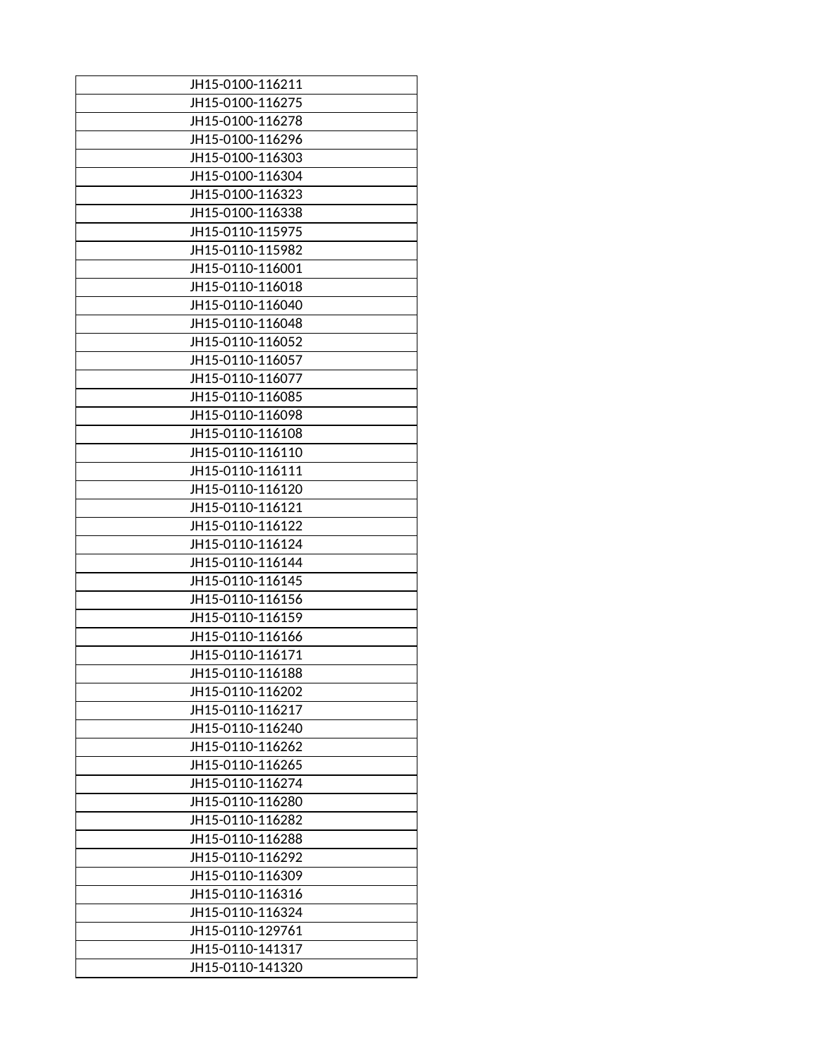| JH15-0100-116211 |
|---|
| JH15-0100-116275 |
| JH15-0100-116278 |
| JH15-0100-116296 |
| JH15-0100-116303 |
| JH15-0100-116304 |
| JH15-0100-116323 |
| JH15-0100-116338 |
| JH15-0110-115975 |
| JH15-0110-115982 |
| JH15-0110-116001 |
| JH15-0110-116018 |
| JH15-0110-116040 |
| JH15-0110-116048 |
| JH15-0110-116052 |
| JH15-0110-116057 |
| JH15-0110-116077 |
| JH15-0110-116085 |
| JH15-0110-116098 |
| JH15-0110-116108 |
| JH15-0110-116110 |
| JH15-0110-116111 |
| JH15-0110-116120 |
| JH15-0110-116121 |
| JH15-0110-116122 |
| JH15-0110-116124 |
| JH15-0110-116144 |
| JH15-0110-116145 |
| JH15-0110-116156 |
| JH15-0110-116159 |
| JH15-0110-116166 |
| JH15-0110-116171 |
| JH15-0110-116188 |
| JH15-0110-116202 |
| JH15-0110-116217 |
| JH15-0110-116240 |
| JH15-0110-116262 |
| JH15-0110-116265 |
| JH15-0110-116274 |
| JH15-0110-116280 |
| JH15-0110-116282 |
| JH15-0110-116288 |
| JH15-0110-116292 |
| JH15-0110-116309 |
| JH15-0110-116316 |
| JH15-0110-116324 |
| JH15-0110-129761 |
| JH15-0110-141317 |
| JH15-0110-141320 |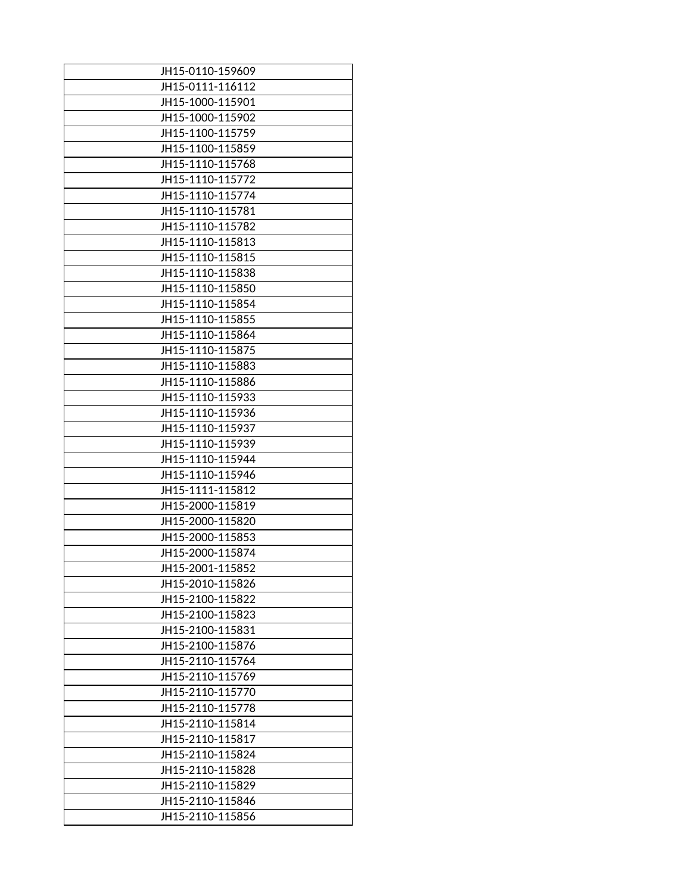| JH15-0110-159609 |
|---|
| JH15-0111-116112 |
| JH15-1000-115901 |
| JH15-1000-115902 |
| JH15-1100-115759 |
| JH15-1100-115859 |
| JH15-1110-115768 |
| JH15-1110-115772 |
| JH15-1110-115774 |
| JH15-1110-115781 |
| JH15-1110-115782 |
| JH15-1110-115813 |
| JH15-1110-115815 |
| JH15-1110-115838 |
| JH15-1110-115850 |
| JH15-1110-115854 |
| JH15-1110-115855 |
| JH15-1110-115864 |
| JH15-1110-115875 |
| JH15-1110-115883 |
| JH15-1110-115886 |
| JH15-1110-115933 |
| JH15-1110-115936 |
| JH15-1110-115937 |
| JH15-1110-115939 |
| JH15-1110-115944 |
| JH15-1110-115946 |
| JH15-1111-115812 |
| JH15-2000-115819 |
| JH15-2000-115820 |
| JH15-2000-115853 |
| JH15-2000-115874 |
| JH15-2001-115852 |
| JH15-2010-115826 |
| JH15-2100-115822 |
| JH15-2100-115823 |
| JH15-2100-115831 |
| JH15-2100-115876 |
| JH15-2110-115764 |
| JH15-2110-115769 |
| JH15-2110-115770 |
| JH15-2110-115778 |
| JH15-2110-115814 |
| JH15-2110-115817 |
| JH15-2110-115824 |
| JH15-2110-115828 |
| JH15-2110-115829 |
| JH15-2110-115846 |
| JH15-2110-115856 |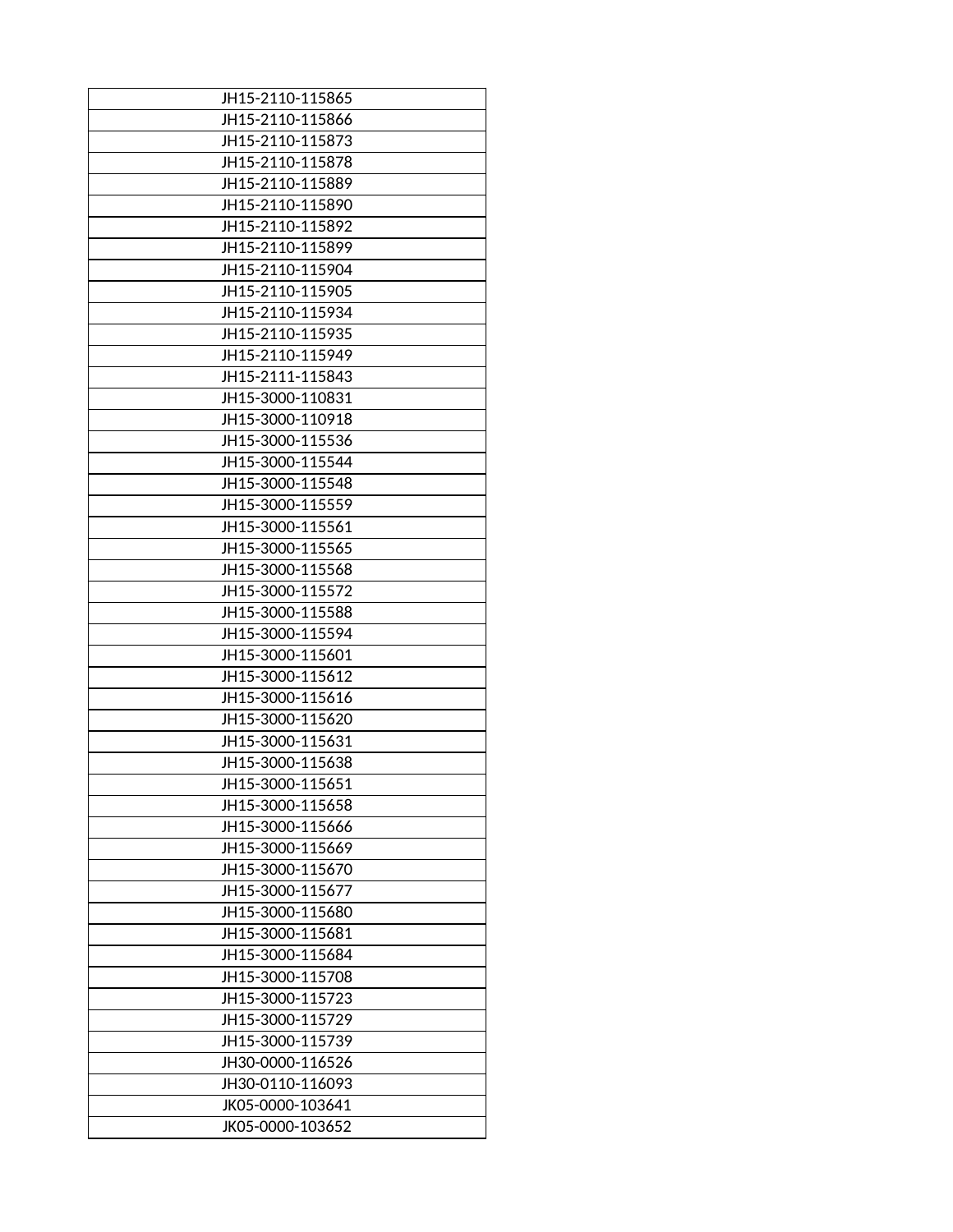| JH15-2110-115865 |
|---|
| JH15-2110-115866 |
| JH15-2110-115873 |
| JH15-2110-115878 |
| JH15-2110-115889 |
| JH15-2110-115890 |
| JH15-2110-115892 |
| JH15-2110-115899 |
| JH15-2110-115904 |
| JH15-2110-115905 |
| JH15-2110-115934 |
| JH15-2110-115935 |
| JH15-2110-115949 |
| JH15-2111-115843 |
| JH15-3000-110831 |
| JH15-3000-110918 |
| JH15-3000-115536 |
| JH15-3000-115544 |
| JH15-3000-115548 |
| JH15-3000-115559 |
| JH15-3000-115561 |
| JH15-3000-115565 |
| JH15-3000-115568 |
| JH15-3000-115572 |
| JH15-3000-115588 |
| JH15-3000-115594 |
| JH15-3000-115601 |
| JH15-3000-115612 |
| JH15-3000-115616 |
| JH15-3000-115620 |
| JH15-3000-115631 |
| JH15-3000-115638 |
| JH15-3000-115651 |
| JH15-3000-115658 |
| JH15-3000-115666 |
| JH15-3000-115669 |
| JH15-3000-115670 |
| JH15-3000-115677 |
| JH15-3000-115680 |
| JH15-3000-115681 |
| JH15-3000-115684 |
| JH15-3000-115708 |
| JH15-3000-115723 |
| JH15-3000-115729 |
| JH15-3000-115739 |
| JH30-0000-116526 |
| JH30-0110-116093 |
| JK05-0000-103641 |
| JK05-0000-103652 |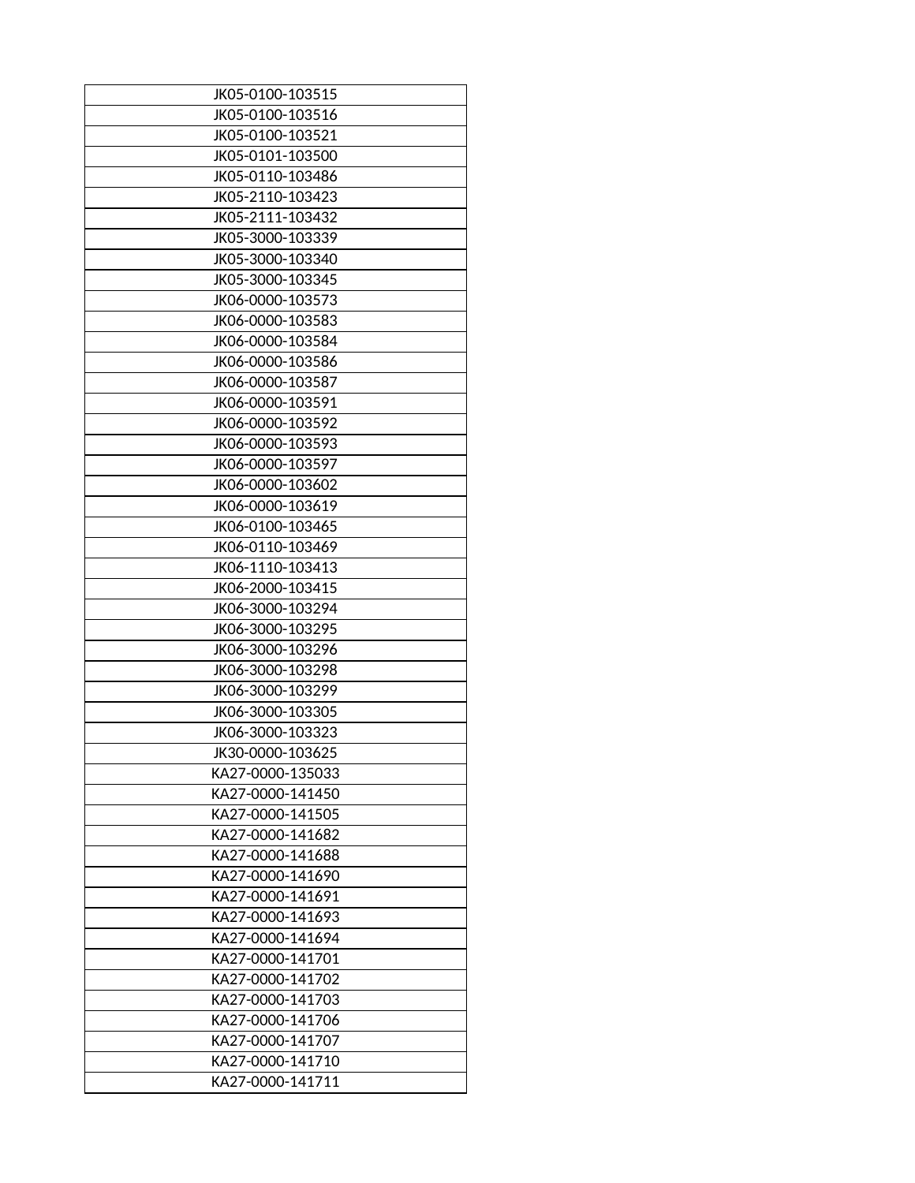| JK05-0100-103515 |
|---|
| JK05-0100-103516 |
| JK05-0100-103521 |
| JK05-0101-103500 |
| JK05-0110-103486 |
| JK05-2110-103423 |
| JK05-2111-103432 |
| JK05-3000-103339 |
| JK05-3000-103340 |
| JK05-3000-103345 |
| JK06-0000-103573 |
| JK06-0000-103583 |
| JK06-0000-103584 |
| JK06-0000-103586 |
| JK06-0000-103587 |
| JK06-0000-103591 |
| JK06-0000-103592 |
| JK06-0000-103593 |
| JK06-0000-103597 |
| JK06-0000-103602 |
| JK06-0000-103619 |
| JK06-0100-103465 |
| JK06-0110-103469 |
| JK06-1110-103413 |
| JK06-2000-103415 |
| JK06-3000-103294 |
| JK06-3000-103295 |
| JK06-3000-103296 |
| JK06-3000-103298 |
| JK06-3000-103299 |
| JK06-3000-103305 |
| JK06-3000-103323 |
| JK30-0000-103625 |
| KA27-0000-135033 |
| KA27-0000-141450 |
| KA27-0000-141505 |
| KA27-0000-141682 |
| KA27-0000-141688 |
| KA27-0000-141690 |
| KA27-0000-141691 |
| KA27-0000-141693 |
| KA27-0000-141694 |
| KA27-0000-141701 |
| KA27-0000-141702 |
| KA27-0000-141703 |
| KA27-0000-141706 |
| KA27-0000-141707 |
| KA27-0000-141710 |
| KA27-0000-141711 |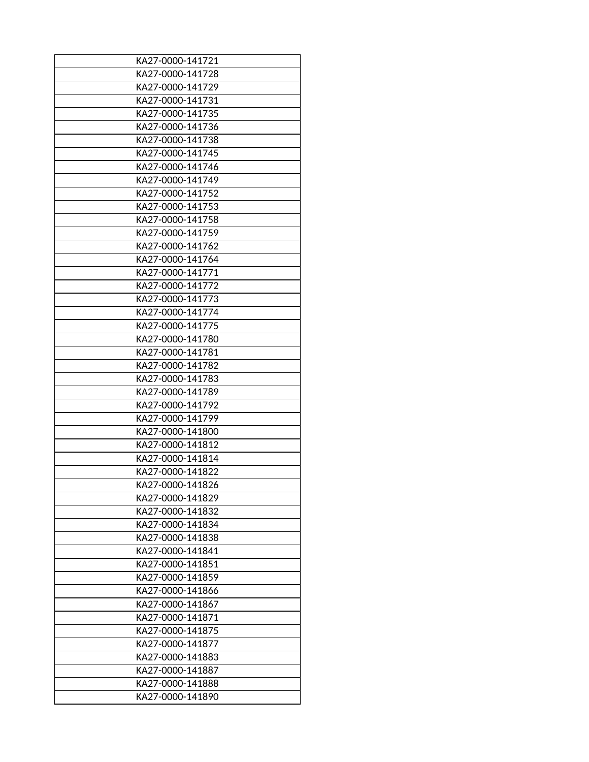| KA27-0000-141721 |
| --- |
| KA27-0000-141728 |
| KA27-0000-141729 |
| KA27-0000-141731 |
| KA27-0000-141735 |
| KA27-0000-141736 |
| KA27-0000-141738 |
| KA27-0000-141745 |
| KA27-0000-141746 |
| KA27-0000-141749 |
| KA27-0000-141752 |
| KA27-0000-141753 |
| KA27-0000-141758 |
| KA27-0000-141759 |
| KA27-0000-141762 |
| KA27-0000-141764 |
| KA27-0000-141771 |
| KA27-0000-141772 |
| KA27-0000-141773 |
| KA27-0000-141774 |
| KA27-0000-141775 |
| KA27-0000-141780 |
| KA27-0000-141781 |
| KA27-0000-141782 |
| KA27-0000-141783 |
| KA27-0000-141789 |
| KA27-0000-141792 |
| KA27-0000-141799 |
| KA27-0000-141800 |
| KA27-0000-141812 |
| KA27-0000-141814 |
| KA27-0000-141822 |
| KA27-0000-141826 |
| KA27-0000-141829 |
| KA27-0000-141832 |
| KA27-0000-141834 |
| KA27-0000-141838 |
| KA27-0000-141841 |
| KA27-0000-141851 |
| KA27-0000-141859 |
| KA27-0000-141866 |
| KA27-0000-141867 |
| KA27-0000-141871 |
| KA27-0000-141875 |
| KA27-0000-141877 |
| KA27-0000-141883 |
| KA27-0000-141887 |
| KA27-0000-141888 |
| KA27-0000-141890 |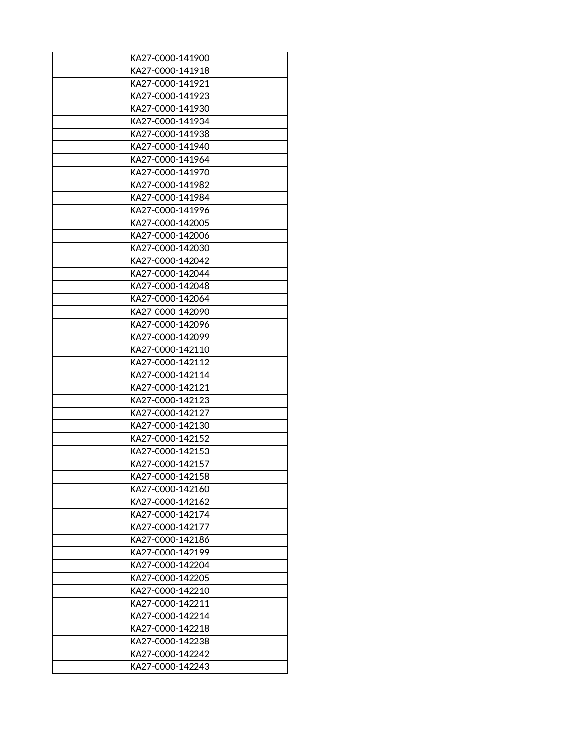| KA27-0000-141900 |
|---|
| KA27-0000-141918 |
| KA27-0000-141921 |
| KA27-0000-141923 |
| KA27-0000-141930 |
| KA27-0000-141934 |
| KA27-0000-141938 |
| KA27-0000-141940 |
| KA27-0000-141964 |
| KA27-0000-141970 |
| KA27-0000-141982 |
| KA27-0000-141984 |
| KA27-0000-141996 |
| KA27-0000-142005 |
| KA27-0000-142006 |
| KA27-0000-142030 |
| KA27-0000-142042 |
| KA27-0000-142044 |
| KA27-0000-142048 |
| KA27-0000-142064 |
| KA27-0000-142090 |
| KA27-0000-142096 |
| KA27-0000-142099 |
| KA27-0000-142110 |
| KA27-0000-142112 |
| KA27-0000-142114 |
| KA27-0000-142121 |
| KA27-0000-142123 |
| KA27-0000-142127 |
| KA27-0000-142130 |
| KA27-0000-142152 |
| KA27-0000-142153 |
| KA27-0000-142157 |
| KA27-0000-142158 |
| KA27-0000-142160 |
| KA27-0000-142162 |
| KA27-0000-142174 |
| KA27-0000-142177 |
| KA27-0000-142186 |
| KA27-0000-142199 |
| KA27-0000-142204 |
| KA27-0000-142205 |
| KA27-0000-142210 |
| KA27-0000-142211 |
| KA27-0000-142214 |
| KA27-0000-142218 |
| KA27-0000-142238 |
| KA27-0000-142242 |
| KA27-0000-142243 |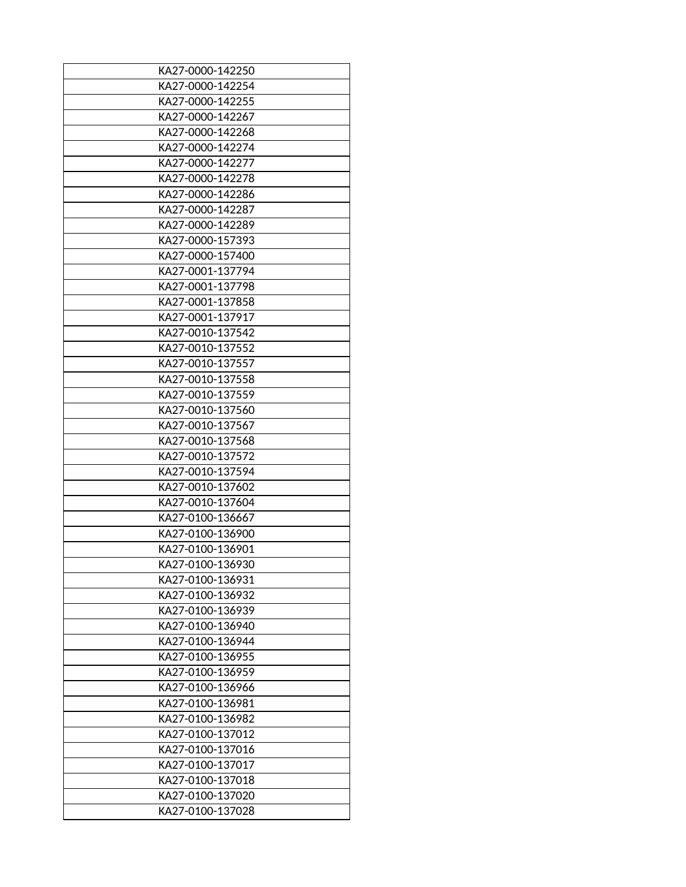| KA27-0000-142250 |
|---|
| KA27-0000-142254 |
| KA27-0000-142255 |
| KA27-0000-142267 |
| KA27-0000-142268 |
| KA27-0000-142274 |
| KA27-0000-142277 |
| KA27-0000-142278 |
| KA27-0000-142286 |
| KA27-0000-142287 |
| KA27-0000-142289 |
| KA27-0000-157393 |
| KA27-0000-157400 |
| KA27-0001-137794 |
| KA27-0001-137798 |
| KA27-0001-137858 |
| KA27-0001-137917 |
| KA27-0010-137542 |
| KA27-0010-137552 |
| KA27-0010-137557 |
| KA27-0010-137558 |
| KA27-0010-137559 |
| KA27-0010-137560 |
| KA27-0010-137567 |
| KA27-0010-137568 |
| KA27-0010-137572 |
| KA27-0010-137594 |
| KA27-0010-137602 |
| KA27-0010-137604 |
| KA27-0100-136667 |
| KA27-0100-136900 |
| KA27-0100-136901 |
| KA27-0100-136930 |
| KA27-0100-136931 |
| KA27-0100-136932 |
| KA27-0100-136939 |
| KA27-0100-136940 |
| KA27-0100-136944 |
| KA27-0100-136955 |
| KA27-0100-136959 |
| KA27-0100-136966 |
| KA27-0100-136981 |
| KA27-0100-136982 |
| KA27-0100-137012 |
| KA27-0100-137016 |
| KA27-0100-137017 |
| KA27-0100-137018 |
| KA27-0100-137020 |
| KA27-0100-137028 |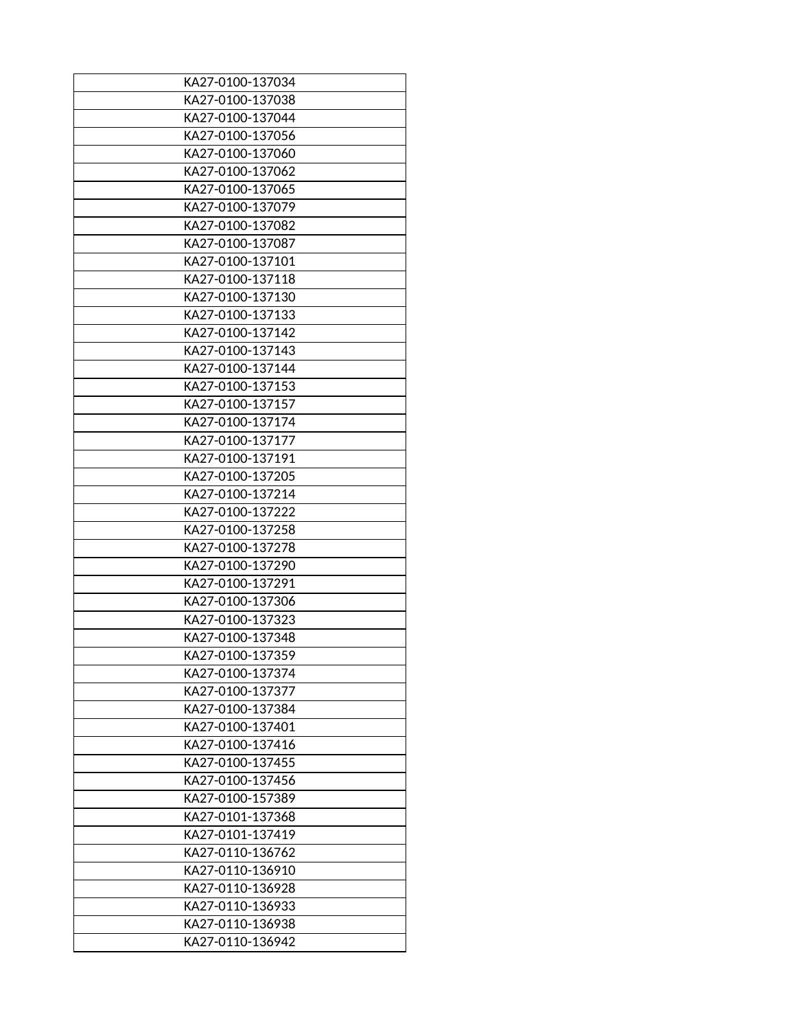| KA27-0100-137034 |
|---|
| KA27-0100-137038 |
| KA27-0100-137044 |
| KA27-0100-137056 |
| KA27-0100-137060 |
| KA27-0100-137062 |
| KA27-0100-137065 |
| KA27-0100-137079 |
| KA27-0100-137082 |
| KA27-0100-137087 |
| KA27-0100-137101 |
| KA27-0100-137118 |
| KA27-0100-137130 |
| KA27-0100-137133 |
| KA27-0100-137142 |
| KA27-0100-137143 |
| KA27-0100-137144 |
| KA27-0100-137153 |
| KA27-0100-137157 |
| KA27-0100-137174 |
| KA27-0100-137177 |
| KA27-0100-137191 |
| KA27-0100-137205 |
| KA27-0100-137214 |
| KA27-0100-137222 |
| KA27-0100-137258 |
| KA27-0100-137278 |
| KA27-0100-137290 |
| KA27-0100-137291 |
| KA27-0100-137306 |
| KA27-0100-137323 |
| KA27-0100-137348 |
| KA27-0100-137359 |
| KA27-0100-137374 |
| KA27-0100-137377 |
| KA27-0100-137384 |
| KA27-0100-137401 |
| KA27-0100-137416 |
| KA27-0100-137455 |
| KA27-0100-137456 |
| KA27-0100-157389 |
| KA27-0101-137368 |
| KA27-0101-137419 |
| KA27-0110-136762 |
| KA27-0110-136910 |
| KA27-0110-136928 |
| KA27-0110-136933 |
| KA27-0110-136938 |
| KA27-0110-136942 |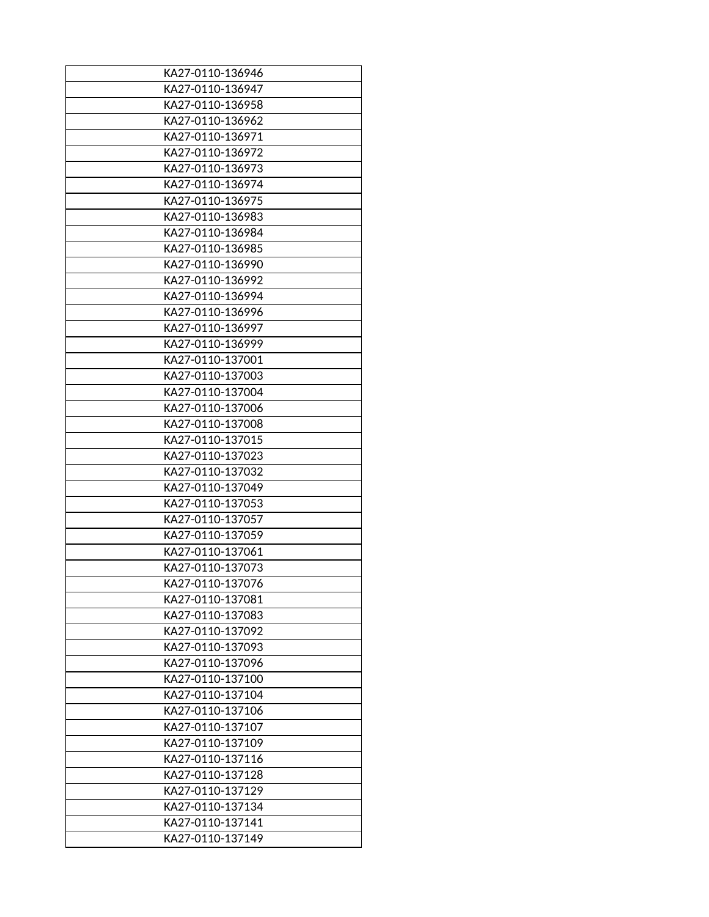| KA27-0110-136946 |
|---|
| KA27-0110-136947 |
| KA27-0110-136958 |
| KA27-0110-136962 |
| KA27-0110-136971 |
| KA27-0110-136972 |
| KA27-0110-136973 |
| KA27-0110-136974 |
| KA27-0110-136975 |
| KA27-0110-136983 |
| KA27-0110-136984 |
| KA27-0110-136985 |
| KA27-0110-136990 |
| KA27-0110-136992 |
| KA27-0110-136994 |
| KA27-0110-136996 |
| KA27-0110-136997 |
| KA27-0110-136999 |
| KA27-0110-137001 |
| KA27-0110-137003 |
| KA27-0110-137004 |
| KA27-0110-137006 |
| KA27-0110-137008 |
| KA27-0110-137015 |
| KA27-0110-137023 |
| KA27-0110-137032 |
| KA27-0110-137049 |
| KA27-0110-137053 |
| KA27-0110-137057 |
| KA27-0110-137059 |
| KA27-0110-137061 |
| KA27-0110-137073 |
| KA27-0110-137076 |
| KA27-0110-137081 |
| KA27-0110-137083 |
| KA27-0110-137092 |
| KA27-0110-137093 |
| KA27-0110-137096 |
| KA27-0110-137100 |
| KA27-0110-137104 |
| KA27-0110-137106 |
| KA27-0110-137107 |
| KA27-0110-137109 |
| KA27-0110-137116 |
| KA27-0110-137128 |
| KA27-0110-137129 |
| KA27-0110-137134 |
| KA27-0110-137141 |
| KA27-0110-137149 |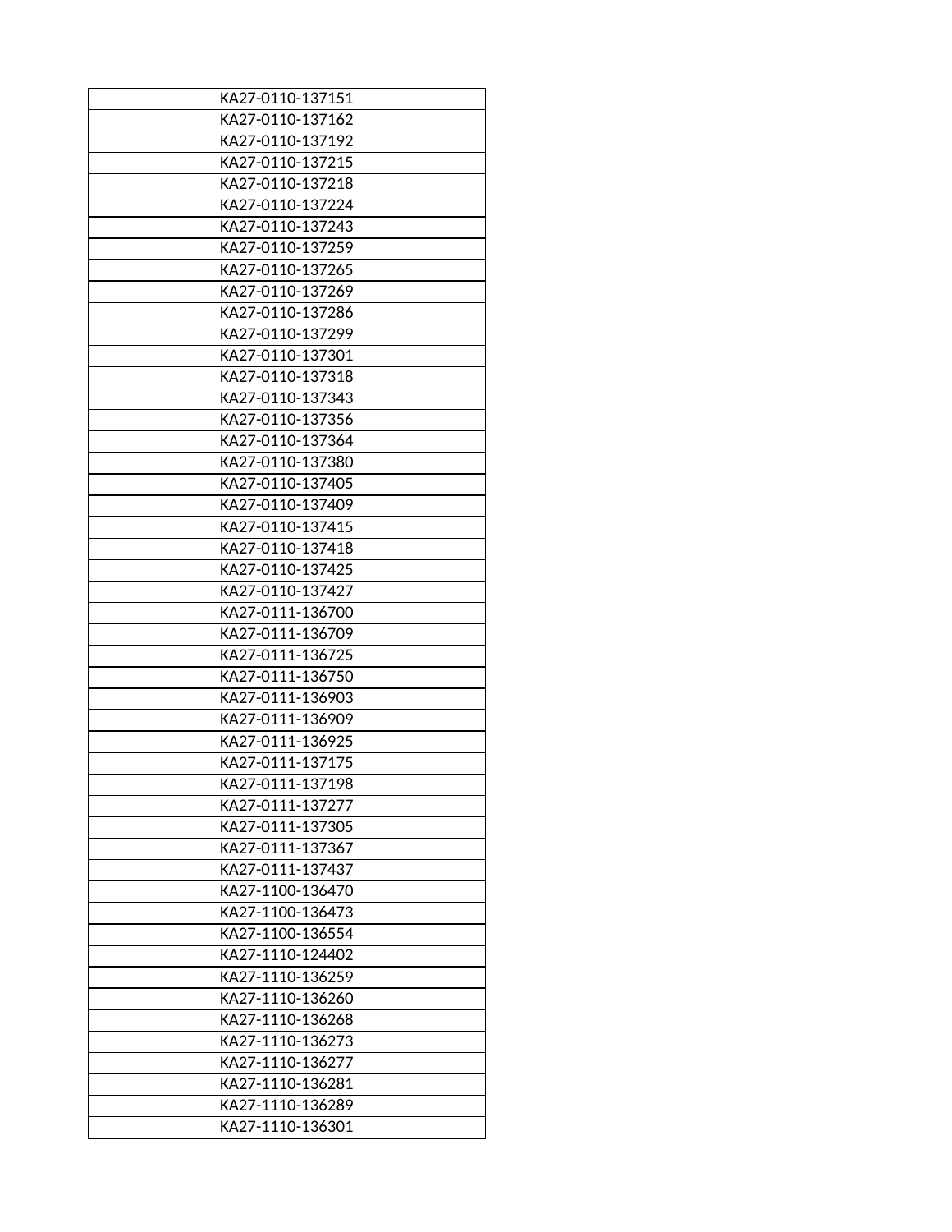| KA27-0110-137151 |
|---|
| KA27-0110-137162 |
| KA27-0110-137192 |
| KA27-0110-137215 |
| KA27-0110-137218 |
| KA27-0110-137224 |
| KA27-0110-137243 |
| KA27-0110-137259 |
| KA27-0110-137265 |
| KA27-0110-137269 |
| KA27-0110-137286 |
| KA27-0110-137299 |
| KA27-0110-137301 |
| KA27-0110-137318 |
| KA27-0110-137343 |
| KA27-0110-137356 |
| KA27-0110-137364 |
| KA27-0110-137380 |
| KA27-0110-137405 |
| KA27-0110-137409 |
| KA27-0110-137415 |
| KA27-0110-137418 |
| KA27-0110-137425 |
| KA27-0110-137427 |
| KA27-0111-136700 |
| KA27-0111-136709 |
| KA27-0111-136725 |
| KA27-0111-136750 |
| KA27-0111-136903 |
| KA27-0111-136909 |
| KA27-0111-136925 |
| KA27-0111-137175 |
| KA27-0111-137198 |
| KA27-0111-137277 |
| KA27-0111-137305 |
| KA27-0111-137367 |
| KA27-0111-137437 |
| KA27-1100-136470 |
| KA27-1100-136473 |
| KA27-1100-136554 |
| KA27-1110-124402 |
| KA27-1110-136259 |
| KA27-1110-136260 |
| KA27-1110-136268 |
| KA27-1110-136273 |
| KA27-1110-136277 |
| KA27-1110-136281 |
| KA27-1110-136289 |
| KA27-1110-136301 |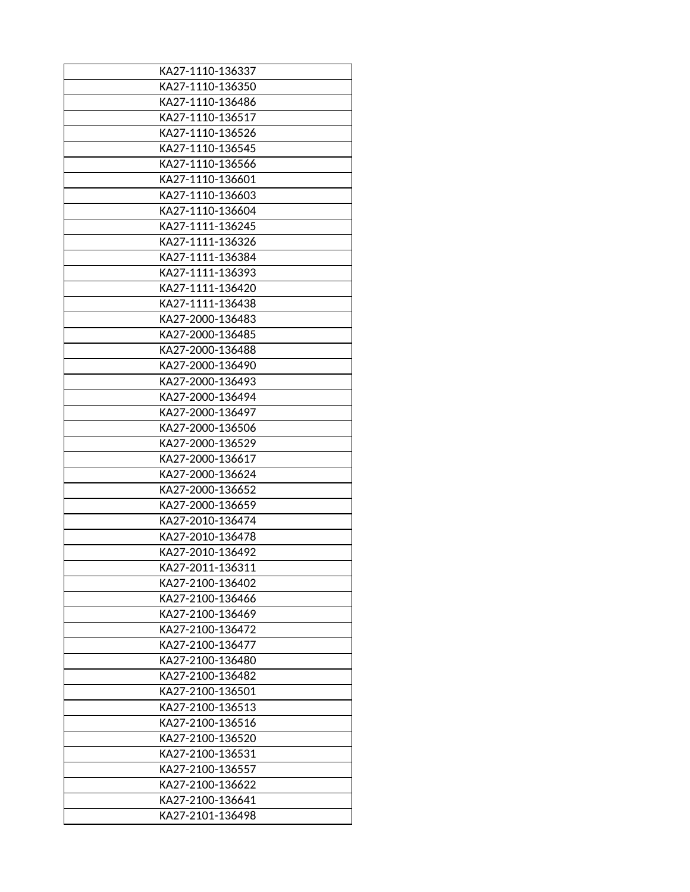| KA27-1110-136337 |
|---|
| KA27-1110-136350 |
| KA27-1110-136486 |
| KA27-1110-136517 |
| KA27-1110-136526 |
| KA27-1110-136545 |
| KA27-1110-136566 |
| KA27-1110-136601 |
| KA27-1110-136603 |
| KA27-1110-136604 |
| KA27-1111-136245 |
| KA27-1111-136326 |
| KA27-1111-136384 |
| KA27-1111-136393 |
| KA27-1111-136420 |
| KA27-1111-136438 |
| KA27-2000-136483 |
| KA27-2000-136485 |
| KA27-2000-136488 |
| KA27-2000-136490 |
| KA27-2000-136493 |
| KA27-2000-136494 |
| KA27-2000-136497 |
| KA27-2000-136506 |
| KA27-2000-136529 |
| KA27-2000-136617 |
| KA27-2000-136624 |
| KA27-2000-136652 |
| KA27-2000-136659 |
| KA27-2010-136474 |
| KA27-2010-136478 |
| KA27-2010-136492 |
| KA27-2011-136311 |
| KA27-2100-136402 |
| KA27-2100-136466 |
| KA27-2100-136469 |
| KA27-2100-136472 |
| KA27-2100-136477 |
| KA27-2100-136480 |
| KA27-2100-136482 |
| KA27-2100-136501 |
| KA27-2100-136513 |
| KA27-2100-136516 |
| KA27-2100-136520 |
| KA27-2100-136531 |
| KA27-2100-136557 |
| KA27-2100-136622 |
| KA27-2100-136641 |
| KA27-2101-136498 |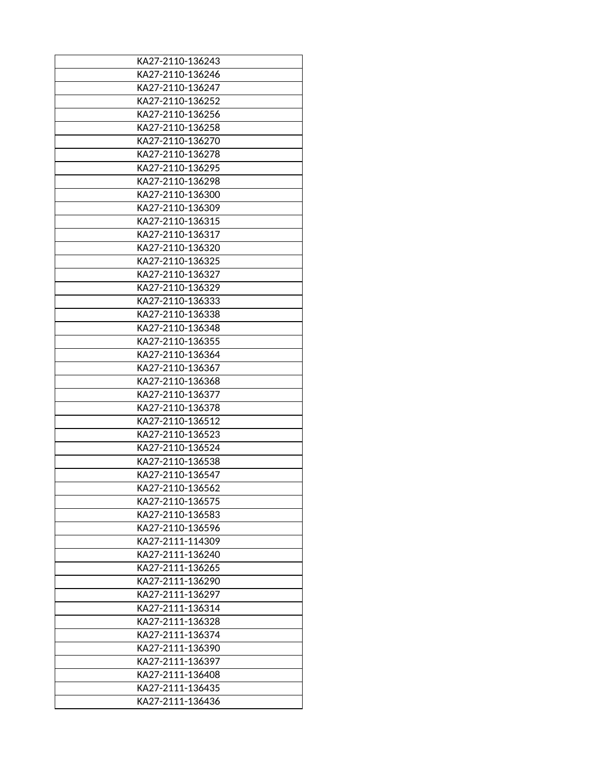| KA27-2110-136243 |
|---|
| KA27-2110-136246 |
| KA27-2110-136247 |
| KA27-2110-136252 |
| KA27-2110-136256 |
| KA27-2110-136258 |
| KA27-2110-136270 |
| KA27-2110-136278 |
| KA27-2110-136295 |
| KA27-2110-136298 |
| KA27-2110-136300 |
| KA27-2110-136309 |
| KA27-2110-136315 |
| KA27-2110-136317 |
| KA27-2110-136320 |
| KA27-2110-136325 |
| KA27-2110-136327 |
| KA27-2110-136329 |
| KA27-2110-136333 |
| KA27-2110-136338 |
| KA27-2110-136348 |
| KA27-2110-136355 |
| KA27-2110-136364 |
| KA27-2110-136367 |
| KA27-2110-136368 |
| KA27-2110-136377 |
| KA27-2110-136378 |
| KA27-2110-136512 |
| KA27-2110-136523 |
| KA27-2110-136524 |
| KA27-2110-136538 |
| KA27-2110-136547 |
| KA27-2110-136562 |
| KA27-2110-136575 |
| KA27-2110-136583 |
| KA27-2110-136596 |
| KA27-2111-114309 |
| KA27-2111-136240 |
| KA27-2111-136265 |
| KA27-2111-136290 |
| KA27-2111-136297 |
| KA27-2111-136314 |
| KA27-2111-136328 |
| KA27-2111-136374 |
| KA27-2111-136390 |
| KA27-2111-136397 |
| KA27-2111-136408 |
| KA27-2111-136435 |
| KA27-2111-136436 |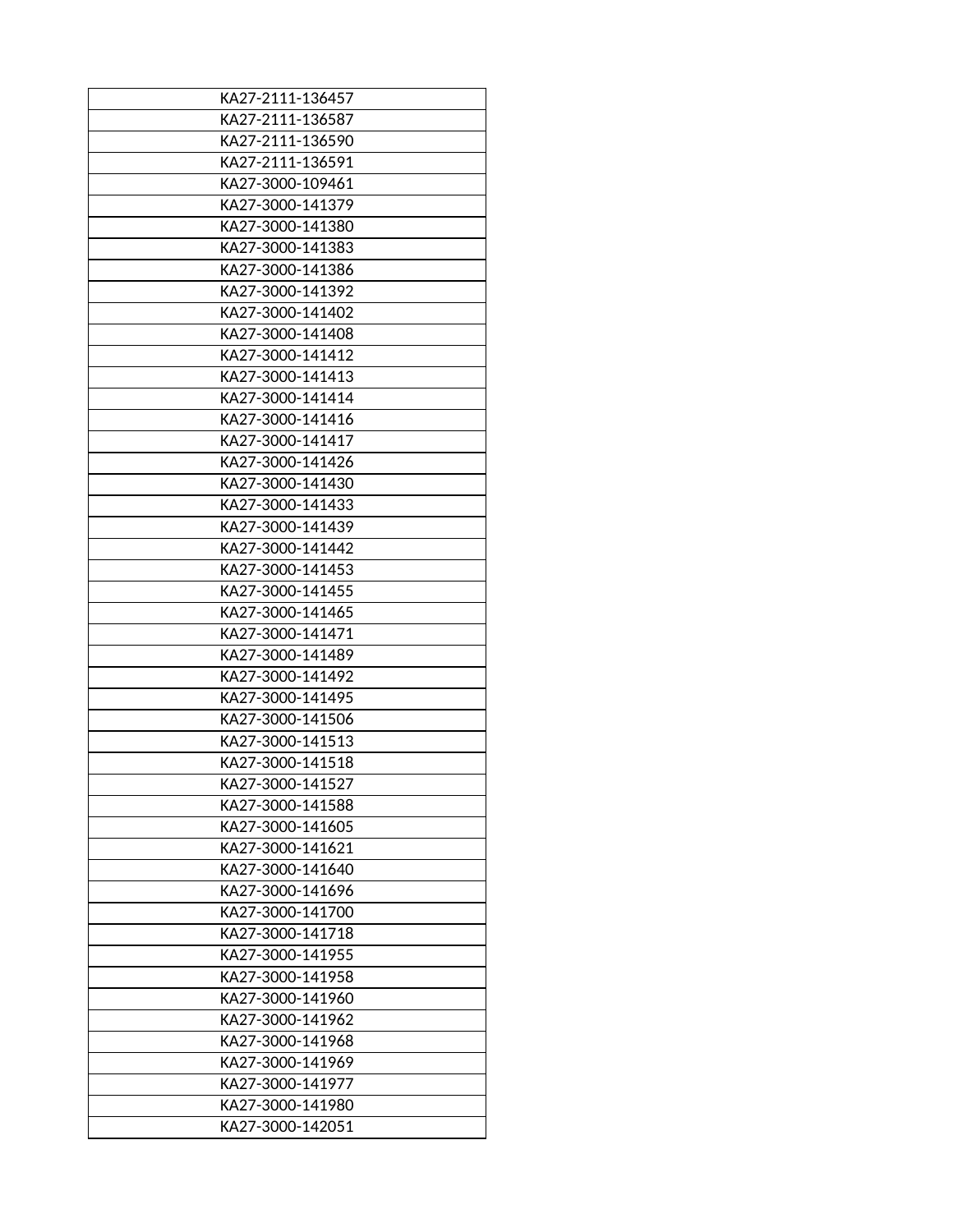| KA27-2111-136457 |
|---|
| KA27-2111-136587 |
| KA27-2111-136590 |
| KA27-2111-136591 |
| KA27-3000-109461 |
| KA27-3000-141379 |
| KA27-3000-141380 |
| KA27-3000-141383 |
| KA27-3000-141386 |
| KA27-3000-141392 |
| KA27-3000-141402 |
| KA27-3000-141408 |
| KA27-3000-141412 |
| KA27-3000-141413 |
| KA27-3000-141414 |
| KA27-3000-141416 |
| KA27-3000-141417 |
| KA27-3000-141426 |
| KA27-3000-141430 |
| KA27-3000-141433 |
| KA27-3000-141439 |
| KA27-3000-141442 |
| KA27-3000-141453 |
| KA27-3000-141455 |
| KA27-3000-141465 |
| KA27-3000-141471 |
| KA27-3000-141489 |
| KA27-3000-141492 |
| KA27-3000-141495 |
| KA27-3000-141506 |
| KA27-3000-141513 |
| KA27-3000-141518 |
| KA27-3000-141527 |
| KA27-3000-141588 |
| KA27-3000-141605 |
| KA27-3000-141621 |
| KA27-3000-141640 |
| KA27-3000-141696 |
| KA27-3000-141700 |
| KA27-3000-141718 |
| KA27-3000-141955 |
| KA27-3000-141958 |
| KA27-3000-141960 |
| KA27-3000-141962 |
| KA27-3000-141968 |
| KA27-3000-141969 |
| KA27-3000-141977 |
| KA27-3000-141980 |
| KA27-3000-142051 |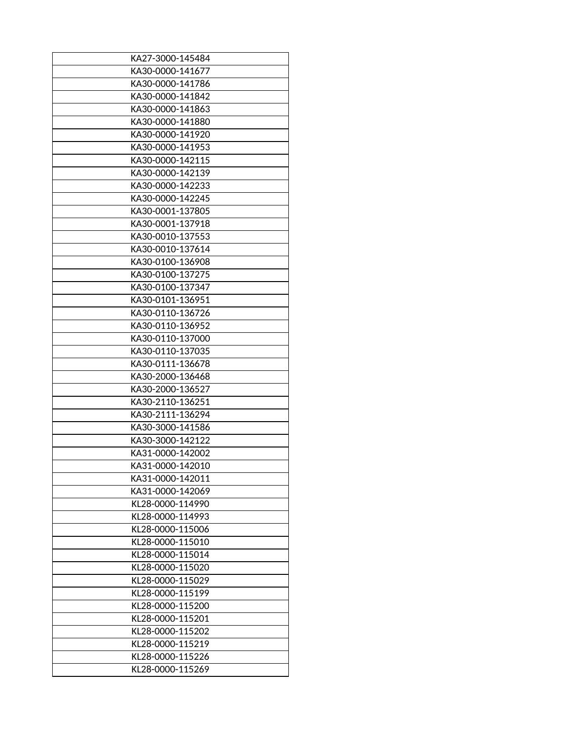| KA27-3000-145484 |
|---|
| KA30-0000-141677 |
| KA30-0000-141786 |
| KA30-0000-141842 |
| KA30-0000-141863 |
| KA30-0000-141880 |
| KA30-0000-141920 |
| KA30-0000-141953 |
| KA30-0000-142115 |
| KA30-0000-142139 |
| KA30-0000-142233 |
| KA30-0000-142245 |
| KA30-0001-137805 |
| KA30-0001-137918 |
| KA30-0010-137553 |
| KA30-0010-137614 |
| KA30-0100-136908 |
| KA30-0100-137275 |
| KA30-0100-137347 |
| KA30-0101-136951 |
| KA30-0110-136726 |
| KA30-0110-136952 |
| KA30-0110-137000 |
| KA30-0110-137035 |
| KA30-0111-136678 |
| KA30-2000-136468 |
| KA30-2000-136527 |
| KA30-2110-136251 |
| KA30-2111-136294 |
| KA30-3000-141586 |
| KA30-3000-142122 |
| KA31-0000-142002 |
| KA31-0000-142010 |
| KA31-0000-142011 |
| KA31-0000-142069 |
| KL28-0000-114990 |
| KL28-0000-114993 |
| KL28-0000-115006 |
| KL28-0000-115010 |
| KL28-0000-115014 |
| KL28-0000-115020 |
| KL28-0000-115029 |
| KL28-0000-115199 |
| KL28-0000-115200 |
| KL28-0000-115201 |
| KL28-0000-115202 |
| KL28-0000-115219 |
| KL28-0000-115226 |
| KL28-0000-115269 |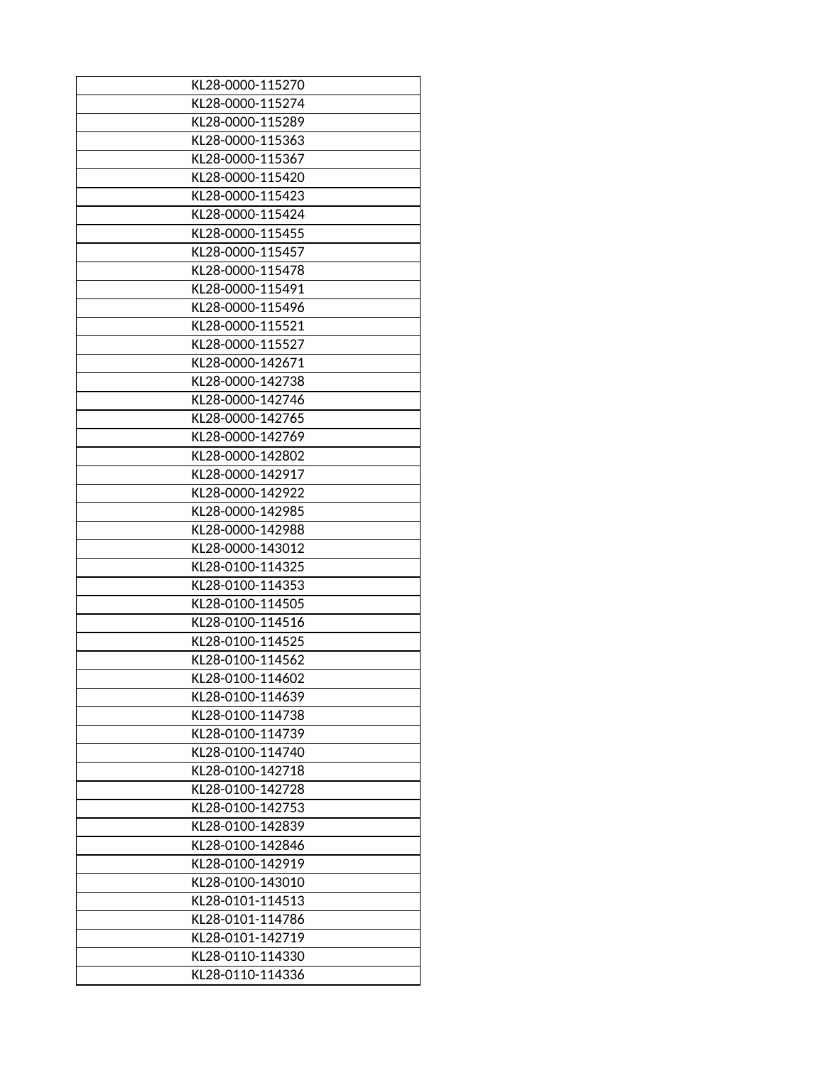| KL28-0000-115270 |
|---|
| KL28-0000-115274 |
| KL28-0000-115289 |
| KL28-0000-115363 |
| KL28-0000-115367 |
| KL28-0000-115420 |
| KL28-0000-115423 |
| KL28-0000-115424 |
| KL28-0000-115455 |
| KL28-0000-115457 |
| KL28-0000-115478 |
| KL28-0000-115491 |
| KL28-0000-115496 |
| KL28-0000-115521 |
| KL28-0000-115527 |
| KL28-0000-142671 |
| KL28-0000-142738 |
| KL28-0000-142746 |
| KL28-0000-142765 |
| KL28-0000-142769 |
| KL28-0000-142802 |
| KL28-0000-142917 |
| KL28-0000-142922 |
| KL28-0000-142985 |
| KL28-0000-142988 |
| KL28-0000-143012 |
| KL28-0100-114325 |
| KL28-0100-114353 |
| KL28-0100-114505 |
| KL28-0100-114516 |
| KL28-0100-114525 |
| KL28-0100-114562 |
| KL28-0100-114602 |
| KL28-0100-114639 |
| KL28-0100-114738 |
| KL28-0100-114739 |
| KL28-0100-114740 |
| KL28-0100-142718 |
| KL28-0100-142728 |
| KL28-0100-142753 |
| KL28-0100-142839 |
| KL28-0100-142846 |
| KL28-0100-142919 |
| KL28-0100-143010 |
| KL28-0101-114513 |
| KL28-0101-114786 |
| KL28-0101-142719 |
| KL28-0110-114330 |
| KL28-0110-114336 |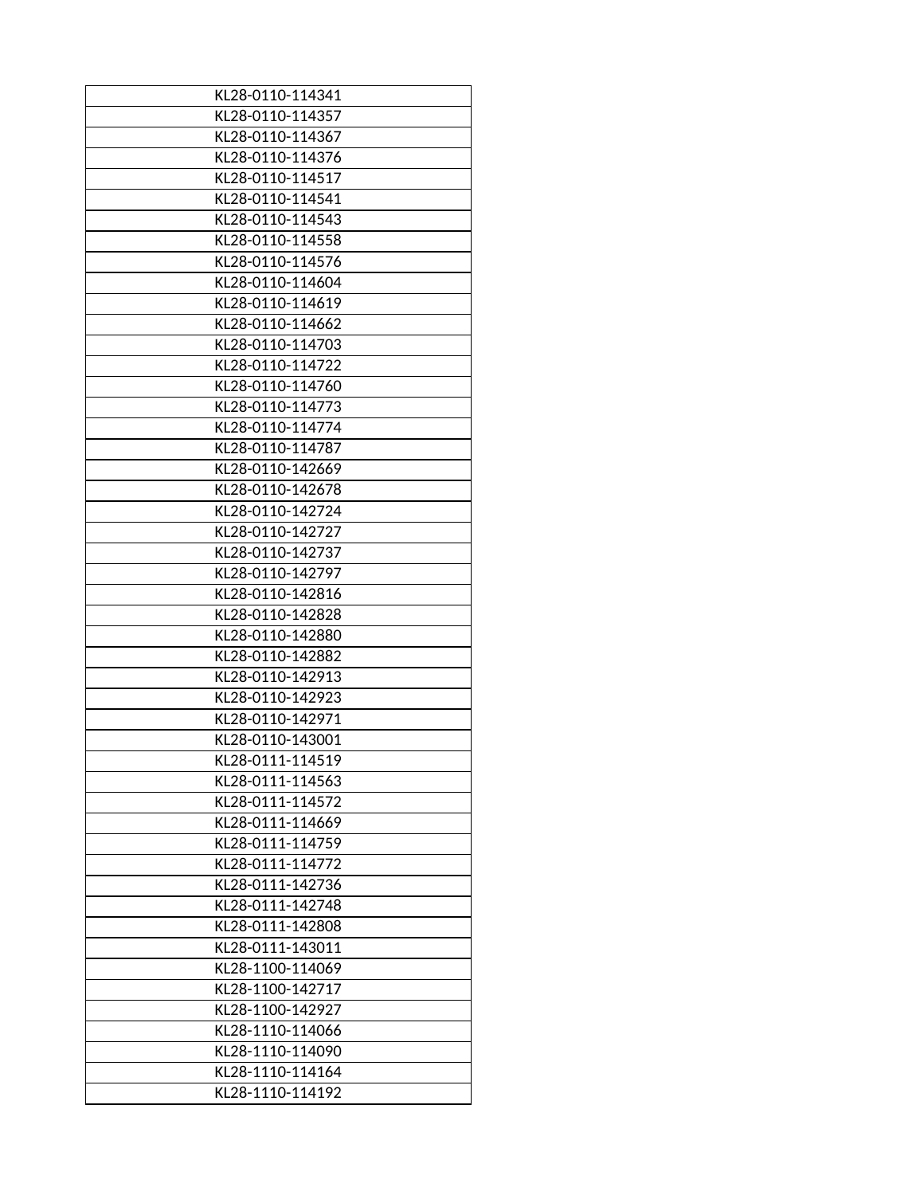| KL28-0110-114341 |
|---|
| KL28-0110-114357 |
| KL28-0110-114367 |
| KL28-0110-114376 |
| KL28-0110-114517 |
| KL28-0110-114541 |
| KL28-0110-114543 |
| KL28-0110-114558 |
| KL28-0110-114576 |
| KL28-0110-114604 |
| KL28-0110-114619 |
| KL28-0110-114662 |
| KL28-0110-114703 |
| KL28-0110-114722 |
| KL28-0110-114760 |
| KL28-0110-114773 |
| KL28-0110-114774 |
| KL28-0110-114787 |
| KL28-0110-142669 |
| KL28-0110-142678 |
| KL28-0110-142724 |
| KL28-0110-142727 |
| KL28-0110-142737 |
| KL28-0110-142797 |
| KL28-0110-142816 |
| KL28-0110-142828 |
| KL28-0110-142880 |
| KL28-0110-142882 |
| KL28-0110-142913 |
| KL28-0110-142923 |
| KL28-0110-142971 |
| KL28-0110-143001 |
| KL28-0111-114519 |
| KL28-0111-114563 |
| KL28-0111-114572 |
| KL28-0111-114669 |
| KL28-0111-114759 |
| KL28-0111-114772 |
| KL28-0111-142736 |
| KL28-0111-142748 |
| KL28-0111-142808 |
| KL28-0111-143011 |
| KL28-1100-114069 |
| KL28-1100-142717 |
| KL28-1100-142927 |
| KL28-1110-114066 |
| KL28-1110-114090 |
| KL28-1110-114164 |
| KL28-1110-114192 |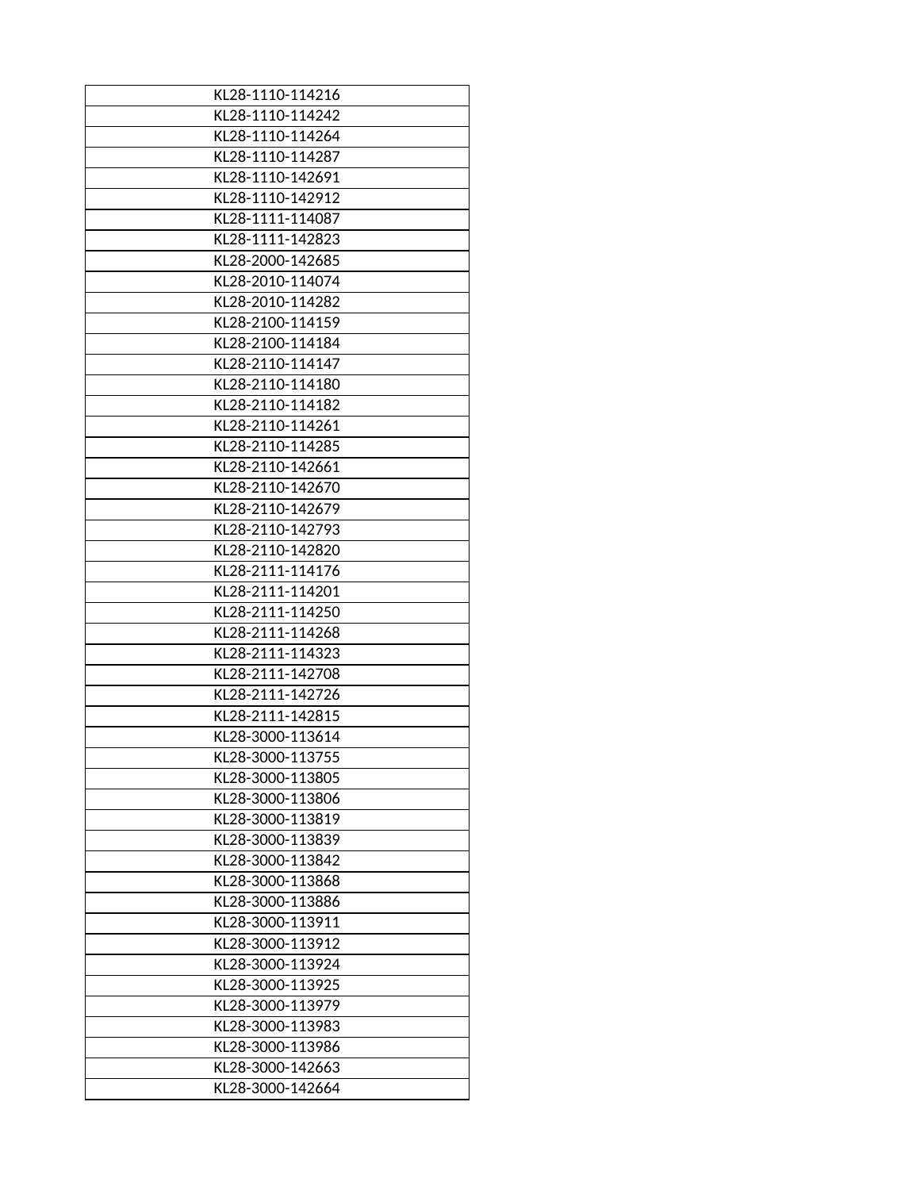| KL28-1110-114216 |
|---|
| KL28-1110-114242 |
| KL28-1110-114264 |
| KL28-1110-114287 |
| KL28-1110-142691 |
| KL28-1110-142912 |
| KL28-1111-114087 |
| KL28-1111-142823 |
| KL28-2000-142685 |
| KL28-2010-114074 |
| KL28-2010-114282 |
| KL28-2100-114159 |
| KL28-2100-114184 |
| KL28-2110-114147 |
| KL28-2110-114180 |
| KL28-2110-114182 |
| KL28-2110-114261 |
| KL28-2110-114285 |
| KL28-2110-142661 |
| KL28-2110-142670 |
| KL28-2110-142679 |
| KL28-2110-142793 |
| KL28-2110-142820 |
| KL28-2111-114176 |
| KL28-2111-114201 |
| KL28-2111-114250 |
| KL28-2111-114268 |
| KL28-2111-114323 |
| KL28-2111-142708 |
| KL28-2111-142726 |
| KL28-2111-142815 |
| KL28-3000-113614 |
| KL28-3000-113755 |
| KL28-3000-113805 |
| KL28-3000-113806 |
| KL28-3000-113819 |
| KL28-3000-113839 |
| KL28-3000-113842 |
| KL28-3000-113868 |
| KL28-3000-113886 |
| KL28-3000-113911 |
| KL28-3000-113912 |
| KL28-3000-113924 |
| KL28-3000-113925 |
| KL28-3000-113979 |
| KL28-3000-113983 |
| KL28-3000-113986 |
| KL28-3000-142663 |
| KL28-3000-142664 |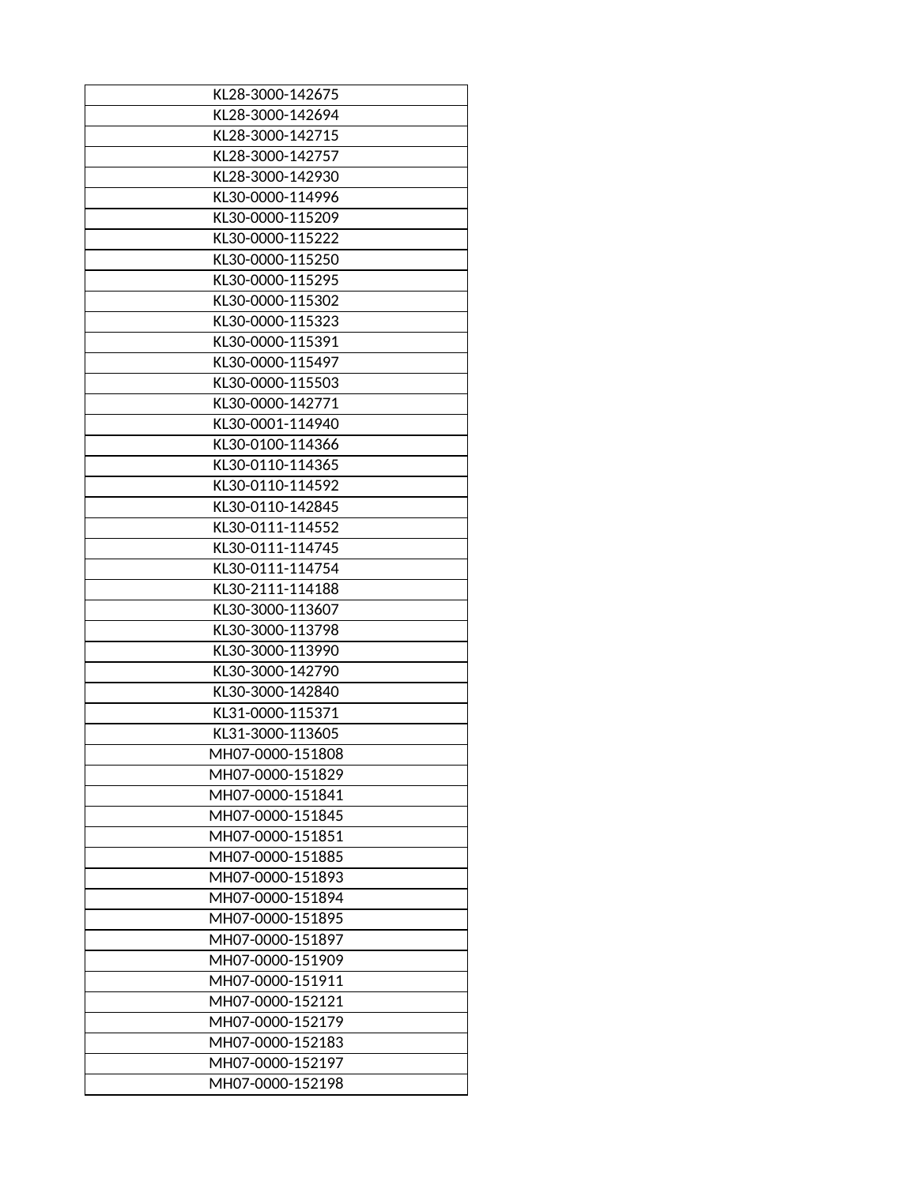| KL28-3000-142675 |
|---|
| KL28-3000-142694 |
| KL28-3000-142715 |
| KL28-3000-142757 |
| KL28-3000-142930 |
| KL30-0000-114996 |
| KL30-0000-115209 |
| KL30-0000-115222 |
| KL30-0000-115250 |
| KL30-0000-115295 |
| KL30-0000-115302 |
| KL30-0000-115323 |
| KL30-0000-115391 |
| KL30-0000-115497 |
| KL30-0000-115503 |
| KL30-0000-142771 |
| KL30-0001-114940 |
| KL30-0100-114366 |
| KL30-0110-114365 |
| KL30-0110-114592 |
| KL30-0110-142845 |
| KL30-0111-114552 |
| KL30-0111-114745 |
| KL30-0111-114754 |
| KL30-2111-114188 |
| KL30-3000-113607 |
| KL30-3000-113798 |
| KL30-3000-113990 |
| KL30-3000-142790 |
| KL30-3000-142840 |
| KL31-0000-115371 |
| KL31-3000-113605 |
| MH07-0000-151808 |
| MH07-0000-151829 |
| MH07-0000-151841 |
| MH07-0000-151845 |
| MH07-0000-151851 |
| MH07-0000-151885 |
| MH07-0000-151893 |
| MH07-0000-151894 |
| MH07-0000-151895 |
| MH07-0000-151897 |
| MH07-0000-151909 |
| MH07-0000-151911 |
| MH07-0000-152121 |
| MH07-0000-152179 |
| MH07-0000-152183 |
| MH07-0000-152197 |
| MH07-0000-152198 |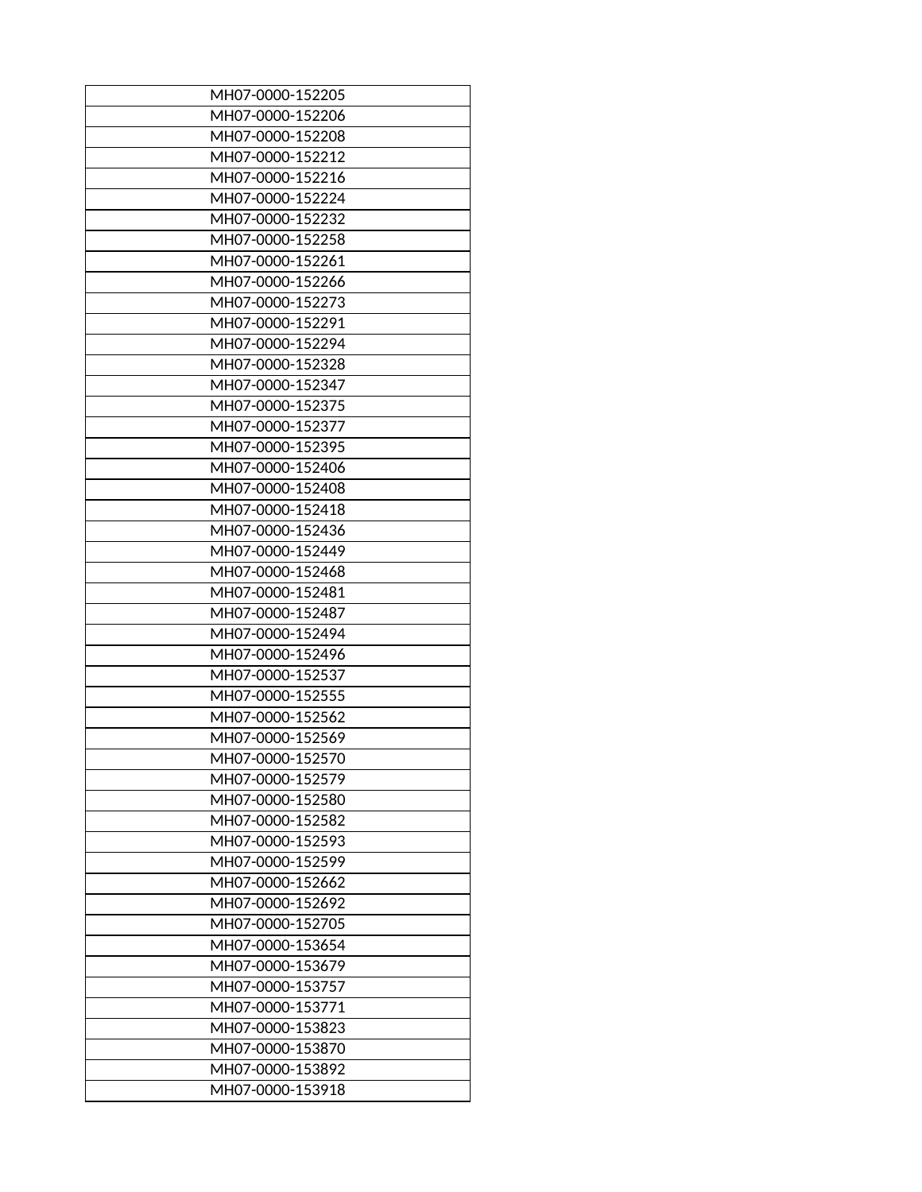| MH07-0000-152205 |
|---|
| MH07-0000-152206 |
| MH07-0000-152208 |
| MH07-0000-152212 |
| MH07-0000-152216 |
| MH07-0000-152224 |
| MH07-0000-152232 |
| MH07-0000-152258 |
| MH07-0000-152261 |
| MH07-0000-152266 |
| MH07-0000-152273 |
| MH07-0000-152291 |
| MH07-0000-152294 |
| MH07-0000-152328 |
| MH07-0000-152347 |
| MH07-0000-152375 |
| MH07-0000-152377 |
| MH07-0000-152395 |
| MH07-0000-152406 |
| MH07-0000-152408 |
| MH07-0000-152418 |
| MH07-0000-152436 |
| MH07-0000-152449 |
| MH07-0000-152468 |
| MH07-0000-152481 |
| MH07-0000-152487 |
| MH07-0000-152494 |
| MH07-0000-152496 |
| MH07-0000-152537 |
| MH07-0000-152555 |
| MH07-0000-152562 |
| MH07-0000-152569 |
| MH07-0000-152570 |
| MH07-0000-152579 |
| MH07-0000-152580 |
| MH07-0000-152582 |
| MH07-0000-152593 |
| MH07-0000-152599 |
| MH07-0000-152662 |
| MH07-0000-152692 |
| MH07-0000-152705 |
| MH07-0000-153654 |
| MH07-0000-153679 |
| MH07-0000-153757 |
| MH07-0000-153771 |
| MH07-0000-153823 |
| MH07-0000-153870 |
| MH07-0000-153892 |
| MH07-0000-153918 |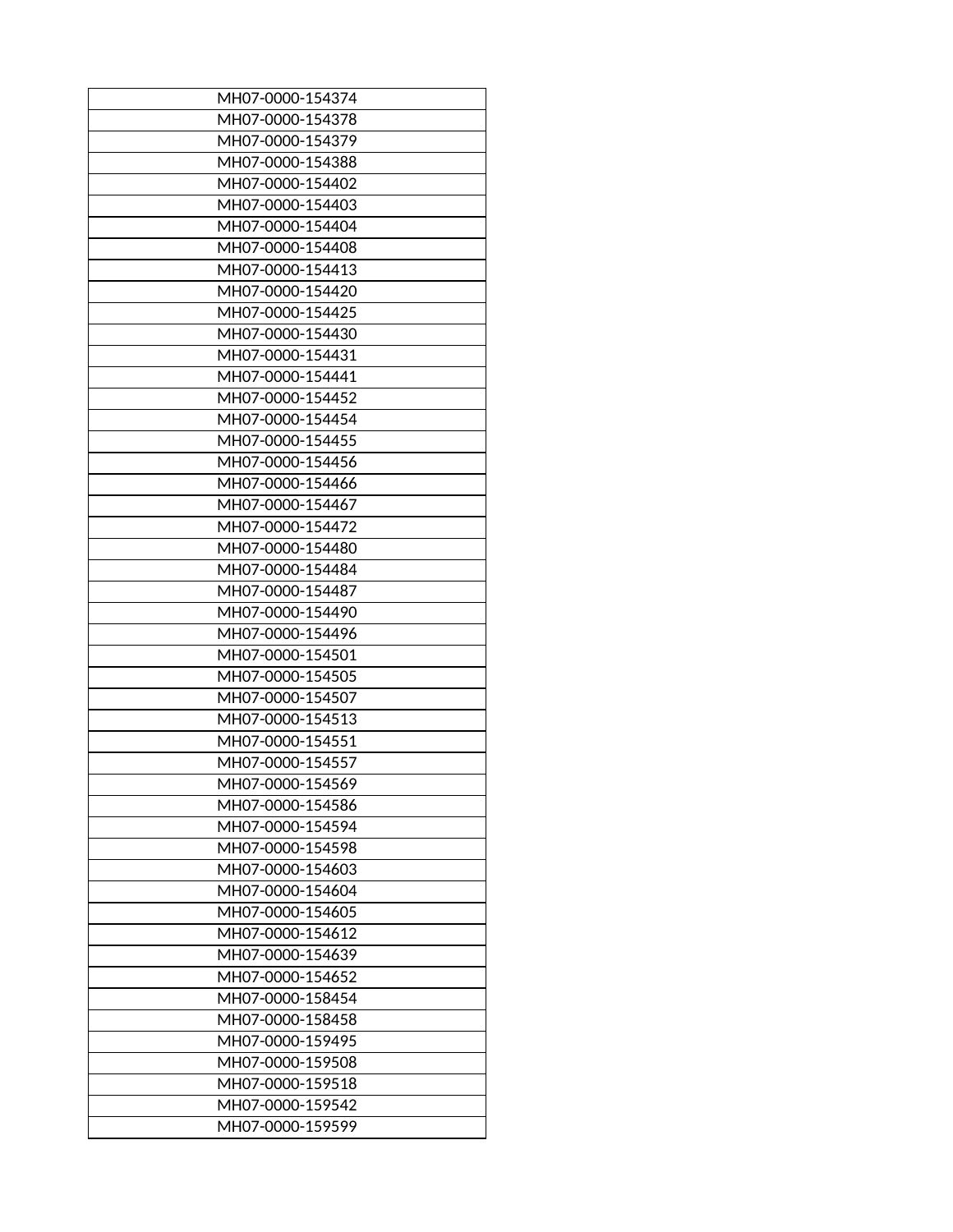| MH07-0000-154374 |
|---|
| MH07-0000-154378 |
| MH07-0000-154379 |
| MH07-0000-154388 |
| MH07-0000-154402 |
| MH07-0000-154403 |
| MH07-0000-154404 |
| MH07-0000-154408 |
| MH07-0000-154413 |
| MH07-0000-154420 |
| MH07-0000-154425 |
| MH07-0000-154430 |
| MH07-0000-154431 |
| MH07-0000-154441 |
| MH07-0000-154452 |
| MH07-0000-154454 |
| MH07-0000-154455 |
| MH07-0000-154456 |
| MH07-0000-154466 |
| MH07-0000-154467 |
| MH07-0000-154472 |
| MH07-0000-154480 |
| MH07-0000-154484 |
| MH07-0000-154487 |
| MH07-0000-154490 |
| MH07-0000-154496 |
| MH07-0000-154501 |
| MH07-0000-154505 |
| MH07-0000-154507 |
| MH07-0000-154513 |
| MH07-0000-154551 |
| MH07-0000-154557 |
| MH07-0000-154569 |
| MH07-0000-154586 |
| MH07-0000-154594 |
| MH07-0000-154598 |
| MH07-0000-154603 |
| MH07-0000-154604 |
| MH07-0000-154605 |
| MH07-0000-154612 |
| MH07-0000-154639 |
| MH07-0000-154652 |
| MH07-0000-158454 |
| MH07-0000-158458 |
| MH07-0000-159495 |
| MH07-0000-159508 |
| MH07-0000-159518 |
| MH07-0000-159542 |
| MH07-0000-159599 |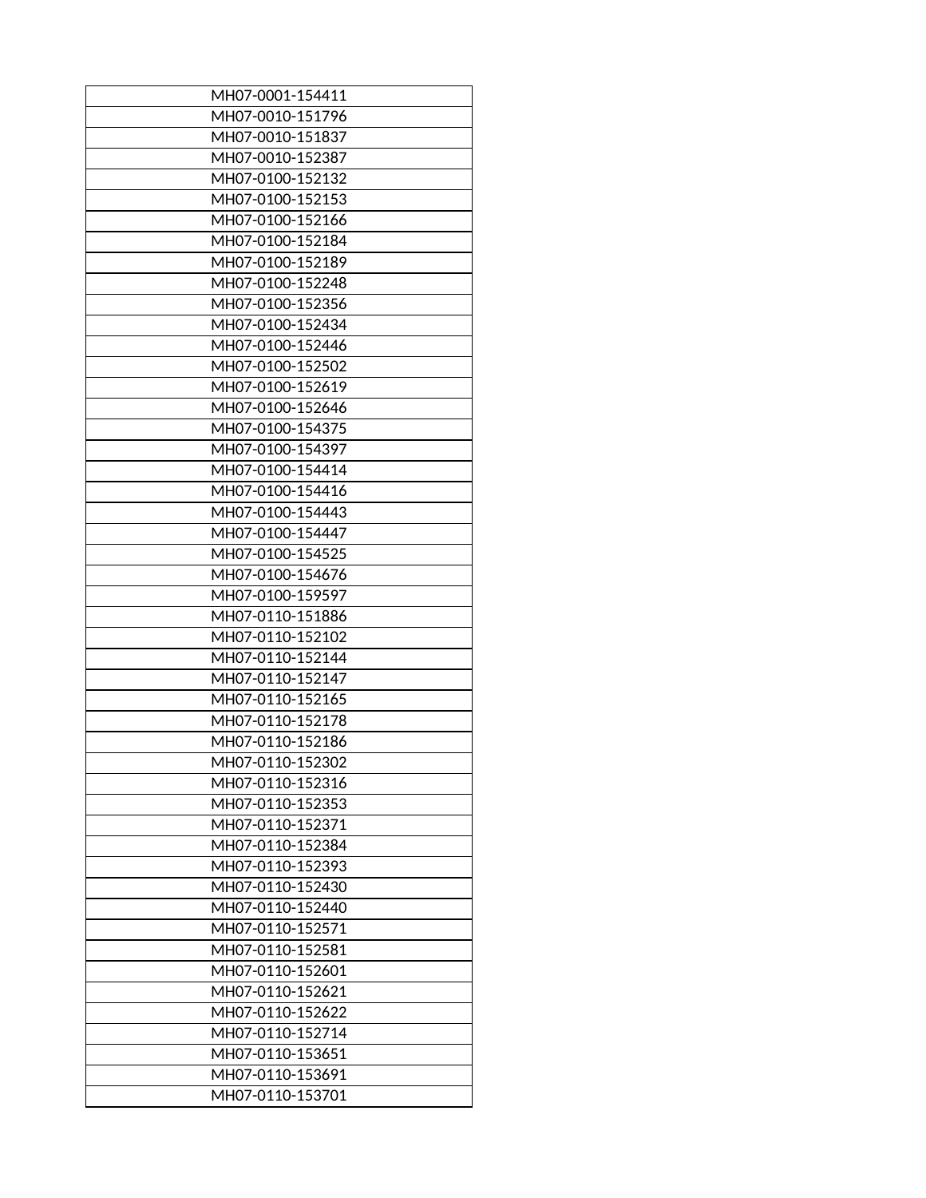| MH07-0001-154411 |
|---|
| MH07-0010-151796 |
| MH07-0010-151837 |
| MH07-0010-152387 |
| MH07-0100-152132 |
| MH07-0100-152153 |
| MH07-0100-152166 |
| MH07-0100-152184 |
| MH07-0100-152189 |
| MH07-0100-152248 |
| MH07-0100-152356 |
| MH07-0100-152434 |
| MH07-0100-152446 |
| MH07-0100-152502 |
| MH07-0100-152619 |
| MH07-0100-152646 |
| MH07-0100-154375 |
| MH07-0100-154397 |
| MH07-0100-154414 |
| MH07-0100-154416 |
| MH07-0100-154443 |
| MH07-0100-154447 |
| MH07-0100-154525 |
| MH07-0100-154676 |
| MH07-0100-159597 |
| MH07-0110-151886 |
| MH07-0110-152102 |
| MH07-0110-152144 |
| MH07-0110-152147 |
| MH07-0110-152165 |
| MH07-0110-152178 |
| MH07-0110-152186 |
| MH07-0110-152302 |
| MH07-0110-152316 |
| MH07-0110-152353 |
| MH07-0110-152371 |
| MH07-0110-152384 |
| MH07-0110-152393 |
| MH07-0110-152430 |
| MH07-0110-152440 |
| MH07-0110-152571 |
| MH07-0110-152581 |
| MH07-0110-152601 |
| MH07-0110-152621 |
| MH07-0110-152622 |
| MH07-0110-152714 |
| MH07-0110-153651 |
| MH07-0110-153691 |
| MH07-0110-153701 |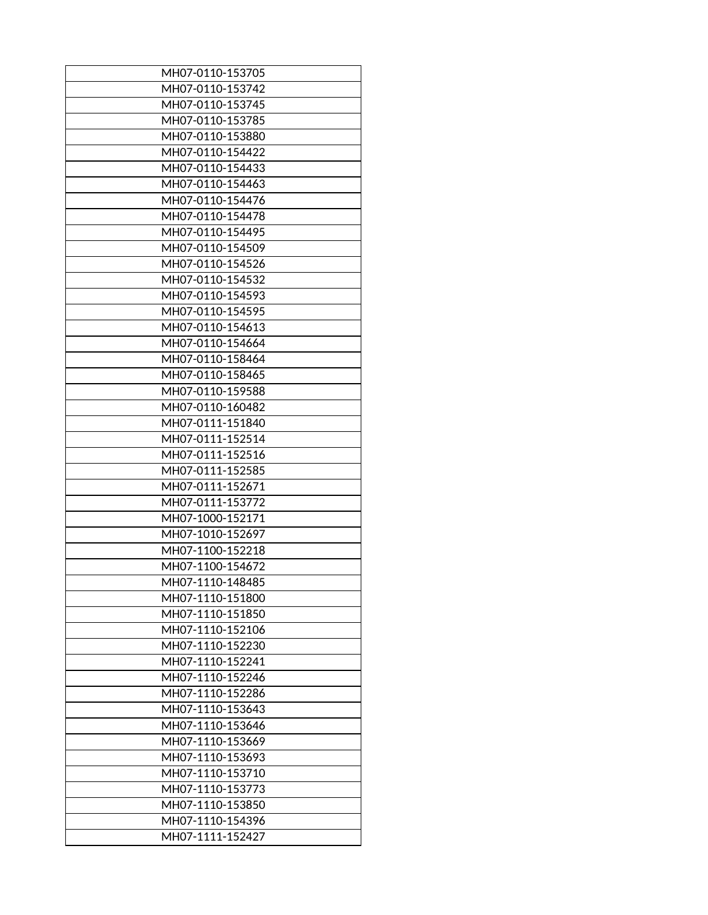| MH07-0110-153705 |
|---|
| MH07-0110-153742 |
| MH07-0110-153745 |
| MH07-0110-153785 |
| MH07-0110-153880 |
| MH07-0110-154422 |
| MH07-0110-154433 |
| MH07-0110-154463 |
| MH07-0110-154476 |
| MH07-0110-154478 |
| MH07-0110-154495 |
| MH07-0110-154509 |
| MH07-0110-154526 |
| MH07-0110-154532 |
| MH07-0110-154593 |
| MH07-0110-154595 |
| MH07-0110-154613 |
| MH07-0110-154664 |
| MH07-0110-158464 |
| MH07-0110-158465 |
| MH07-0110-159588 |
| MH07-0110-160482 |
| MH07-0111-151840 |
| MH07-0111-152514 |
| MH07-0111-152516 |
| MH07-0111-152585 |
| MH07-0111-152671 |
| MH07-0111-153772 |
| MH07-1000-152171 |
| MH07-1010-152697 |
| MH07-1100-152218 |
| MH07-1100-154672 |
| MH07-1110-148485 |
| MH07-1110-151800 |
| MH07-1110-151850 |
| MH07-1110-152106 |
| MH07-1110-152230 |
| MH07-1110-152241 |
| MH07-1110-152246 |
| MH07-1110-152286 |
| MH07-1110-153643 |
| MH07-1110-153646 |
| MH07-1110-153669 |
| MH07-1110-153693 |
| MH07-1110-153710 |
| MH07-1110-153773 |
| MH07-1110-153850 |
| MH07-1110-154396 |
| MH07-1111-152427 |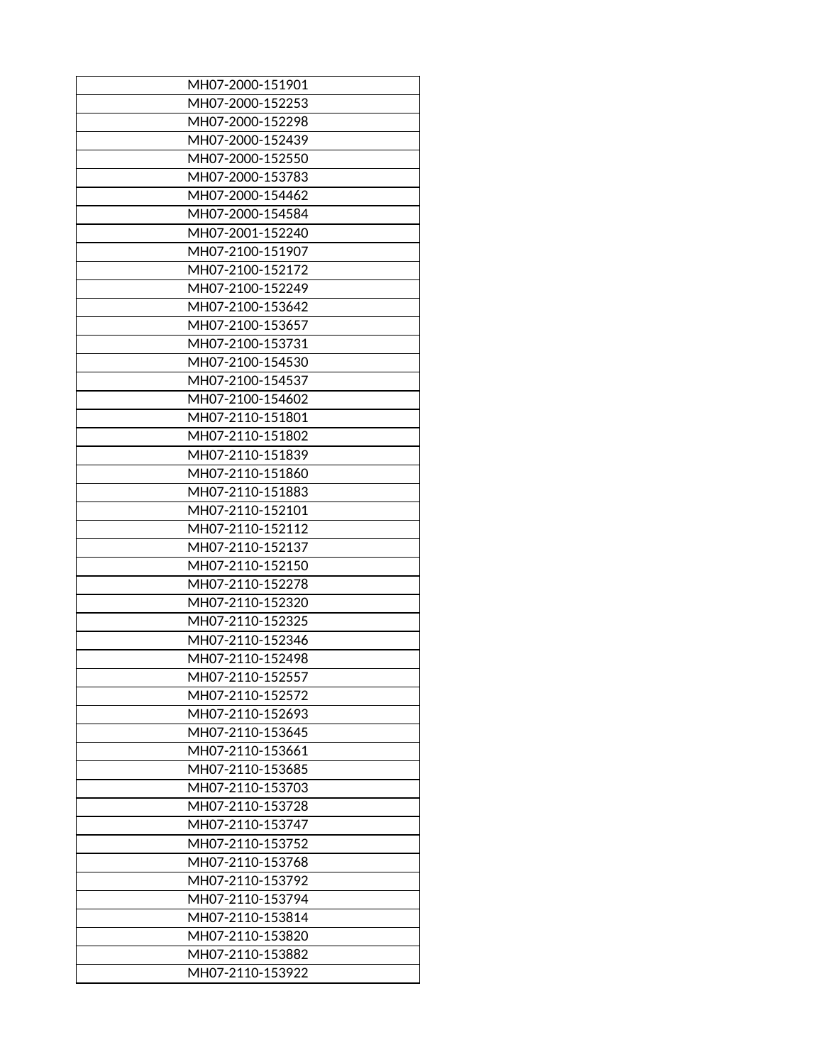| MH07-2000-151901 |
| --- |
| MH07-2000-152253 |
| MH07-2000-152298 |
| MH07-2000-152439 |
| MH07-2000-152550 |
| MH07-2000-153783 |
| MH07-2000-154462 |
| MH07-2000-154584 |
| MH07-2001-152240 |
| MH07-2100-151907 |
| MH07-2100-152172 |
| MH07-2100-152249 |
| MH07-2100-153642 |
| MH07-2100-153657 |
| MH07-2100-153731 |
| MH07-2100-154530 |
| MH07-2100-154537 |
| MH07-2100-154602 |
| MH07-2110-151801 |
| MH07-2110-151802 |
| MH07-2110-151839 |
| MH07-2110-151860 |
| MH07-2110-151883 |
| MH07-2110-152101 |
| MH07-2110-152112 |
| MH07-2110-152137 |
| MH07-2110-152150 |
| MH07-2110-152278 |
| MH07-2110-152320 |
| MH07-2110-152325 |
| MH07-2110-152346 |
| MH07-2110-152498 |
| MH07-2110-152557 |
| MH07-2110-152572 |
| MH07-2110-152693 |
| MH07-2110-153645 |
| MH07-2110-153661 |
| MH07-2110-153685 |
| MH07-2110-153703 |
| MH07-2110-153728 |
| MH07-2110-153747 |
| MH07-2110-153752 |
| MH07-2110-153768 |
| MH07-2110-153792 |
| MH07-2110-153794 |
| MH07-2110-153814 |
| MH07-2110-153820 |
| MH07-2110-153882 |
| MH07-2110-153922 |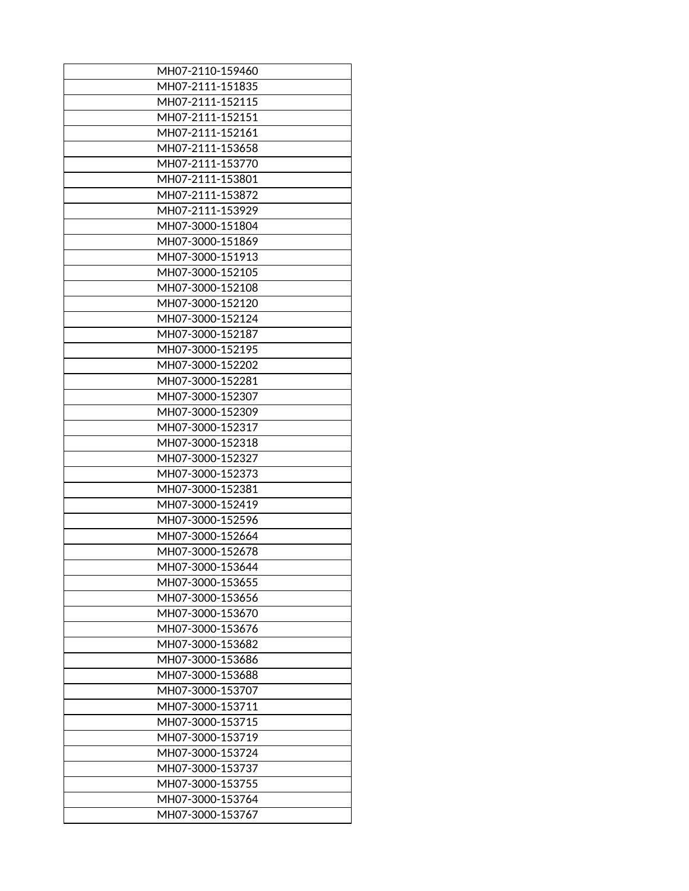| MH07-2110-159460 |
|---|
| MH07-2111-151835 |
| MH07-2111-152115 |
| MH07-2111-152151 |
| MH07-2111-152161 |
| MH07-2111-153658 |
| MH07-2111-153770 |
| MH07-2111-153801 |
| MH07-2111-153872 |
| MH07-2111-153929 |
| MH07-3000-151804 |
| MH07-3000-151869 |
| MH07-3000-151913 |
| MH07-3000-152105 |
| MH07-3000-152108 |
| MH07-3000-152120 |
| MH07-3000-152124 |
| MH07-3000-152187 |
| MH07-3000-152195 |
| MH07-3000-152202 |
| MH07-3000-152281 |
| MH07-3000-152307 |
| MH07-3000-152309 |
| MH07-3000-152317 |
| MH07-3000-152318 |
| MH07-3000-152327 |
| MH07-3000-152373 |
| MH07-3000-152381 |
| MH07-3000-152419 |
| MH07-3000-152596 |
| MH07-3000-152664 |
| MH07-3000-152678 |
| MH07-3000-153644 |
| MH07-3000-153655 |
| MH07-3000-153656 |
| MH07-3000-153670 |
| MH07-3000-153676 |
| MH07-3000-153682 |
| MH07-3000-153686 |
| MH07-3000-153688 |
| MH07-3000-153707 |
| MH07-3000-153711 |
| MH07-3000-153715 |
| MH07-3000-153719 |
| MH07-3000-153724 |
| MH07-3000-153737 |
| MH07-3000-153755 |
| MH07-3000-153764 |
| MH07-3000-153767 |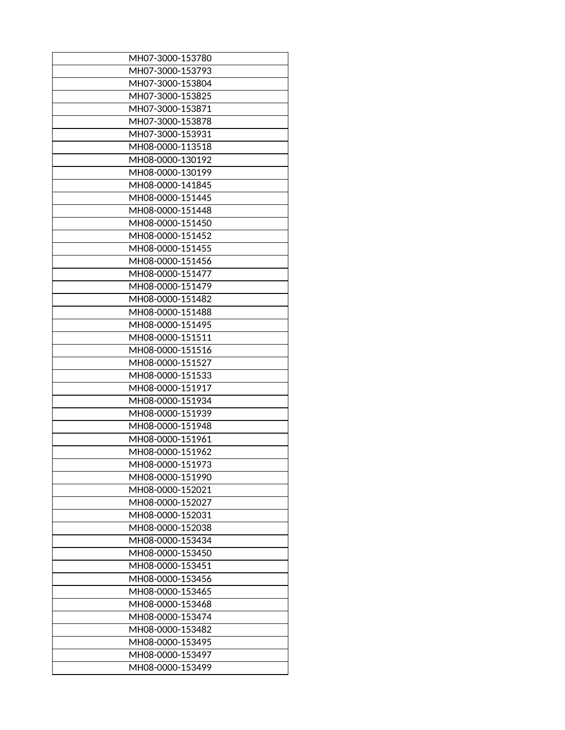| MH07-3000-153780 |
|---|
| MH07-3000-153793 |
| MH07-3000-153804 |
| MH07-3000-153825 |
| MH07-3000-153871 |
| MH07-3000-153878 |
| MH07-3000-153931 |
| MH08-0000-113518 |
| MH08-0000-130192 |
| MH08-0000-130199 |
| MH08-0000-141845 |
| MH08-0000-151445 |
| MH08-0000-151448 |
| MH08-0000-151450 |
| MH08-0000-151452 |
| MH08-0000-151455 |
| MH08-0000-151456 |
| MH08-0000-151477 |
| MH08-0000-151479 |
| MH08-0000-151482 |
| MH08-0000-151488 |
| MH08-0000-151495 |
| MH08-0000-151511 |
| MH08-0000-151516 |
| MH08-0000-151527 |
| MH08-0000-151533 |
| MH08-0000-151917 |
| MH08-0000-151934 |
| MH08-0000-151939 |
| MH08-0000-151948 |
| MH08-0000-151961 |
| MH08-0000-151962 |
| MH08-0000-151973 |
| MH08-0000-151990 |
| MH08-0000-152021 |
| MH08-0000-152027 |
| MH08-0000-152031 |
| MH08-0000-152038 |
| MH08-0000-153434 |
| MH08-0000-153450 |
| MH08-0000-153451 |
| MH08-0000-153456 |
| MH08-0000-153465 |
| MH08-0000-153468 |
| MH08-0000-153474 |
| MH08-0000-153482 |
| MH08-0000-153495 |
| MH08-0000-153497 |
| MH08-0000-153499 |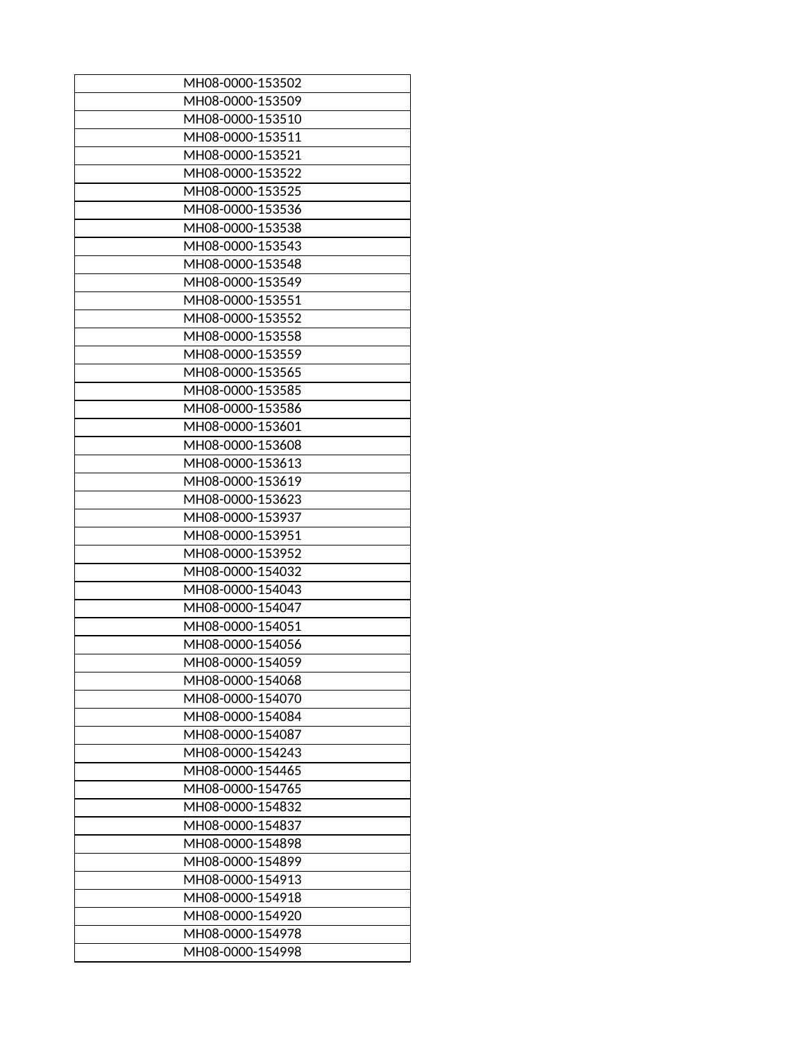| MH08-0000-153502 |
|---|
| MH08-0000-153509 |
| MH08-0000-153510 |
| MH08-0000-153511 |
| MH08-0000-153521 |
| MH08-0000-153522 |
| MH08-0000-153525 |
| MH08-0000-153536 |
| MH08-0000-153538 |
| MH08-0000-153543 |
| MH08-0000-153548 |
| MH08-0000-153549 |
| MH08-0000-153551 |
| MH08-0000-153552 |
| MH08-0000-153558 |
| MH08-0000-153559 |
| MH08-0000-153565 |
| MH08-0000-153585 |
| MH08-0000-153586 |
| MH08-0000-153601 |
| MH08-0000-153608 |
| MH08-0000-153613 |
| MH08-0000-153619 |
| MH08-0000-153623 |
| MH08-0000-153937 |
| MH08-0000-153951 |
| MH08-0000-153952 |
| MH08-0000-154032 |
| MH08-0000-154043 |
| MH08-0000-154047 |
| MH08-0000-154051 |
| MH08-0000-154056 |
| MH08-0000-154059 |
| MH08-0000-154068 |
| MH08-0000-154070 |
| MH08-0000-154084 |
| MH08-0000-154087 |
| MH08-0000-154243 |
| MH08-0000-154465 |
| MH08-0000-154765 |
| MH08-0000-154832 |
| MH08-0000-154837 |
| MH08-0000-154898 |
| MH08-0000-154899 |
| MH08-0000-154913 |
| MH08-0000-154918 |
| MH08-0000-154920 |
| MH08-0000-154978 |
| MH08-0000-154998 |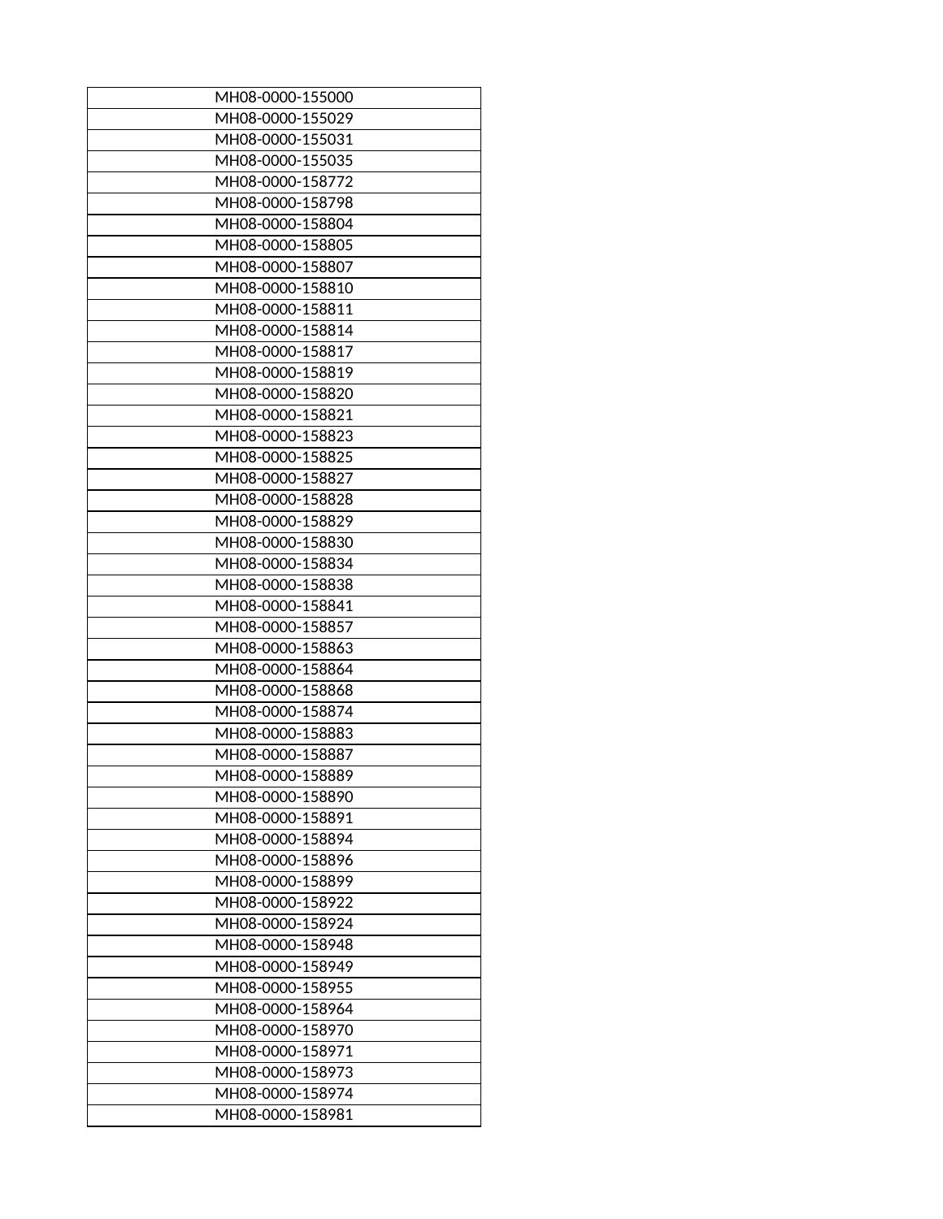| MH08-0000-155000 |
|---|
| MH08-0000-155029 |
| MH08-0000-155031 |
| MH08-0000-155035 |
| MH08-0000-158772 |
| MH08-0000-158798 |
| MH08-0000-158804 |
| MH08-0000-158805 |
| MH08-0000-158807 |
| MH08-0000-158810 |
| MH08-0000-158811 |
| MH08-0000-158814 |
| MH08-0000-158817 |
| MH08-0000-158819 |
| MH08-0000-158820 |
| MH08-0000-158821 |
| MH08-0000-158823 |
| MH08-0000-158825 |
| MH08-0000-158827 |
| MH08-0000-158828 |
| MH08-0000-158829 |
| MH08-0000-158830 |
| MH08-0000-158834 |
| MH08-0000-158838 |
| MH08-0000-158841 |
| MH08-0000-158857 |
| MH08-0000-158863 |
| MH08-0000-158864 |
| MH08-0000-158868 |
| MH08-0000-158874 |
| MH08-0000-158883 |
| MH08-0000-158887 |
| MH08-0000-158889 |
| MH08-0000-158890 |
| MH08-0000-158891 |
| MH08-0000-158894 |
| MH08-0000-158896 |
| MH08-0000-158899 |
| MH08-0000-158922 |
| MH08-0000-158924 |
| MH08-0000-158948 |
| MH08-0000-158949 |
| MH08-0000-158955 |
| MH08-0000-158964 |
| MH08-0000-158970 |
| MH08-0000-158971 |
| MH08-0000-158973 |
| MH08-0000-158974 |
| MH08-0000-158981 |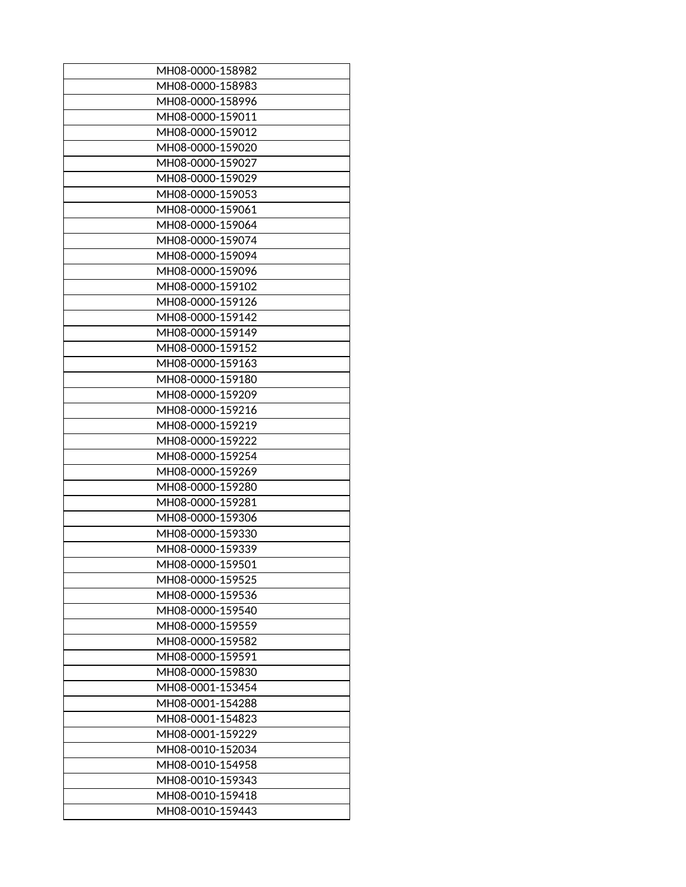| MH08-0000-158982 |
|---|
| MH08-0000-158983 |
| MH08-0000-158996 |
| MH08-0000-159011 |
| MH08-0000-159012 |
| MH08-0000-159020 |
| MH08-0000-159027 |
| MH08-0000-159029 |
| MH08-0000-159053 |
| MH08-0000-159061 |
| MH08-0000-159064 |
| MH08-0000-159074 |
| MH08-0000-159094 |
| MH08-0000-159096 |
| MH08-0000-159102 |
| MH08-0000-159126 |
| MH08-0000-159142 |
| MH08-0000-159149 |
| MH08-0000-159152 |
| MH08-0000-159163 |
| MH08-0000-159180 |
| MH08-0000-159209 |
| MH08-0000-159216 |
| MH08-0000-159219 |
| MH08-0000-159222 |
| MH08-0000-159254 |
| MH08-0000-159269 |
| MH08-0000-159280 |
| MH08-0000-159281 |
| MH08-0000-159306 |
| MH08-0000-159330 |
| MH08-0000-159339 |
| MH08-0000-159501 |
| MH08-0000-159525 |
| MH08-0000-159536 |
| MH08-0000-159540 |
| MH08-0000-159559 |
| MH08-0000-159582 |
| MH08-0000-159591 |
| MH08-0000-159830 |
| MH08-0001-153454 |
| MH08-0001-154288 |
| MH08-0001-154823 |
| MH08-0001-159229 |
| MH08-0010-152034 |
| MH08-0010-154958 |
| MH08-0010-159343 |
| MH08-0010-159418 |
| MH08-0010-159443 |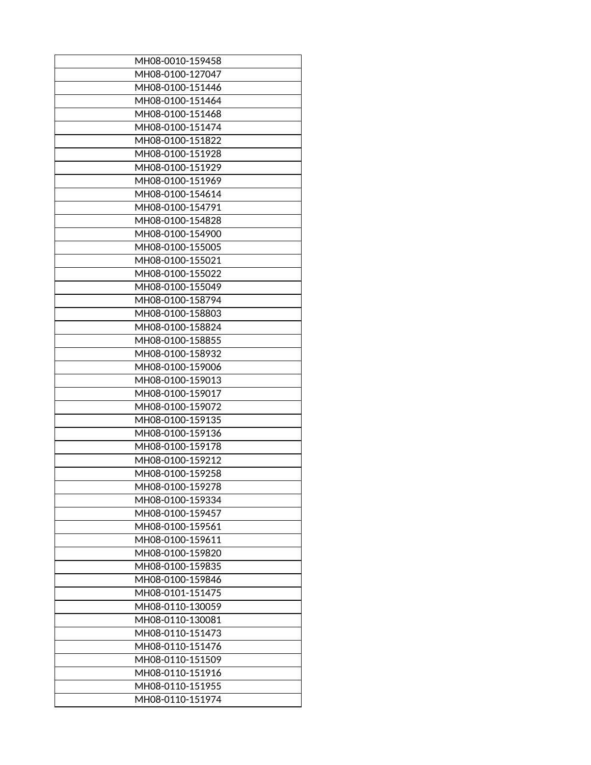| MH08-0010-159458 |
| --- |
| MH08-0100-127047 |
| MH08-0100-151446 |
| MH08-0100-151464 |
| MH08-0100-151468 |
| MH08-0100-151474 |
| MH08-0100-151822 |
| MH08-0100-151928 |
| MH08-0100-151929 |
| MH08-0100-151969 |
| MH08-0100-154614 |
| MH08-0100-154791 |
| MH08-0100-154828 |
| MH08-0100-154900 |
| MH08-0100-155005 |
| MH08-0100-155021 |
| MH08-0100-155022 |
| MH08-0100-155049 |
| MH08-0100-158794 |
| MH08-0100-158803 |
| MH08-0100-158824 |
| MH08-0100-158855 |
| MH08-0100-158932 |
| MH08-0100-159006 |
| MH08-0100-159013 |
| MH08-0100-159017 |
| MH08-0100-159072 |
| MH08-0100-159135 |
| MH08-0100-159136 |
| MH08-0100-159178 |
| MH08-0100-159212 |
| MH08-0100-159258 |
| MH08-0100-159278 |
| MH08-0100-159334 |
| MH08-0100-159457 |
| MH08-0100-159561 |
| MH08-0100-159611 |
| MH08-0100-159820 |
| MH08-0100-159835 |
| MH08-0100-159846 |
| MH08-0101-151475 |
| MH08-0110-130059 |
| MH08-0110-130081 |
| MH08-0110-151473 |
| MH08-0110-151476 |
| MH08-0110-151509 |
| MH08-0110-151916 |
| MH08-0110-151955 |
| MH08-0110-151974 |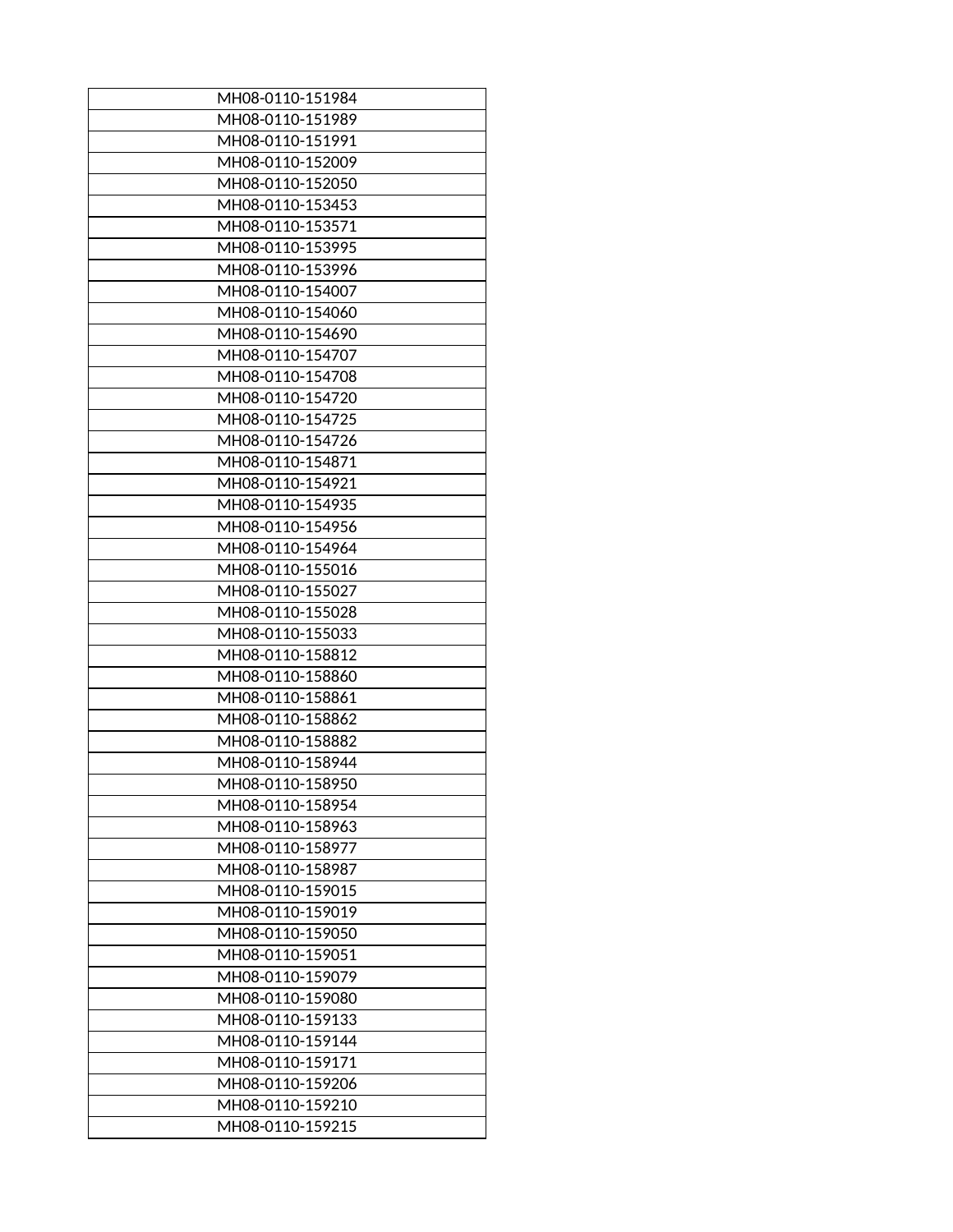| MH08-0110-151984 |
|---|
| MH08-0110-151989 |
| MH08-0110-151991 |
| MH08-0110-152009 |
| MH08-0110-152050 |
| MH08-0110-153453 |
| MH08-0110-153571 |
| MH08-0110-153995 |
| MH08-0110-153996 |
| MH08-0110-154007 |
| MH08-0110-154060 |
| MH08-0110-154690 |
| MH08-0110-154707 |
| MH08-0110-154708 |
| MH08-0110-154720 |
| MH08-0110-154725 |
| MH08-0110-154726 |
| MH08-0110-154871 |
| MH08-0110-154921 |
| MH08-0110-154935 |
| MH08-0110-154956 |
| MH08-0110-154964 |
| MH08-0110-155016 |
| MH08-0110-155027 |
| MH08-0110-155028 |
| MH08-0110-155033 |
| MH08-0110-158812 |
| MH08-0110-158860 |
| MH08-0110-158861 |
| MH08-0110-158862 |
| MH08-0110-158882 |
| MH08-0110-158944 |
| MH08-0110-158950 |
| MH08-0110-158954 |
| MH08-0110-158963 |
| MH08-0110-158977 |
| MH08-0110-158987 |
| MH08-0110-159015 |
| MH08-0110-159019 |
| MH08-0110-159050 |
| MH08-0110-159051 |
| MH08-0110-159079 |
| MH08-0110-159080 |
| MH08-0110-159133 |
| MH08-0110-159144 |
| MH08-0110-159171 |
| MH08-0110-159206 |
| MH08-0110-159210 |
| MH08-0110-159215 |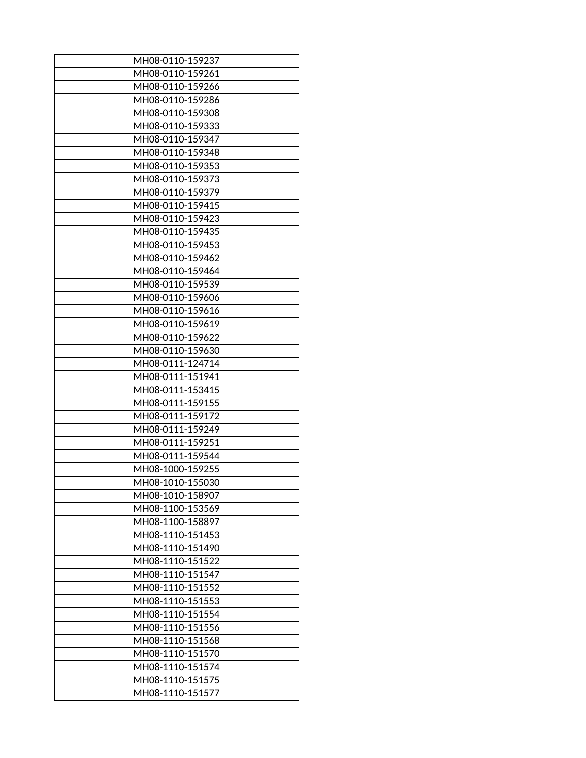| MH08-0110-159237 |
|---|
| MH08-0110-159261 |
| MH08-0110-159266 |
| MH08-0110-159286 |
| MH08-0110-159308 |
| MH08-0110-159333 |
| MH08-0110-159347 |
| MH08-0110-159348 |
| MH08-0110-159353 |
| MH08-0110-159373 |
| MH08-0110-159379 |
| MH08-0110-159415 |
| MH08-0110-159423 |
| MH08-0110-159435 |
| MH08-0110-159453 |
| MH08-0110-159462 |
| MH08-0110-159464 |
| MH08-0110-159539 |
| MH08-0110-159606 |
| MH08-0110-159616 |
| MH08-0110-159619 |
| MH08-0110-159622 |
| MH08-0110-159630 |
| MH08-0111-124714 |
| MH08-0111-151941 |
| MH08-0111-153415 |
| MH08-0111-159155 |
| MH08-0111-159172 |
| MH08-0111-159249 |
| MH08-0111-159251 |
| MH08-0111-159544 |
| MH08-1000-159255 |
| MH08-1010-155030 |
| MH08-1010-158907 |
| MH08-1100-153569 |
| MH08-1100-158897 |
| MH08-1110-151453 |
| MH08-1110-151490 |
| MH08-1110-151522 |
| MH08-1110-151547 |
| MH08-1110-151552 |
| MH08-1110-151553 |
| MH08-1110-151554 |
| MH08-1110-151556 |
| MH08-1110-151568 |
| MH08-1110-151570 |
| MH08-1110-151574 |
| MH08-1110-151575 |
| MH08-1110-151577 |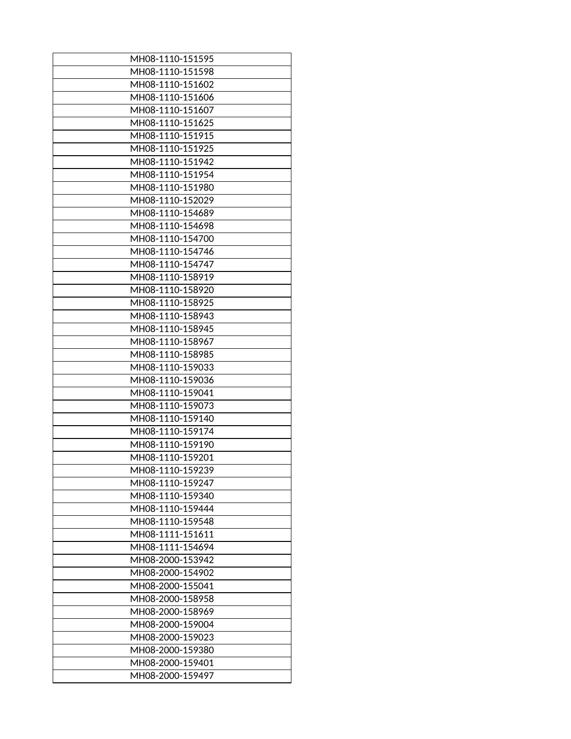| MH08-1110-151595 |
|---|
| MH08-1110-151598 |
| MH08-1110-151602 |
| MH08-1110-151606 |
| MH08-1110-151607 |
| MH08-1110-151625 |
| MH08-1110-151915 |
| MH08-1110-151925 |
| MH08-1110-151942 |
| MH08-1110-151954 |
| MH08-1110-151980 |
| MH08-1110-152029 |
| MH08-1110-154689 |
| MH08-1110-154698 |
| MH08-1110-154700 |
| MH08-1110-154746 |
| MH08-1110-154747 |
| MH08-1110-158919 |
| MH08-1110-158920 |
| MH08-1110-158925 |
| MH08-1110-158943 |
| MH08-1110-158945 |
| MH08-1110-158967 |
| MH08-1110-158985 |
| MH08-1110-159033 |
| MH08-1110-159036 |
| MH08-1110-159041 |
| MH08-1110-159073 |
| MH08-1110-159140 |
| MH08-1110-159174 |
| MH08-1110-159190 |
| MH08-1110-159201 |
| MH08-1110-159239 |
| MH08-1110-159247 |
| MH08-1110-159340 |
| MH08-1110-159444 |
| MH08-1110-159548 |
| MH08-1111-151611 |
| MH08-1111-154694 |
| MH08-2000-153942 |
| MH08-2000-154902 |
| MH08-2000-155041 |
| MH08-2000-158958 |
| MH08-2000-158969 |
| MH08-2000-159004 |
| MH08-2000-159023 |
| MH08-2000-159380 |
| MH08-2000-159401 |
| MH08-2000-159497 |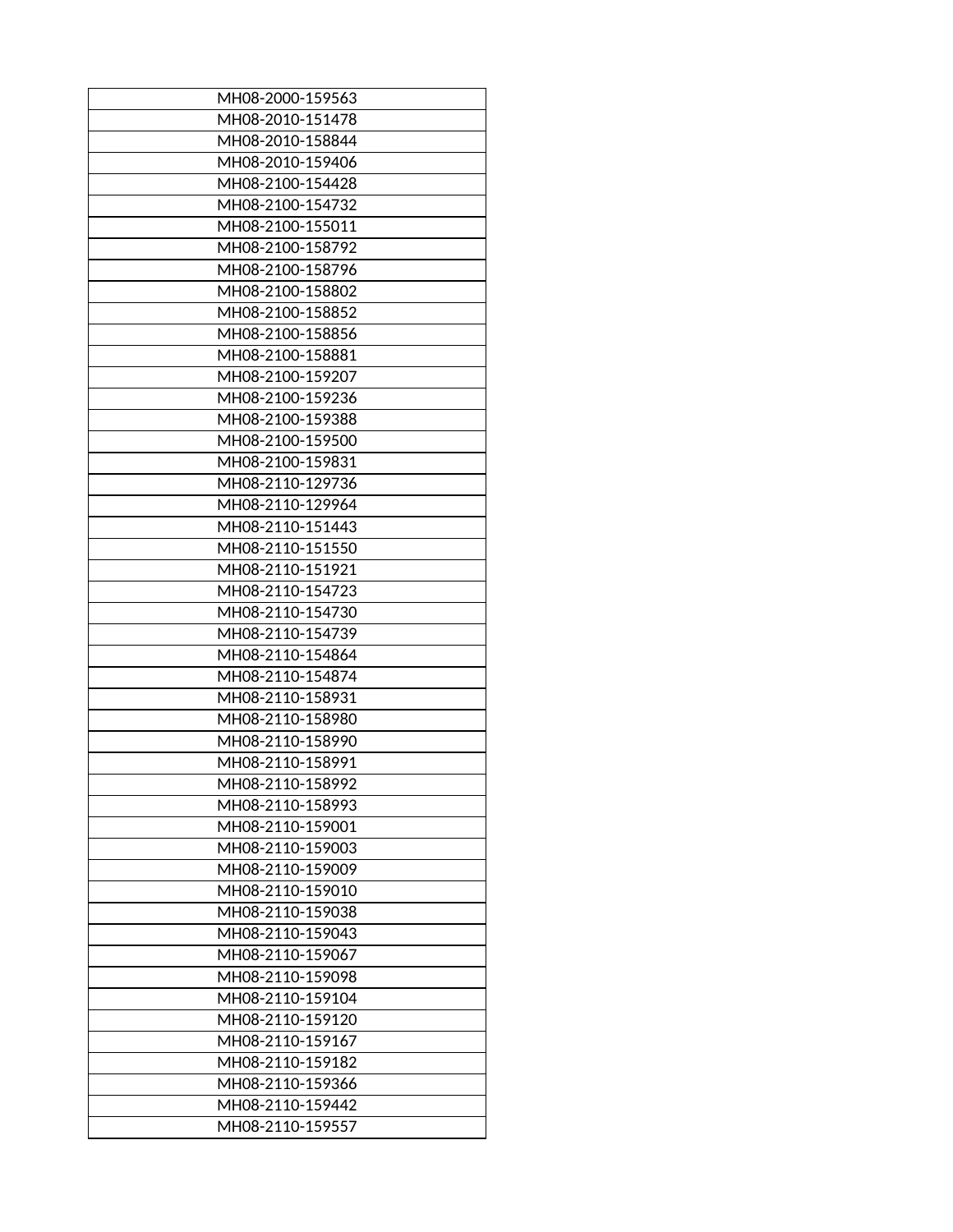| MH08-2000-159563 |
|---|
| MH08-2010-151478 |
| MH08-2010-158844 |
| MH08-2010-159406 |
| MH08-2100-154428 |
| MH08-2100-154732 |
| MH08-2100-155011 |
| MH08-2100-158792 |
| MH08-2100-158796 |
| MH08-2100-158802 |
| MH08-2100-158852 |
| MH08-2100-158856 |
| MH08-2100-158881 |
| MH08-2100-159207 |
| MH08-2100-159236 |
| MH08-2100-159388 |
| MH08-2100-159500 |
| MH08-2100-159831 |
| MH08-2110-129736 |
| MH08-2110-129964 |
| MH08-2110-151443 |
| MH08-2110-151550 |
| MH08-2110-151921 |
| MH08-2110-154723 |
| MH08-2110-154730 |
| MH08-2110-154739 |
| MH08-2110-154864 |
| MH08-2110-154874 |
| MH08-2110-158931 |
| MH08-2110-158980 |
| MH08-2110-158990 |
| MH08-2110-158991 |
| MH08-2110-158992 |
| MH08-2110-158993 |
| MH08-2110-159001 |
| MH08-2110-159003 |
| MH08-2110-159009 |
| MH08-2110-159010 |
| MH08-2110-159038 |
| MH08-2110-159043 |
| MH08-2110-159067 |
| MH08-2110-159098 |
| MH08-2110-159104 |
| MH08-2110-159120 |
| MH08-2110-159167 |
| MH08-2110-159182 |
| MH08-2110-159366 |
| MH08-2110-159442 |
| MH08-2110-159557 |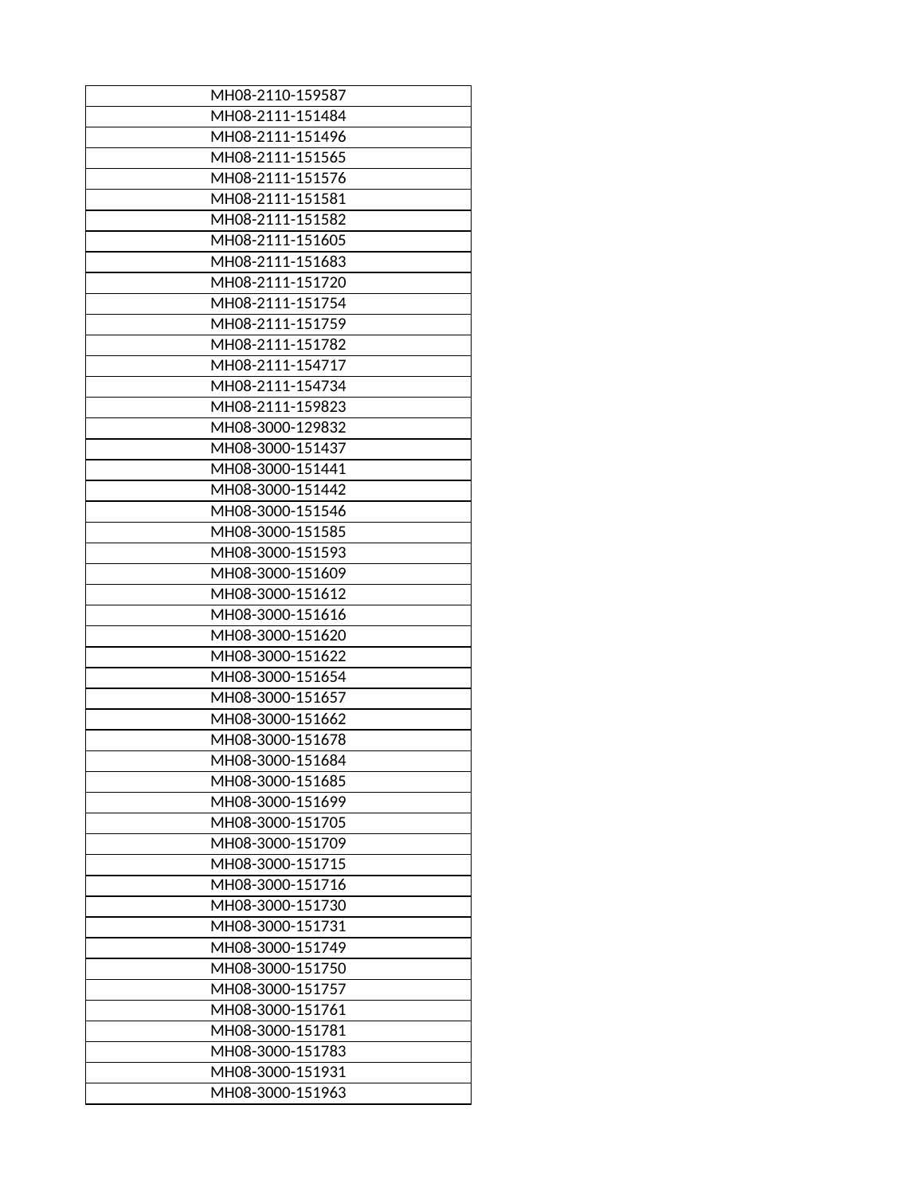| MH08-2110-159587 |
|---|
| MH08-2111-151484 |
| MH08-2111-151496 |
| MH08-2111-151565 |
| MH08-2111-151576 |
| MH08-2111-151581 |
| MH08-2111-151582 |
| MH08-2111-151605 |
| MH08-2111-151683 |
| MH08-2111-151720 |
| MH08-2111-151754 |
| MH08-2111-151759 |
| MH08-2111-151782 |
| MH08-2111-154717 |
| MH08-2111-154734 |
| MH08-2111-159823 |
| MH08-3000-129832 |
| MH08-3000-151437 |
| MH08-3000-151441 |
| MH08-3000-151442 |
| MH08-3000-151546 |
| MH08-3000-151585 |
| MH08-3000-151593 |
| MH08-3000-151609 |
| MH08-3000-151612 |
| MH08-3000-151616 |
| MH08-3000-151620 |
| MH08-3000-151622 |
| MH08-3000-151654 |
| MH08-3000-151657 |
| MH08-3000-151662 |
| MH08-3000-151678 |
| MH08-3000-151684 |
| MH08-3000-151685 |
| MH08-3000-151699 |
| MH08-3000-151705 |
| MH08-3000-151709 |
| MH08-3000-151715 |
| MH08-3000-151716 |
| MH08-3000-151730 |
| MH08-3000-151731 |
| MH08-3000-151749 |
| MH08-3000-151750 |
| MH08-3000-151757 |
| MH08-3000-151761 |
| MH08-3000-151781 |
| MH08-3000-151783 |
| MH08-3000-151931 |
| MH08-3000-151963 |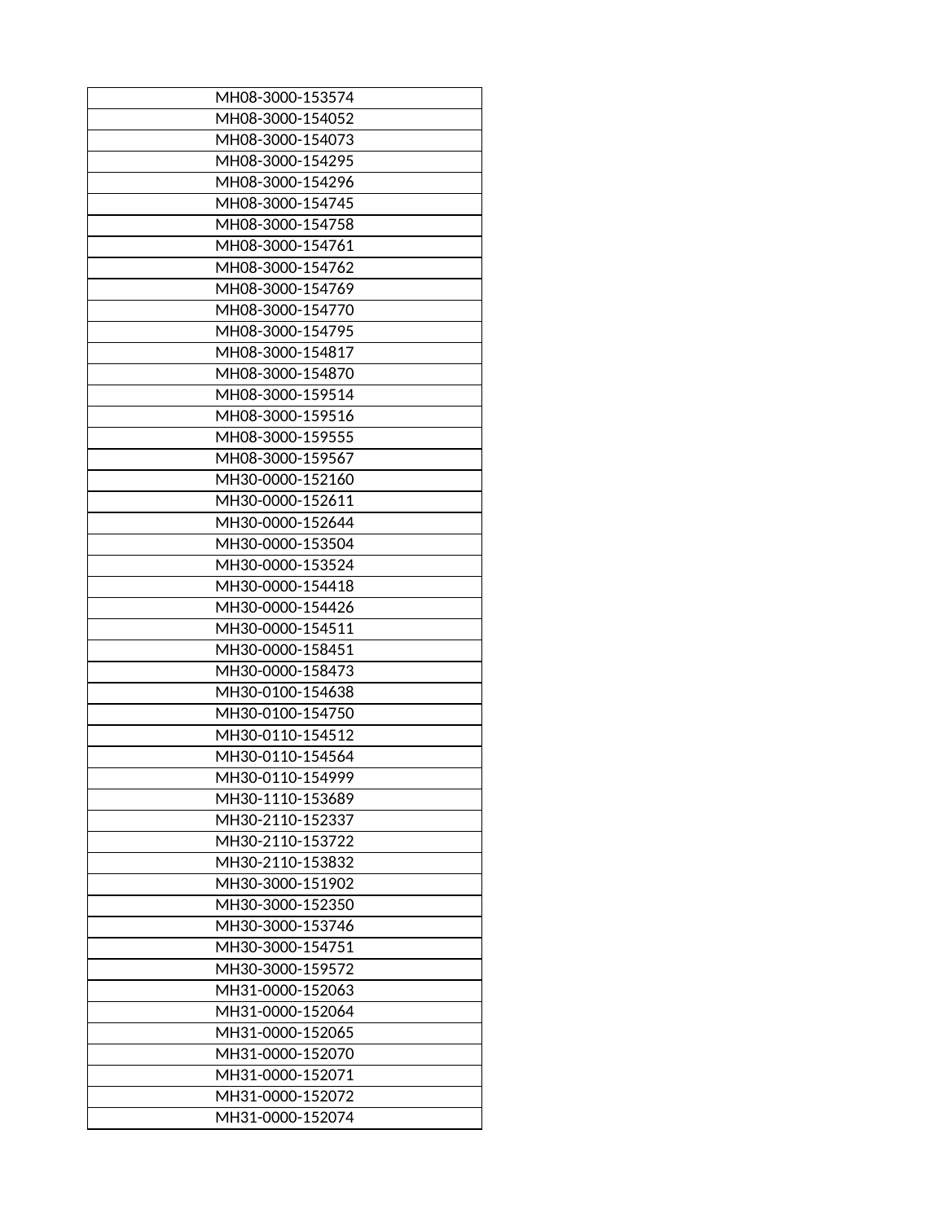| MH08-3000-153574 |
|---|
| MH08-3000-154052 |
| MH08-3000-154073 |
| MH08-3000-154295 |
| MH08-3000-154296 |
| MH08-3000-154745 |
| MH08-3000-154758 |
| MH08-3000-154761 |
| MH08-3000-154762 |
| MH08-3000-154769 |
| MH08-3000-154770 |
| MH08-3000-154795 |
| MH08-3000-154817 |
| MH08-3000-154870 |
| MH08-3000-159514 |
| MH08-3000-159516 |
| MH08-3000-159555 |
| MH08-3000-159567 |
| MH30-0000-152160 |
| MH30-0000-152611 |
| MH30-0000-152644 |
| MH30-0000-153504 |
| MH30-0000-153524 |
| MH30-0000-154418 |
| MH30-0000-154426 |
| MH30-0000-154511 |
| MH30-0000-158451 |
| MH30-0000-158473 |
| MH30-0100-154638 |
| MH30-0100-154750 |
| MH30-0110-154512 |
| MH30-0110-154564 |
| MH30-0110-154999 |
| MH30-1110-153689 |
| MH30-2110-152337 |
| MH30-2110-153722 |
| MH30-2110-153832 |
| MH30-3000-151902 |
| MH30-3000-152350 |
| MH30-3000-153746 |
| MH30-3000-154751 |
| MH30-3000-159572 |
| MH31-0000-152063 |
| MH31-0000-152064 |
| MH31-0000-152065 |
| MH31-0000-152070 |
| MH31-0000-152071 |
| MH31-0000-152072 |
| MH31-0000-152074 |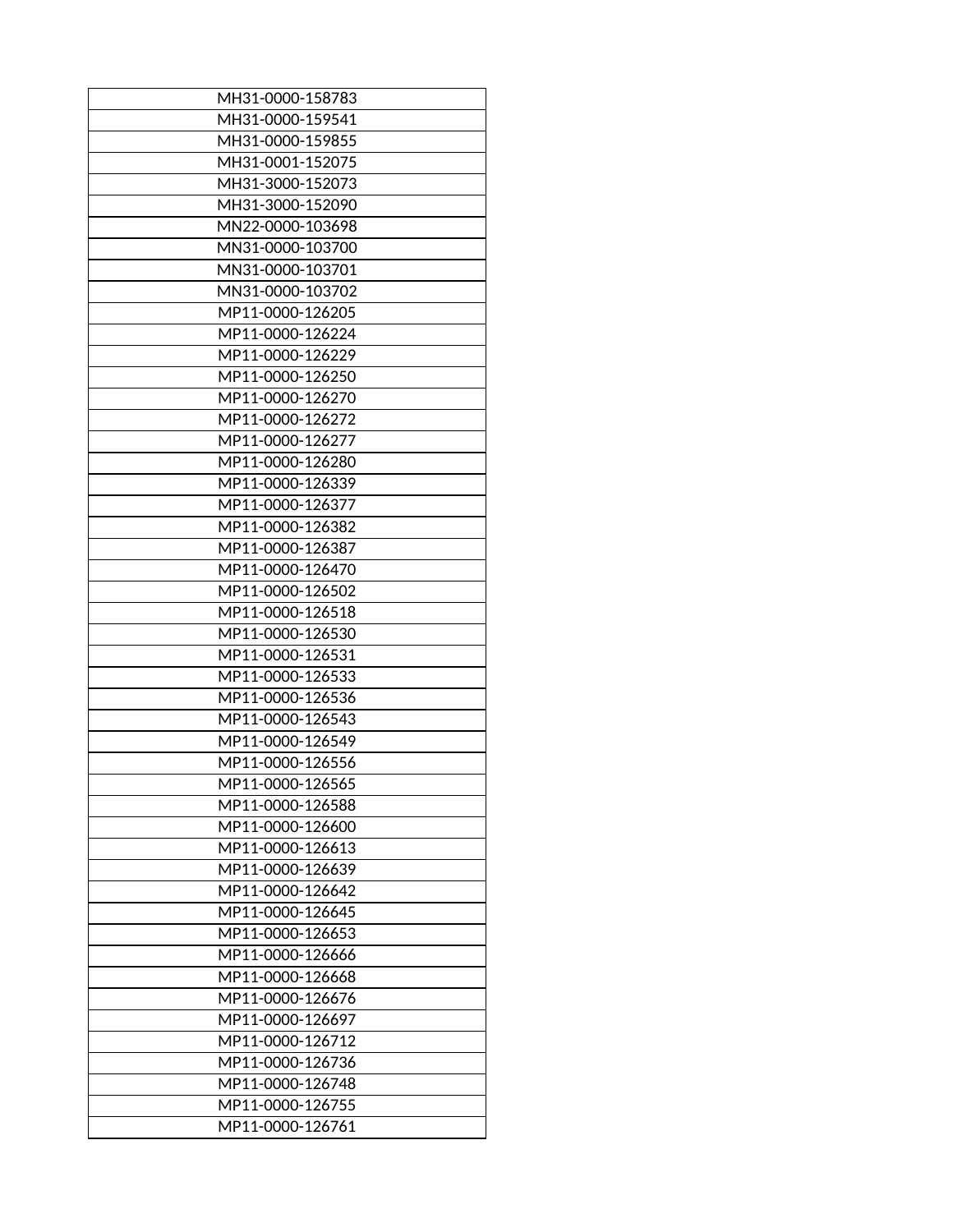| MH31-0000-158783 |
|---|
| MH31-0000-159541 |
| MH31-0000-159855 |
| MH31-0001-152075 |
| MH31-3000-152073 |
| MH31-3000-152090 |
| MN22-0000-103698 |
| MN31-0000-103700 |
| MN31-0000-103701 |
| MN31-0000-103702 |
| MP11-0000-126205 |
| MP11-0000-126224 |
| MP11-0000-126229 |
| MP11-0000-126250 |
| MP11-0000-126270 |
| MP11-0000-126272 |
| MP11-0000-126277 |
| MP11-0000-126280 |
| MP11-0000-126339 |
| MP11-0000-126377 |
| MP11-0000-126382 |
| MP11-0000-126387 |
| MP11-0000-126470 |
| MP11-0000-126502 |
| MP11-0000-126518 |
| MP11-0000-126530 |
| MP11-0000-126531 |
| MP11-0000-126533 |
| MP11-0000-126536 |
| MP11-0000-126543 |
| MP11-0000-126549 |
| MP11-0000-126556 |
| MP11-0000-126565 |
| MP11-0000-126588 |
| MP11-0000-126600 |
| MP11-0000-126613 |
| MP11-0000-126639 |
| MP11-0000-126642 |
| MP11-0000-126645 |
| MP11-0000-126653 |
| MP11-0000-126666 |
| MP11-0000-126668 |
| MP11-0000-126676 |
| MP11-0000-126697 |
| MP11-0000-126712 |
| MP11-0000-126736 |
| MP11-0000-126748 |
| MP11-0000-126755 |
| MP11-0000-126761 |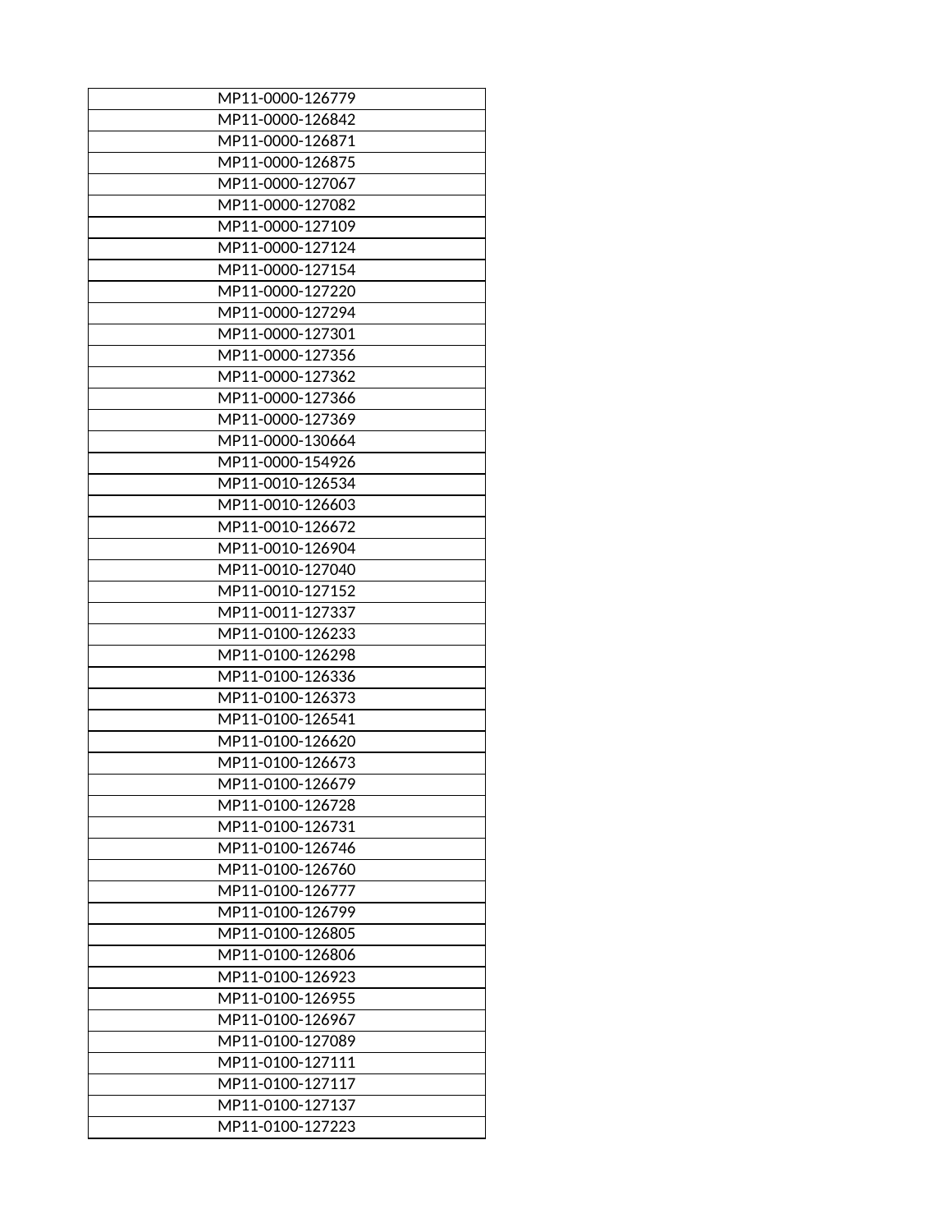| MP11-0000-126779 |
|---|
| MP11-0000-126842 |
| MP11-0000-126871 |
| MP11-0000-126875 |
| MP11-0000-127067 |
| MP11-0000-127082 |
| MP11-0000-127109 |
| MP11-0000-127124 |
| MP11-0000-127154 |
| MP11-0000-127220 |
| MP11-0000-127294 |
| MP11-0000-127301 |
| MP11-0000-127356 |
| MP11-0000-127362 |
| MP11-0000-127366 |
| MP11-0000-127369 |
| MP11-0000-130664 |
| MP11-0000-154926 |
| MP11-0010-126534 |
| MP11-0010-126603 |
| MP11-0010-126672 |
| MP11-0010-126904 |
| MP11-0010-127040 |
| MP11-0010-127152 |
| MP11-0011-127337 |
| MP11-0100-126233 |
| MP11-0100-126298 |
| MP11-0100-126336 |
| MP11-0100-126373 |
| MP11-0100-126541 |
| MP11-0100-126620 |
| MP11-0100-126673 |
| MP11-0100-126679 |
| MP11-0100-126728 |
| MP11-0100-126731 |
| MP11-0100-126746 |
| MP11-0100-126760 |
| MP11-0100-126777 |
| MP11-0100-126799 |
| MP11-0100-126805 |
| MP11-0100-126806 |
| MP11-0100-126923 |
| MP11-0100-126955 |
| MP11-0100-126967 |
| MP11-0100-127089 |
| MP11-0100-127111 |
| MP11-0100-127117 |
| MP11-0100-127137 |
| MP11-0100-127223 |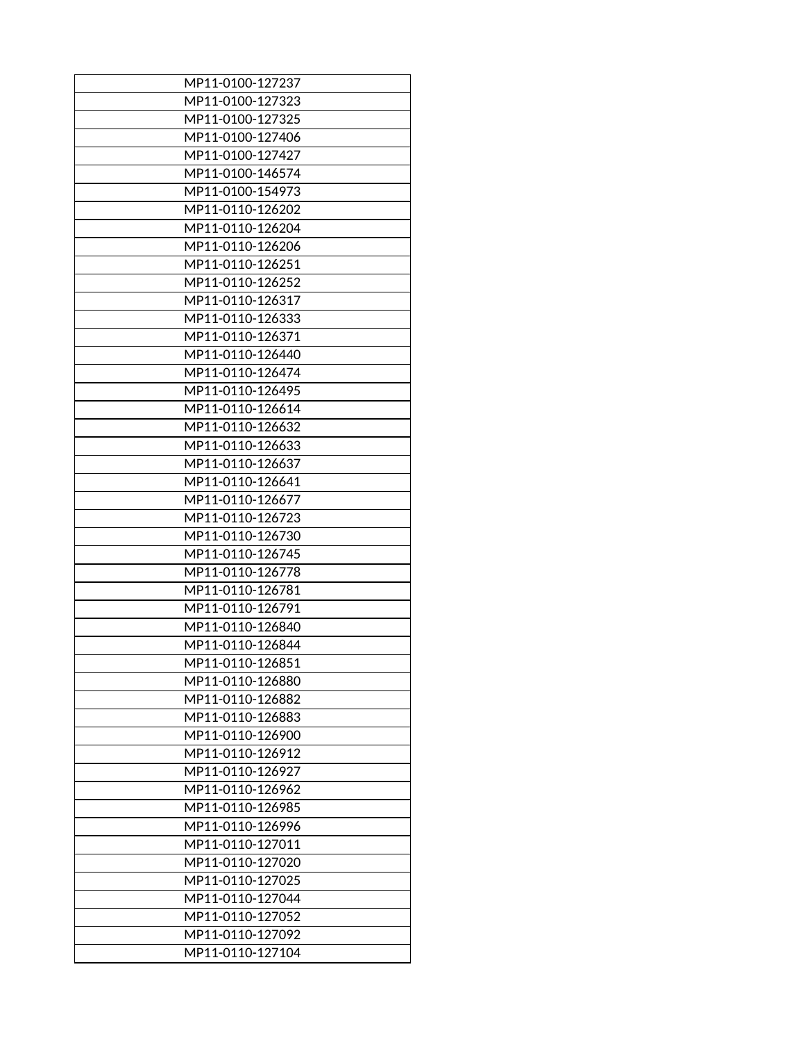| MP11-0100-127237 |
| --- |
| MP11-0100-127323 |
| MP11-0100-127325 |
| MP11-0100-127406 |
| MP11-0100-127427 |
| MP11-0100-146574 |
| MP11-0100-154973 |
| MP11-0110-126202 |
| MP11-0110-126204 |
| MP11-0110-126206 |
| MP11-0110-126251 |
| MP11-0110-126252 |
| MP11-0110-126317 |
| MP11-0110-126333 |
| MP11-0110-126371 |
| MP11-0110-126440 |
| MP11-0110-126474 |
| MP11-0110-126495 |
| MP11-0110-126614 |
| MP11-0110-126632 |
| MP11-0110-126633 |
| MP11-0110-126637 |
| MP11-0110-126641 |
| MP11-0110-126677 |
| MP11-0110-126723 |
| MP11-0110-126730 |
| MP11-0110-126745 |
| MP11-0110-126778 |
| MP11-0110-126781 |
| MP11-0110-126791 |
| MP11-0110-126840 |
| MP11-0110-126844 |
| MP11-0110-126851 |
| MP11-0110-126880 |
| MP11-0110-126882 |
| MP11-0110-126883 |
| MP11-0110-126900 |
| MP11-0110-126912 |
| MP11-0110-126927 |
| MP11-0110-126962 |
| MP11-0110-126985 |
| MP11-0110-126996 |
| MP11-0110-127011 |
| MP11-0110-127020 |
| MP11-0110-127025 |
| MP11-0110-127044 |
| MP11-0110-127052 |
| MP11-0110-127092 |
| MP11-0110-127104 |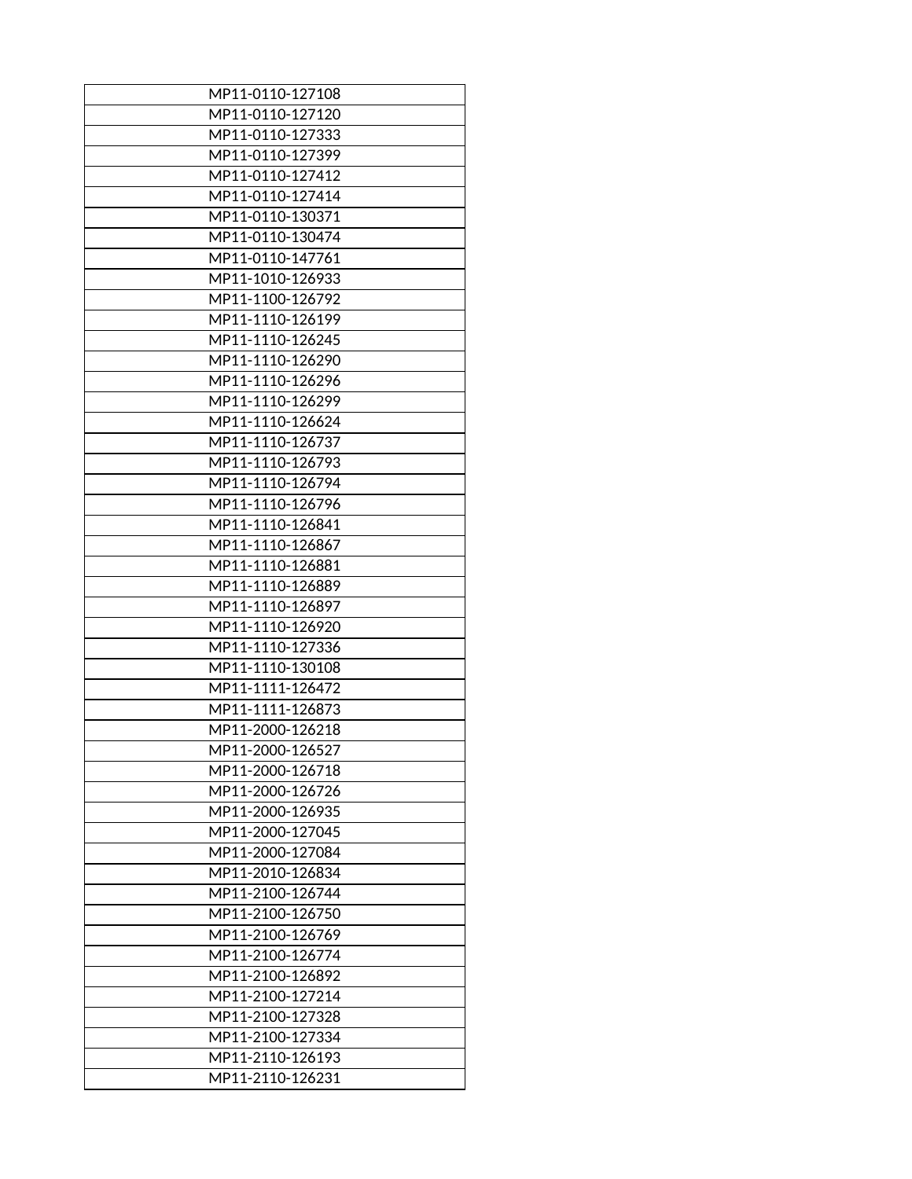| MP11-0110-127108 |
|---|
| MP11-0110-127120 |
| MP11-0110-127333 |
| MP11-0110-127399 |
| MP11-0110-127412 |
| MP11-0110-127414 |
| MP11-0110-130371 |
| MP11-0110-130474 |
| MP11-0110-147761 |
| MP11-1010-126933 |
| MP11-1100-126792 |
| MP11-1110-126199 |
| MP11-1110-126245 |
| MP11-1110-126290 |
| MP11-1110-126296 |
| MP11-1110-126299 |
| MP11-1110-126624 |
| MP11-1110-126737 |
| MP11-1110-126793 |
| MP11-1110-126794 |
| MP11-1110-126796 |
| MP11-1110-126841 |
| MP11-1110-126867 |
| MP11-1110-126881 |
| MP11-1110-126889 |
| MP11-1110-126897 |
| MP11-1110-126920 |
| MP11-1110-127336 |
| MP11-1110-130108 |
| MP11-1111-126472 |
| MP11-1111-126873 |
| MP11-2000-126218 |
| MP11-2000-126527 |
| MP11-2000-126718 |
| MP11-2000-126726 |
| MP11-2000-126935 |
| MP11-2000-127045 |
| MP11-2000-127084 |
| MP11-2010-126834 |
| MP11-2100-126744 |
| MP11-2100-126750 |
| MP11-2100-126769 |
| MP11-2100-126774 |
| MP11-2100-126892 |
| MP11-2100-127214 |
| MP11-2100-127328 |
| MP11-2100-127334 |
| MP11-2110-126193 |
| MP11-2110-126231 |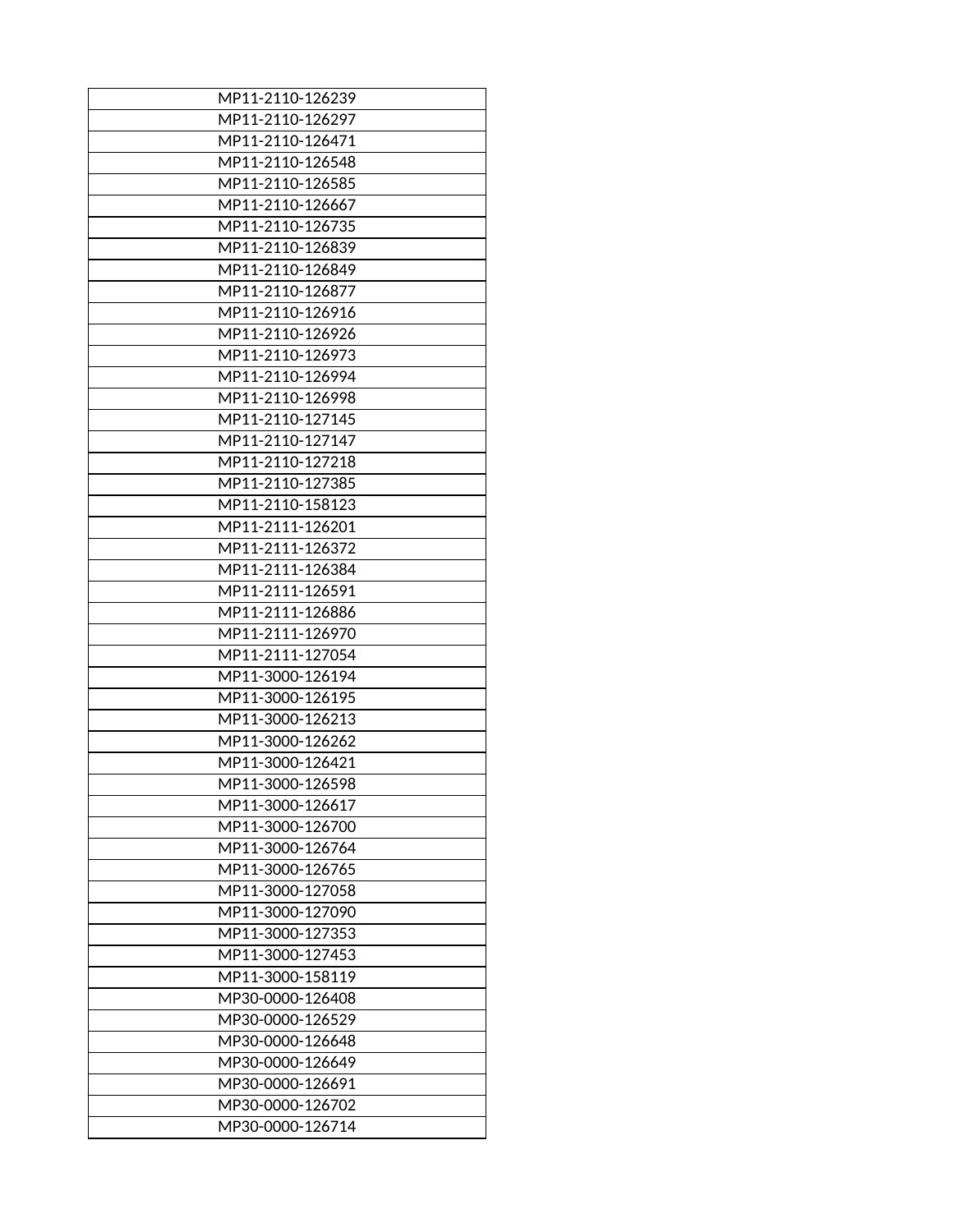| MP11-2110-126239 |
| --- |
| MP11-2110-126297 |
| MP11-2110-126471 |
| MP11-2110-126548 |
| MP11-2110-126585 |
| MP11-2110-126667 |
| MP11-2110-126735 |
| MP11-2110-126839 |
| MP11-2110-126849 |
| MP11-2110-126877 |
| MP11-2110-126916 |
| MP11-2110-126926 |
| MP11-2110-126973 |
| MP11-2110-126994 |
| MP11-2110-126998 |
| MP11-2110-127145 |
| MP11-2110-127147 |
| MP11-2110-127218 |
| MP11-2110-127385 |
| MP11-2110-158123 |
| MP11-2111-126201 |
| MP11-2111-126372 |
| MP11-2111-126384 |
| MP11-2111-126591 |
| MP11-2111-126886 |
| MP11-2111-126970 |
| MP11-2111-127054 |
| MP11-3000-126194 |
| MP11-3000-126195 |
| MP11-3000-126213 |
| MP11-3000-126262 |
| MP11-3000-126421 |
| MP11-3000-126598 |
| MP11-3000-126617 |
| MP11-3000-126700 |
| MP11-3000-126764 |
| MP11-3000-126765 |
| MP11-3000-127058 |
| MP11-3000-127090 |
| MP11-3000-127353 |
| MP11-3000-127453 |
| MP11-3000-158119 |
| MP30-0000-126408 |
| MP30-0000-126529 |
| MP30-0000-126648 |
| MP30-0000-126649 |
| MP30-0000-126691 |
| MP30-0000-126702 |
| MP30-0000-126714 |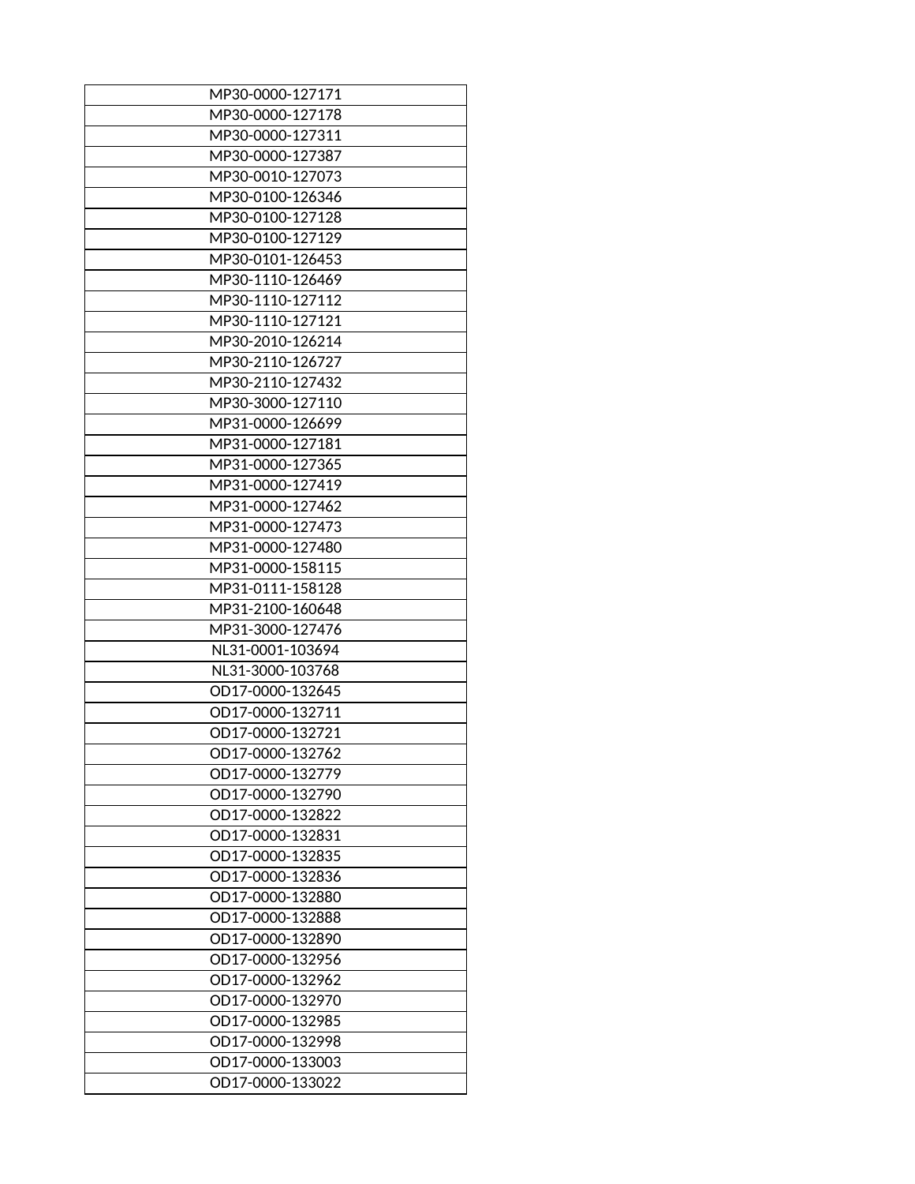| MP30-0000-127171 |
|---|
| MP30-0000-127178 |
| MP30-0000-127311 |
| MP30-0000-127387 |
| MP30-0010-127073 |
| MP30-0100-126346 |
| MP30-0100-127128 |
| MP30-0100-127129 |
| MP30-0101-126453 |
| MP30-1110-126469 |
| MP30-1110-127112 |
| MP30-1110-127121 |
| MP30-2010-126214 |
| MP30-2110-126727 |
| MP30-2110-127432 |
| MP30-3000-127110 |
| MP31-0000-126699 |
| MP31-0000-127181 |
| MP31-0000-127365 |
| MP31-0000-127419 |
| MP31-0000-127462 |
| MP31-0000-127473 |
| MP31-0000-127480 |
| MP31-0000-158115 |
| MP31-0111-158128 |
| MP31-2100-160648 |
| MP31-3000-127476 |
| NL31-0001-103694 |
| NL31-3000-103768 |
| OD17-0000-132645 |
| OD17-0000-132711 |
| OD17-0000-132721 |
| OD17-0000-132762 |
| OD17-0000-132779 |
| OD17-0000-132790 |
| OD17-0000-132822 |
| OD17-0000-132831 |
| OD17-0000-132835 |
| OD17-0000-132836 |
| OD17-0000-132880 |
| OD17-0000-132888 |
| OD17-0000-132890 |
| OD17-0000-132956 |
| OD17-0000-132962 |
| OD17-0000-132970 |
| OD17-0000-132985 |
| OD17-0000-132998 |
| OD17-0000-133003 |
| OD17-0000-133022 |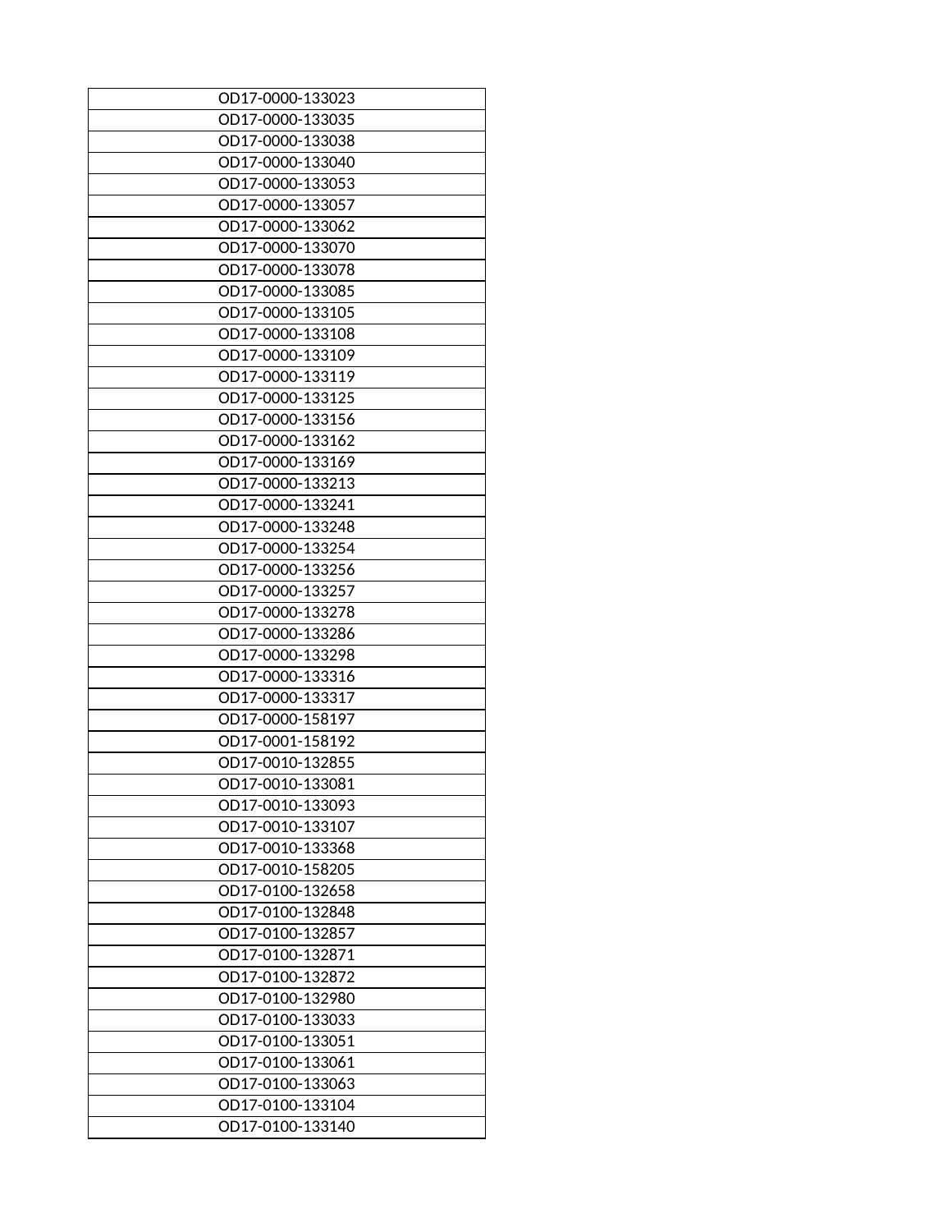| OD17-0000-133023 |
|---|
| OD17-0000-133035 |
| OD17-0000-133038 |
| OD17-0000-133040 |
| OD17-0000-133053 |
| OD17-0000-133057 |
| OD17-0000-133062 |
| OD17-0000-133070 |
| OD17-0000-133078 |
| OD17-0000-133085 |
| OD17-0000-133105 |
| OD17-0000-133108 |
| OD17-0000-133109 |
| OD17-0000-133119 |
| OD17-0000-133125 |
| OD17-0000-133156 |
| OD17-0000-133162 |
| OD17-0000-133169 |
| OD17-0000-133213 |
| OD17-0000-133241 |
| OD17-0000-133248 |
| OD17-0000-133254 |
| OD17-0000-133256 |
| OD17-0000-133257 |
| OD17-0000-133278 |
| OD17-0000-133286 |
| OD17-0000-133298 |
| OD17-0000-133316 |
| OD17-0000-133317 |
| OD17-0000-158197 |
| OD17-0001-158192 |
| OD17-0010-132855 |
| OD17-0010-133081 |
| OD17-0010-133093 |
| OD17-0010-133107 |
| OD17-0010-133368 |
| OD17-0010-158205 |
| OD17-0100-132658 |
| OD17-0100-132848 |
| OD17-0100-132857 |
| OD17-0100-132871 |
| OD17-0100-132872 |
| OD17-0100-132980 |
| OD17-0100-133033 |
| OD17-0100-133051 |
| OD17-0100-133061 |
| OD17-0100-133063 |
| OD17-0100-133104 |
| OD17-0100-133140 |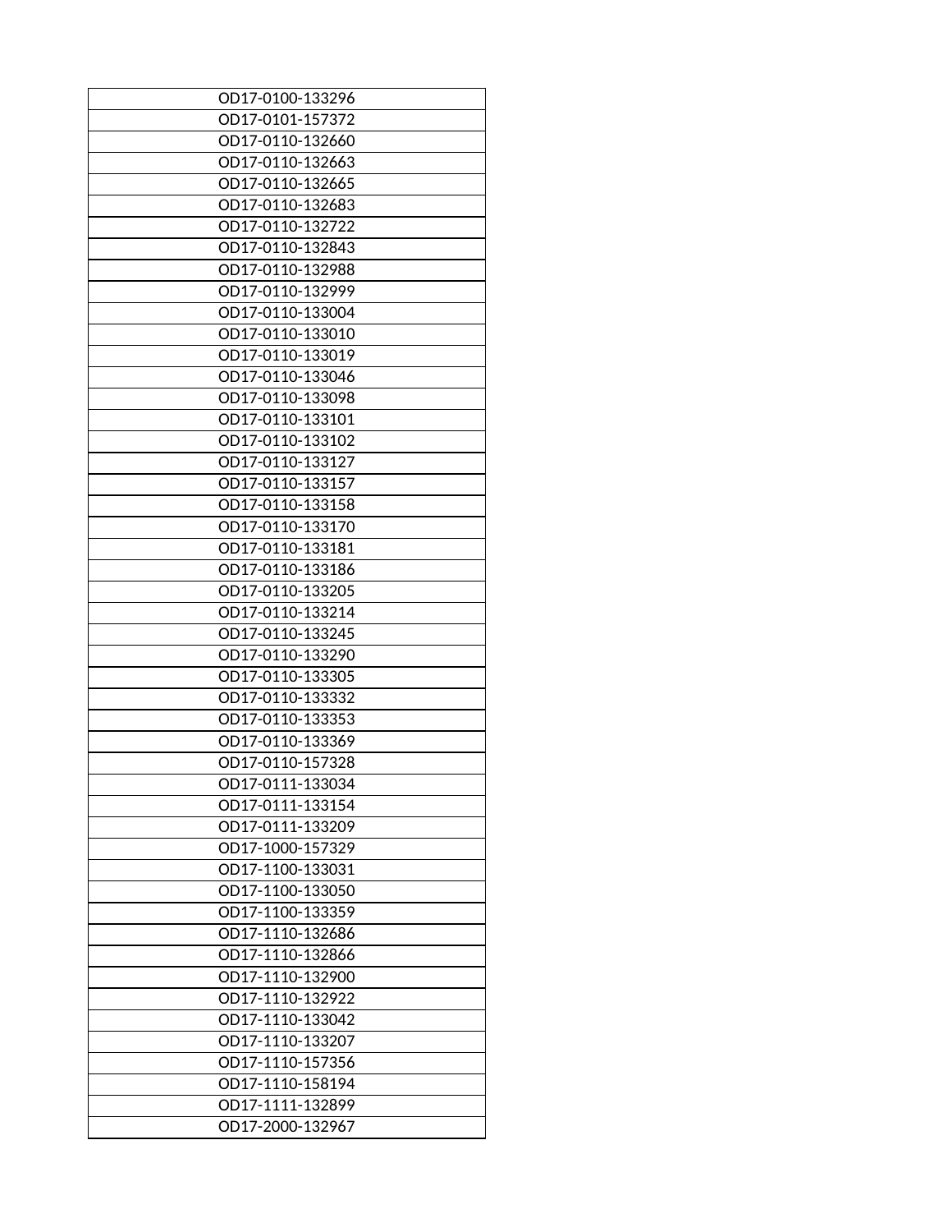| OD17-0100-133296 |
|---|
| OD17-0101-157372 |
| OD17-0110-132660 |
| OD17-0110-132663 |
| OD17-0110-132665 |
| OD17-0110-132683 |
| OD17-0110-132722 |
| OD17-0110-132843 |
| OD17-0110-132988 |
| OD17-0110-132999 |
| OD17-0110-133004 |
| OD17-0110-133010 |
| OD17-0110-133019 |
| OD17-0110-133046 |
| OD17-0110-133098 |
| OD17-0110-133101 |
| OD17-0110-133102 |
| OD17-0110-133127 |
| OD17-0110-133157 |
| OD17-0110-133158 |
| OD17-0110-133170 |
| OD17-0110-133181 |
| OD17-0110-133186 |
| OD17-0110-133205 |
| OD17-0110-133214 |
| OD17-0110-133245 |
| OD17-0110-133290 |
| OD17-0110-133305 |
| OD17-0110-133332 |
| OD17-0110-133353 |
| OD17-0110-133369 |
| OD17-0110-157328 |
| OD17-0111-133034 |
| OD17-0111-133154 |
| OD17-0111-133209 |
| OD17-1000-157329 |
| OD17-1100-133031 |
| OD17-1100-133050 |
| OD17-1100-133359 |
| OD17-1110-132686 |
| OD17-1110-132866 |
| OD17-1110-132900 |
| OD17-1110-132922 |
| OD17-1110-133042 |
| OD17-1110-133207 |
| OD17-1110-157356 |
| OD17-1110-158194 |
| OD17-1111-132899 |
| OD17-2000-132967 |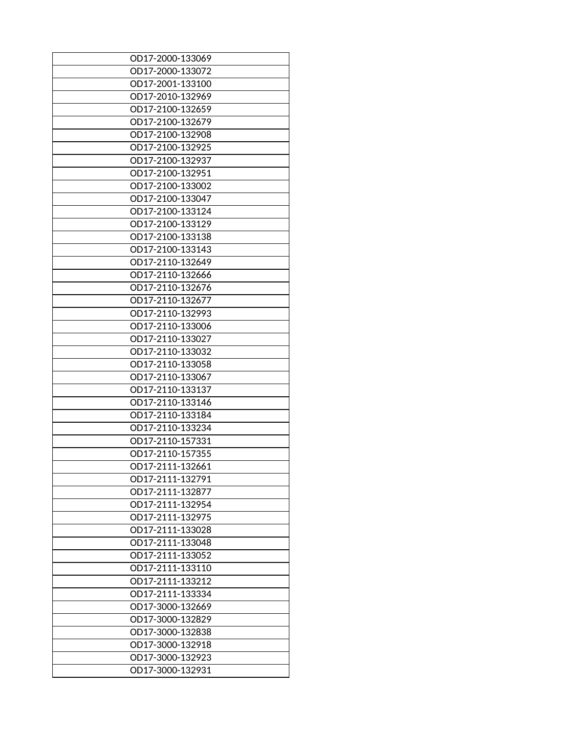| OD17-2000-133069 |
|---|
| OD17-2000-133072 |
| OD17-2001-133100 |
| OD17-2010-132969 |
| OD17-2100-132659 |
| OD17-2100-132679 |
| OD17-2100-132908 |
| OD17-2100-132925 |
| OD17-2100-132937 |
| OD17-2100-132951 |
| OD17-2100-133002 |
| OD17-2100-133047 |
| OD17-2100-133124 |
| OD17-2100-133129 |
| OD17-2100-133138 |
| OD17-2100-133143 |
| OD17-2110-132649 |
| OD17-2110-132666 |
| OD17-2110-132676 |
| OD17-2110-132677 |
| OD17-2110-132993 |
| OD17-2110-133006 |
| OD17-2110-133027 |
| OD17-2110-133032 |
| OD17-2110-133058 |
| OD17-2110-133067 |
| OD17-2110-133137 |
| OD17-2110-133146 |
| OD17-2110-133184 |
| OD17-2110-133234 |
| OD17-2110-157331 |
| OD17-2110-157355 |
| OD17-2111-132661 |
| OD17-2111-132791 |
| OD17-2111-132877 |
| OD17-2111-132954 |
| OD17-2111-132975 |
| OD17-2111-133028 |
| OD17-2111-133048 |
| OD17-2111-133052 |
| OD17-2111-133110 |
| OD17-2111-133212 |
| OD17-2111-133334 |
| OD17-3000-132669 |
| OD17-3000-132829 |
| OD17-3000-132838 |
| OD17-3000-132918 |
| OD17-3000-132923 |
| OD17-3000-132931 |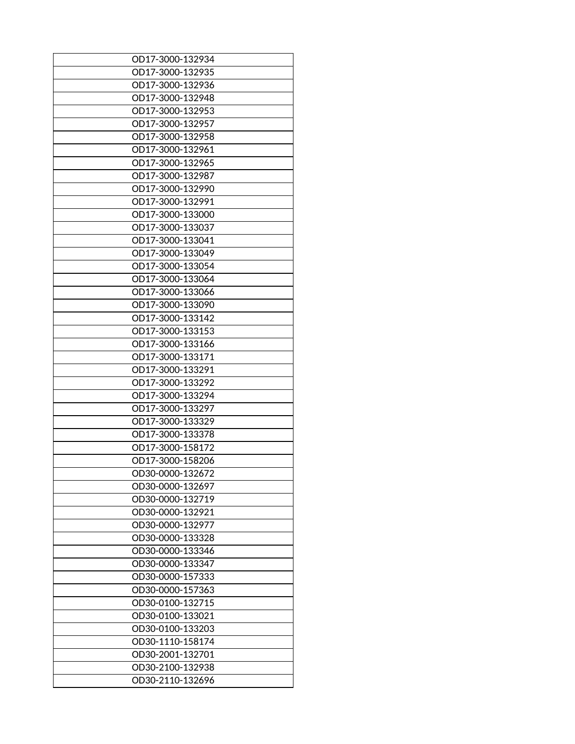| OD17-3000-132934 |
|---|
| OD17-3000-132935 |
| OD17-3000-132936 |
| OD17-3000-132948 |
| OD17-3000-132953 |
| OD17-3000-132957 |
| OD17-3000-132958 |
| OD17-3000-132961 |
| OD17-3000-132965 |
| OD17-3000-132987 |
| OD17-3000-132990 |
| OD17-3000-132991 |
| OD17-3000-133000 |
| OD17-3000-133037 |
| OD17-3000-133041 |
| OD17-3000-133049 |
| OD17-3000-133054 |
| OD17-3000-133064 |
| OD17-3000-133066 |
| OD17-3000-133090 |
| OD17-3000-133142 |
| OD17-3000-133153 |
| OD17-3000-133166 |
| OD17-3000-133171 |
| OD17-3000-133291 |
| OD17-3000-133292 |
| OD17-3000-133294 |
| OD17-3000-133297 |
| OD17-3000-133329 |
| OD17-3000-133378 |
| OD17-3000-158172 |
| OD17-3000-158206 |
| OD30-0000-132672 |
| OD30-0000-132697 |
| OD30-0000-132719 |
| OD30-0000-132921 |
| OD30-0000-132977 |
| OD30-0000-133328 |
| OD30-0000-133346 |
| OD30-0000-133347 |
| OD30-0000-157333 |
| OD30-0000-157363 |
| OD30-0100-132715 |
| OD30-0100-133021 |
| OD30-0100-133203 |
| OD30-1110-158174 |
| OD30-2001-132701 |
| OD30-2100-132938 |
| OD30-2110-132696 |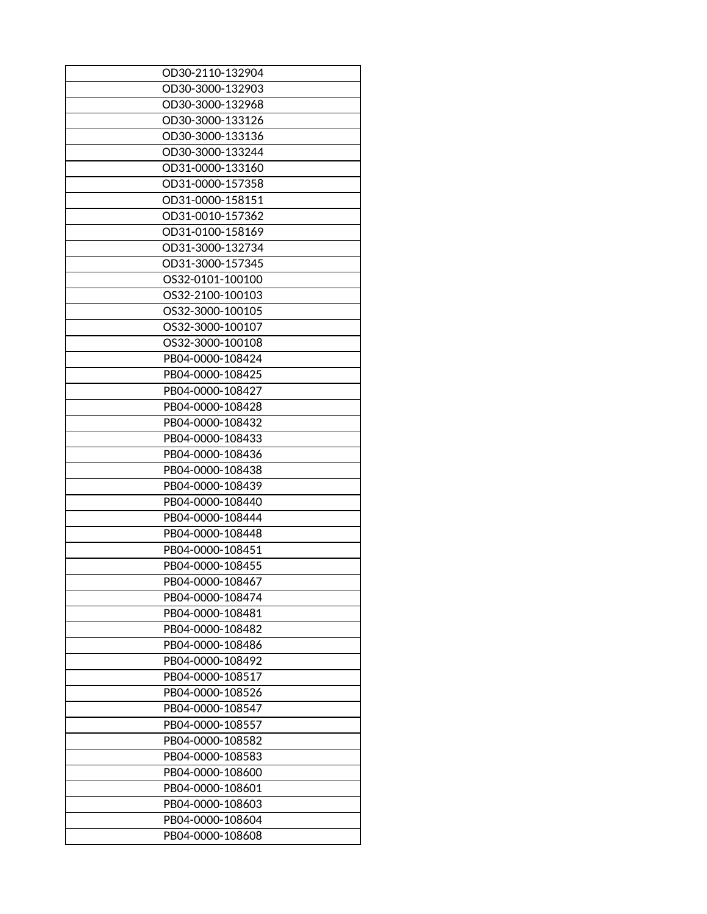| OD30-2110-132904 |
|---|
| OD30-3000-132903 |
| OD30-3000-132968 |
| OD30-3000-133126 |
| OD30-3000-133136 |
| OD30-3000-133244 |
| OD31-0000-133160 |
| OD31-0000-157358 |
| OD31-0000-158151 |
| OD31-0010-157362 |
| OD31-0100-158169 |
| OD31-3000-132734 |
| OD31-3000-157345 |
| OS32-0101-100100 |
| OS32-2100-100103 |
| OS32-3000-100105 |
| OS32-3000-100107 |
| OS32-3000-100108 |
| PB04-0000-108424 |
| PB04-0000-108425 |
| PB04-0000-108427 |
| PB04-0000-108428 |
| PB04-0000-108432 |
| PB04-0000-108433 |
| PB04-0000-108436 |
| PB04-0000-108438 |
| PB04-0000-108439 |
| PB04-0000-108440 |
| PB04-0000-108444 |
| PB04-0000-108448 |
| PB04-0000-108451 |
| PB04-0000-108455 |
| PB04-0000-108467 |
| PB04-0000-108474 |
| PB04-0000-108481 |
| PB04-0000-108482 |
| PB04-0000-108486 |
| PB04-0000-108492 |
| PB04-0000-108517 |
| PB04-0000-108526 |
| PB04-0000-108547 |
| PB04-0000-108557 |
| PB04-0000-108582 |
| PB04-0000-108583 |
| PB04-0000-108600 |
| PB04-0000-108601 |
| PB04-0000-108603 |
| PB04-0000-108604 |
| PB04-0000-108608 |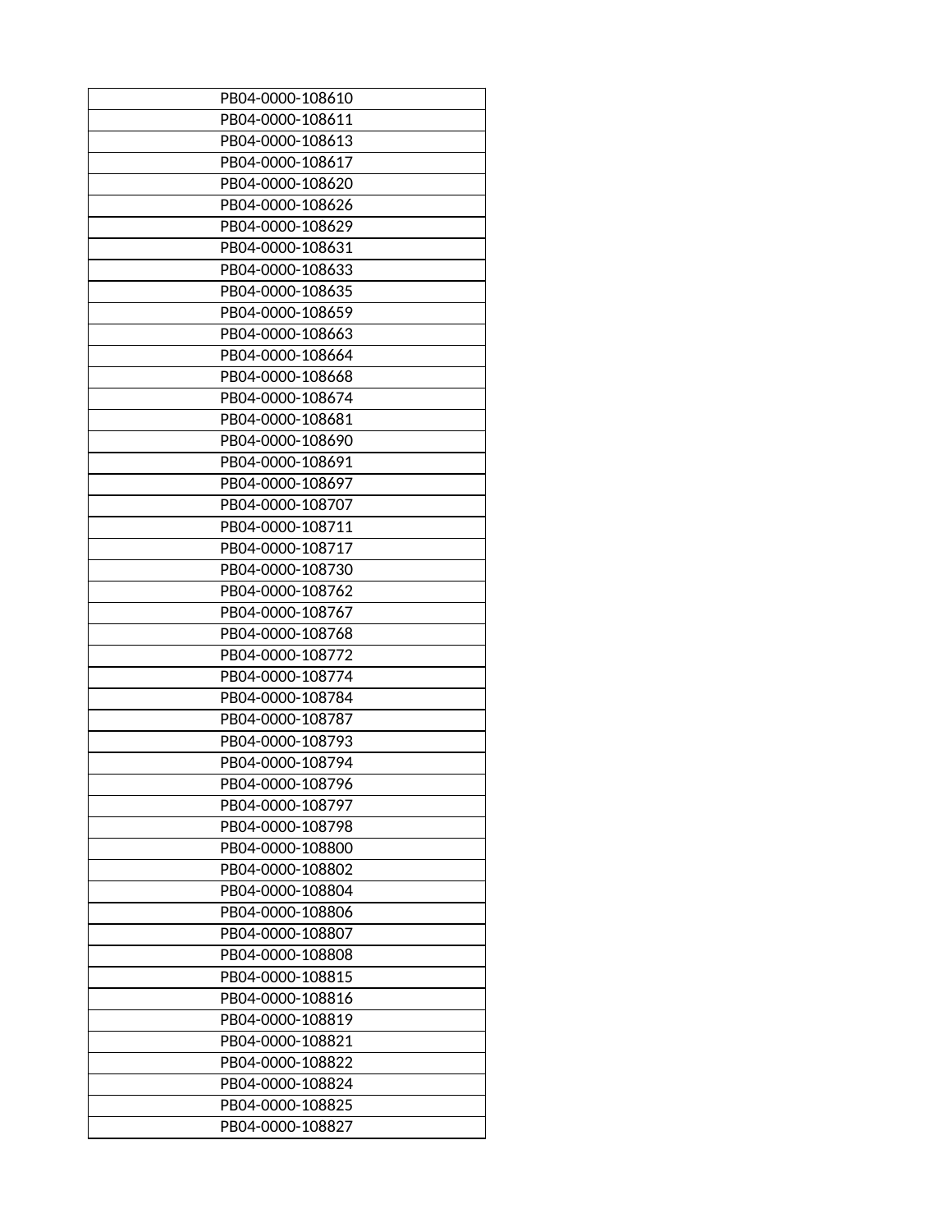| PB04-0000-108610 |
|---|
| PB04-0000-108611 |
| PB04-0000-108613 |
| PB04-0000-108617 |
| PB04-0000-108620 |
| PB04-0000-108626 |
| PB04-0000-108629 |
| PB04-0000-108631 |
| PB04-0000-108633 |
| PB04-0000-108635 |
| PB04-0000-108659 |
| PB04-0000-108663 |
| PB04-0000-108664 |
| PB04-0000-108668 |
| PB04-0000-108674 |
| PB04-0000-108681 |
| PB04-0000-108690 |
| PB04-0000-108691 |
| PB04-0000-108697 |
| PB04-0000-108707 |
| PB04-0000-108711 |
| PB04-0000-108717 |
| PB04-0000-108730 |
| PB04-0000-108762 |
| PB04-0000-108767 |
| PB04-0000-108768 |
| PB04-0000-108772 |
| PB04-0000-108774 |
| PB04-0000-108784 |
| PB04-0000-108787 |
| PB04-0000-108793 |
| PB04-0000-108794 |
| PB04-0000-108796 |
| PB04-0000-108797 |
| PB04-0000-108798 |
| PB04-0000-108800 |
| PB04-0000-108802 |
| PB04-0000-108804 |
| PB04-0000-108806 |
| PB04-0000-108807 |
| PB04-0000-108808 |
| PB04-0000-108815 |
| PB04-0000-108816 |
| PB04-0000-108819 |
| PB04-0000-108821 |
| PB04-0000-108822 |
| PB04-0000-108824 |
| PB04-0000-108825 |
| PB04-0000-108827 |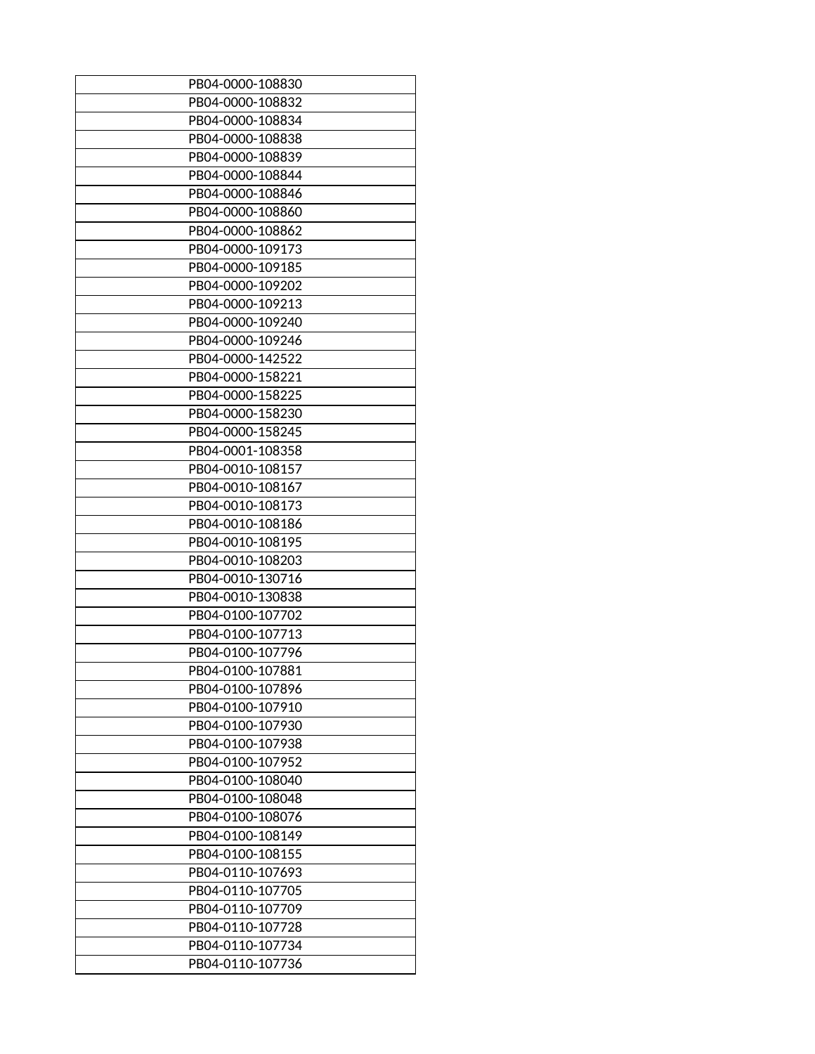| PB04-0000-108830 |
|---|
| PB04-0000-108832 |
| PB04-0000-108834 |
| PB04-0000-108838 |
| PB04-0000-108839 |
| PB04-0000-108844 |
| PB04-0000-108846 |
| PB04-0000-108860 |
| PB04-0000-108862 |
| PB04-0000-109173 |
| PB04-0000-109185 |
| PB04-0000-109202 |
| PB04-0000-109213 |
| PB04-0000-109240 |
| PB04-0000-109246 |
| PB04-0000-142522 |
| PB04-0000-158221 |
| PB04-0000-158225 |
| PB04-0000-158230 |
| PB04-0000-158245 |
| PB04-0001-108358 |
| PB04-0010-108157 |
| PB04-0010-108167 |
| PB04-0010-108173 |
| PB04-0010-108186 |
| PB04-0010-108195 |
| PB04-0010-108203 |
| PB04-0010-130716 |
| PB04-0010-130838 |
| PB04-0100-107702 |
| PB04-0100-107713 |
| PB04-0100-107796 |
| PB04-0100-107881 |
| PB04-0100-107896 |
| PB04-0100-107910 |
| PB04-0100-107930 |
| PB04-0100-107938 |
| PB04-0100-107952 |
| PB04-0100-108040 |
| PB04-0100-108048 |
| PB04-0100-108076 |
| PB04-0100-108149 |
| PB04-0100-108155 |
| PB04-0110-107693 |
| PB04-0110-107705 |
| PB04-0110-107709 |
| PB04-0110-107728 |
| PB04-0110-107734 |
| PB04-0110-107736 |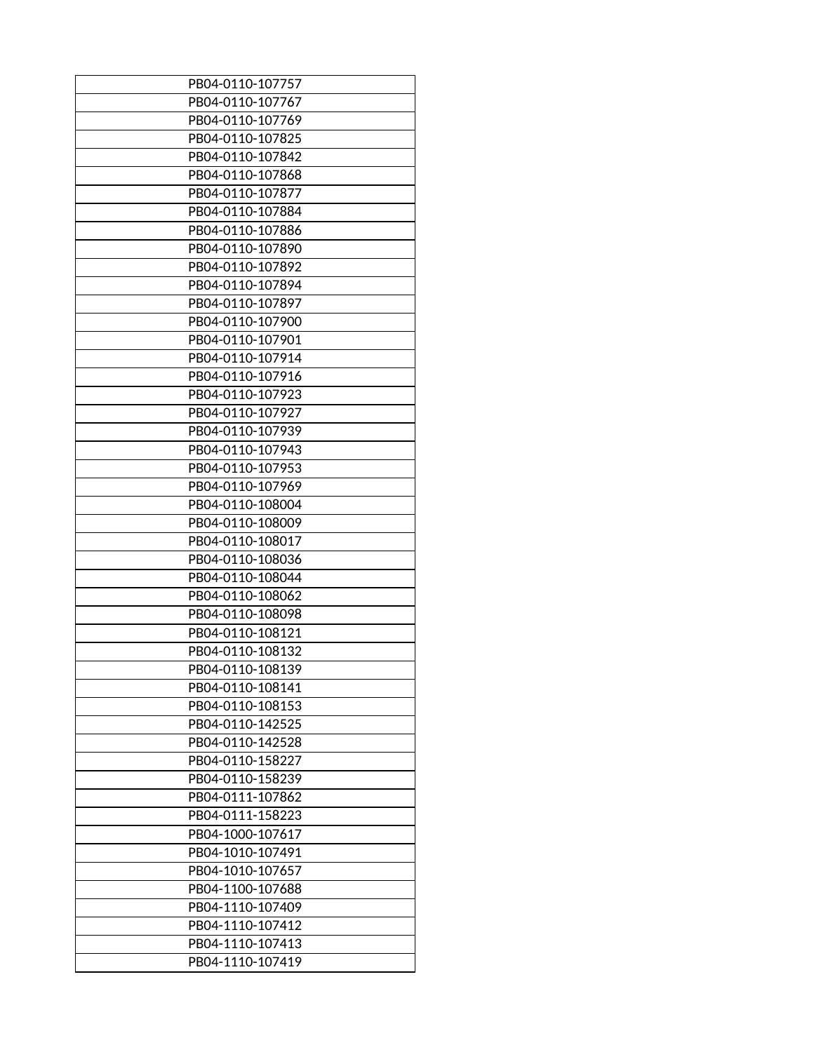| PB04-0110-107757 |
|---|
| PB04-0110-107767 |
| PB04-0110-107769 |
| PB04-0110-107825 |
| PB04-0110-107842 |
| PB04-0110-107868 |
| PB04-0110-107877 |
| PB04-0110-107884 |
| PB04-0110-107886 |
| PB04-0110-107890 |
| PB04-0110-107892 |
| PB04-0110-107894 |
| PB04-0110-107897 |
| PB04-0110-107900 |
| PB04-0110-107901 |
| PB04-0110-107914 |
| PB04-0110-107916 |
| PB04-0110-107923 |
| PB04-0110-107927 |
| PB04-0110-107939 |
| PB04-0110-107943 |
| PB04-0110-107953 |
| PB04-0110-107969 |
| PB04-0110-108004 |
| PB04-0110-108009 |
| PB04-0110-108017 |
| PB04-0110-108036 |
| PB04-0110-108044 |
| PB04-0110-108062 |
| PB04-0110-108098 |
| PB04-0110-108121 |
| PB04-0110-108132 |
| PB04-0110-108139 |
| PB04-0110-108141 |
| PB04-0110-108153 |
| PB04-0110-142525 |
| PB04-0110-142528 |
| PB04-0110-158227 |
| PB04-0110-158239 |
| PB04-0111-107862 |
| PB04-0111-158223 |
| PB04-1000-107617 |
| PB04-1010-107491 |
| PB04-1010-107657 |
| PB04-1100-107688 |
| PB04-1110-107409 |
| PB04-1110-107412 |
| PB04-1110-107413 |
| PB04-1110-107419 |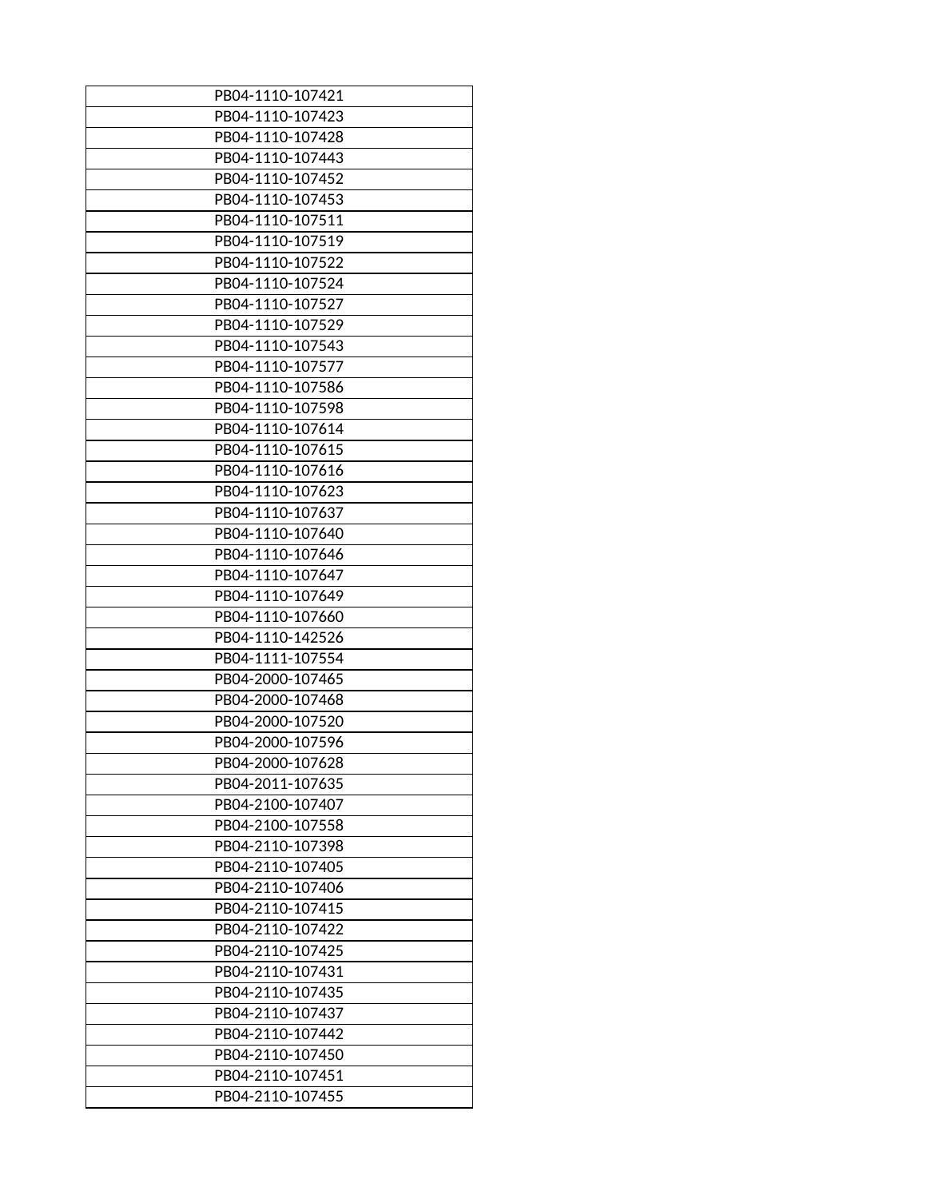| PB04-1110-107421 |
|---|
| PB04-1110-107423 |
| PB04-1110-107428 |
| PB04-1110-107443 |
| PB04-1110-107452 |
| PB04-1110-107453 |
| PB04-1110-107511 |
| PB04-1110-107519 |
| PB04-1110-107522 |
| PB04-1110-107524 |
| PB04-1110-107527 |
| PB04-1110-107529 |
| PB04-1110-107543 |
| PB04-1110-107577 |
| PB04-1110-107586 |
| PB04-1110-107598 |
| PB04-1110-107614 |
| PB04-1110-107615 |
| PB04-1110-107616 |
| PB04-1110-107623 |
| PB04-1110-107637 |
| PB04-1110-107640 |
| PB04-1110-107646 |
| PB04-1110-107647 |
| PB04-1110-107649 |
| PB04-1110-107660 |
| PB04-1110-142526 |
| PB04-1111-107554 |
| PB04-2000-107465 |
| PB04-2000-107468 |
| PB04-2000-107520 |
| PB04-2000-107596 |
| PB04-2000-107628 |
| PB04-2011-107635 |
| PB04-2100-107407 |
| PB04-2100-107558 |
| PB04-2110-107398 |
| PB04-2110-107405 |
| PB04-2110-107406 |
| PB04-2110-107415 |
| PB04-2110-107422 |
| PB04-2110-107425 |
| PB04-2110-107431 |
| PB04-2110-107435 |
| PB04-2110-107437 |
| PB04-2110-107442 |
| PB04-2110-107450 |
| PB04-2110-107451 |
| PB04-2110-107455 |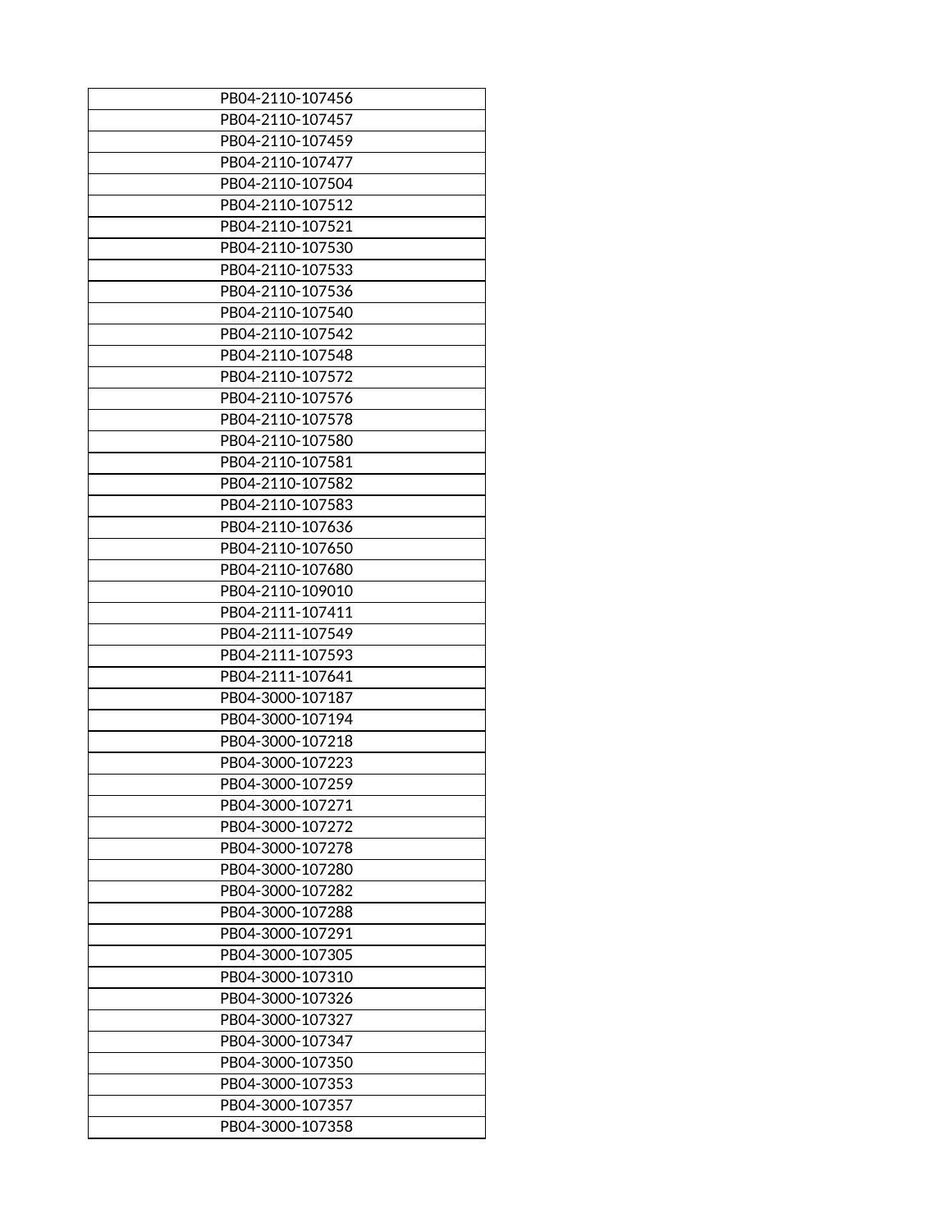| PB04-2110-107456 |
|---|
| PB04-2110-107457 |
| PB04-2110-107459 |
| PB04-2110-107477 |
| PB04-2110-107504 |
| PB04-2110-107512 |
| PB04-2110-107521 |
| PB04-2110-107530 |
| PB04-2110-107533 |
| PB04-2110-107536 |
| PB04-2110-107540 |
| PB04-2110-107542 |
| PB04-2110-107548 |
| PB04-2110-107572 |
| PB04-2110-107576 |
| PB04-2110-107578 |
| PB04-2110-107580 |
| PB04-2110-107581 |
| PB04-2110-107582 |
| PB04-2110-107583 |
| PB04-2110-107636 |
| PB04-2110-107650 |
| PB04-2110-107680 |
| PB04-2110-109010 |
| PB04-2111-107411 |
| PB04-2111-107549 |
| PB04-2111-107593 |
| PB04-2111-107641 |
| PB04-3000-107187 |
| PB04-3000-107194 |
| PB04-3000-107218 |
| PB04-3000-107223 |
| PB04-3000-107259 |
| PB04-3000-107271 |
| PB04-3000-107272 |
| PB04-3000-107278 |
| PB04-3000-107280 |
| PB04-3000-107282 |
| PB04-3000-107288 |
| PB04-3000-107291 |
| PB04-3000-107305 |
| PB04-3000-107310 |
| PB04-3000-107326 |
| PB04-3000-107327 |
| PB04-3000-107347 |
| PB04-3000-107350 |
| PB04-3000-107353 |
| PB04-3000-107357 |
| PB04-3000-107358 |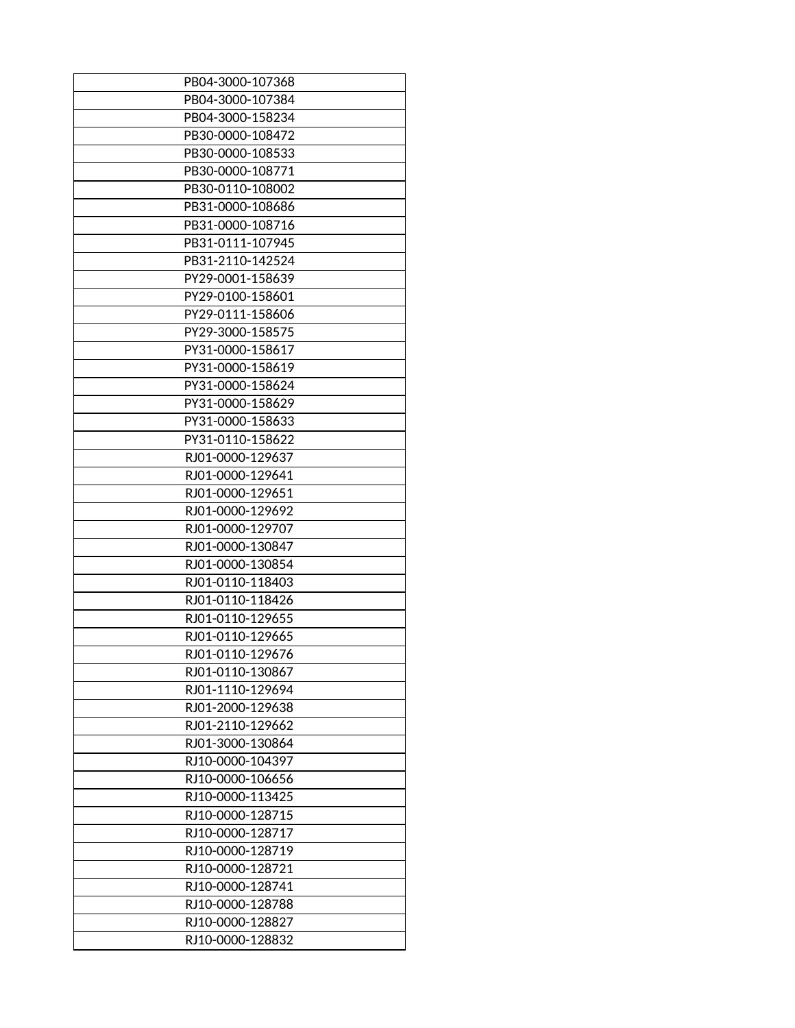| PB04-3000-107368 |
|---|
| PB04-3000-107384 |
| PB04-3000-158234 |
| PB30-0000-108472 |
| PB30-0000-108533 |
| PB30-0000-108771 |
| PB30-0110-108002 |
| PB31-0000-108686 |
| PB31-0000-108716 |
| PB31-0111-107945 |
| PB31-2110-142524 |
| PY29-0001-158639 |
| PY29-0100-158601 |
| PY29-0111-158606 |
| PY29-3000-158575 |
| PY31-0000-158617 |
| PY31-0000-158619 |
| PY31-0000-158624 |
| PY31-0000-158629 |
| PY31-0000-158633 |
| PY31-0110-158622 |
| RJ01-0000-129637 |
| RJ01-0000-129641 |
| RJ01-0000-129651 |
| RJ01-0000-129692 |
| RJ01-0000-129707 |
| RJ01-0000-130847 |
| RJ01-0000-130854 |
| RJ01-0110-118403 |
| RJ01-0110-118426 |
| RJ01-0110-129655 |
| RJ01-0110-129665 |
| RJ01-0110-129676 |
| RJ01-0110-130867 |
| RJ01-1110-129694 |
| RJ01-2000-129638 |
| RJ01-2110-129662 |
| RJ01-3000-130864 |
| RJ10-0000-104397 |
| RJ10-0000-106656 |
| RJ10-0000-113425 |
| RJ10-0000-128715 |
| RJ10-0000-128717 |
| RJ10-0000-128719 |
| RJ10-0000-128721 |
| RJ10-0000-128741 |
| RJ10-0000-128788 |
| RJ10-0000-128827 |
| RJ10-0000-128832 |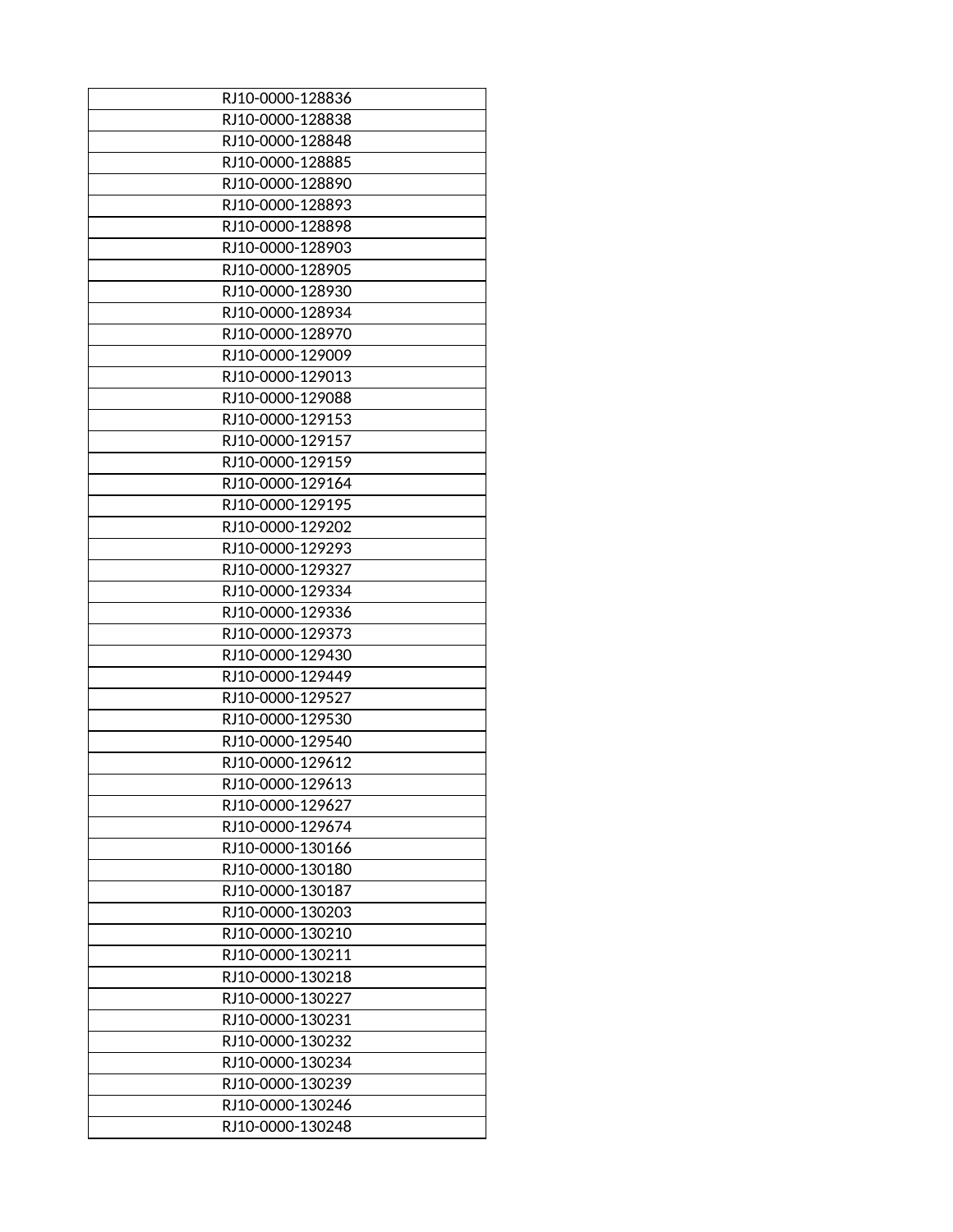| RJ10-0000-128836 |
|---|
| RJ10-0000-128838 |
| RJ10-0000-128848 |
| RJ10-0000-128885 |
| RJ10-0000-128890 |
| RJ10-0000-128893 |
| RJ10-0000-128898 |
| RJ10-0000-128903 |
| RJ10-0000-128905 |
| RJ10-0000-128930 |
| RJ10-0000-128934 |
| RJ10-0000-128970 |
| RJ10-0000-129009 |
| RJ10-0000-129013 |
| RJ10-0000-129088 |
| RJ10-0000-129153 |
| RJ10-0000-129157 |
| RJ10-0000-129159 |
| RJ10-0000-129164 |
| RJ10-0000-129195 |
| RJ10-0000-129202 |
| RJ10-0000-129293 |
| RJ10-0000-129327 |
| RJ10-0000-129334 |
| RJ10-0000-129336 |
| RJ10-0000-129373 |
| RJ10-0000-129430 |
| RJ10-0000-129449 |
| RJ10-0000-129527 |
| RJ10-0000-129530 |
| RJ10-0000-129540 |
| RJ10-0000-129612 |
| RJ10-0000-129613 |
| RJ10-0000-129627 |
| RJ10-0000-129674 |
| RJ10-0000-130166 |
| RJ10-0000-130180 |
| RJ10-0000-130187 |
| RJ10-0000-130203 |
| RJ10-0000-130210 |
| RJ10-0000-130211 |
| RJ10-0000-130218 |
| RJ10-0000-130227 |
| RJ10-0000-130231 |
| RJ10-0000-130232 |
| RJ10-0000-130234 |
| RJ10-0000-130239 |
| RJ10-0000-130246 |
| RJ10-0000-130248 |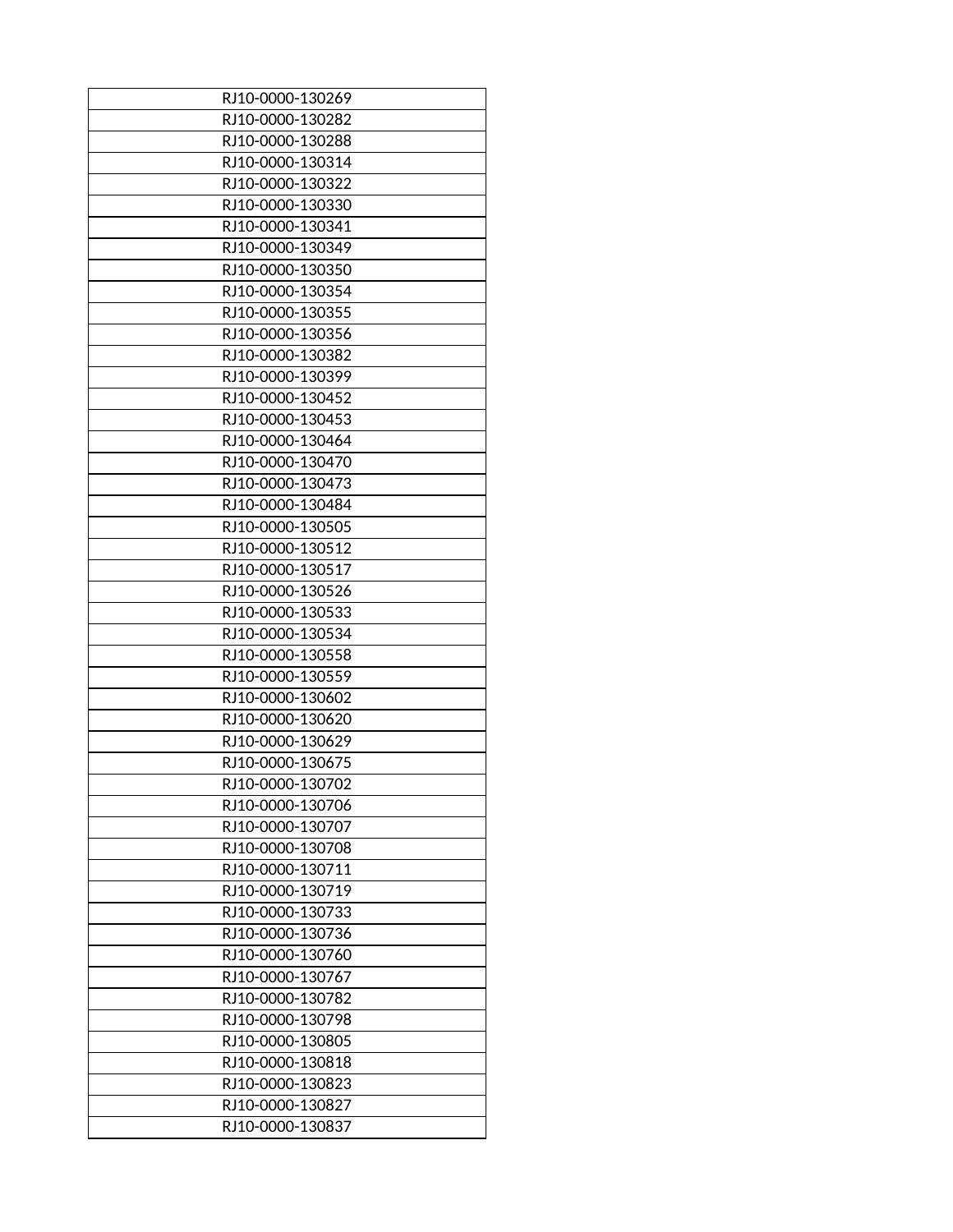| RJ10-0000-130269 |
|---|
| RJ10-0000-130282 |
| RJ10-0000-130288 |
| RJ10-0000-130314 |
| RJ10-0000-130322 |
| RJ10-0000-130330 |
| RJ10-0000-130341 |
| RJ10-0000-130349 |
| RJ10-0000-130350 |
| RJ10-0000-130354 |
| RJ10-0000-130355 |
| RJ10-0000-130356 |
| RJ10-0000-130382 |
| RJ10-0000-130399 |
| RJ10-0000-130452 |
| RJ10-0000-130453 |
| RJ10-0000-130464 |
| RJ10-0000-130470 |
| RJ10-0000-130473 |
| RJ10-0000-130484 |
| RJ10-0000-130505 |
| RJ10-0000-130512 |
| RJ10-0000-130517 |
| RJ10-0000-130526 |
| RJ10-0000-130533 |
| RJ10-0000-130534 |
| RJ10-0000-130558 |
| RJ10-0000-130559 |
| RJ10-0000-130602 |
| RJ10-0000-130620 |
| RJ10-0000-130629 |
| RJ10-0000-130675 |
| RJ10-0000-130702 |
| RJ10-0000-130706 |
| RJ10-0000-130707 |
| RJ10-0000-130708 |
| RJ10-0000-130711 |
| RJ10-0000-130719 |
| RJ10-0000-130733 |
| RJ10-0000-130736 |
| RJ10-0000-130760 |
| RJ10-0000-130767 |
| RJ10-0000-130782 |
| RJ10-0000-130798 |
| RJ10-0000-130805 |
| RJ10-0000-130818 |
| RJ10-0000-130823 |
| RJ10-0000-130827 |
| RJ10-0000-130837 |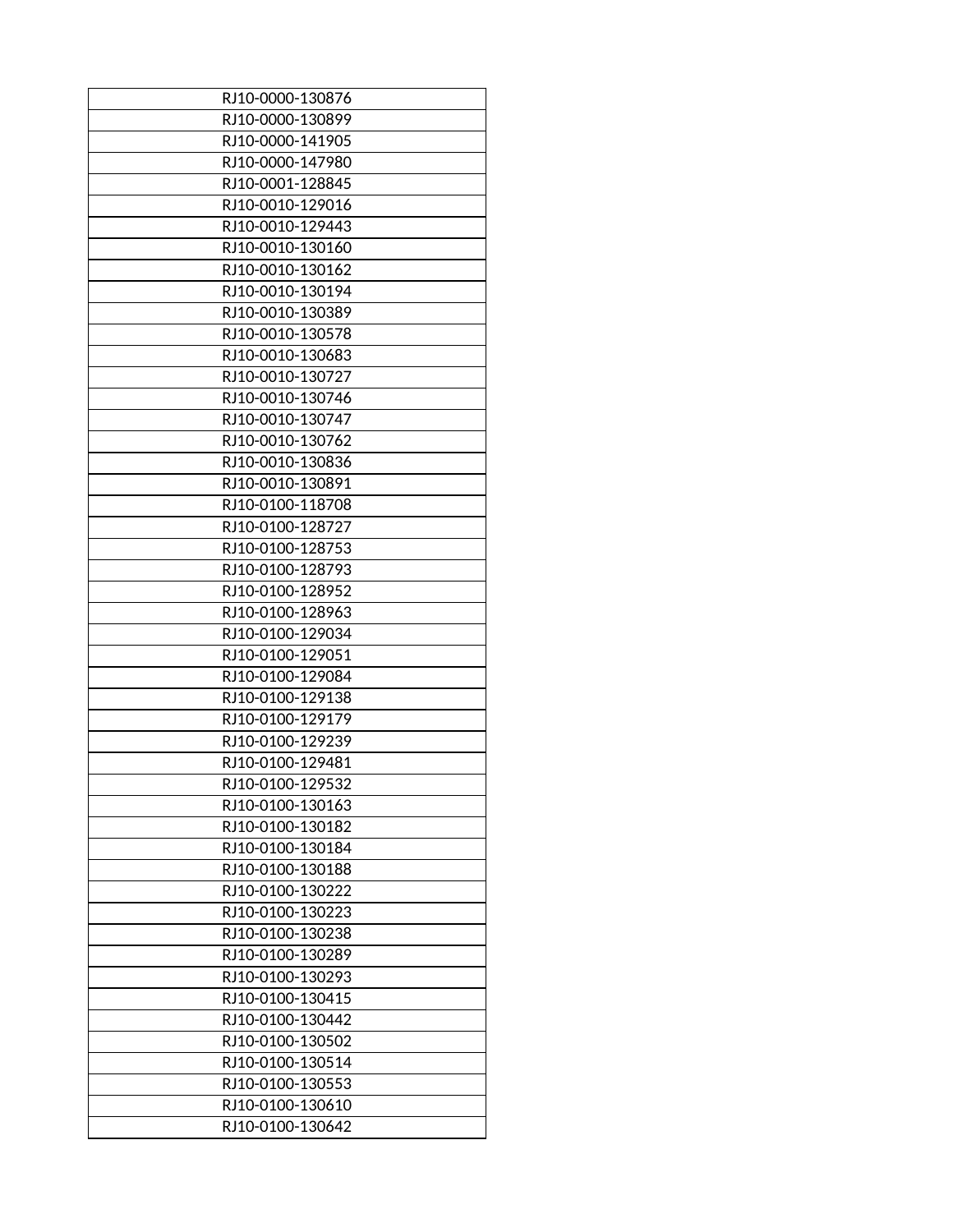| RJ10-0000-130876 |
|---|
| RJ10-0000-130899 |
| RJ10-0000-141905 |
| RJ10-0000-147980 |
| RJ10-0001-128845 |
| RJ10-0010-129016 |
| RJ10-0010-129443 |
| RJ10-0010-130160 |
| RJ10-0010-130162 |
| RJ10-0010-130194 |
| RJ10-0010-130389 |
| RJ10-0010-130578 |
| RJ10-0010-130683 |
| RJ10-0010-130727 |
| RJ10-0010-130746 |
| RJ10-0010-130747 |
| RJ10-0010-130762 |
| RJ10-0010-130836 |
| RJ10-0010-130891 |
| RJ10-0100-118708 |
| RJ10-0100-128727 |
| RJ10-0100-128753 |
| RJ10-0100-128793 |
| RJ10-0100-128952 |
| RJ10-0100-128963 |
| RJ10-0100-129034 |
| RJ10-0100-129051 |
| RJ10-0100-129084 |
| RJ10-0100-129138 |
| RJ10-0100-129179 |
| RJ10-0100-129239 |
| RJ10-0100-129481 |
| RJ10-0100-129532 |
| RJ10-0100-130163 |
| RJ10-0100-130182 |
| RJ10-0100-130184 |
| RJ10-0100-130188 |
| RJ10-0100-130222 |
| RJ10-0100-130223 |
| RJ10-0100-130238 |
| RJ10-0100-130289 |
| RJ10-0100-130293 |
| RJ10-0100-130415 |
| RJ10-0100-130442 |
| RJ10-0100-130502 |
| RJ10-0100-130514 |
| RJ10-0100-130553 |
| RJ10-0100-130610 |
| RJ10-0100-130642 |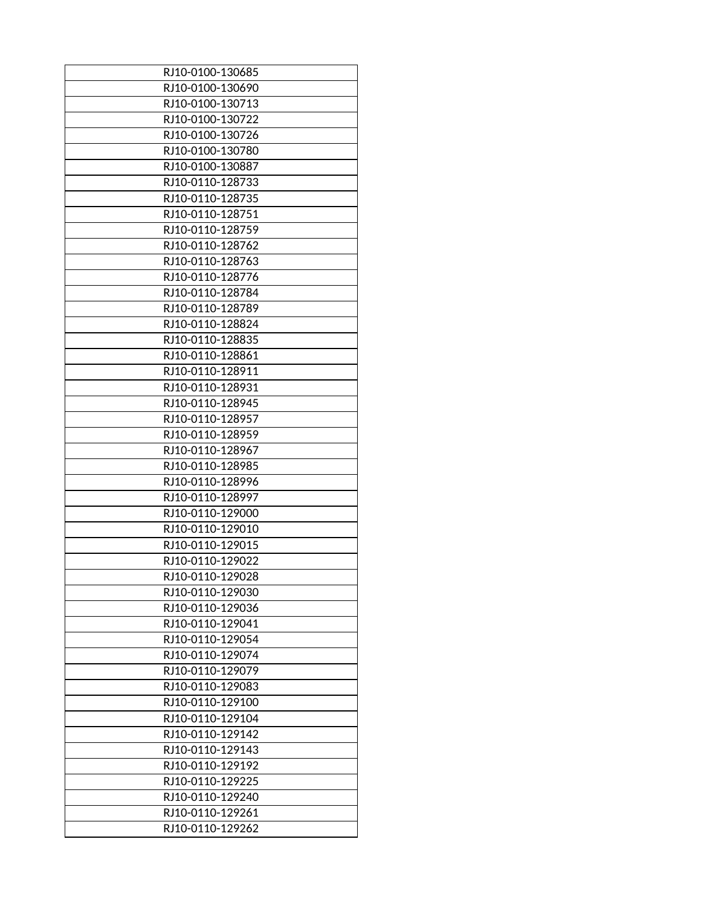| RJ10-0100-130685 |
|---|
| RJ10-0100-130690 |
| RJ10-0100-130713 |
| RJ10-0100-130722 |
| RJ10-0100-130726 |
| RJ10-0100-130780 |
| RJ10-0100-130887 |
| RJ10-0110-128733 |
| RJ10-0110-128735 |
| RJ10-0110-128751 |
| RJ10-0110-128759 |
| RJ10-0110-128762 |
| RJ10-0110-128763 |
| RJ10-0110-128776 |
| RJ10-0110-128784 |
| RJ10-0110-128789 |
| RJ10-0110-128824 |
| RJ10-0110-128835 |
| RJ10-0110-128861 |
| RJ10-0110-128911 |
| RJ10-0110-128931 |
| RJ10-0110-128945 |
| RJ10-0110-128957 |
| RJ10-0110-128959 |
| RJ10-0110-128967 |
| RJ10-0110-128985 |
| RJ10-0110-128996 |
| RJ10-0110-128997 |
| RJ10-0110-129000 |
| RJ10-0110-129010 |
| RJ10-0110-129015 |
| RJ10-0110-129022 |
| RJ10-0110-129028 |
| RJ10-0110-129030 |
| RJ10-0110-129036 |
| RJ10-0110-129041 |
| RJ10-0110-129054 |
| RJ10-0110-129074 |
| RJ10-0110-129079 |
| RJ10-0110-129083 |
| RJ10-0110-129100 |
| RJ10-0110-129104 |
| RJ10-0110-129142 |
| RJ10-0110-129143 |
| RJ10-0110-129192 |
| RJ10-0110-129225 |
| RJ10-0110-129240 |
| RJ10-0110-129261 |
| RJ10-0110-129262 |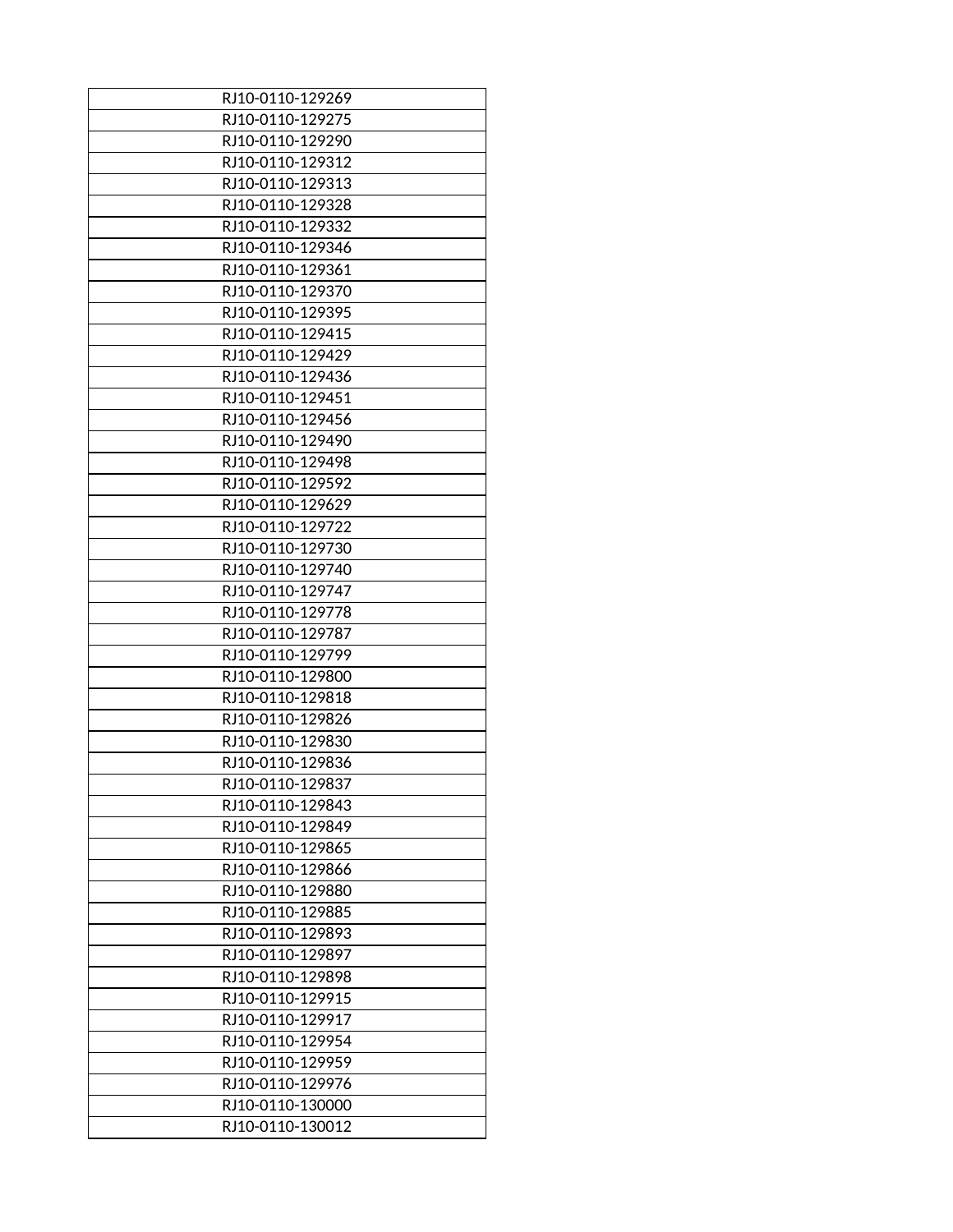| RJ10-0110-129269 |
|---|
| RJ10-0110-129275 |
| RJ10-0110-129290 |
| RJ10-0110-129312 |
| RJ10-0110-129313 |
| RJ10-0110-129328 |
| RJ10-0110-129332 |
| RJ10-0110-129346 |
| RJ10-0110-129361 |
| RJ10-0110-129370 |
| RJ10-0110-129395 |
| RJ10-0110-129415 |
| RJ10-0110-129429 |
| RJ10-0110-129436 |
| RJ10-0110-129451 |
| RJ10-0110-129456 |
| RJ10-0110-129490 |
| RJ10-0110-129498 |
| RJ10-0110-129592 |
| RJ10-0110-129629 |
| RJ10-0110-129722 |
| RJ10-0110-129730 |
| RJ10-0110-129740 |
| RJ10-0110-129747 |
| RJ10-0110-129778 |
| RJ10-0110-129787 |
| RJ10-0110-129799 |
| RJ10-0110-129800 |
| RJ10-0110-129818 |
| RJ10-0110-129826 |
| RJ10-0110-129830 |
| RJ10-0110-129836 |
| RJ10-0110-129837 |
| RJ10-0110-129843 |
| RJ10-0110-129849 |
| RJ10-0110-129865 |
| RJ10-0110-129866 |
| RJ10-0110-129880 |
| RJ10-0110-129885 |
| RJ10-0110-129893 |
| RJ10-0110-129897 |
| RJ10-0110-129898 |
| RJ10-0110-129915 |
| RJ10-0110-129917 |
| RJ10-0110-129954 |
| RJ10-0110-129959 |
| RJ10-0110-129976 |
| RJ10-0110-130000 |
| RJ10-0110-130012 |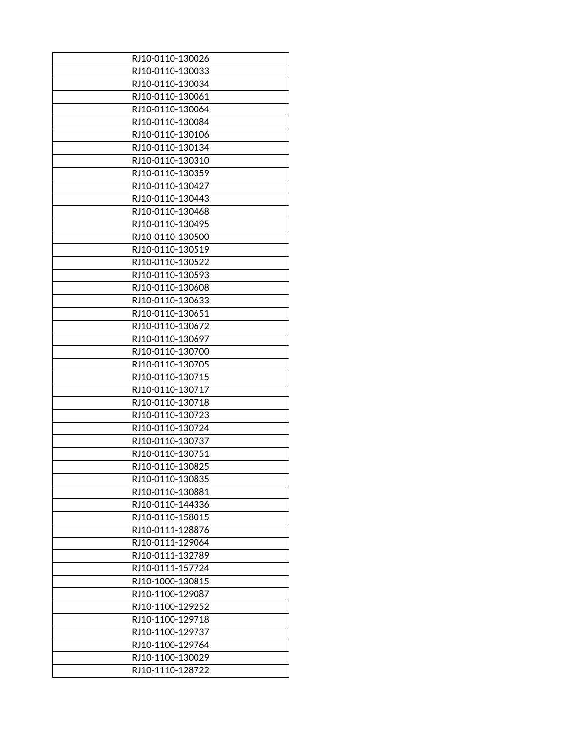| RJ10-0110-130026 |
| --- |
| RJ10-0110-130033 |
| RJ10-0110-130034 |
| RJ10-0110-130061 |
| RJ10-0110-130064 |
| RJ10-0110-130084 |
| RJ10-0110-130106 |
| RJ10-0110-130134 |
| RJ10-0110-130310 |
| RJ10-0110-130359 |
| RJ10-0110-130427 |
| RJ10-0110-130443 |
| RJ10-0110-130468 |
| RJ10-0110-130495 |
| RJ10-0110-130500 |
| RJ10-0110-130519 |
| RJ10-0110-130522 |
| RJ10-0110-130593 |
| RJ10-0110-130608 |
| RJ10-0110-130633 |
| RJ10-0110-130651 |
| RJ10-0110-130672 |
| RJ10-0110-130697 |
| RJ10-0110-130700 |
| RJ10-0110-130705 |
| RJ10-0110-130715 |
| RJ10-0110-130717 |
| RJ10-0110-130718 |
| RJ10-0110-130723 |
| RJ10-0110-130724 |
| RJ10-0110-130737 |
| RJ10-0110-130751 |
| RJ10-0110-130825 |
| RJ10-0110-130835 |
| RJ10-0110-130881 |
| RJ10-0110-144336 |
| RJ10-0110-158015 |
| RJ10-0111-128876 |
| RJ10-0111-129064 |
| RJ10-0111-132789 |
| RJ10-0111-157724 |
| RJ10-1000-130815 |
| RJ10-1100-129087 |
| RJ10-1100-129252 |
| RJ10-1100-129718 |
| RJ10-1100-129737 |
| RJ10-1100-129764 |
| RJ10-1100-130029 |
| RJ10-1110-128722 |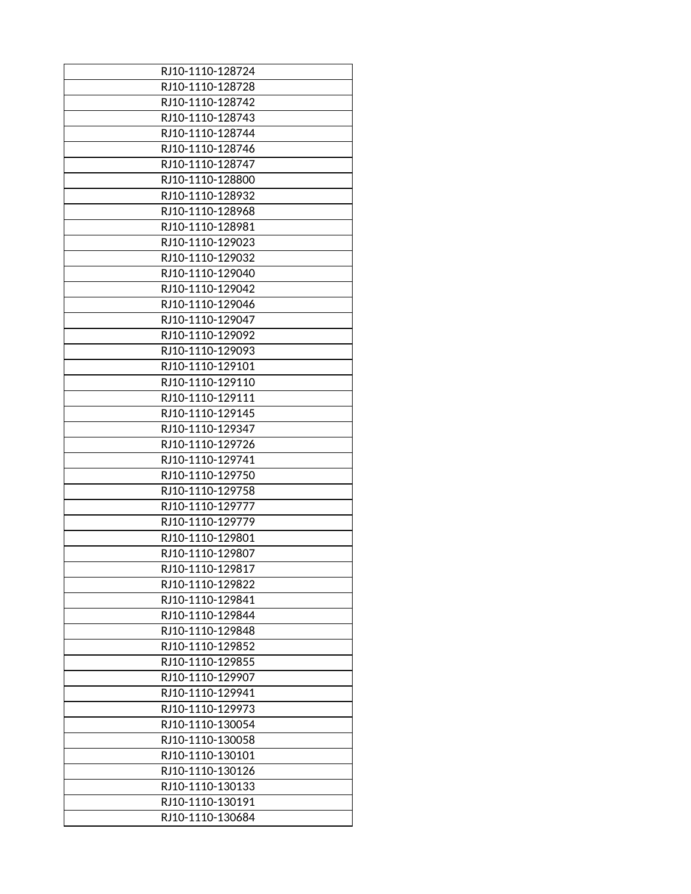| RJ10-1110-128724 |
|---|
| RJ10-1110-128728 |
| RJ10-1110-128742 |
| RJ10-1110-128743 |
| RJ10-1110-128744 |
| RJ10-1110-128746 |
| RJ10-1110-128747 |
| RJ10-1110-128800 |
| RJ10-1110-128932 |
| RJ10-1110-128968 |
| RJ10-1110-128981 |
| RJ10-1110-129023 |
| RJ10-1110-129032 |
| RJ10-1110-129040 |
| RJ10-1110-129042 |
| RJ10-1110-129046 |
| RJ10-1110-129047 |
| RJ10-1110-129092 |
| RJ10-1110-129093 |
| RJ10-1110-129101 |
| RJ10-1110-129110 |
| RJ10-1110-129111 |
| RJ10-1110-129145 |
| RJ10-1110-129347 |
| RJ10-1110-129726 |
| RJ10-1110-129741 |
| RJ10-1110-129750 |
| RJ10-1110-129758 |
| RJ10-1110-129777 |
| RJ10-1110-129779 |
| RJ10-1110-129801 |
| RJ10-1110-129807 |
| RJ10-1110-129817 |
| RJ10-1110-129822 |
| RJ10-1110-129841 |
| RJ10-1110-129844 |
| RJ10-1110-129848 |
| RJ10-1110-129852 |
| RJ10-1110-129855 |
| RJ10-1110-129907 |
| RJ10-1110-129941 |
| RJ10-1110-129973 |
| RJ10-1110-130054 |
| RJ10-1110-130058 |
| RJ10-1110-130101 |
| RJ10-1110-130126 |
| RJ10-1110-130133 |
| RJ10-1110-130191 |
| RJ10-1110-130684 |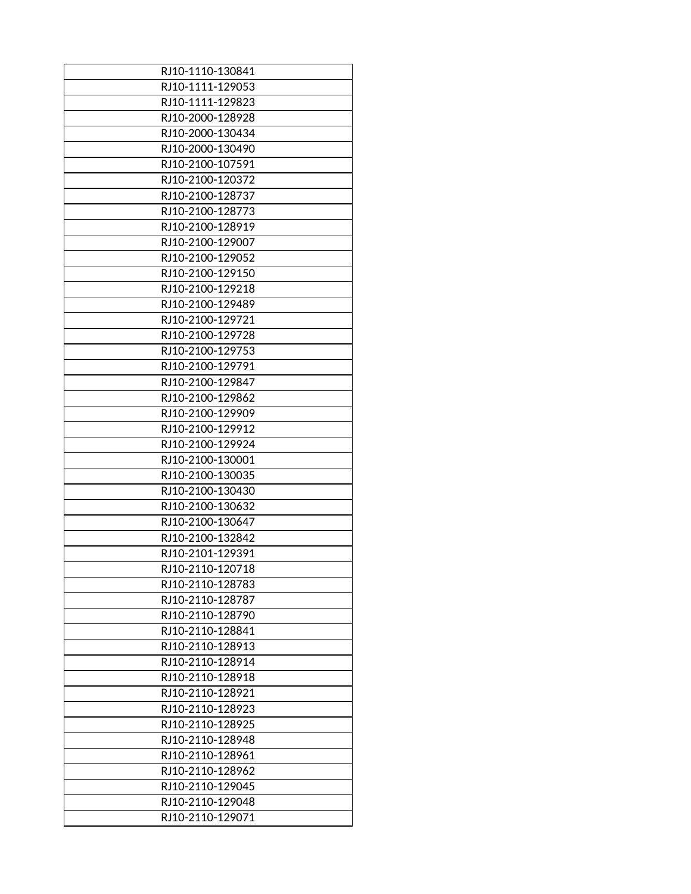| RJ10-1110-130841 |
|---|
| RJ10-1111-129053 |
| RJ10-1111-129823 |
| RJ10-2000-128928 |
| RJ10-2000-130434 |
| RJ10-2000-130490 |
| RJ10-2100-107591 |
| RJ10-2100-120372 |
| RJ10-2100-128737 |
| RJ10-2100-128773 |
| RJ10-2100-128919 |
| RJ10-2100-129007 |
| RJ10-2100-129052 |
| RJ10-2100-129150 |
| RJ10-2100-129218 |
| RJ10-2100-129489 |
| RJ10-2100-129721 |
| RJ10-2100-129728 |
| RJ10-2100-129753 |
| RJ10-2100-129791 |
| RJ10-2100-129847 |
| RJ10-2100-129862 |
| RJ10-2100-129909 |
| RJ10-2100-129912 |
| RJ10-2100-129924 |
| RJ10-2100-130001 |
| RJ10-2100-130035 |
| RJ10-2100-130430 |
| RJ10-2100-130632 |
| RJ10-2100-130647 |
| RJ10-2100-132842 |
| RJ10-2101-129391 |
| RJ10-2110-120718 |
| RJ10-2110-128783 |
| RJ10-2110-128787 |
| RJ10-2110-128790 |
| RJ10-2110-128841 |
| RJ10-2110-128913 |
| RJ10-2110-128914 |
| RJ10-2110-128918 |
| RJ10-2110-128921 |
| RJ10-2110-128923 |
| RJ10-2110-128925 |
| RJ10-2110-128948 |
| RJ10-2110-128961 |
| RJ10-2110-128962 |
| RJ10-2110-129045 |
| RJ10-2110-129048 |
| RJ10-2110-129071 |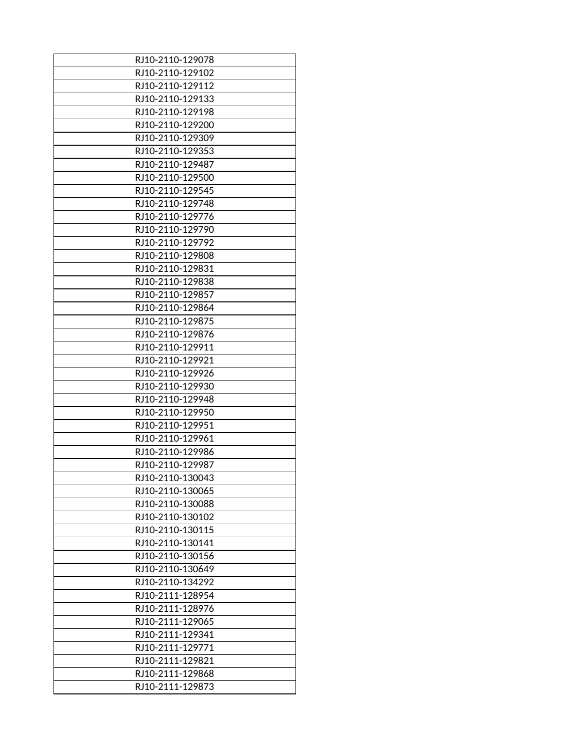| RJ10-2110-129078 |
|---|
| RJ10-2110-129102 |
| RJ10-2110-129112 |
| RJ10-2110-129133 |
| RJ10-2110-129198 |
| RJ10-2110-129200 |
| RJ10-2110-129309 |
| RJ10-2110-129353 |
| RJ10-2110-129487 |
| RJ10-2110-129500 |
| RJ10-2110-129545 |
| RJ10-2110-129748 |
| RJ10-2110-129776 |
| RJ10-2110-129790 |
| RJ10-2110-129792 |
| RJ10-2110-129808 |
| RJ10-2110-129831 |
| RJ10-2110-129838 |
| RJ10-2110-129857 |
| RJ10-2110-129864 |
| RJ10-2110-129875 |
| RJ10-2110-129876 |
| RJ10-2110-129911 |
| RJ10-2110-129921 |
| RJ10-2110-129926 |
| RJ10-2110-129930 |
| RJ10-2110-129948 |
| RJ10-2110-129950 |
| RJ10-2110-129951 |
| RJ10-2110-129961 |
| RJ10-2110-129986 |
| RJ10-2110-129987 |
| RJ10-2110-130043 |
| RJ10-2110-130065 |
| RJ10-2110-130088 |
| RJ10-2110-130102 |
| RJ10-2110-130115 |
| RJ10-2110-130141 |
| RJ10-2110-130156 |
| RJ10-2110-130649 |
| RJ10-2110-134292 |
| RJ10-2111-128954 |
| RJ10-2111-128976 |
| RJ10-2111-129065 |
| RJ10-2111-129341 |
| RJ10-2111-129771 |
| RJ10-2111-129821 |
| RJ10-2111-129868 |
| RJ10-2111-129873 |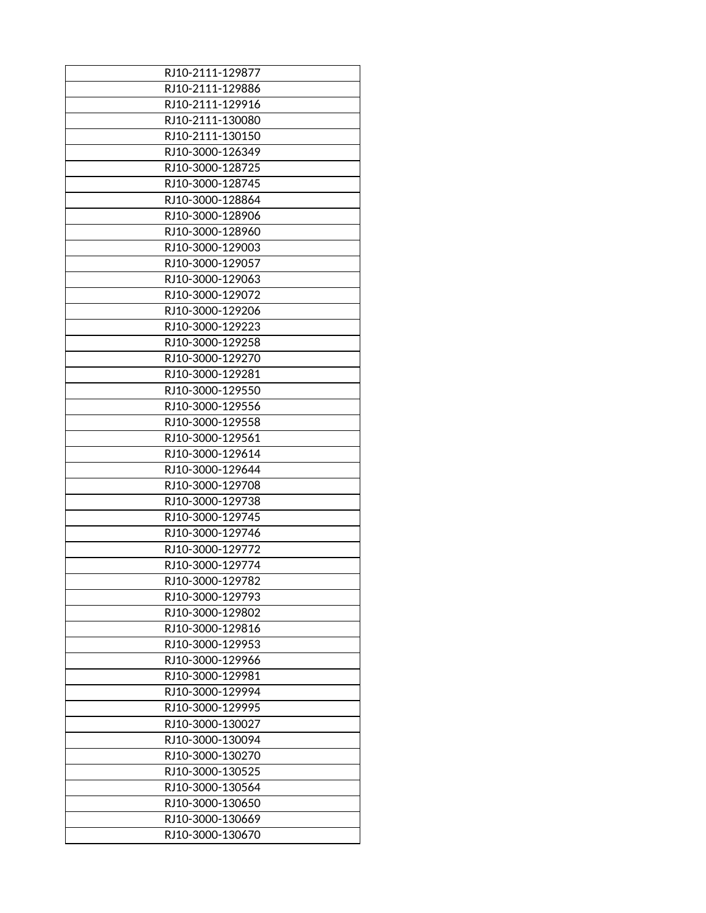| RJ10-2111-129877 |
|---|
| RJ10-2111-129886 |
| RJ10-2111-129916 |
| RJ10-2111-130080 |
| RJ10-2111-130150 |
| RJ10-3000-126349 |
| RJ10-3000-128725 |
| RJ10-3000-128745 |
| RJ10-3000-128864 |
| RJ10-3000-128906 |
| RJ10-3000-128960 |
| RJ10-3000-129003 |
| RJ10-3000-129057 |
| RJ10-3000-129063 |
| RJ10-3000-129072 |
| RJ10-3000-129206 |
| RJ10-3000-129223 |
| RJ10-3000-129258 |
| RJ10-3000-129270 |
| RJ10-3000-129281 |
| RJ10-3000-129550 |
| RJ10-3000-129556 |
| RJ10-3000-129558 |
| RJ10-3000-129561 |
| RJ10-3000-129614 |
| RJ10-3000-129644 |
| RJ10-3000-129708 |
| RJ10-3000-129738 |
| RJ10-3000-129745 |
| RJ10-3000-129746 |
| RJ10-3000-129772 |
| RJ10-3000-129774 |
| RJ10-3000-129782 |
| RJ10-3000-129793 |
| RJ10-3000-129802 |
| RJ10-3000-129816 |
| RJ10-3000-129953 |
| RJ10-3000-129966 |
| RJ10-3000-129981 |
| RJ10-3000-129994 |
| RJ10-3000-129995 |
| RJ10-3000-130027 |
| RJ10-3000-130094 |
| RJ10-3000-130270 |
| RJ10-3000-130525 |
| RJ10-3000-130564 |
| RJ10-3000-130650 |
| RJ10-3000-130669 |
| RJ10-3000-130670 |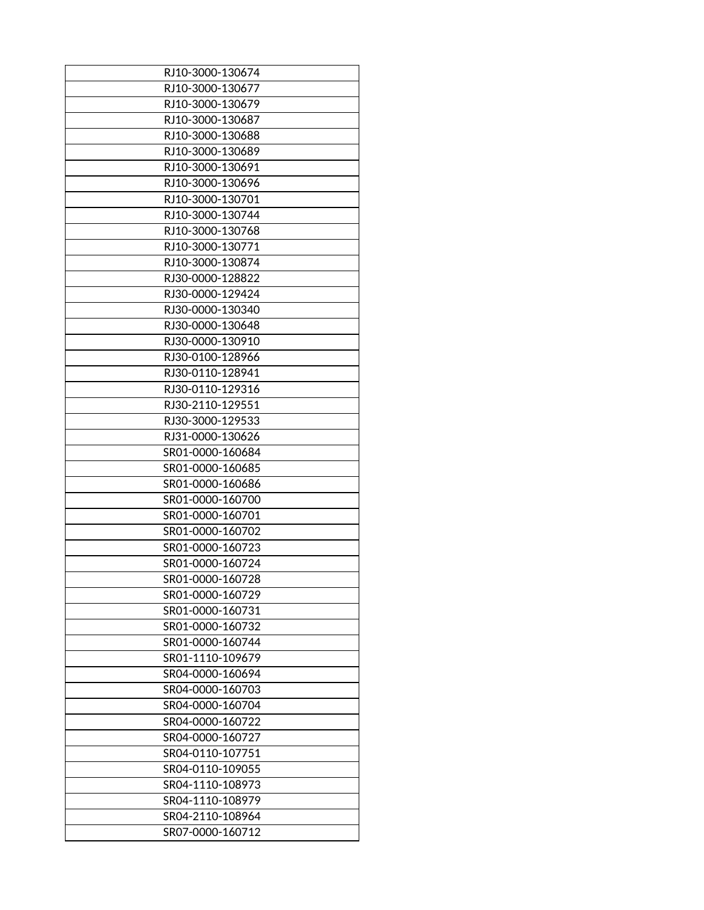| RJ10-3000-130674 |
|---|
| RJ10-3000-130677 |
| RJ10-3000-130679 |
| RJ10-3000-130687 |
| RJ10-3000-130688 |
| RJ10-3000-130689 |
| RJ10-3000-130691 |
| RJ10-3000-130696 |
| RJ10-3000-130701 |
| RJ10-3000-130744 |
| RJ10-3000-130768 |
| RJ10-3000-130771 |
| RJ10-3000-130874 |
| RJ30-0000-128822 |
| RJ30-0000-129424 |
| RJ30-0000-130340 |
| RJ30-0000-130648 |
| RJ30-0000-130910 |
| RJ30-0100-128966 |
| RJ30-0110-128941 |
| RJ30-0110-129316 |
| RJ30-2110-129551 |
| RJ30-3000-129533 |
| RJ31-0000-130626 |
| SR01-0000-160684 |
| SR01-0000-160685 |
| SR01-0000-160686 |
| SR01-0000-160700 |
| SR01-0000-160701 |
| SR01-0000-160702 |
| SR01-0000-160723 |
| SR01-0000-160724 |
| SR01-0000-160728 |
| SR01-0000-160729 |
| SR01-0000-160731 |
| SR01-0000-160732 |
| SR01-0000-160744 |
| SR01-1110-109679 |
| SR04-0000-160694 |
| SR04-0000-160703 |
| SR04-0000-160704 |
| SR04-0000-160722 |
| SR04-0000-160727 |
| SR04-0110-107751 |
| SR04-0110-109055 |
| SR04-1110-108973 |
| SR04-1110-108979 |
| SR04-2110-108964 |
| SR07-0000-160712 |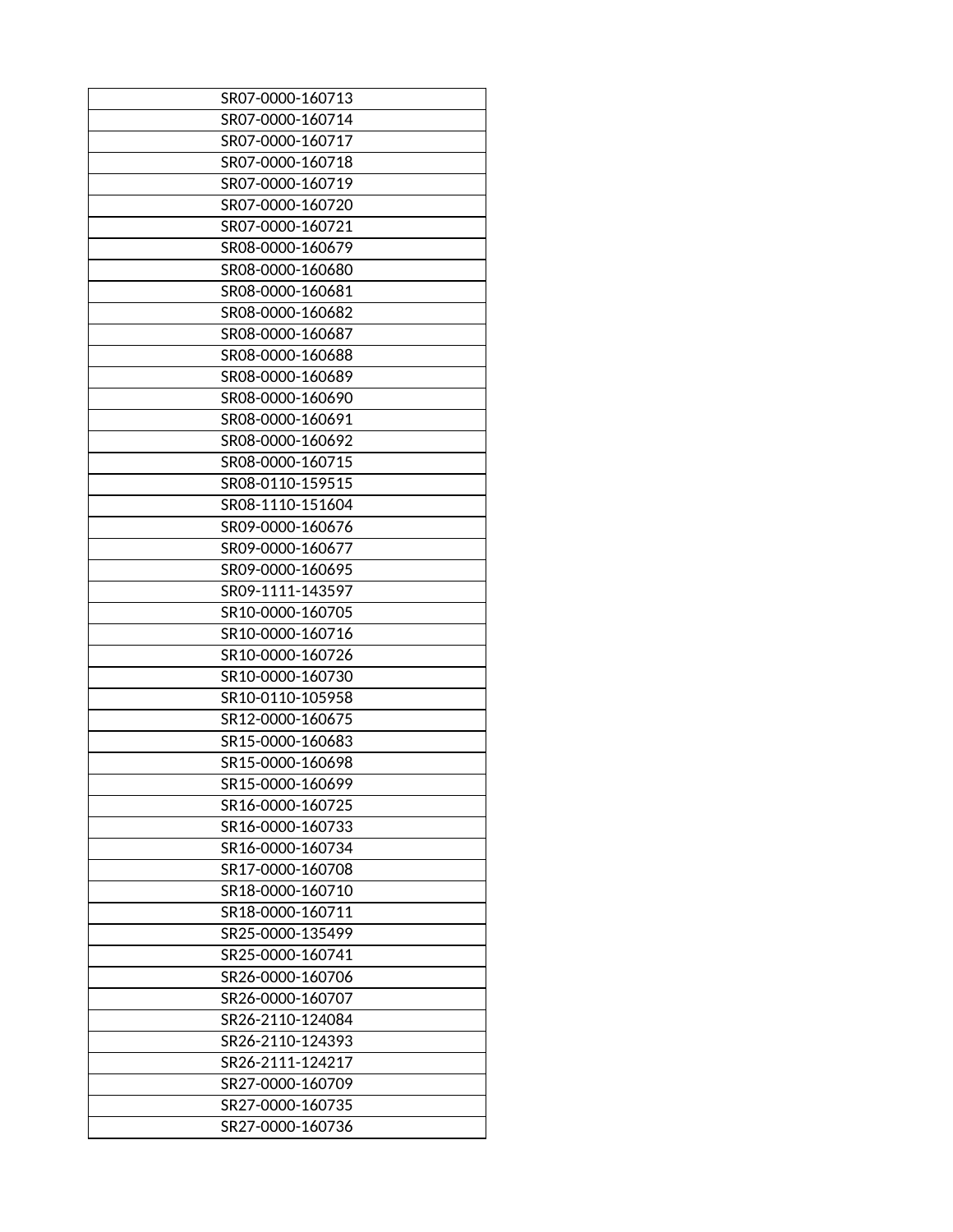| SR07-0000-160713 |
|---|
| SR07-0000-160714 |
| SR07-0000-160717 |
| SR07-0000-160718 |
| SR07-0000-160719 |
| SR07-0000-160720 |
| SR07-0000-160721 |
| SR08-0000-160679 |
| SR08-0000-160680 |
| SR08-0000-160681 |
| SR08-0000-160682 |
| SR08-0000-160687 |
| SR08-0000-160688 |
| SR08-0000-160689 |
| SR08-0000-160690 |
| SR08-0000-160691 |
| SR08-0000-160692 |
| SR08-0000-160715 |
| SR08-0110-159515 |
| SR08-1110-151604 |
| SR09-0000-160676 |
| SR09-0000-160677 |
| SR09-0000-160695 |
| SR09-1111-143597 |
| SR10-0000-160705 |
| SR10-0000-160716 |
| SR10-0000-160726 |
| SR10-0000-160730 |
| SR10-0110-105958 |
| SR12-0000-160675 |
| SR15-0000-160683 |
| SR15-0000-160698 |
| SR15-0000-160699 |
| SR16-0000-160725 |
| SR16-0000-160733 |
| SR16-0000-160734 |
| SR17-0000-160708 |
| SR18-0000-160710 |
| SR18-0000-160711 |
| SR25-0000-135499 |
| SR25-0000-160741 |
| SR26-0000-160706 |
| SR26-0000-160707 |
| SR26-2110-124084 |
| SR26-2110-124393 |
| SR26-2111-124217 |
| SR27-0000-160709 |
| SR27-0000-160735 |
| SR27-0000-160736 |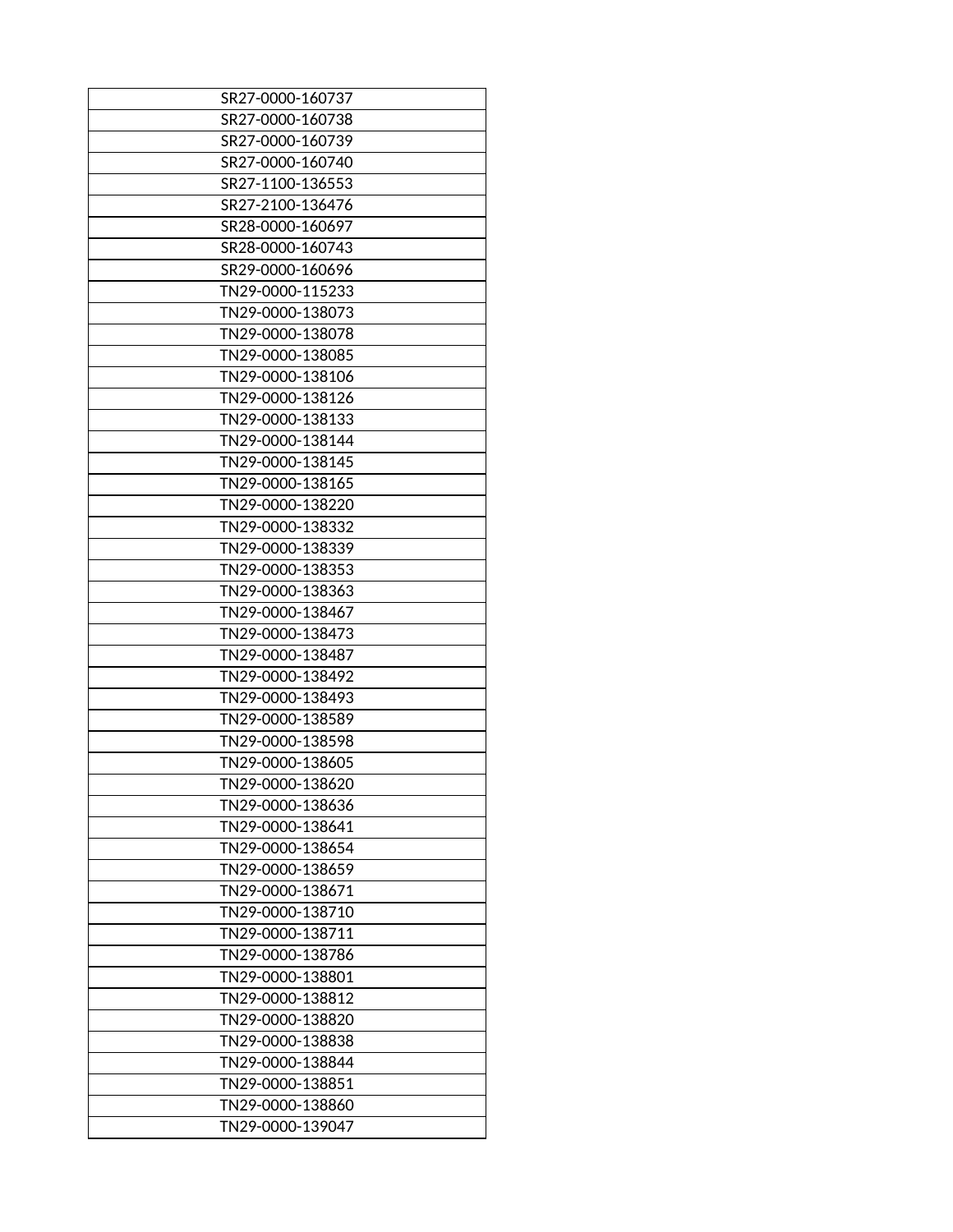| SR27-0000-160737 |
|---|
| SR27-0000-160738 |
| SR27-0000-160739 |
| SR27-0000-160740 |
| SR27-1100-136553 |
| SR27-2100-136476 |
| SR28-0000-160697 |
| SR28-0000-160743 |
| SR29-0000-160696 |
| TN29-0000-115233 |
| TN29-0000-138073 |
| TN29-0000-138078 |
| TN29-0000-138085 |
| TN29-0000-138106 |
| TN29-0000-138126 |
| TN29-0000-138133 |
| TN29-0000-138144 |
| TN29-0000-138145 |
| TN29-0000-138165 |
| TN29-0000-138220 |
| TN29-0000-138332 |
| TN29-0000-138339 |
| TN29-0000-138353 |
| TN29-0000-138363 |
| TN29-0000-138467 |
| TN29-0000-138473 |
| TN29-0000-138487 |
| TN29-0000-138492 |
| TN29-0000-138493 |
| TN29-0000-138589 |
| TN29-0000-138598 |
| TN29-0000-138605 |
| TN29-0000-138620 |
| TN29-0000-138636 |
| TN29-0000-138641 |
| TN29-0000-138654 |
| TN29-0000-138659 |
| TN29-0000-138671 |
| TN29-0000-138710 |
| TN29-0000-138711 |
| TN29-0000-138786 |
| TN29-0000-138801 |
| TN29-0000-138812 |
| TN29-0000-138820 |
| TN29-0000-138838 |
| TN29-0000-138844 |
| TN29-0000-138851 |
| TN29-0000-138860 |
| TN29-0000-139047 |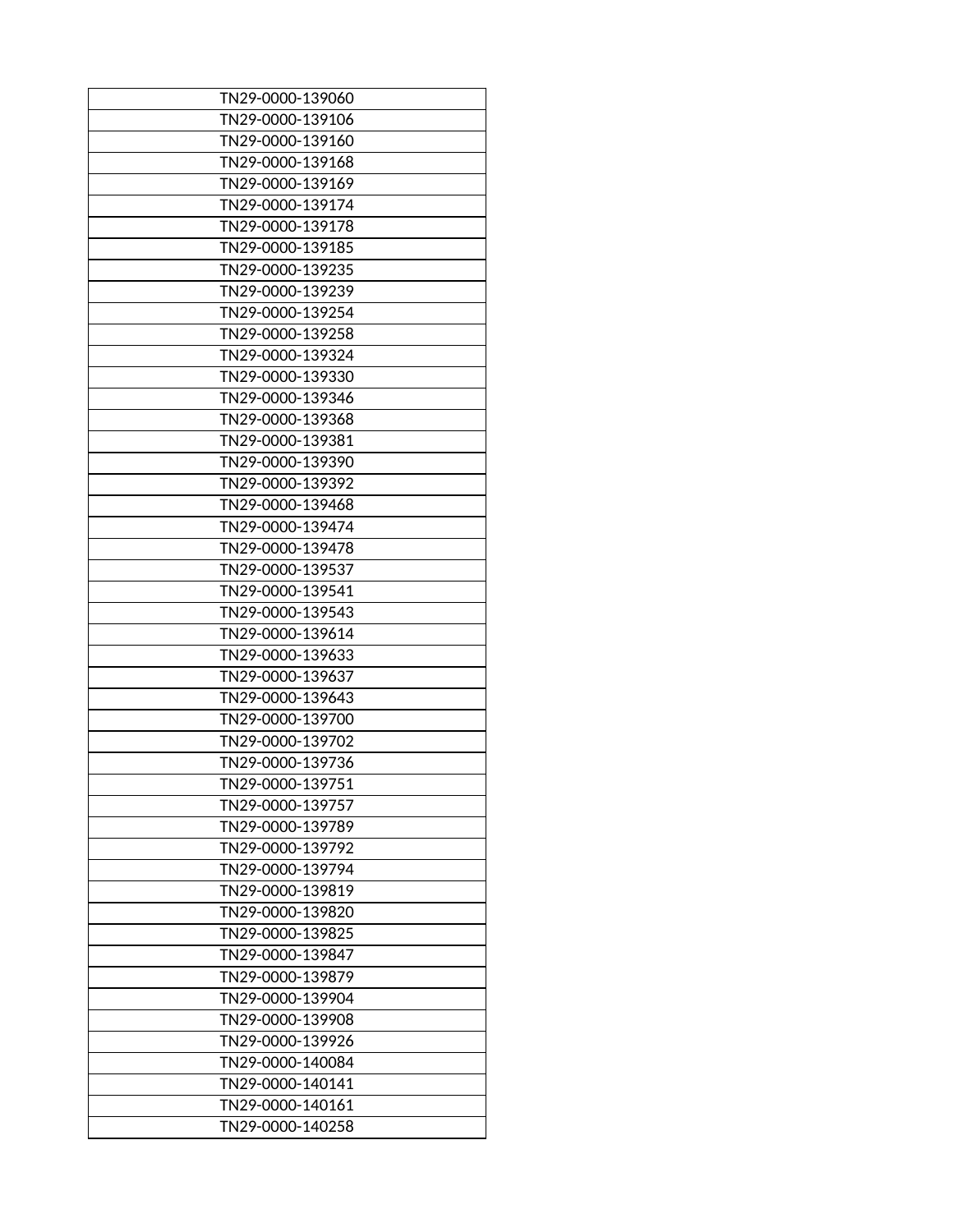| TN29-0000-139060 |
|---|
| TN29-0000-139106 |
| TN29-0000-139160 |
| TN29-0000-139168 |
| TN29-0000-139169 |
| TN29-0000-139174 |
| TN29-0000-139178 |
| TN29-0000-139185 |
| TN29-0000-139235 |
| TN29-0000-139239 |
| TN29-0000-139254 |
| TN29-0000-139258 |
| TN29-0000-139324 |
| TN29-0000-139330 |
| TN29-0000-139346 |
| TN29-0000-139368 |
| TN29-0000-139381 |
| TN29-0000-139390 |
| TN29-0000-139392 |
| TN29-0000-139468 |
| TN29-0000-139474 |
| TN29-0000-139478 |
| TN29-0000-139537 |
| TN29-0000-139541 |
| TN29-0000-139543 |
| TN29-0000-139614 |
| TN29-0000-139633 |
| TN29-0000-139637 |
| TN29-0000-139643 |
| TN29-0000-139700 |
| TN29-0000-139702 |
| TN29-0000-139736 |
| TN29-0000-139751 |
| TN29-0000-139757 |
| TN29-0000-139789 |
| TN29-0000-139792 |
| TN29-0000-139794 |
| TN29-0000-139819 |
| TN29-0000-139820 |
| TN29-0000-139825 |
| TN29-0000-139847 |
| TN29-0000-139879 |
| TN29-0000-139904 |
| TN29-0000-139908 |
| TN29-0000-139926 |
| TN29-0000-140084 |
| TN29-0000-140141 |
| TN29-0000-140161 |
| TN29-0000-140258 |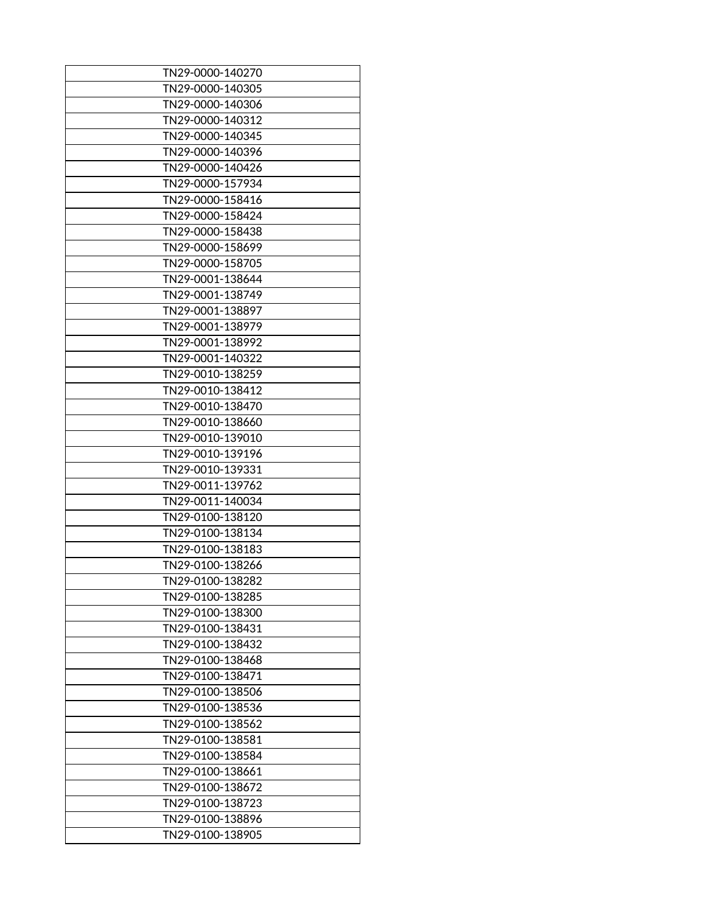| TN29-0000-140270 |
|---|
| TN29-0000-140305 |
| TN29-0000-140306 |
| TN29-0000-140312 |
| TN29-0000-140345 |
| TN29-0000-140396 |
| TN29-0000-140426 |
| TN29-0000-157934 |
| TN29-0000-158416 |
| TN29-0000-158424 |
| TN29-0000-158438 |
| TN29-0000-158699 |
| TN29-0000-158705 |
| TN29-0001-138644 |
| TN29-0001-138749 |
| TN29-0001-138897 |
| TN29-0001-138979 |
| TN29-0001-138992 |
| TN29-0001-140322 |
| TN29-0010-138259 |
| TN29-0010-138412 |
| TN29-0010-138470 |
| TN29-0010-138660 |
| TN29-0010-139010 |
| TN29-0010-139196 |
| TN29-0010-139331 |
| TN29-0011-139762 |
| TN29-0011-140034 |
| TN29-0100-138120 |
| TN29-0100-138134 |
| TN29-0100-138183 |
| TN29-0100-138266 |
| TN29-0100-138282 |
| TN29-0100-138285 |
| TN29-0100-138300 |
| TN29-0100-138431 |
| TN29-0100-138432 |
| TN29-0100-138468 |
| TN29-0100-138471 |
| TN29-0100-138506 |
| TN29-0100-138536 |
| TN29-0100-138562 |
| TN29-0100-138581 |
| TN29-0100-138584 |
| TN29-0100-138661 |
| TN29-0100-138672 |
| TN29-0100-138723 |
| TN29-0100-138896 |
| TN29-0100-138905 |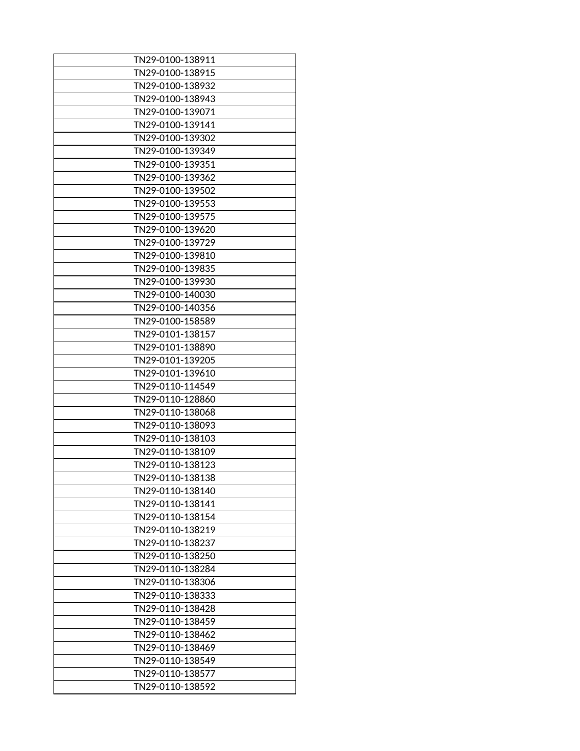| TN29-0100-138911 |
|---|
| TN29-0100-138915 |
| TN29-0100-138932 |
| TN29-0100-138943 |
| TN29-0100-139071 |
| TN29-0100-139141 |
| TN29-0100-139302 |
| TN29-0100-139349 |
| TN29-0100-139351 |
| TN29-0100-139362 |
| TN29-0100-139502 |
| TN29-0100-139553 |
| TN29-0100-139575 |
| TN29-0100-139620 |
| TN29-0100-139729 |
| TN29-0100-139810 |
| TN29-0100-139835 |
| TN29-0100-139930 |
| TN29-0100-140030 |
| TN29-0100-140356 |
| TN29-0100-158589 |
| TN29-0101-138157 |
| TN29-0101-138890 |
| TN29-0101-139205 |
| TN29-0101-139610 |
| TN29-0110-114549 |
| TN29-0110-128860 |
| TN29-0110-138068 |
| TN29-0110-138093 |
| TN29-0110-138103 |
| TN29-0110-138109 |
| TN29-0110-138123 |
| TN29-0110-138138 |
| TN29-0110-138140 |
| TN29-0110-138141 |
| TN29-0110-138154 |
| TN29-0110-138219 |
| TN29-0110-138237 |
| TN29-0110-138250 |
| TN29-0110-138284 |
| TN29-0110-138306 |
| TN29-0110-138333 |
| TN29-0110-138428 |
| TN29-0110-138459 |
| TN29-0110-138462 |
| TN29-0110-138469 |
| TN29-0110-138549 |
| TN29-0110-138577 |
| TN29-0110-138592 |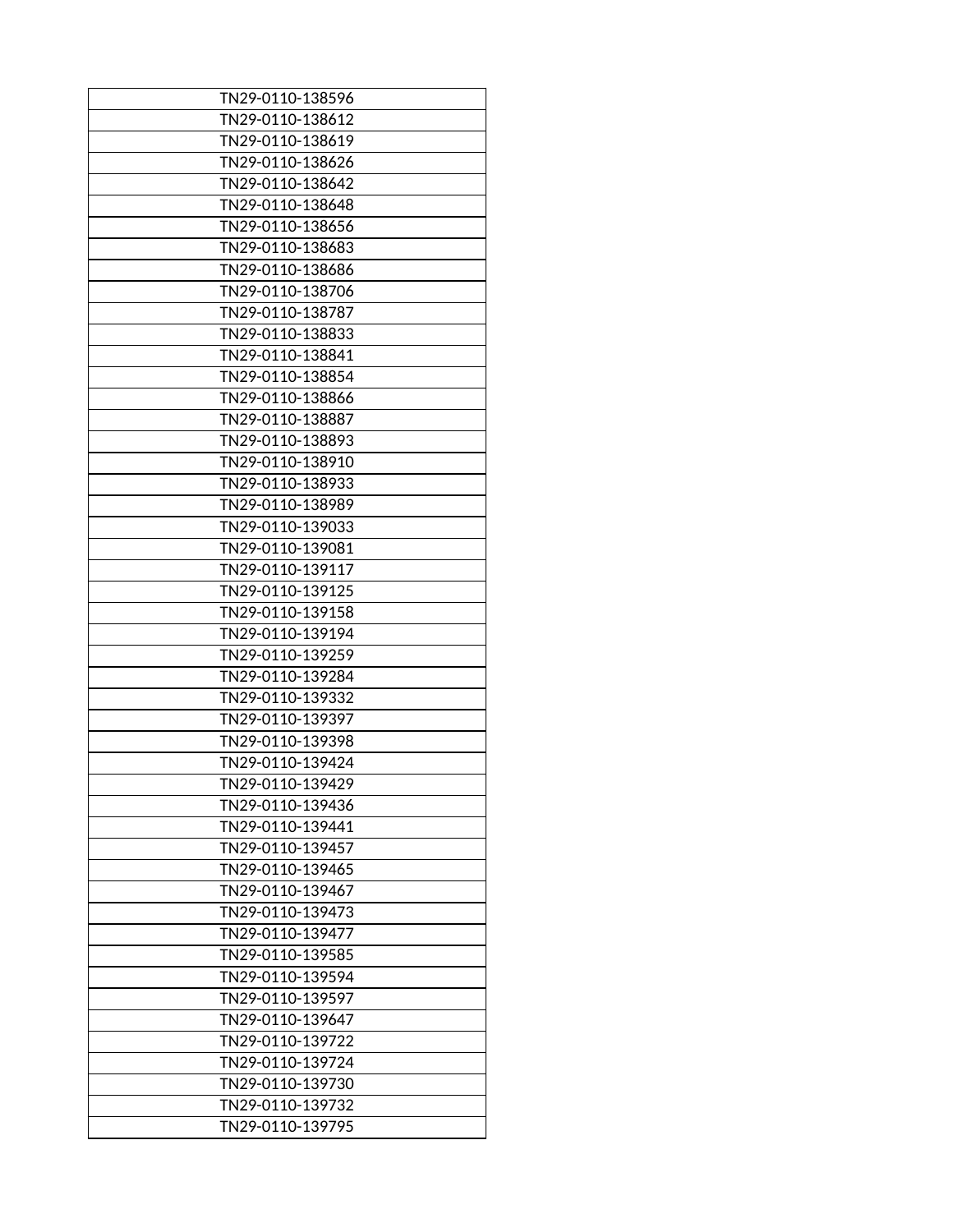| TN29-0110-138596 |
|---|
| TN29-0110-138612 |
| TN29-0110-138619 |
| TN29-0110-138626 |
| TN29-0110-138642 |
| TN29-0110-138648 |
| TN29-0110-138656 |
| TN29-0110-138683 |
| TN29-0110-138686 |
| TN29-0110-138706 |
| TN29-0110-138787 |
| TN29-0110-138833 |
| TN29-0110-138841 |
| TN29-0110-138854 |
| TN29-0110-138866 |
| TN29-0110-138887 |
| TN29-0110-138893 |
| TN29-0110-138910 |
| TN29-0110-138933 |
| TN29-0110-138989 |
| TN29-0110-139033 |
| TN29-0110-139081 |
| TN29-0110-139117 |
| TN29-0110-139125 |
| TN29-0110-139158 |
| TN29-0110-139194 |
| TN29-0110-139259 |
| TN29-0110-139284 |
| TN29-0110-139332 |
| TN29-0110-139397 |
| TN29-0110-139398 |
| TN29-0110-139424 |
| TN29-0110-139429 |
| TN29-0110-139436 |
| TN29-0110-139441 |
| TN29-0110-139457 |
| TN29-0110-139465 |
| TN29-0110-139467 |
| TN29-0110-139473 |
| TN29-0110-139477 |
| TN29-0110-139585 |
| TN29-0110-139594 |
| TN29-0110-139597 |
| TN29-0110-139647 |
| TN29-0110-139722 |
| TN29-0110-139724 |
| TN29-0110-139730 |
| TN29-0110-139732 |
| TN29-0110-139795 |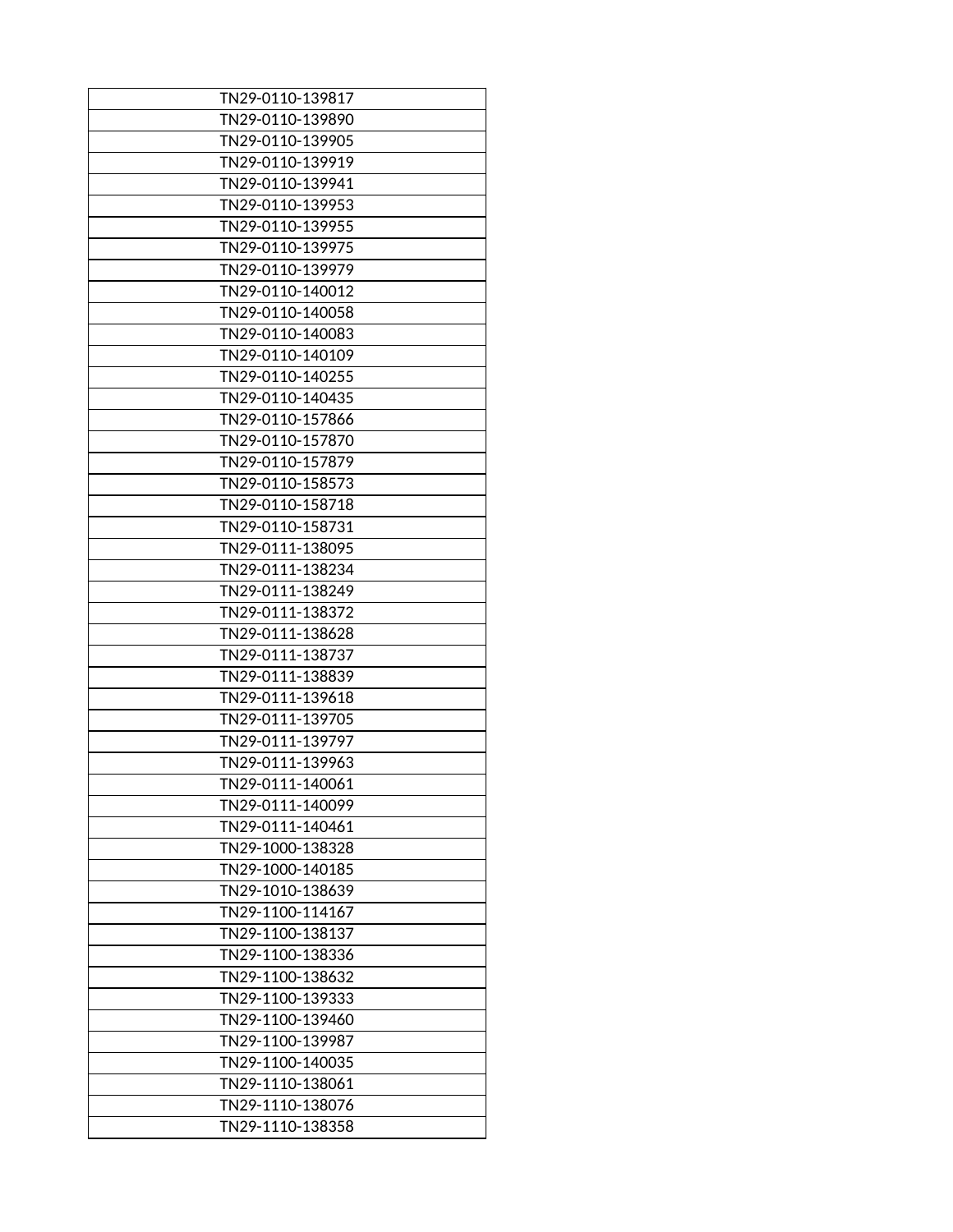| TN29-0110-139817 |
|---|
| TN29-0110-139890 |
| TN29-0110-139905 |
| TN29-0110-139919 |
| TN29-0110-139941 |
| TN29-0110-139953 |
| TN29-0110-139955 |
| TN29-0110-139975 |
| TN29-0110-139979 |
| TN29-0110-140012 |
| TN29-0110-140058 |
| TN29-0110-140083 |
| TN29-0110-140109 |
| TN29-0110-140255 |
| TN29-0110-140435 |
| TN29-0110-157866 |
| TN29-0110-157870 |
| TN29-0110-157879 |
| TN29-0110-158573 |
| TN29-0110-158718 |
| TN29-0110-158731 |
| TN29-0111-138095 |
| TN29-0111-138234 |
| TN29-0111-138249 |
| TN29-0111-138372 |
| TN29-0111-138628 |
| TN29-0111-138737 |
| TN29-0111-138839 |
| TN29-0111-139618 |
| TN29-0111-139705 |
| TN29-0111-139797 |
| TN29-0111-139963 |
| TN29-0111-140061 |
| TN29-0111-140099 |
| TN29-0111-140461 |
| TN29-1000-138328 |
| TN29-1000-140185 |
| TN29-1010-138639 |
| TN29-1100-114167 |
| TN29-1100-138137 |
| TN29-1100-138336 |
| TN29-1100-138632 |
| TN29-1100-139333 |
| TN29-1100-139460 |
| TN29-1100-139987 |
| TN29-1100-140035 |
| TN29-1110-138061 |
| TN29-1110-138076 |
| TN29-1110-138358 |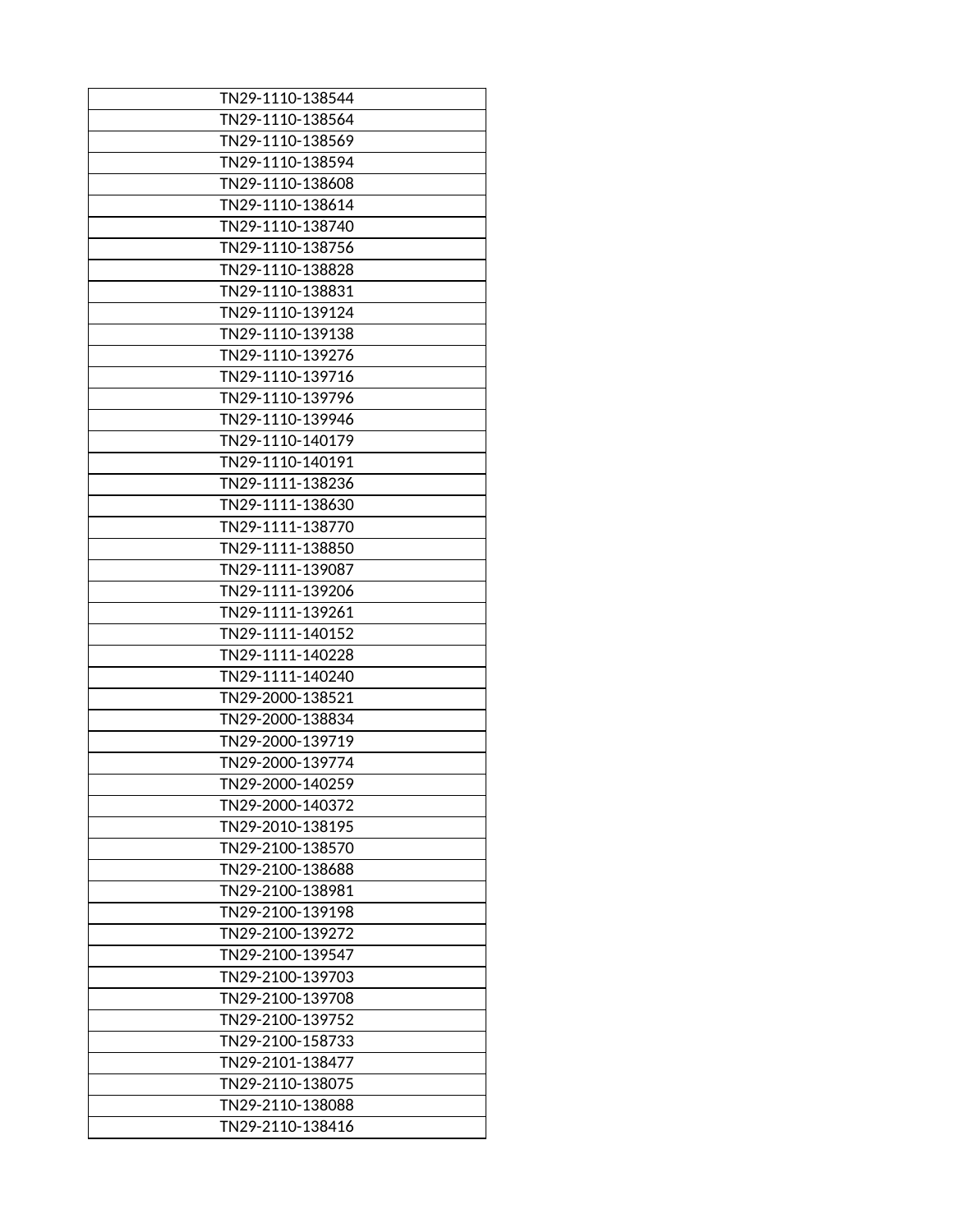| TN29-1110-138544 |
|---|
| TN29-1110-138564 |
| TN29-1110-138569 |
| TN29-1110-138594 |
| TN29-1110-138608 |
| TN29-1110-138614 |
| TN29-1110-138740 |
| TN29-1110-138756 |
| TN29-1110-138828 |
| TN29-1110-138831 |
| TN29-1110-139124 |
| TN29-1110-139138 |
| TN29-1110-139276 |
| TN29-1110-139716 |
| TN29-1110-139796 |
| TN29-1110-139946 |
| TN29-1110-140179 |
| TN29-1110-140191 |
| TN29-1111-138236 |
| TN29-1111-138630 |
| TN29-1111-138770 |
| TN29-1111-138850 |
| TN29-1111-139087 |
| TN29-1111-139206 |
| TN29-1111-139261 |
| TN29-1111-140152 |
| TN29-1111-140228 |
| TN29-1111-140240 |
| TN29-2000-138521 |
| TN29-2000-138834 |
| TN29-2000-139719 |
| TN29-2000-139774 |
| TN29-2000-140259 |
| TN29-2000-140372 |
| TN29-2010-138195 |
| TN29-2100-138570 |
| TN29-2100-138688 |
| TN29-2100-138981 |
| TN29-2100-139198 |
| TN29-2100-139272 |
| TN29-2100-139547 |
| TN29-2100-139703 |
| TN29-2100-139708 |
| TN29-2100-139752 |
| TN29-2100-158733 |
| TN29-2101-138477 |
| TN29-2110-138075 |
| TN29-2110-138088 |
| TN29-2110-138416 |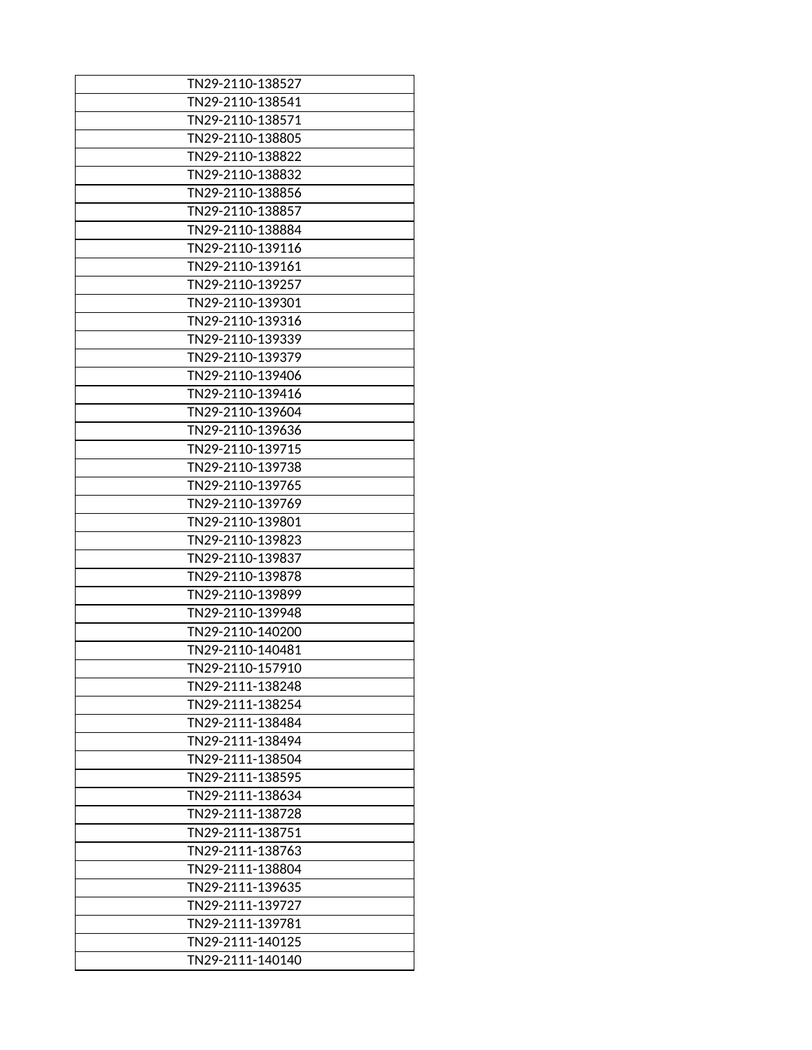| TN29-2110-138527 |
|---|
| TN29-2110-138541 |
| TN29-2110-138571 |
| TN29-2110-138805 |
| TN29-2110-138822 |
| TN29-2110-138832 |
| TN29-2110-138856 |
| TN29-2110-138857 |
| TN29-2110-138884 |
| TN29-2110-139116 |
| TN29-2110-139161 |
| TN29-2110-139257 |
| TN29-2110-139301 |
| TN29-2110-139316 |
| TN29-2110-139339 |
| TN29-2110-139379 |
| TN29-2110-139406 |
| TN29-2110-139416 |
| TN29-2110-139604 |
| TN29-2110-139636 |
| TN29-2110-139715 |
| TN29-2110-139738 |
| TN29-2110-139765 |
| TN29-2110-139769 |
| TN29-2110-139801 |
| TN29-2110-139823 |
| TN29-2110-139837 |
| TN29-2110-139878 |
| TN29-2110-139899 |
| TN29-2110-139948 |
| TN29-2110-140200 |
| TN29-2110-140481 |
| TN29-2110-157910 |
| TN29-2111-138248 |
| TN29-2111-138254 |
| TN29-2111-138484 |
| TN29-2111-138494 |
| TN29-2111-138504 |
| TN29-2111-138595 |
| TN29-2111-138634 |
| TN29-2111-138728 |
| TN29-2111-138751 |
| TN29-2111-138763 |
| TN29-2111-138804 |
| TN29-2111-139635 |
| TN29-2111-139727 |
| TN29-2111-139781 |
| TN29-2111-140125 |
| TN29-2111-140140 |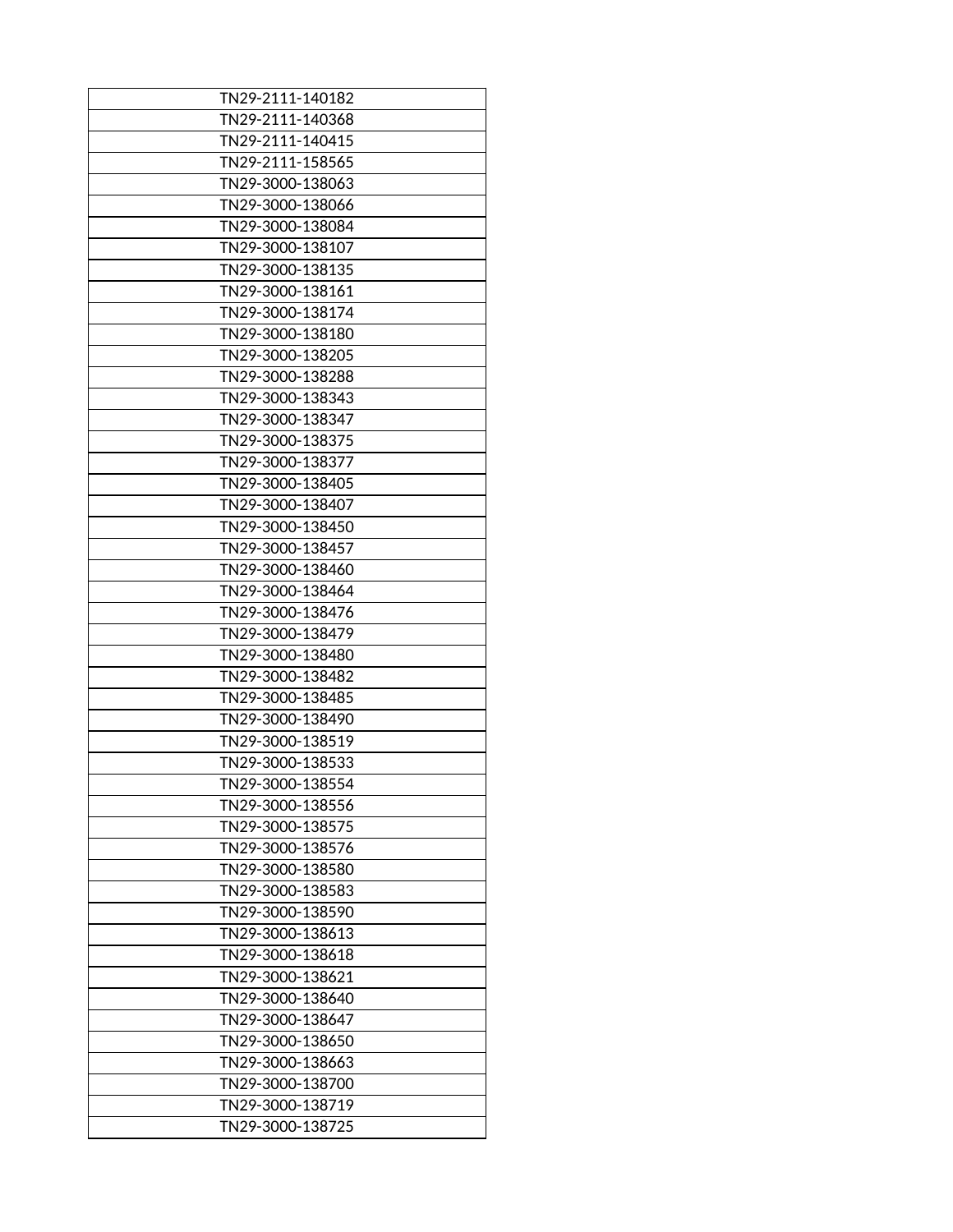| TN29-2111-140182 |
|---|
| TN29-2111-140368 |
| TN29-2111-140415 |
| TN29-2111-158565 |
| TN29-3000-138063 |
| TN29-3000-138066 |
| TN29-3000-138084 |
| TN29-3000-138107 |
| TN29-3000-138135 |
| TN29-3000-138161 |
| TN29-3000-138174 |
| TN29-3000-138180 |
| TN29-3000-138205 |
| TN29-3000-138288 |
| TN29-3000-138343 |
| TN29-3000-138347 |
| TN29-3000-138375 |
| TN29-3000-138377 |
| TN29-3000-138405 |
| TN29-3000-138407 |
| TN29-3000-138450 |
| TN29-3000-138457 |
| TN29-3000-138460 |
| TN29-3000-138464 |
| TN29-3000-138476 |
| TN29-3000-138479 |
| TN29-3000-138480 |
| TN29-3000-138482 |
| TN29-3000-138485 |
| TN29-3000-138490 |
| TN29-3000-138519 |
| TN29-3000-138533 |
| TN29-3000-138554 |
| TN29-3000-138556 |
| TN29-3000-138575 |
| TN29-3000-138576 |
| TN29-3000-138580 |
| TN29-3000-138583 |
| TN29-3000-138590 |
| TN29-3000-138613 |
| TN29-3000-138618 |
| TN29-3000-138621 |
| TN29-3000-138640 |
| TN29-3000-138647 |
| TN29-3000-138650 |
| TN29-3000-138663 |
| TN29-3000-138700 |
| TN29-3000-138719 |
| TN29-3000-138725 |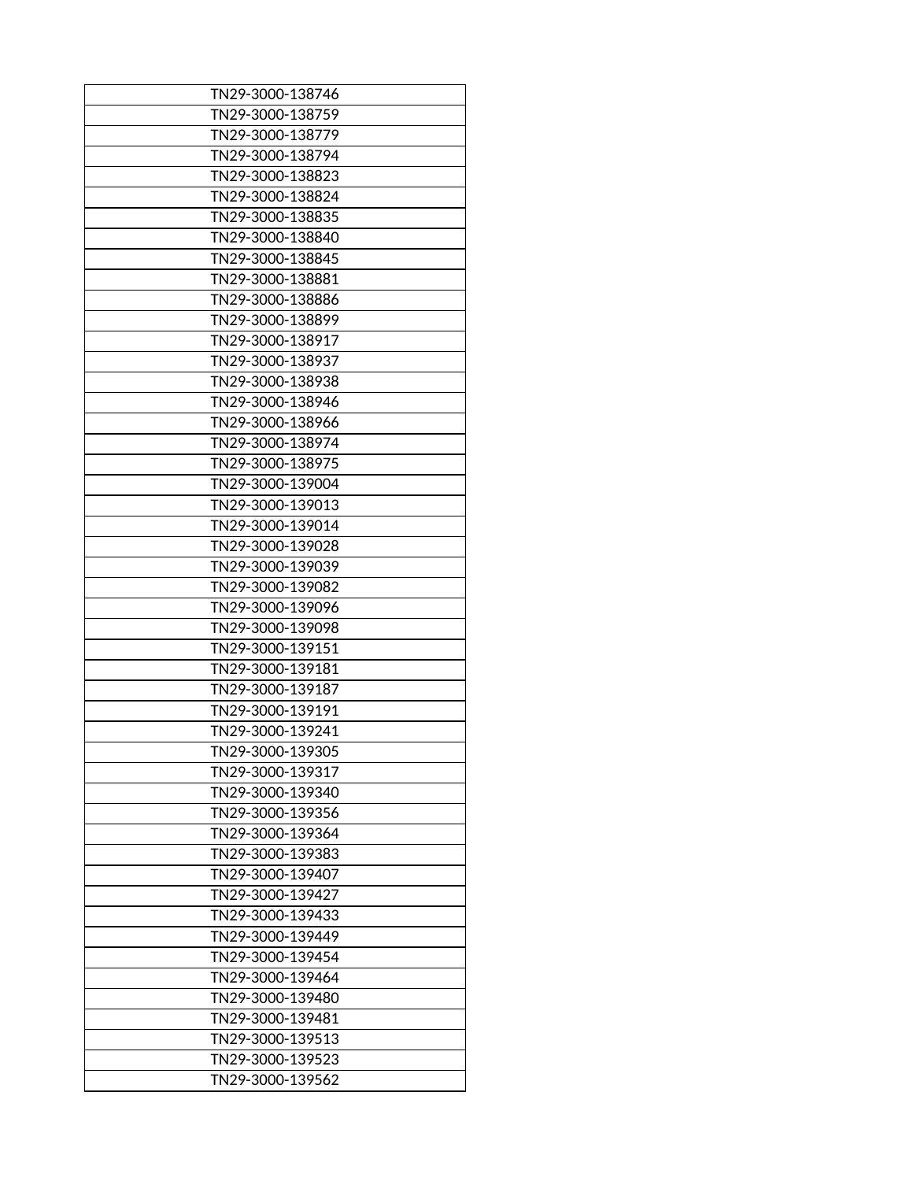| TN29-3000-138746 |
|---|
| TN29-3000-138759 |
| TN29-3000-138779 |
| TN29-3000-138794 |
| TN29-3000-138823 |
| TN29-3000-138824 |
| TN29-3000-138835 |
| TN29-3000-138840 |
| TN29-3000-138845 |
| TN29-3000-138881 |
| TN29-3000-138886 |
| TN29-3000-138899 |
| TN29-3000-138917 |
| TN29-3000-138937 |
| TN29-3000-138938 |
| TN29-3000-138946 |
| TN29-3000-138966 |
| TN29-3000-138974 |
| TN29-3000-138975 |
| TN29-3000-139004 |
| TN29-3000-139013 |
| TN29-3000-139014 |
| TN29-3000-139028 |
| TN29-3000-139039 |
| TN29-3000-139082 |
| TN29-3000-139096 |
| TN29-3000-139098 |
| TN29-3000-139151 |
| TN29-3000-139181 |
| TN29-3000-139187 |
| TN29-3000-139191 |
| TN29-3000-139241 |
| TN29-3000-139305 |
| TN29-3000-139317 |
| TN29-3000-139340 |
| TN29-3000-139356 |
| TN29-3000-139364 |
| TN29-3000-139383 |
| TN29-3000-139407 |
| TN29-3000-139427 |
| TN29-3000-139433 |
| TN29-3000-139449 |
| TN29-3000-139454 |
| TN29-3000-139464 |
| TN29-3000-139480 |
| TN29-3000-139481 |
| TN29-3000-139513 |
| TN29-3000-139523 |
| TN29-3000-139562 |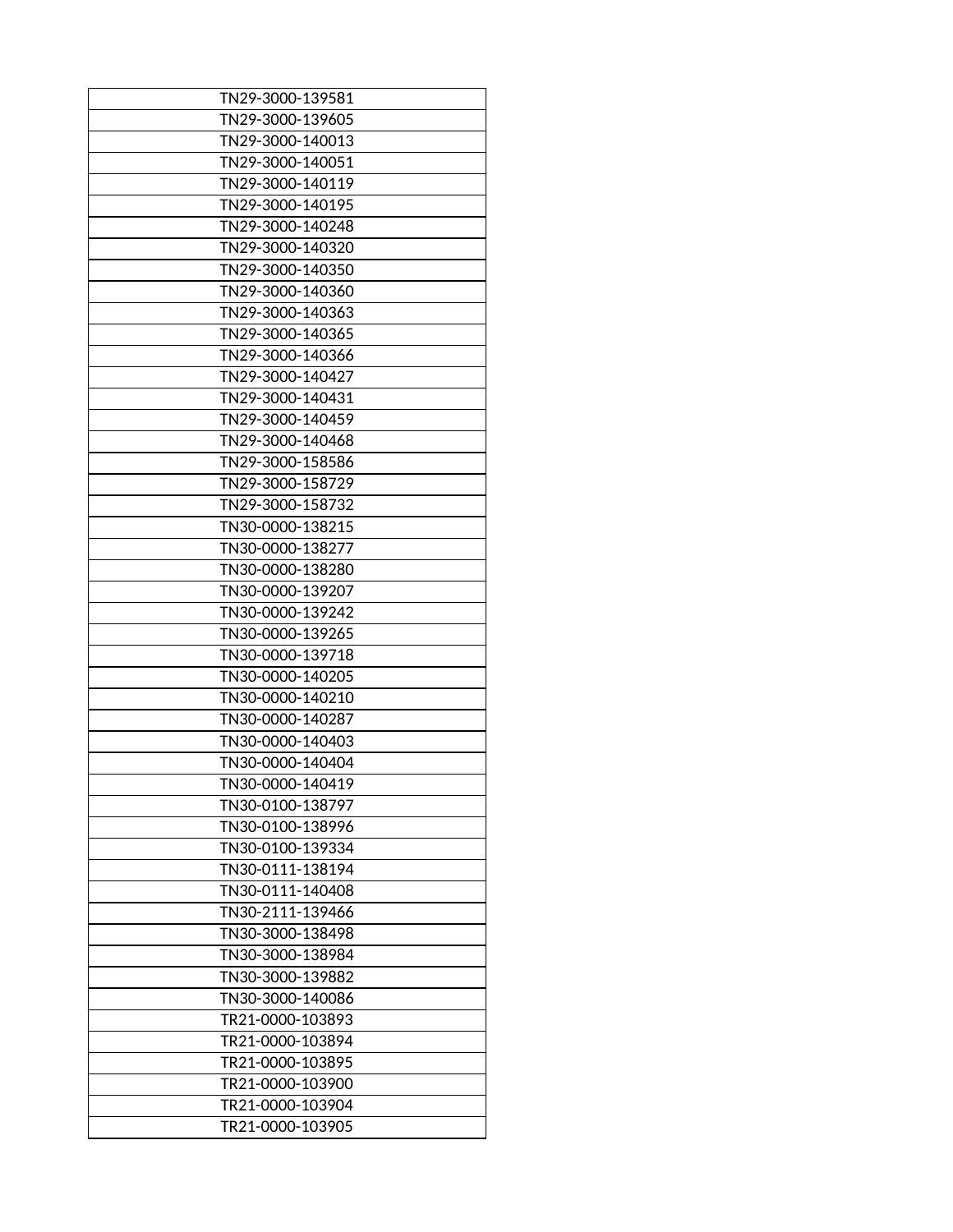| TN29-3000-139581 |
|---|
| TN29-3000-139605 |
| TN29-3000-140013 |
| TN29-3000-140051 |
| TN29-3000-140119 |
| TN29-3000-140195 |
| TN29-3000-140248 |
| TN29-3000-140320 |
| TN29-3000-140350 |
| TN29-3000-140360 |
| TN29-3000-140363 |
| TN29-3000-140365 |
| TN29-3000-140366 |
| TN29-3000-140427 |
| TN29-3000-140431 |
| TN29-3000-140459 |
| TN29-3000-140468 |
| TN29-3000-158586 |
| TN29-3000-158729 |
| TN29-3000-158732 |
| TN30-0000-138215 |
| TN30-0000-138277 |
| TN30-0000-138280 |
| TN30-0000-139207 |
| TN30-0000-139242 |
| TN30-0000-139265 |
| TN30-0000-139718 |
| TN30-0000-140205 |
| TN30-0000-140210 |
| TN30-0000-140287 |
| TN30-0000-140403 |
| TN30-0000-140404 |
| TN30-0000-140419 |
| TN30-0100-138797 |
| TN30-0100-138996 |
| TN30-0100-139334 |
| TN30-0111-138194 |
| TN30-0111-140408 |
| TN30-2111-139466 |
| TN30-3000-138498 |
| TN30-3000-138984 |
| TN30-3000-139882 |
| TN30-3000-140086 |
| TR21-0000-103893 |
| TR21-0000-103894 |
| TR21-0000-103895 |
| TR21-0000-103900 |
| TR21-0000-103904 |
| TR21-0000-103905 |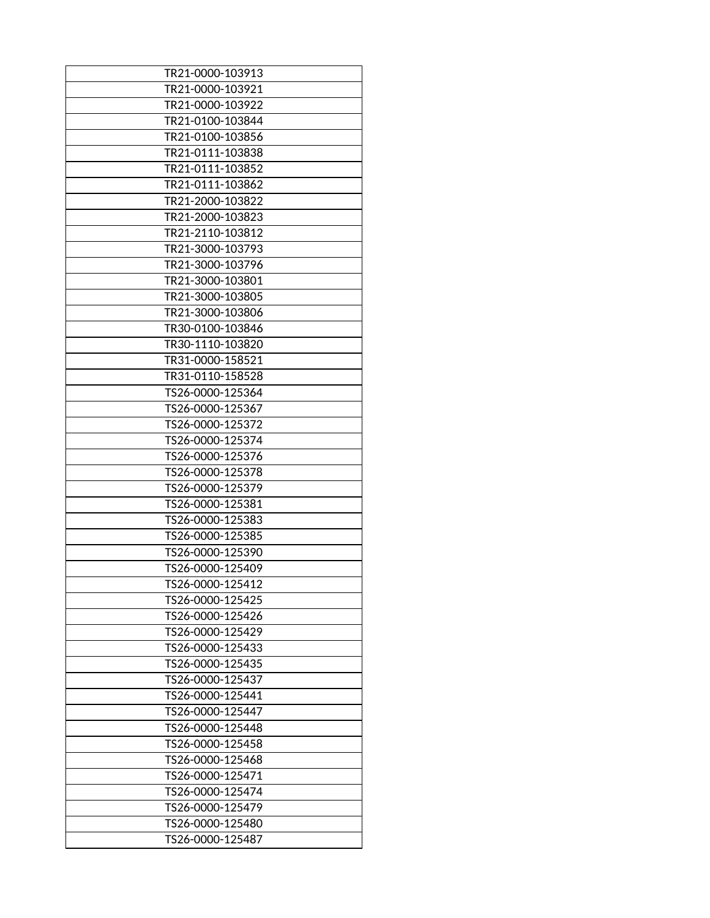| TR21-0000-103913 |
|---|
| TR21-0000-103921 |
| TR21-0000-103922 |
| TR21-0100-103844 |
| TR21-0100-103856 |
| TR21-0111-103838 |
| TR21-0111-103852 |
| TR21-0111-103862 |
| TR21-2000-103822 |
| TR21-2000-103823 |
| TR21-2110-103812 |
| TR21-3000-103793 |
| TR21-3000-103796 |
| TR21-3000-103801 |
| TR21-3000-103805 |
| TR21-3000-103806 |
| TR30-0100-103846 |
| TR30-1110-103820 |
| TR31-0000-158521 |
| TR31-0110-158528 |
| TS26-0000-125364 |
| TS26-0000-125367 |
| TS26-0000-125372 |
| TS26-0000-125374 |
| TS26-0000-125376 |
| TS26-0000-125378 |
| TS26-0000-125379 |
| TS26-0000-125381 |
| TS26-0000-125383 |
| TS26-0000-125385 |
| TS26-0000-125390 |
| TS26-0000-125409 |
| TS26-0000-125412 |
| TS26-0000-125425 |
| TS26-0000-125426 |
| TS26-0000-125429 |
| TS26-0000-125433 |
| TS26-0000-125435 |
| TS26-0000-125437 |
| TS26-0000-125441 |
| TS26-0000-125447 |
| TS26-0000-125448 |
| TS26-0000-125458 |
| TS26-0000-125468 |
| TS26-0000-125471 |
| TS26-0000-125474 |
| TS26-0000-125479 |
| TS26-0000-125480 |
| TS26-0000-125487 |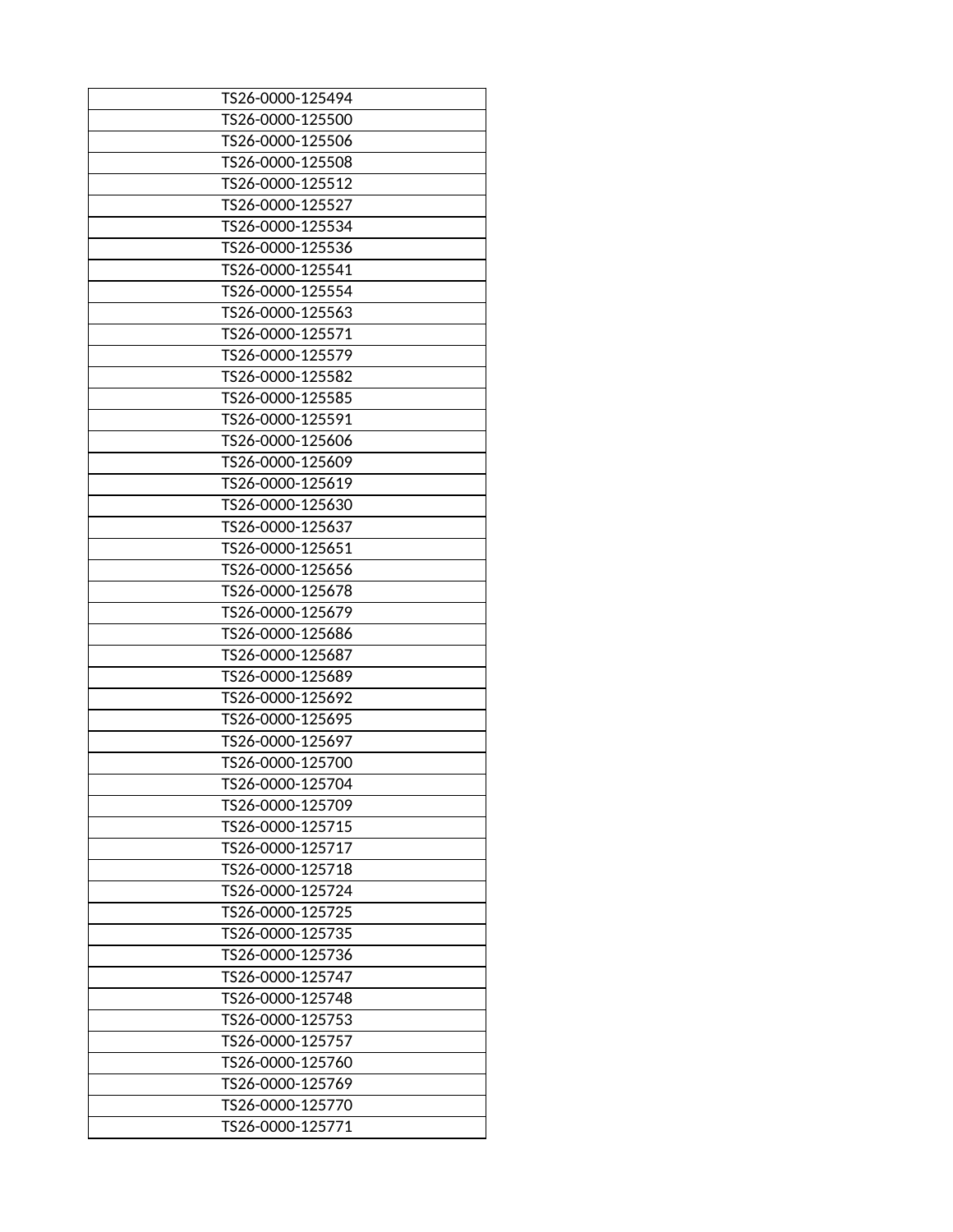| TS26-0000-125494 |
|---|
| TS26-0000-125500 |
| TS26-0000-125506 |
| TS26-0000-125508 |
| TS26-0000-125512 |
| TS26-0000-125527 |
| TS26-0000-125534 |
| TS26-0000-125536 |
| TS26-0000-125541 |
| TS26-0000-125554 |
| TS26-0000-125563 |
| TS26-0000-125571 |
| TS26-0000-125579 |
| TS26-0000-125582 |
| TS26-0000-125585 |
| TS26-0000-125591 |
| TS26-0000-125606 |
| TS26-0000-125609 |
| TS26-0000-125619 |
| TS26-0000-125630 |
| TS26-0000-125637 |
| TS26-0000-125651 |
| TS26-0000-125656 |
| TS26-0000-125678 |
| TS26-0000-125679 |
| TS26-0000-125686 |
| TS26-0000-125687 |
| TS26-0000-125689 |
| TS26-0000-125692 |
| TS26-0000-125695 |
| TS26-0000-125697 |
| TS26-0000-125700 |
| TS26-0000-125704 |
| TS26-0000-125709 |
| TS26-0000-125715 |
| TS26-0000-125717 |
| TS26-0000-125718 |
| TS26-0000-125724 |
| TS26-0000-125725 |
| TS26-0000-125735 |
| TS26-0000-125736 |
| TS26-0000-125747 |
| TS26-0000-125748 |
| TS26-0000-125753 |
| TS26-0000-125757 |
| TS26-0000-125760 |
| TS26-0000-125769 |
| TS26-0000-125770 |
| TS26-0000-125771 |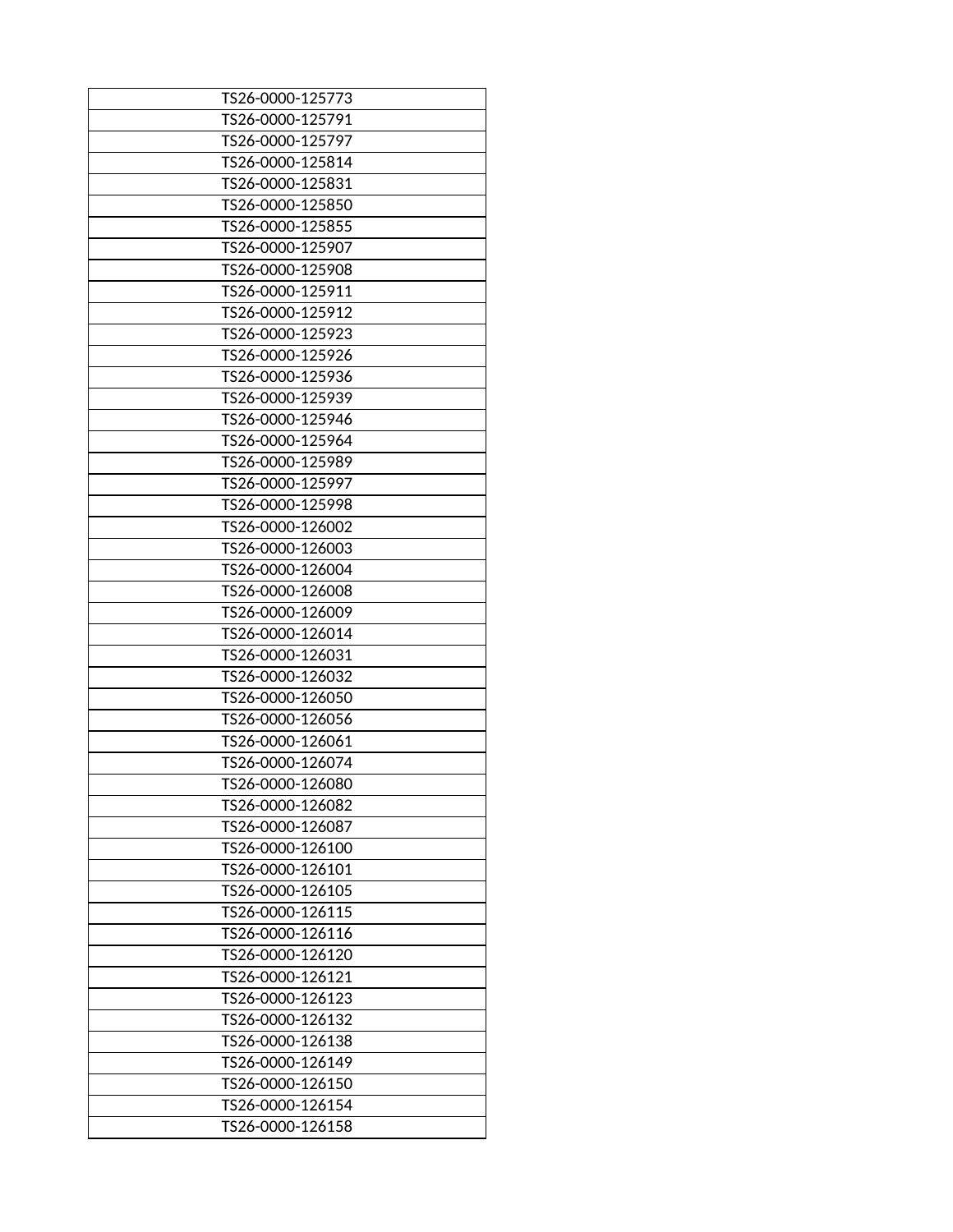| TS26-0000-125773 |
|---|
| TS26-0000-125791 |
| TS26-0000-125797 |
| TS26-0000-125814 |
| TS26-0000-125831 |
| TS26-0000-125850 |
| TS26-0000-125855 |
| TS26-0000-125907 |
| TS26-0000-125908 |
| TS26-0000-125911 |
| TS26-0000-125912 |
| TS26-0000-125923 |
| TS26-0000-125926 |
| TS26-0000-125936 |
| TS26-0000-125939 |
| TS26-0000-125946 |
| TS26-0000-125964 |
| TS26-0000-125989 |
| TS26-0000-125997 |
| TS26-0000-125998 |
| TS26-0000-126002 |
| TS26-0000-126003 |
| TS26-0000-126004 |
| TS26-0000-126008 |
| TS26-0000-126009 |
| TS26-0000-126014 |
| TS26-0000-126031 |
| TS26-0000-126032 |
| TS26-0000-126050 |
| TS26-0000-126056 |
| TS26-0000-126061 |
| TS26-0000-126074 |
| TS26-0000-126080 |
| TS26-0000-126082 |
| TS26-0000-126087 |
| TS26-0000-126100 |
| TS26-0000-126101 |
| TS26-0000-126105 |
| TS26-0000-126115 |
| TS26-0000-126116 |
| TS26-0000-126120 |
| TS26-0000-126121 |
| TS26-0000-126123 |
| TS26-0000-126132 |
| TS26-0000-126138 |
| TS26-0000-126149 |
| TS26-0000-126150 |
| TS26-0000-126154 |
| TS26-0000-126158 |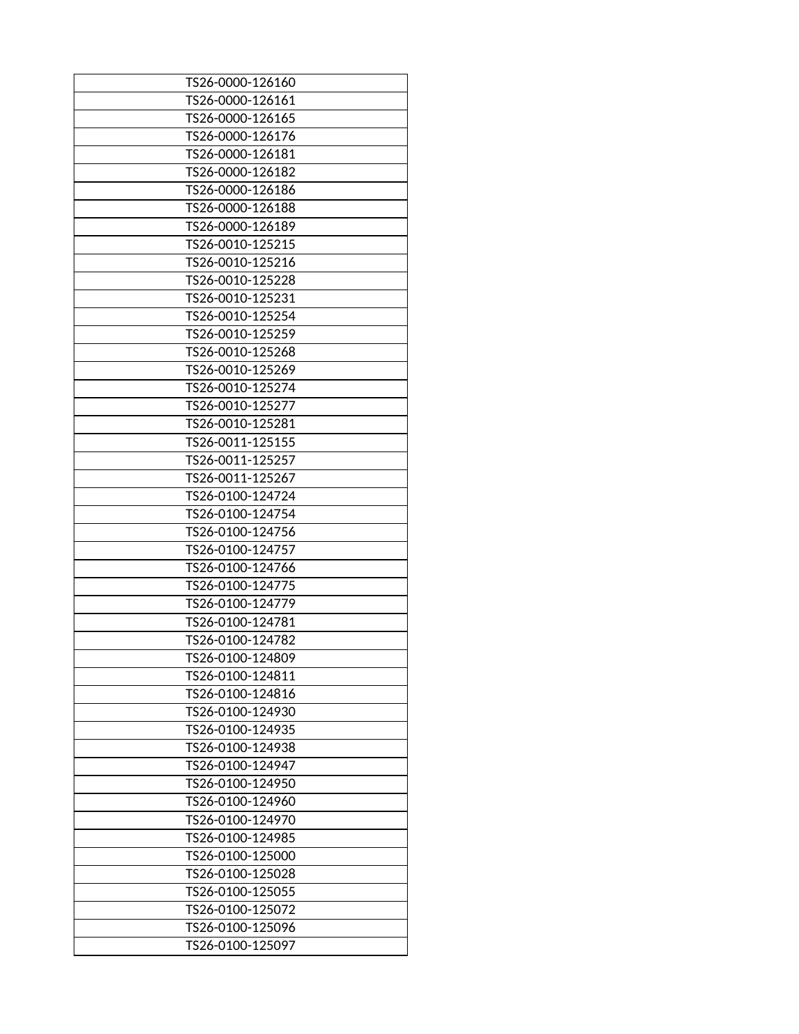| TS26-0000-126160 |
|---|
| TS26-0000-126161 |
| TS26-0000-126165 |
| TS26-0000-126176 |
| TS26-0000-126181 |
| TS26-0000-126182 |
| TS26-0000-126186 |
| TS26-0000-126188 |
| TS26-0000-126189 |
| TS26-0010-125215 |
| TS26-0010-125216 |
| TS26-0010-125228 |
| TS26-0010-125231 |
| TS26-0010-125254 |
| TS26-0010-125259 |
| TS26-0010-125268 |
| TS26-0010-125269 |
| TS26-0010-125274 |
| TS26-0010-125277 |
| TS26-0010-125281 |
| TS26-0011-125155 |
| TS26-0011-125257 |
| TS26-0011-125267 |
| TS26-0100-124724 |
| TS26-0100-124754 |
| TS26-0100-124756 |
| TS26-0100-124757 |
| TS26-0100-124766 |
| TS26-0100-124775 |
| TS26-0100-124779 |
| TS26-0100-124781 |
| TS26-0100-124782 |
| TS26-0100-124809 |
| TS26-0100-124811 |
| TS26-0100-124816 |
| TS26-0100-124930 |
| TS26-0100-124935 |
| TS26-0100-124938 |
| TS26-0100-124947 |
| TS26-0100-124950 |
| TS26-0100-124960 |
| TS26-0100-124970 |
| TS26-0100-124985 |
| TS26-0100-125000 |
| TS26-0100-125028 |
| TS26-0100-125055 |
| TS26-0100-125072 |
| TS26-0100-125096 |
| TS26-0100-125097 |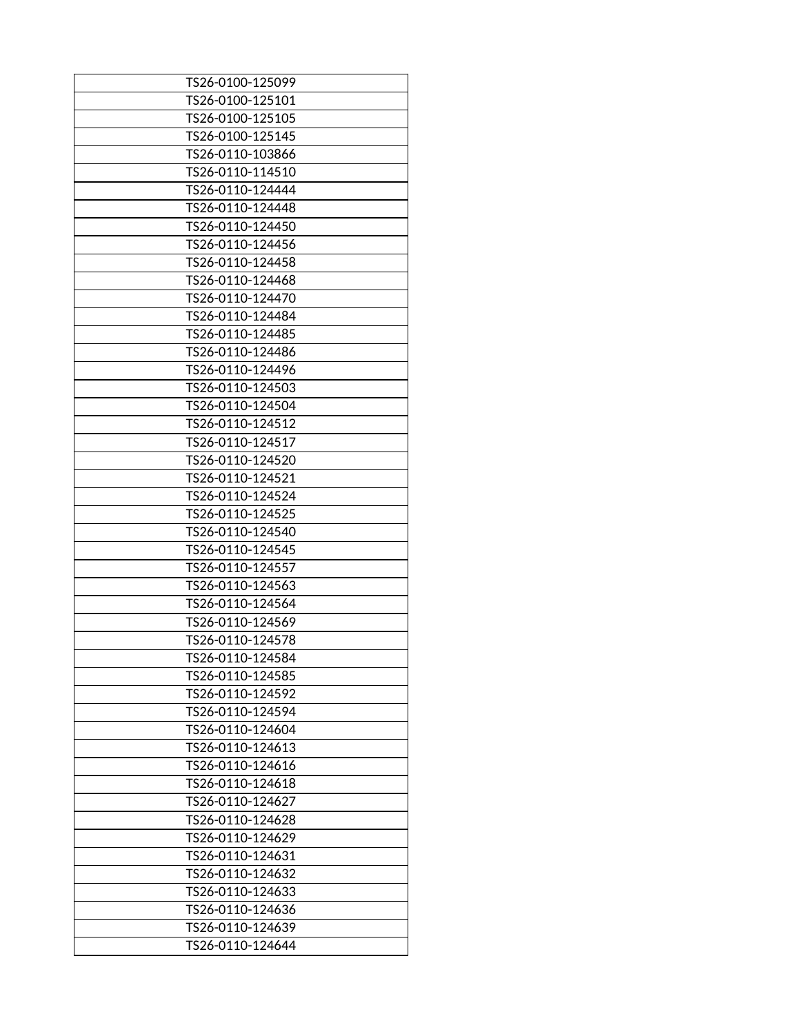| TS26-0100-125099 |
|---|
| TS26-0100-125101 |
| TS26-0100-125105 |
| TS26-0100-125145 |
| TS26-0110-103866 |
| TS26-0110-114510 |
| TS26-0110-124444 |
| TS26-0110-124448 |
| TS26-0110-124450 |
| TS26-0110-124456 |
| TS26-0110-124458 |
| TS26-0110-124468 |
| TS26-0110-124470 |
| TS26-0110-124484 |
| TS26-0110-124485 |
| TS26-0110-124486 |
| TS26-0110-124496 |
| TS26-0110-124503 |
| TS26-0110-124504 |
| TS26-0110-124512 |
| TS26-0110-124517 |
| TS26-0110-124520 |
| TS26-0110-124521 |
| TS26-0110-124524 |
| TS26-0110-124525 |
| TS26-0110-124540 |
| TS26-0110-124545 |
| TS26-0110-124557 |
| TS26-0110-124563 |
| TS26-0110-124564 |
| TS26-0110-124569 |
| TS26-0110-124578 |
| TS26-0110-124584 |
| TS26-0110-124585 |
| TS26-0110-124592 |
| TS26-0110-124594 |
| TS26-0110-124604 |
| TS26-0110-124613 |
| TS26-0110-124616 |
| TS26-0110-124618 |
| TS26-0110-124627 |
| TS26-0110-124628 |
| TS26-0110-124629 |
| TS26-0110-124631 |
| TS26-0110-124632 |
| TS26-0110-124633 |
| TS26-0110-124636 |
| TS26-0110-124639 |
| TS26-0110-124644 |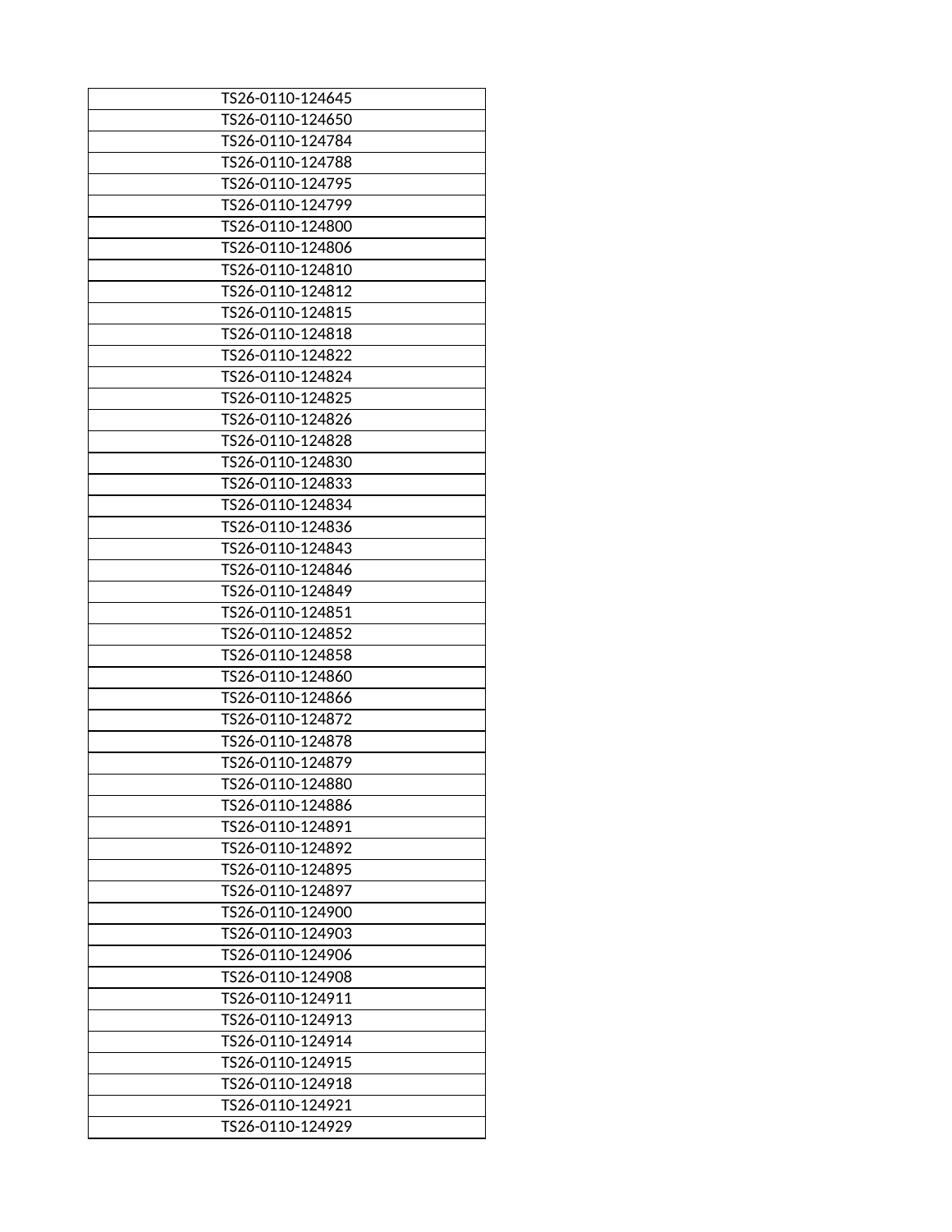| TS26-0110-124645 |
|---|
| TS26-0110-124650 |
| TS26-0110-124784 |
| TS26-0110-124788 |
| TS26-0110-124795 |
| TS26-0110-124799 |
| TS26-0110-124800 |
| TS26-0110-124806 |
| TS26-0110-124810 |
| TS26-0110-124812 |
| TS26-0110-124815 |
| TS26-0110-124818 |
| TS26-0110-124822 |
| TS26-0110-124824 |
| TS26-0110-124825 |
| TS26-0110-124826 |
| TS26-0110-124828 |
| TS26-0110-124830 |
| TS26-0110-124833 |
| TS26-0110-124834 |
| TS26-0110-124836 |
| TS26-0110-124843 |
| TS26-0110-124846 |
| TS26-0110-124849 |
| TS26-0110-124851 |
| TS26-0110-124852 |
| TS26-0110-124858 |
| TS26-0110-124860 |
| TS26-0110-124866 |
| TS26-0110-124872 |
| TS26-0110-124878 |
| TS26-0110-124879 |
| TS26-0110-124880 |
| TS26-0110-124886 |
| TS26-0110-124891 |
| TS26-0110-124892 |
| TS26-0110-124895 |
| TS26-0110-124897 |
| TS26-0110-124900 |
| TS26-0110-124903 |
| TS26-0110-124906 |
| TS26-0110-124908 |
| TS26-0110-124911 |
| TS26-0110-124913 |
| TS26-0110-124914 |
| TS26-0110-124915 |
| TS26-0110-124918 |
| TS26-0110-124921 |
| TS26-0110-124929 |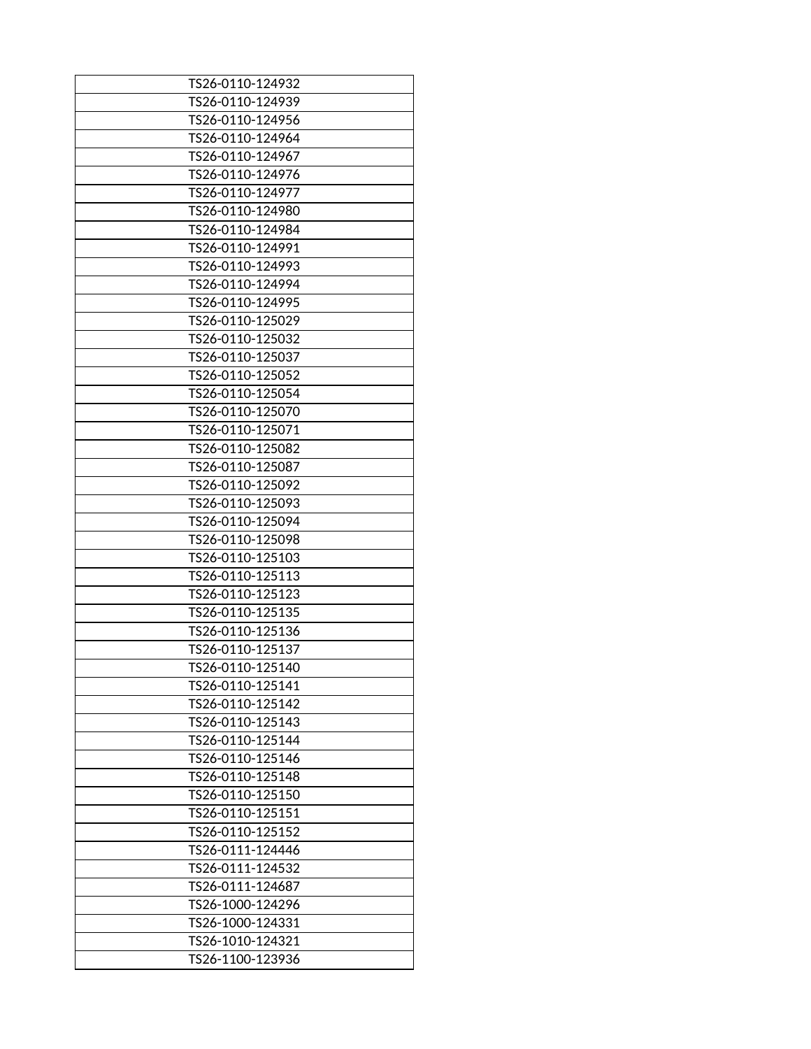| TS26-0110-124932 |
|---|
| TS26-0110-124939 |
| TS26-0110-124956 |
| TS26-0110-124964 |
| TS26-0110-124967 |
| TS26-0110-124976 |
| TS26-0110-124977 |
| TS26-0110-124980 |
| TS26-0110-124984 |
| TS26-0110-124991 |
| TS26-0110-124993 |
| TS26-0110-124994 |
| TS26-0110-124995 |
| TS26-0110-125029 |
| TS26-0110-125032 |
| TS26-0110-125037 |
| TS26-0110-125052 |
| TS26-0110-125054 |
| TS26-0110-125070 |
| TS26-0110-125071 |
| TS26-0110-125082 |
| TS26-0110-125087 |
| TS26-0110-125092 |
| TS26-0110-125093 |
| TS26-0110-125094 |
| TS26-0110-125098 |
| TS26-0110-125103 |
| TS26-0110-125113 |
| TS26-0110-125123 |
| TS26-0110-125135 |
| TS26-0110-125136 |
| TS26-0110-125137 |
| TS26-0110-125140 |
| TS26-0110-125141 |
| TS26-0110-125142 |
| TS26-0110-125143 |
| TS26-0110-125144 |
| TS26-0110-125146 |
| TS26-0110-125148 |
| TS26-0110-125150 |
| TS26-0110-125151 |
| TS26-0110-125152 |
| TS26-0111-124446 |
| TS26-0111-124532 |
| TS26-0111-124687 |
| TS26-1000-124296 |
| TS26-1000-124331 |
| TS26-1010-124321 |
| TS26-1100-123936 |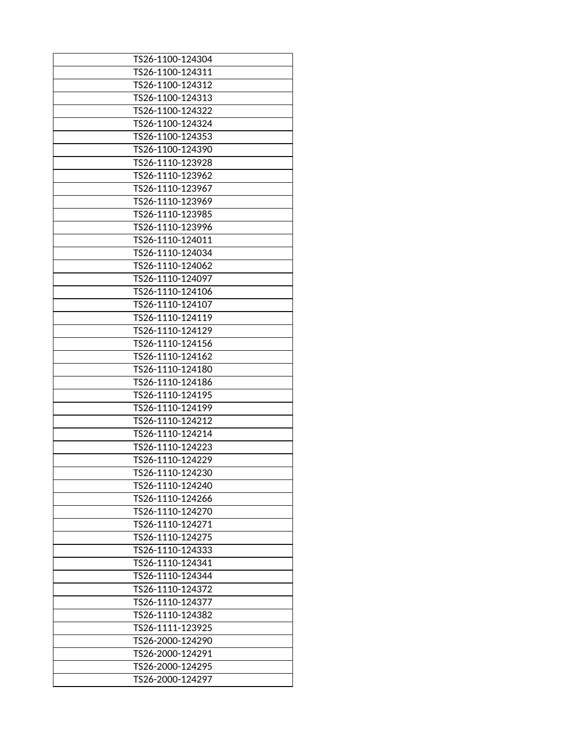| TS26-1100-124304 |
|---|
| TS26-1100-124311 |
| TS26-1100-124312 |
| TS26-1100-124313 |
| TS26-1100-124322 |
| TS26-1100-124324 |
| TS26-1100-124353 |
| TS26-1100-124390 |
| TS26-1110-123928 |
| TS26-1110-123962 |
| TS26-1110-123967 |
| TS26-1110-123969 |
| TS26-1110-123985 |
| TS26-1110-123996 |
| TS26-1110-124011 |
| TS26-1110-124034 |
| TS26-1110-124062 |
| TS26-1110-124097 |
| TS26-1110-124106 |
| TS26-1110-124107 |
| TS26-1110-124119 |
| TS26-1110-124129 |
| TS26-1110-124156 |
| TS26-1110-124162 |
| TS26-1110-124180 |
| TS26-1110-124186 |
| TS26-1110-124195 |
| TS26-1110-124199 |
| TS26-1110-124212 |
| TS26-1110-124214 |
| TS26-1110-124223 |
| TS26-1110-124229 |
| TS26-1110-124230 |
| TS26-1110-124240 |
| TS26-1110-124266 |
| TS26-1110-124270 |
| TS26-1110-124271 |
| TS26-1110-124275 |
| TS26-1110-124333 |
| TS26-1110-124341 |
| TS26-1110-124344 |
| TS26-1110-124372 |
| TS26-1110-124377 |
| TS26-1110-124382 |
| TS26-1111-123925 |
| TS26-2000-124290 |
| TS26-2000-124291 |
| TS26-2000-124295 |
| TS26-2000-124297 |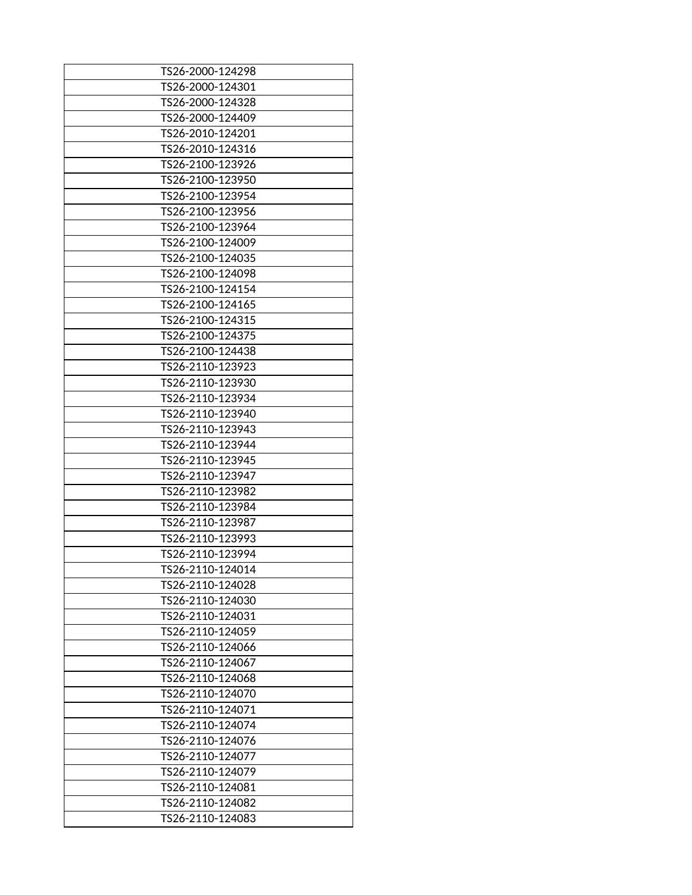| TS26-2000-124298 |
|---|
| TS26-2000-124301 |
| TS26-2000-124328 |
| TS26-2000-124409 |
| TS26-2010-124201 |
| TS26-2010-124316 |
| TS26-2100-123926 |
| TS26-2100-123950 |
| TS26-2100-123954 |
| TS26-2100-123956 |
| TS26-2100-123964 |
| TS26-2100-124009 |
| TS26-2100-124035 |
| TS26-2100-124098 |
| TS26-2100-124154 |
| TS26-2100-124165 |
| TS26-2100-124315 |
| TS26-2100-124375 |
| TS26-2100-124438 |
| TS26-2110-123923 |
| TS26-2110-123930 |
| TS26-2110-123934 |
| TS26-2110-123940 |
| TS26-2110-123943 |
| TS26-2110-123944 |
| TS26-2110-123945 |
| TS26-2110-123947 |
| TS26-2110-123982 |
| TS26-2110-123984 |
| TS26-2110-123987 |
| TS26-2110-123993 |
| TS26-2110-123994 |
| TS26-2110-124014 |
| TS26-2110-124028 |
| TS26-2110-124030 |
| TS26-2110-124031 |
| TS26-2110-124059 |
| TS26-2110-124066 |
| TS26-2110-124067 |
| TS26-2110-124068 |
| TS26-2110-124070 |
| TS26-2110-124071 |
| TS26-2110-124074 |
| TS26-2110-124076 |
| TS26-2110-124077 |
| TS26-2110-124079 |
| TS26-2110-124081 |
| TS26-2110-124082 |
| TS26-2110-124083 |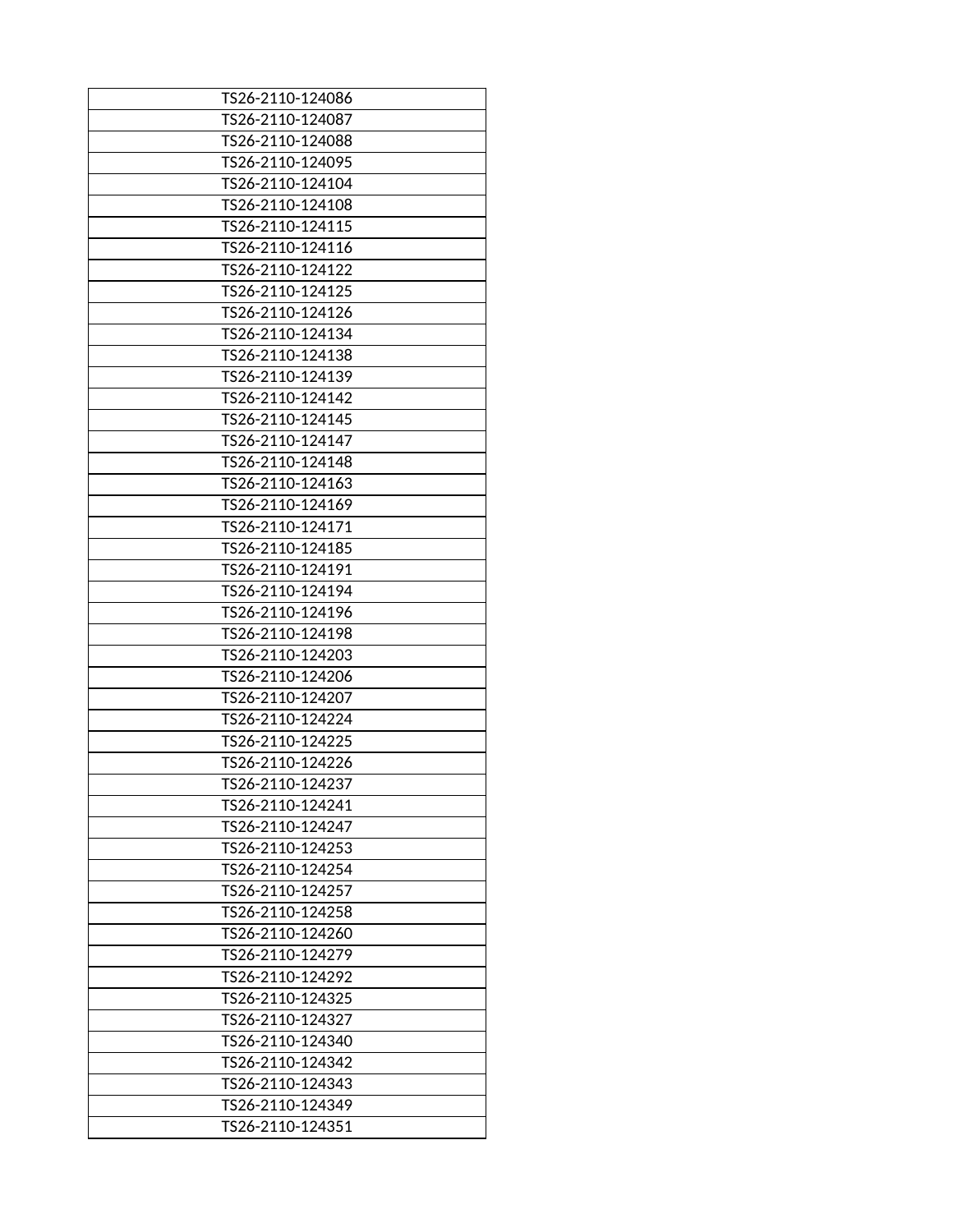| TS26-2110-124086 |
|---|
| TS26-2110-124087 |
| TS26-2110-124088 |
| TS26-2110-124095 |
| TS26-2110-124104 |
| TS26-2110-124108 |
| TS26-2110-124115 |
| TS26-2110-124116 |
| TS26-2110-124122 |
| TS26-2110-124125 |
| TS26-2110-124126 |
| TS26-2110-124134 |
| TS26-2110-124138 |
| TS26-2110-124139 |
| TS26-2110-124142 |
| TS26-2110-124145 |
| TS26-2110-124147 |
| TS26-2110-124148 |
| TS26-2110-124163 |
| TS26-2110-124169 |
| TS26-2110-124171 |
| TS26-2110-124185 |
| TS26-2110-124191 |
| TS26-2110-124194 |
| TS26-2110-124196 |
| TS26-2110-124198 |
| TS26-2110-124203 |
| TS26-2110-124206 |
| TS26-2110-124207 |
| TS26-2110-124224 |
| TS26-2110-124225 |
| TS26-2110-124226 |
| TS26-2110-124237 |
| TS26-2110-124241 |
| TS26-2110-124247 |
| TS26-2110-124253 |
| TS26-2110-124254 |
| TS26-2110-124257 |
| TS26-2110-124258 |
| TS26-2110-124260 |
| TS26-2110-124279 |
| TS26-2110-124292 |
| TS26-2110-124325 |
| TS26-2110-124327 |
| TS26-2110-124340 |
| TS26-2110-124342 |
| TS26-2110-124343 |
| TS26-2110-124349 |
| TS26-2110-124351 |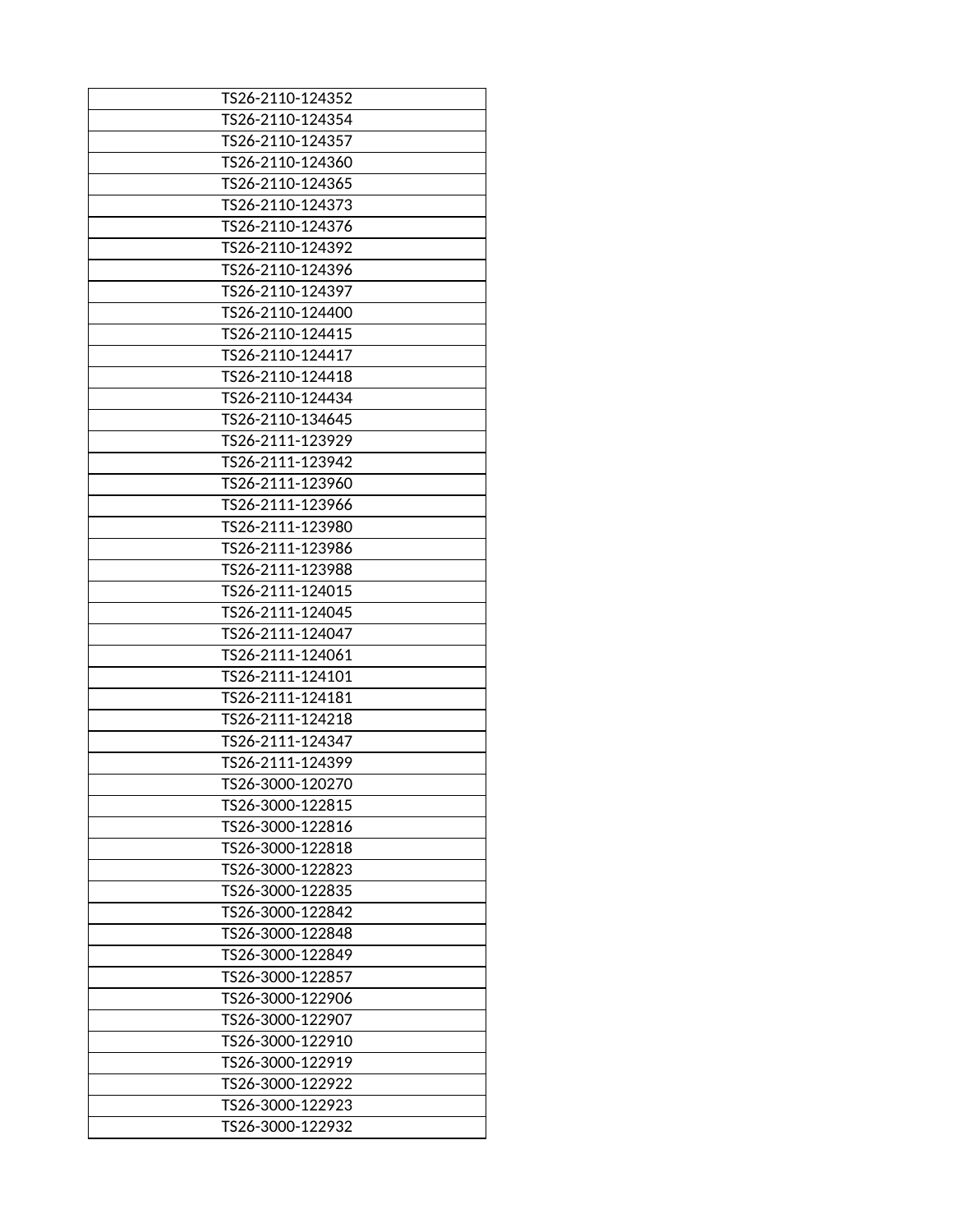| TS26-2110-124352 |
|---|
| TS26-2110-124354 |
| TS26-2110-124357 |
| TS26-2110-124360 |
| TS26-2110-124365 |
| TS26-2110-124373 |
| TS26-2110-124376 |
| TS26-2110-124392 |
| TS26-2110-124396 |
| TS26-2110-124397 |
| TS26-2110-124400 |
| TS26-2110-124415 |
| TS26-2110-124417 |
| TS26-2110-124418 |
| TS26-2110-124434 |
| TS26-2110-134645 |
| TS26-2111-123929 |
| TS26-2111-123942 |
| TS26-2111-123960 |
| TS26-2111-123966 |
| TS26-2111-123980 |
| TS26-2111-123986 |
| TS26-2111-123988 |
| TS26-2111-124015 |
| TS26-2111-124045 |
| TS26-2111-124047 |
| TS26-2111-124061 |
| TS26-2111-124101 |
| TS26-2111-124181 |
| TS26-2111-124218 |
| TS26-2111-124347 |
| TS26-2111-124399 |
| TS26-3000-120270 |
| TS26-3000-122815 |
| TS26-3000-122816 |
| TS26-3000-122818 |
| TS26-3000-122823 |
| TS26-3000-122835 |
| TS26-3000-122842 |
| TS26-3000-122848 |
| TS26-3000-122849 |
| TS26-3000-122857 |
| TS26-3000-122906 |
| TS26-3000-122907 |
| TS26-3000-122910 |
| TS26-3000-122919 |
| TS26-3000-122922 |
| TS26-3000-122923 |
| TS26-3000-122932 |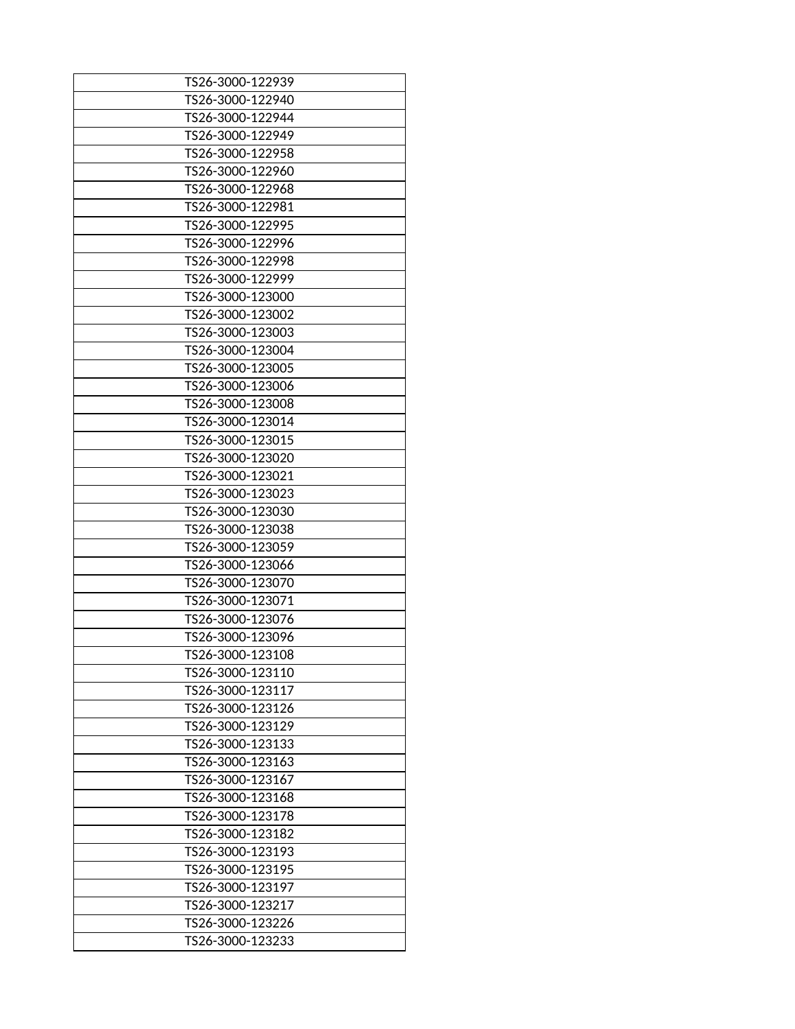| TS26-3000-122939 |
|---|
| TS26-3000-122940 |
| TS26-3000-122944 |
| TS26-3000-122949 |
| TS26-3000-122958 |
| TS26-3000-122960 |
| TS26-3000-122968 |
| TS26-3000-122981 |
| TS26-3000-122995 |
| TS26-3000-122996 |
| TS26-3000-122998 |
| TS26-3000-122999 |
| TS26-3000-123000 |
| TS26-3000-123002 |
| TS26-3000-123003 |
| TS26-3000-123004 |
| TS26-3000-123005 |
| TS26-3000-123006 |
| TS26-3000-123008 |
| TS26-3000-123014 |
| TS26-3000-123015 |
| TS26-3000-123020 |
| TS26-3000-123021 |
| TS26-3000-123023 |
| TS26-3000-123030 |
| TS26-3000-123038 |
| TS26-3000-123059 |
| TS26-3000-123066 |
| TS26-3000-123070 |
| TS26-3000-123071 |
| TS26-3000-123076 |
| TS26-3000-123096 |
| TS26-3000-123108 |
| TS26-3000-123110 |
| TS26-3000-123117 |
| TS26-3000-123126 |
| TS26-3000-123129 |
| TS26-3000-123133 |
| TS26-3000-123163 |
| TS26-3000-123167 |
| TS26-3000-123168 |
| TS26-3000-123178 |
| TS26-3000-123182 |
| TS26-3000-123193 |
| TS26-3000-123195 |
| TS26-3000-123197 |
| TS26-3000-123217 |
| TS26-3000-123226 |
| TS26-3000-123233 |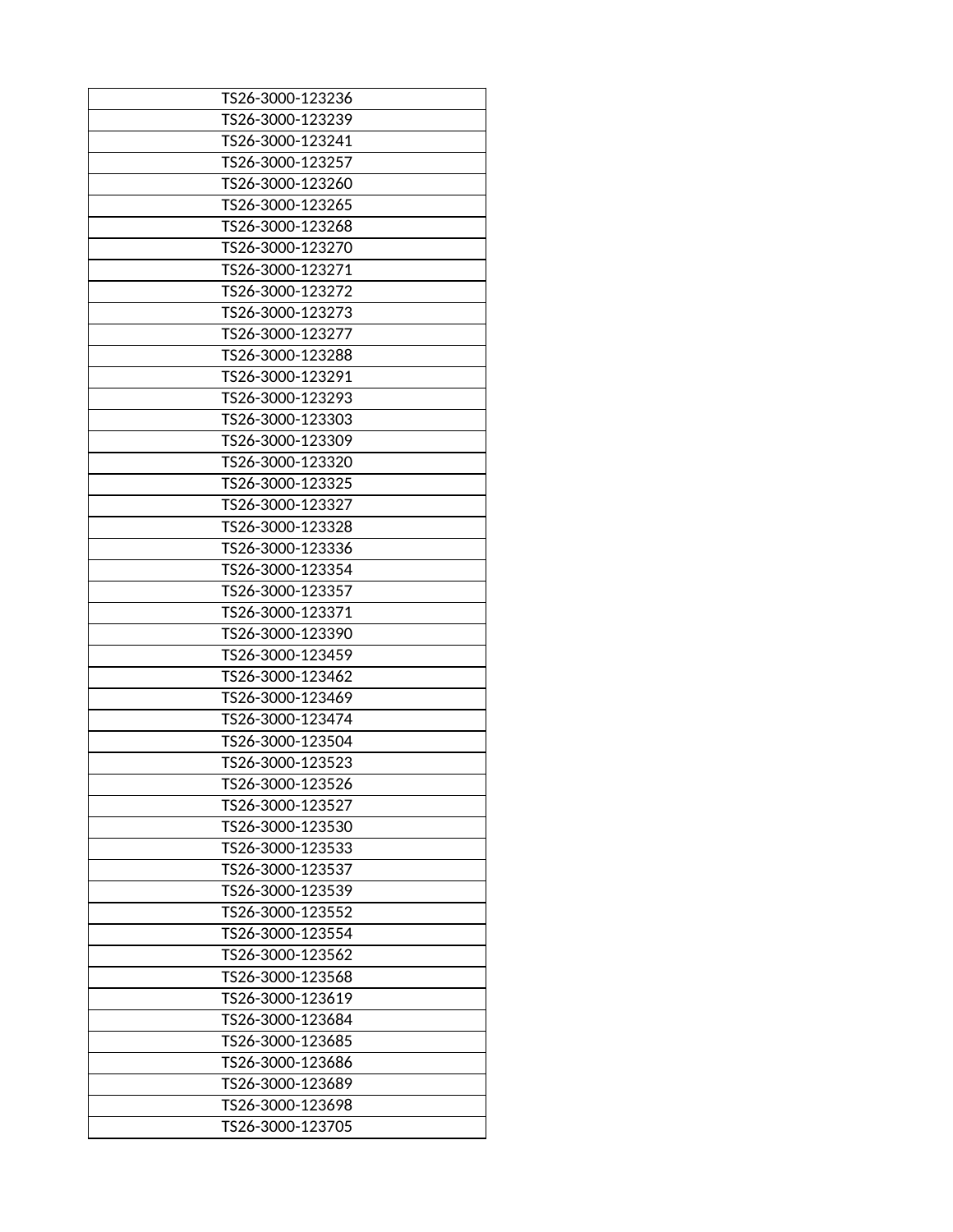| TS26-3000-123236 |
|---|
| TS26-3000-123239 |
| TS26-3000-123241 |
| TS26-3000-123257 |
| TS26-3000-123260 |
| TS26-3000-123265 |
| TS26-3000-123268 |
| TS26-3000-123270 |
| TS26-3000-123271 |
| TS26-3000-123272 |
| TS26-3000-123273 |
| TS26-3000-123277 |
| TS26-3000-123288 |
| TS26-3000-123291 |
| TS26-3000-123293 |
| TS26-3000-123303 |
| TS26-3000-123309 |
| TS26-3000-123320 |
| TS26-3000-123325 |
| TS26-3000-123327 |
| TS26-3000-123328 |
| TS26-3000-123336 |
| TS26-3000-123354 |
| TS26-3000-123357 |
| TS26-3000-123371 |
| TS26-3000-123390 |
| TS26-3000-123459 |
| TS26-3000-123462 |
| TS26-3000-123469 |
| TS26-3000-123474 |
| TS26-3000-123504 |
| TS26-3000-123523 |
| TS26-3000-123526 |
| TS26-3000-123527 |
| TS26-3000-123530 |
| TS26-3000-123533 |
| TS26-3000-123537 |
| TS26-3000-123539 |
| TS26-3000-123552 |
| TS26-3000-123554 |
| TS26-3000-123562 |
| TS26-3000-123568 |
| TS26-3000-123619 |
| TS26-3000-123684 |
| TS26-3000-123685 |
| TS26-3000-123686 |
| TS26-3000-123689 |
| TS26-3000-123698 |
| TS26-3000-123705 |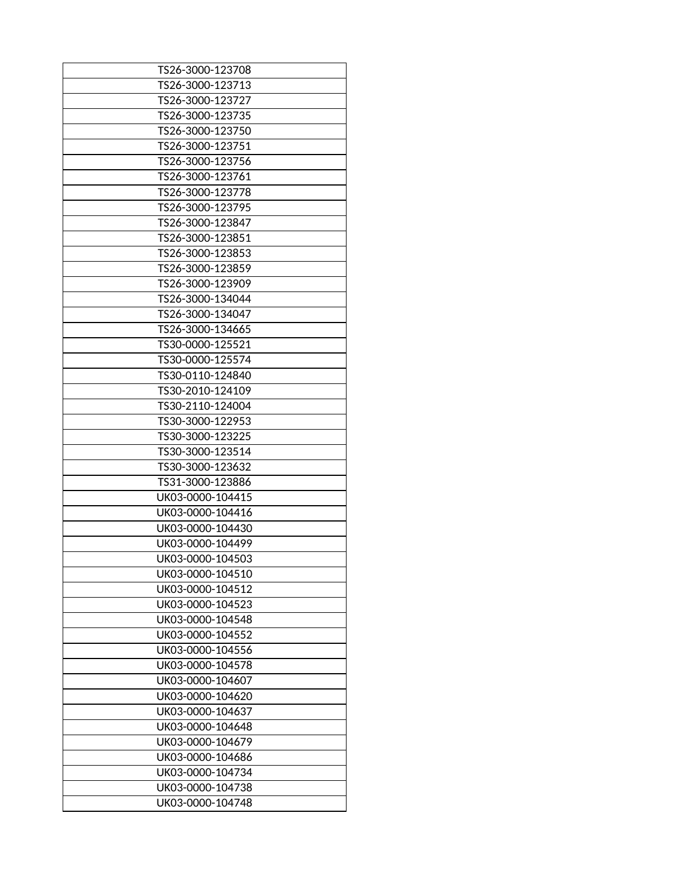| TS26-3000-123708 |
|---|
| TS26-3000-123713 |
| TS26-3000-123727 |
| TS26-3000-123735 |
| TS26-3000-123750 |
| TS26-3000-123751 |
| TS26-3000-123756 |
| TS26-3000-123761 |
| TS26-3000-123778 |
| TS26-3000-123795 |
| TS26-3000-123847 |
| TS26-3000-123851 |
| TS26-3000-123853 |
| TS26-3000-123859 |
| TS26-3000-123909 |
| TS26-3000-134044 |
| TS26-3000-134047 |
| TS26-3000-134665 |
| TS30-0000-125521 |
| TS30-0000-125574 |
| TS30-0110-124840 |
| TS30-2010-124109 |
| TS30-2110-124004 |
| TS30-3000-122953 |
| TS30-3000-123225 |
| TS30-3000-123514 |
| TS30-3000-123632 |
| TS31-3000-123886 |
| UK03-0000-104415 |
| UK03-0000-104416 |
| UK03-0000-104430 |
| UK03-0000-104499 |
| UK03-0000-104503 |
| UK03-0000-104510 |
| UK03-0000-104512 |
| UK03-0000-104523 |
| UK03-0000-104548 |
| UK03-0000-104552 |
| UK03-0000-104556 |
| UK03-0000-104578 |
| UK03-0000-104607 |
| UK03-0000-104620 |
| UK03-0000-104637 |
| UK03-0000-104648 |
| UK03-0000-104679 |
| UK03-0000-104686 |
| UK03-0000-104734 |
| UK03-0000-104738 |
| UK03-0000-104748 |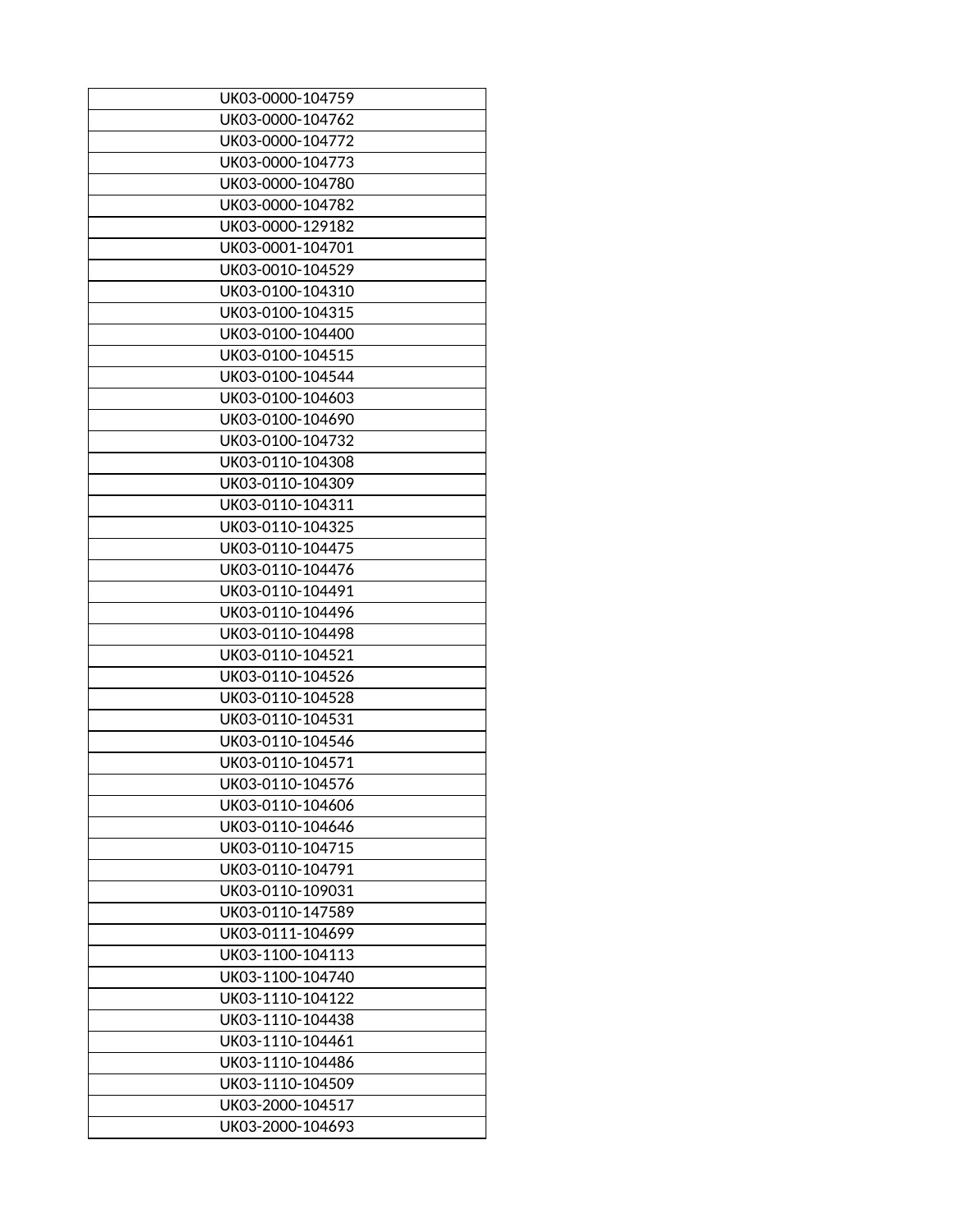| UK03-0000-104759 |
|---|
| UK03-0000-104762 |
| UK03-0000-104772 |
| UK03-0000-104773 |
| UK03-0000-104780 |
| UK03-0000-104782 |
| UK03-0000-129182 |
| UK03-0001-104701 |
| UK03-0010-104529 |
| UK03-0100-104310 |
| UK03-0100-104315 |
| UK03-0100-104400 |
| UK03-0100-104515 |
| UK03-0100-104544 |
| UK03-0100-104603 |
| UK03-0100-104690 |
| UK03-0100-104732 |
| UK03-0110-104308 |
| UK03-0110-104309 |
| UK03-0110-104311 |
| UK03-0110-104325 |
| UK03-0110-104475 |
| UK03-0110-104476 |
| UK03-0110-104491 |
| UK03-0110-104496 |
| UK03-0110-104498 |
| UK03-0110-104521 |
| UK03-0110-104526 |
| UK03-0110-104528 |
| UK03-0110-104531 |
| UK03-0110-104546 |
| UK03-0110-104571 |
| UK03-0110-104576 |
| UK03-0110-104606 |
| UK03-0110-104646 |
| UK03-0110-104715 |
| UK03-0110-104791 |
| UK03-0110-109031 |
| UK03-0110-147589 |
| UK03-0111-104699 |
| UK03-1100-104113 |
| UK03-1100-104740 |
| UK03-1110-104122 |
| UK03-1110-104438 |
| UK03-1110-104461 |
| UK03-1110-104486 |
| UK03-1110-104509 |
| UK03-2000-104517 |
| UK03-2000-104693 |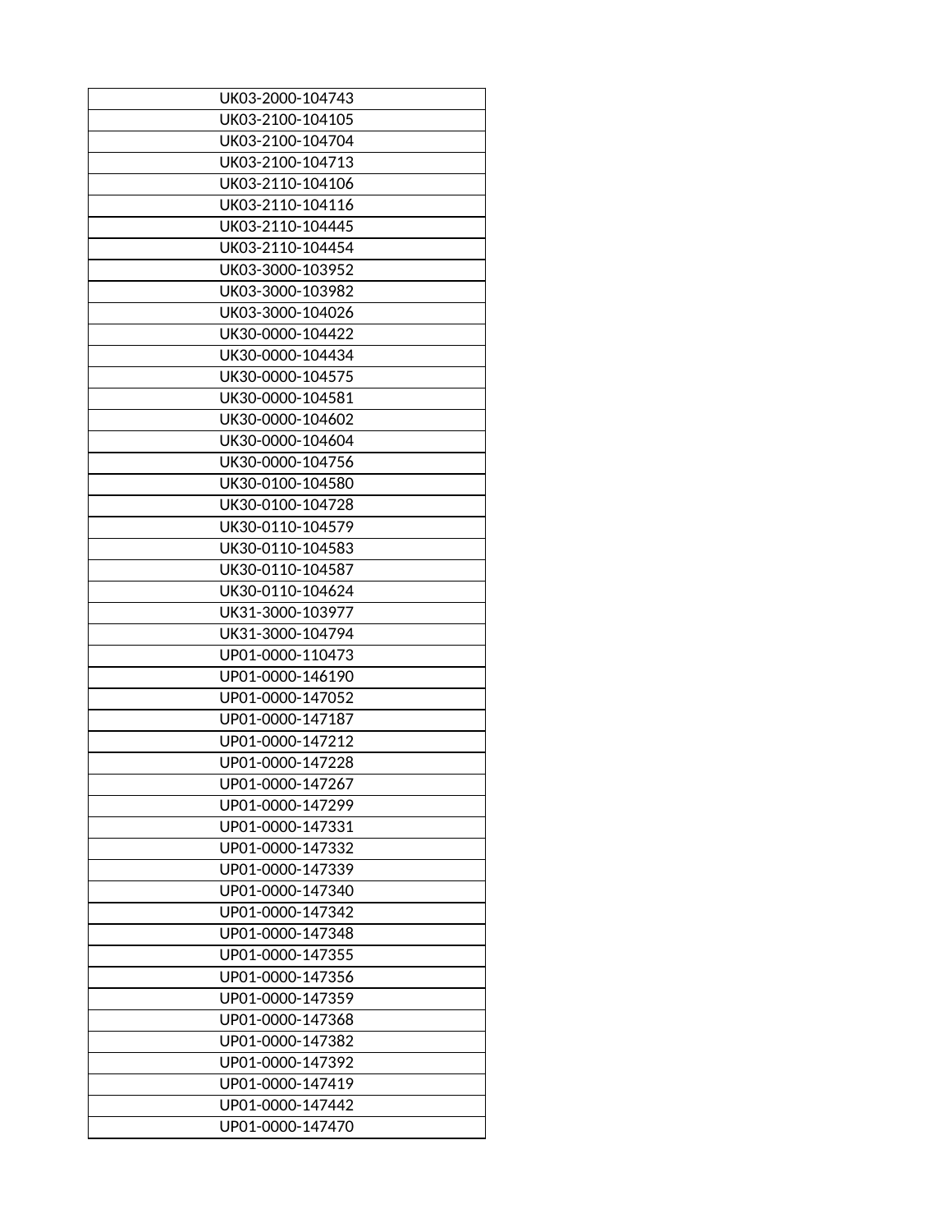| UK03-2000-104743 |
|---|
| UK03-2100-104105 |
| UK03-2100-104704 |
| UK03-2100-104713 |
| UK03-2110-104106 |
| UK03-2110-104116 |
| UK03-2110-104445 |
| UK03-2110-104454 |
| UK03-3000-103952 |
| UK03-3000-103982 |
| UK03-3000-104026 |
| UK30-0000-104422 |
| UK30-0000-104434 |
| UK30-0000-104575 |
| UK30-0000-104581 |
| UK30-0000-104602 |
| UK30-0000-104604 |
| UK30-0000-104756 |
| UK30-0100-104580 |
| UK30-0100-104728 |
| UK30-0110-104579 |
| UK30-0110-104583 |
| UK30-0110-104587 |
| UK30-0110-104624 |
| UK31-3000-103977 |
| UK31-3000-104794 |
| UP01-0000-110473 |
| UP01-0000-146190 |
| UP01-0000-147052 |
| UP01-0000-147187 |
| UP01-0000-147212 |
| UP01-0000-147228 |
| UP01-0000-147267 |
| UP01-0000-147299 |
| UP01-0000-147331 |
| UP01-0000-147332 |
| UP01-0000-147339 |
| UP01-0000-147340 |
| UP01-0000-147342 |
| UP01-0000-147348 |
| UP01-0000-147355 |
| UP01-0000-147356 |
| UP01-0000-147359 |
| UP01-0000-147368 |
| UP01-0000-147382 |
| UP01-0000-147392 |
| UP01-0000-147419 |
| UP01-0000-147442 |
| UP01-0000-147470 |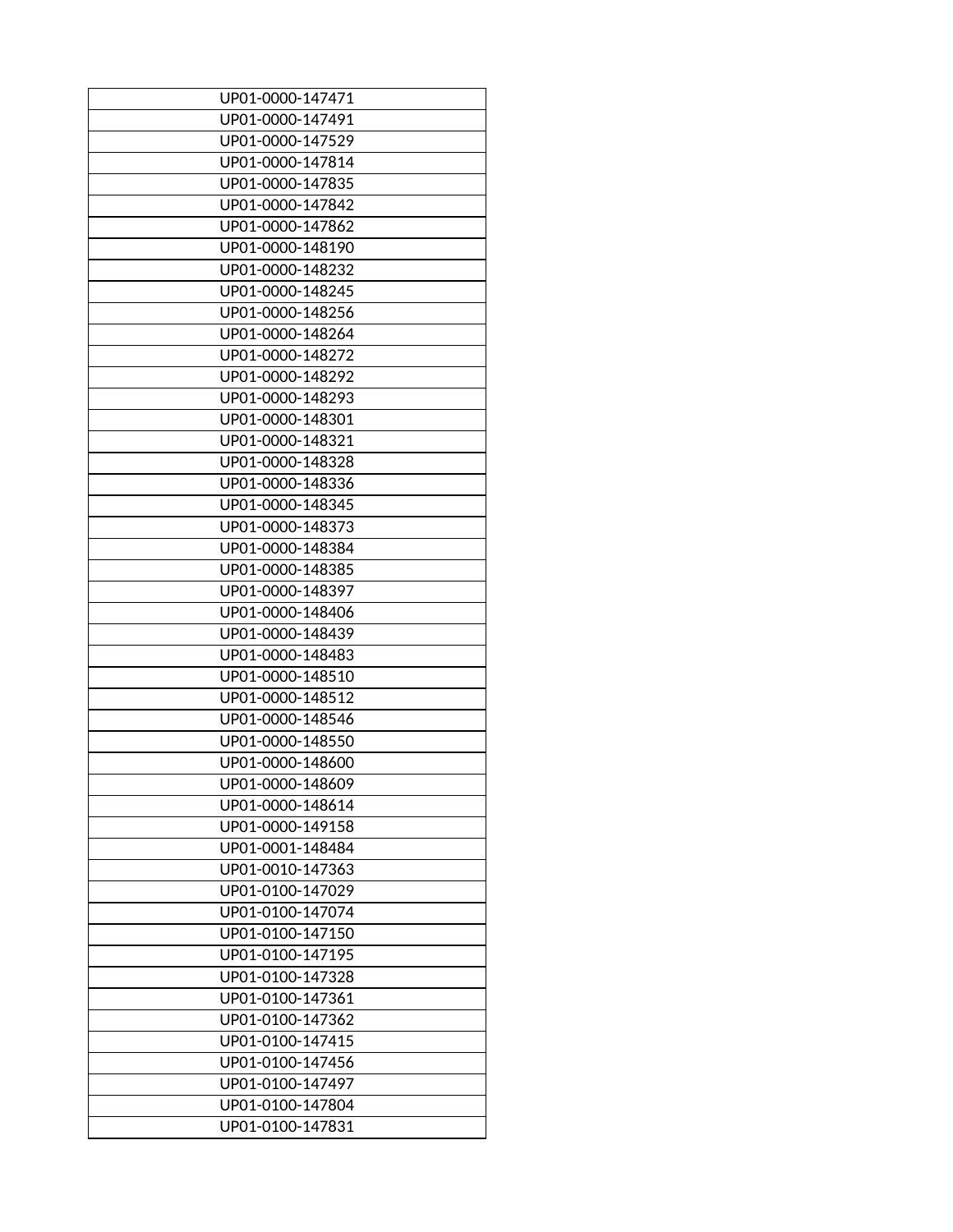| UP01-0000-147471 |
|---|
| UP01-0000-147491 |
| UP01-0000-147529 |
| UP01-0000-147814 |
| UP01-0000-147835 |
| UP01-0000-147842 |
| UP01-0000-147862 |
| UP01-0000-148190 |
| UP01-0000-148232 |
| UP01-0000-148245 |
| UP01-0000-148256 |
| UP01-0000-148264 |
| UP01-0000-148272 |
| UP01-0000-148292 |
| UP01-0000-148293 |
| UP01-0000-148301 |
| UP01-0000-148321 |
| UP01-0000-148328 |
| UP01-0000-148336 |
| UP01-0000-148345 |
| UP01-0000-148373 |
| UP01-0000-148384 |
| UP01-0000-148385 |
| UP01-0000-148397 |
| UP01-0000-148406 |
| UP01-0000-148439 |
| UP01-0000-148483 |
| UP01-0000-148510 |
| UP01-0000-148512 |
| UP01-0000-148546 |
| UP01-0000-148550 |
| UP01-0000-148600 |
| UP01-0000-148609 |
| UP01-0000-148614 |
| UP01-0000-149158 |
| UP01-0001-148484 |
| UP01-0010-147363 |
| UP01-0100-147029 |
| UP01-0100-147074 |
| UP01-0100-147150 |
| UP01-0100-147195 |
| UP01-0100-147328 |
| UP01-0100-147361 |
| UP01-0100-147362 |
| UP01-0100-147415 |
| UP01-0100-147456 |
| UP01-0100-147497 |
| UP01-0100-147804 |
| UP01-0100-147831 |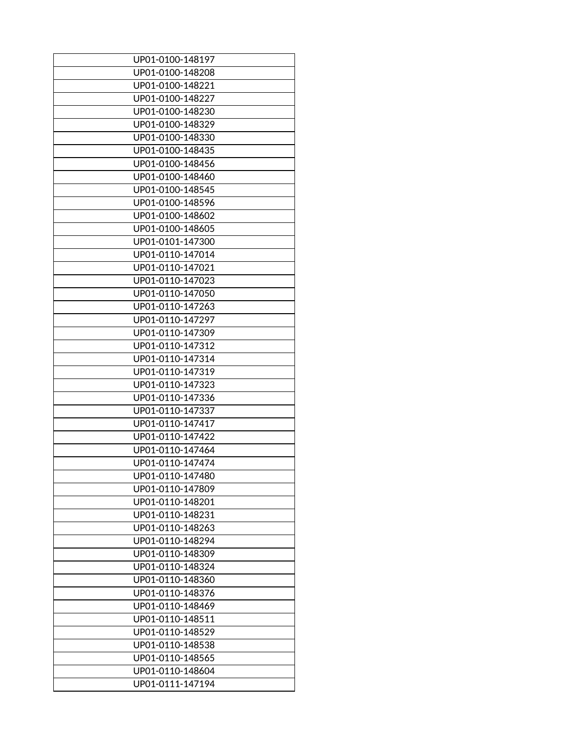| UP01-0100-148197 |
|---|
| UP01-0100-148208 |
| UP01-0100-148221 |
| UP01-0100-148227 |
| UP01-0100-148230 |
| UP01-0100-148329 |
| UP01-0100-148330 |
| UP01-0100-148435 |
| UP01-0100-148456 |
| UP01-0100-148460 |
| UP01-0100-148545 |
| UP01-0100-148596 |
| UP01-0100-148602 |
| UP01-0100-148605 |
| UP01-0101-147300 |
| UP01-0110-147014 |
| UP01-0110-147021 |
| UP01-0110-147023 |
| UP01-0110-147050 |
| UP01-0110-147263 |
| UP01-0110-147297 |
| UP01-0110-147309 |
| UP01-0110-147312 |
| UP01-0110-147314 |
| UP01-0110-147319 |
| UP01-0110-147323 |
| UP01-0110-147336 |
| UP01-0110-147337 |
| UP01-0110-147417 |
| UP01-0110-147422 |
| UP01-0110-147464 |
| UP01-0110-147474 |
| UP01-0110-147480 |
| UP01-0110-147809 |
| UP01-0110-148201 |
| UP01-0110-148231 |
| UP01-0110-148263 |
| UP01-0110-148294 |
| UP01-0110-148309 |
| UP01-0110-148324 |
| UP01-0110-148360 |
| UP01-0110-148376 |
| UP01-0110-148469 |
| UP01-0110-148511 |
| UP01-0110-148529 |
| UP01-0110-148538 |
| UP01-0110-148565 |
| UP01-0110-148604 |
| UP01-0111-147194 |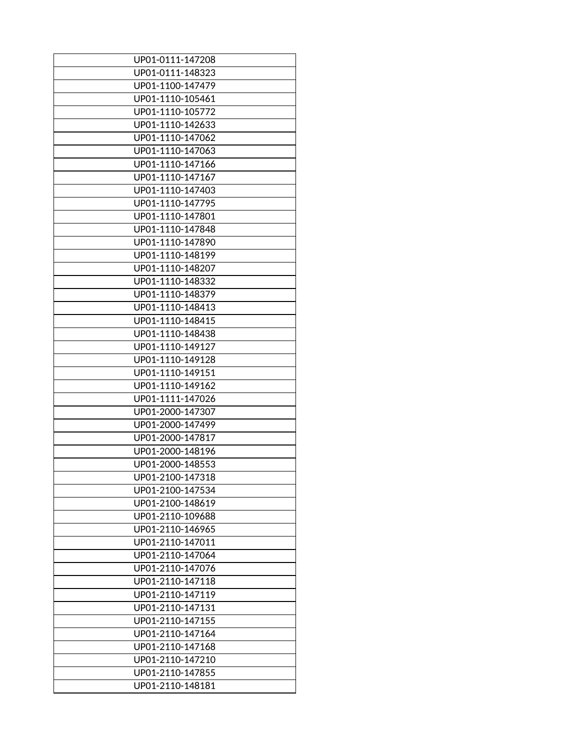| UP01-0111-147208 |
|---|
| UP01-0111-148323 |
| UP01-1100-147479 |
| UP01-1110-105461 |
| UP01-1110-105772 |
| UP01-1110-142633 |
| UP01-1110-147062 |
| UP01-1110-147063 |
| UP01-1110-147166 |
| UP01-1110-147167 |
| UP01-1110-147403 |
| UP01-1110-147795 |
| UP01-1110-147801 |
| UP01-1110-147848 |
| UP01-1110-147890 |
| UP01-1110-148199 |
| UP01-1110-148207 |
| UP01-1110-148332 |
| UP01-1110-148379 |
| UP01-1110-148413 |
| UP01-1110-148415 |
| UP01-1110-148438 |
| UP01-1110-149127 |
| UP01-1110-149128 |
| UP01-1110-149151 |
| UP01-1110-149162 |
| UP01-1111-147026 |
| UP01-2000-147307 |
| UP01-2000-147499 |
| UP01-2000-147817 |
| UP01-2000-148196 |
| UP01-2000-148553 |
| UP01-2100-147318 |
| UP01-2100-147534 |
| UP01-2100-148619 |
| UP01-2110-109688 |
| UP01-2110-146965 |
| UP01-2110-147011 |
| UP01-2110-147064 |
| UP01-2110-147076 |
| UP01-2110-147118 |
| UP01-2110-147119 |
| UP01-2110-147131 |
| UP01-2110-147155 |
| UP01-2110-147164 |
| UP01-2110-147168 |
| UP01-2110-147210 |
| UP01-2110-147855 |
| UP01-2110-148181 |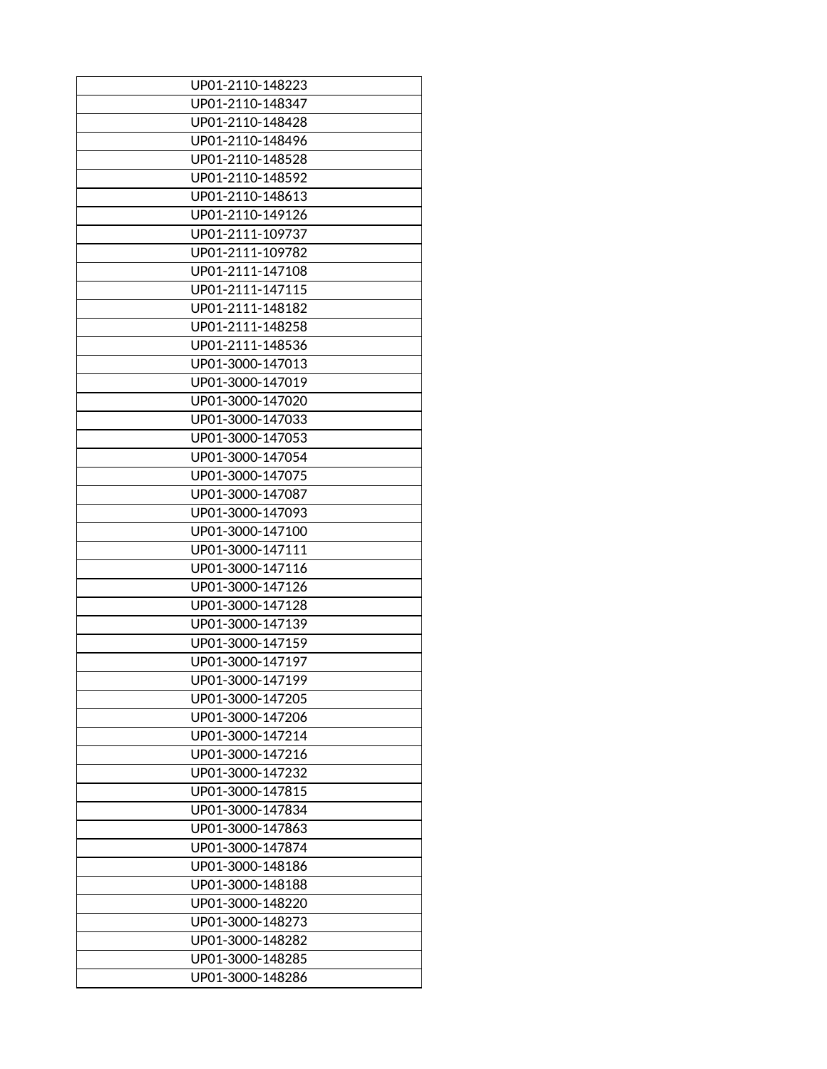| UP01-2110-148223 |
|---|
| UP01-2110-148347 |
| UP01-2110-148428 |
| UP01-2110-148496 |
| UP01-2110-148528 |
| UP01-2110-148592 |
| UP01-2110-148613 |
| UP01-2110-149126 |
| UP01-2111-109737 |
| UP01-2111-109782 |
| UP01-2111-147108 |
| UP01-2111-147115 |
| UP01-2111-148182 |
| UP01-2111-148258 |
| UP01-2111-148536 |
| UP01-3000-147013 |
| UP01-3000-147019 |
| UP01-3000-147020 |
| UP01-3000-147033 |
| UP01-3000-147053 |
| UP01-3000-147054 |
| UP01-3000-147075 |
| UP01-3000-147087 |
| UP01-3000-147093 |
| UP01-3000-147100 |
| UP01-3000-147111 |
| UP01-3000-147116 |
| UP01-3000-147126 |
| UP01-3000-147128 |
| UP01-3000-147139 |
| UP01-3000-147159 |
| UP01-3000-147197 |
| UP01-3000-147199 |
| UP01-3000-147205 |
| UP01-3000-147206 |
| UP01-3000-147214 |
| UP01-3000-147216 |
| UP01-3000-147232 |
| UP01-3000-147815 |
| UP01-3000-147834 |
| UP01-3000-147863 |
| UP01-3000-147874 |
| UP01-3000-148186 |
| UP01-3000-148188 |
| UP01-3000-148220 |
| UP01-3000-148273 |
| UP01-3000-148282 |
| UP01-3000-148285 |
| UP01-3000-148286 |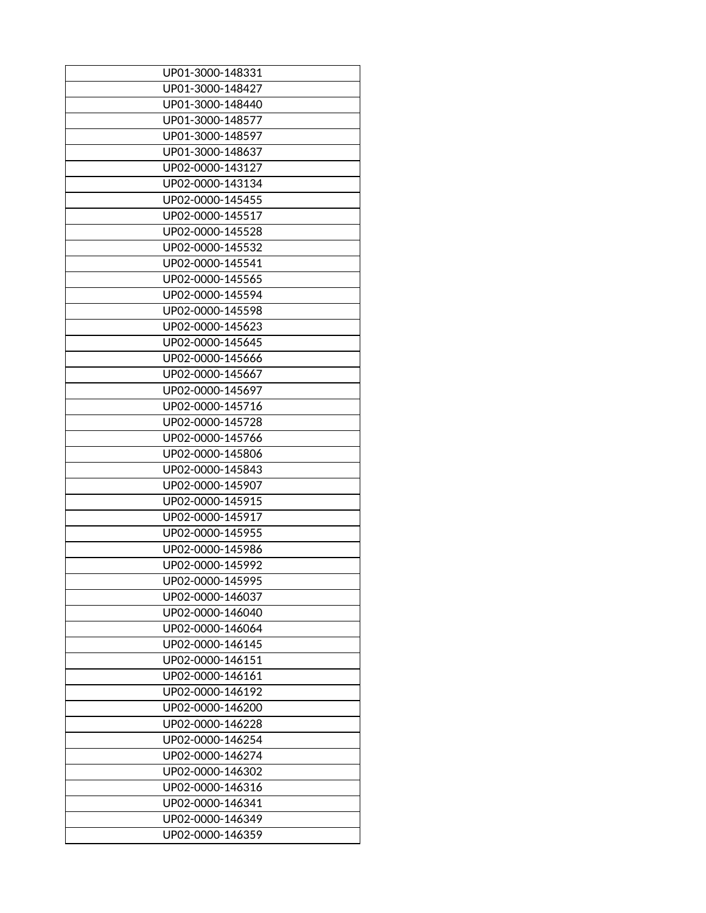| UP01-3000-148331 |
|---|
| UP01-3000-148427 |
| UP01-3000-148440 |
| UP01-3000-148577 |
| UP01-3000-148597 |
| UP01-3000-148637 |
| UP02-0000-143127 |
| UP02-0000-143134 |
| UP02-0000-145455 |
| UP02-0000-145517 |
| UP02-0000-145528 |
| UP02-0000-145532 |
| UP02-0000-145541 |
| UP02-0000-145565 |
| UP02-0000-145594 |
| UP02-0000-145598 |
| UP02-0000-145623 |
| UP02-0000-145645 |
| UP02-0000-145666 |
| UP02-0000-145667 |
| UP02-0000-145697 |
| UP02-0000-145716 |
| UP02-0000-145728 |
| UP02-0000-145766 |
| UP02-0000-145806 |
| UP02-0000-145843 |
| UP02-0000-145907 |
| UP02-0000-145915 |
| UP02-0000-145917 |
| UP02-0000-145955 |
| UP02-0000-145986 |
| UP02-0000-145992 |
| UP02-0000-145995 |
| UP02-0000-146037 |
| UP02-0000-146040 |
| UP02-0000-146064 |
| UP02-0000-146145 |
| UP02-0000-146151 |
| UP02-0000-146161 |
| UP02-0000-146192 |
| UP02-0000-146200 |
| UP02-0000-146228 |
| UP02-0000-146254 |
| UP02-0000-146274 |
| UP02-0000-146302 |
| UP02-0000-146316 |
| UP02-0000-146341 |
| UP02-0000-146349 |
| UP02-0000-146359 |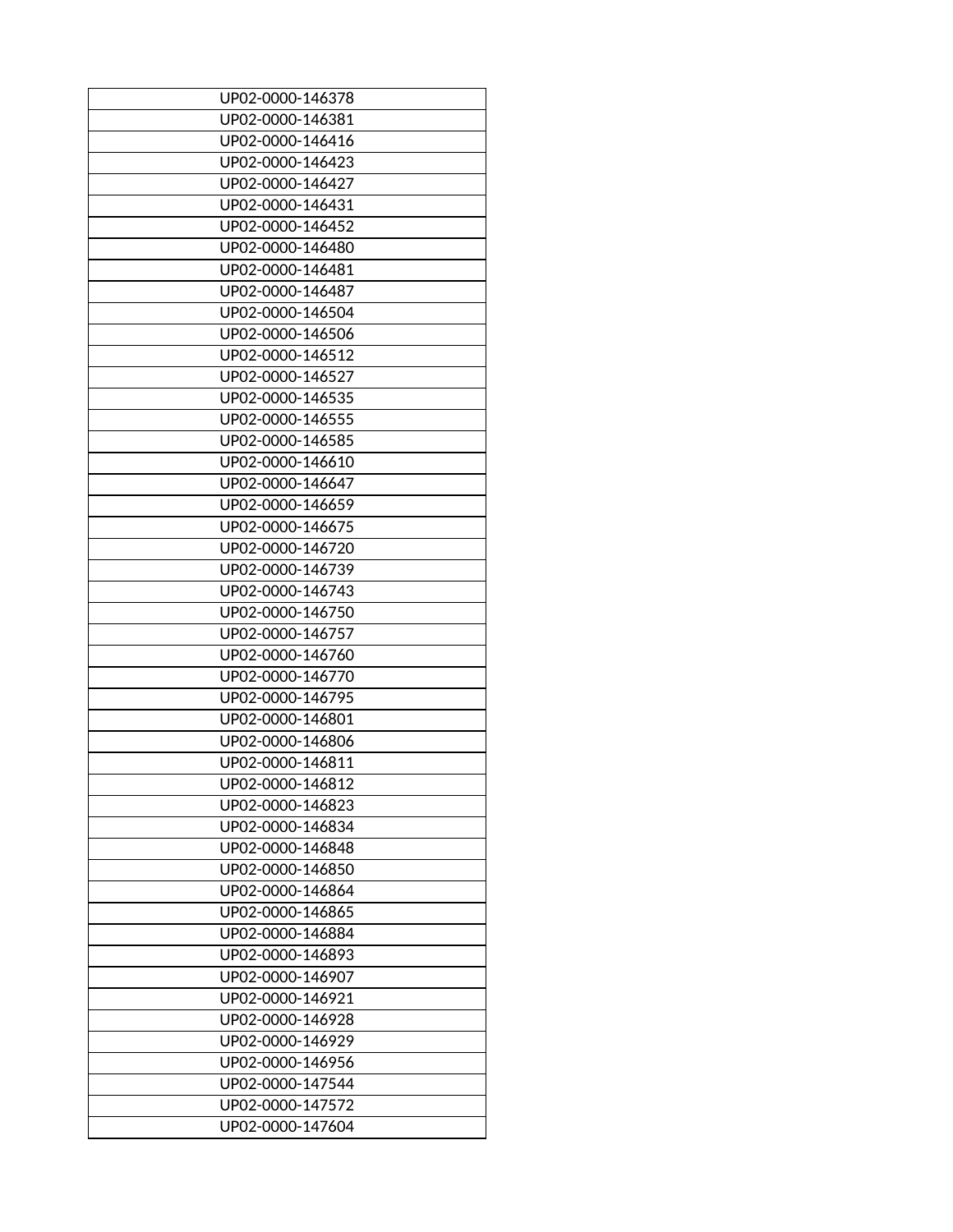| UP02-0000-146378 |
|---|
| UP02-0000-146381 |
| UP02-0000-146416 |
| UP02-0000-146423 |
| UP02-0000-146427 |
| UP02-0000-146431 |
| UP02-0000-146452 |
| UP02-0000-146480 |
| UP02-0000-146481 |
| UP02-0000-146487 |
| UP02-0000-146504 |
| UP02-0000-146506 |
| UP02-0000-146512 |
| UP02-0000-146527 |
| UP02-0000-146535 |
| UP02-0000-146555 |
| UP02-0000-146585 |
| UP02-0000-146610 |
| UP02-0000-146647 |
| UP02-0000-146659 |
| UP02-0000-146675 |
| UP02-0000-146720 |
| UP02-0000-146739 |
| UP02-0000-146743 |
| UP02-0000-146750 |
| UP02-0000-146757 |
| UP02-0000-146760 |
| UP02-0000-146770 |
| UP02-0000-146795 |
| UP02-0000-146801 |
| UP02-0000-146806 |
| UP02-0000-146811 |
| UP02-0000-146812 |
| UP02-0000-146823 |
| UP02-0000-146834 |
| UP02-0000-146848 |
| UP02-0000-146850 |
| UP02-0000-146864 |
| UP02-0000-146865 |
| UP02-0000-146884 |
| UP02-0000-146893 |
| UP02-0000-146907 |
| UP02-0000-146921 |
| UP02-0000-146928 |
| UP02-0000-146929 |
| UP02-0000-146956 |
| UP02-0000-147544 |
| UP02-0000-147572 |
| UP02-0000-147604 |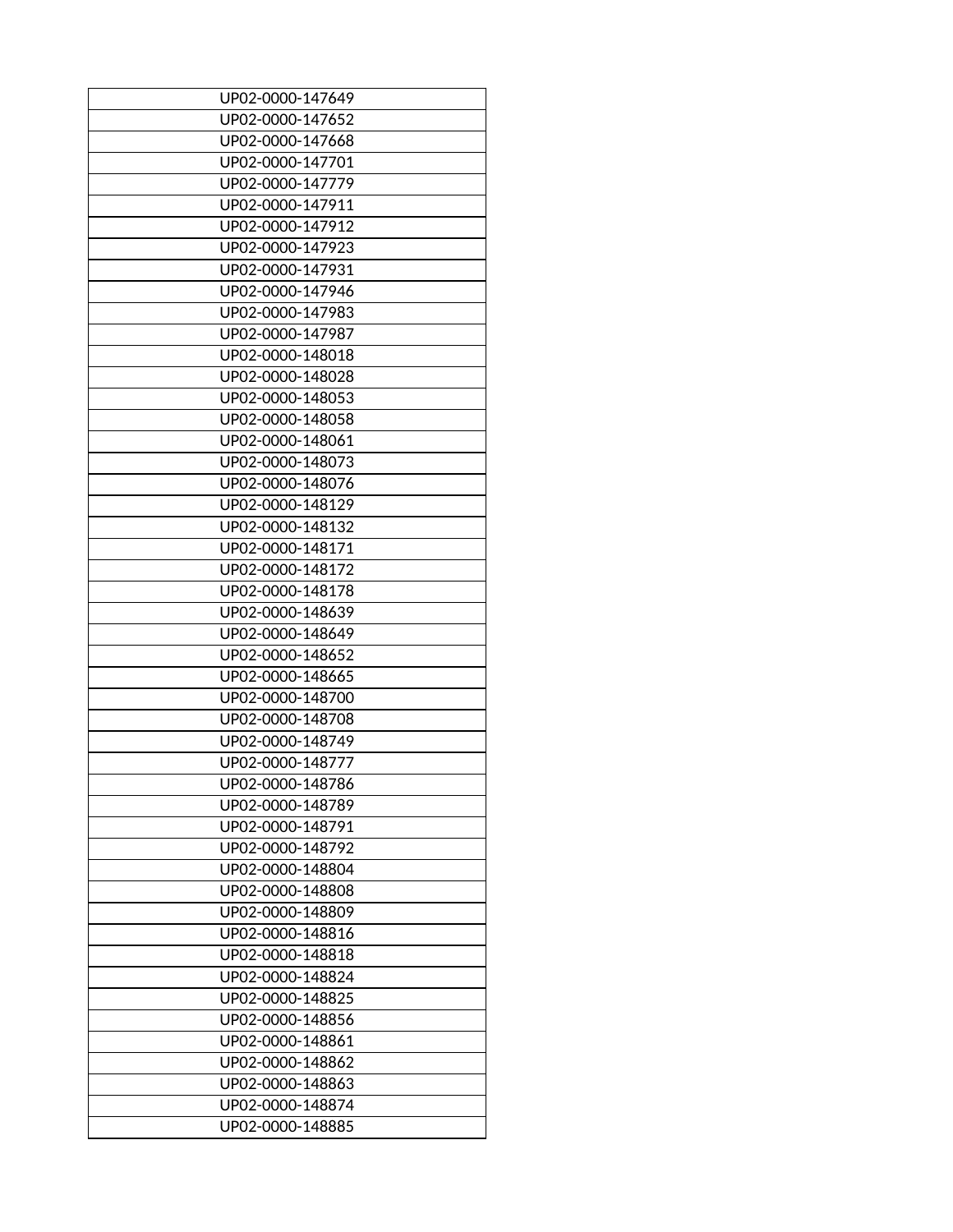| UP02-0000-147649 |
|---|
| UP02-0000-147652 |
| UP02-0000-147668 |
| UP02-0000-147701 |
| UP02-0000-147779 |
| UP02-0000-147911 |
| UP02-0000-147912 |
| UP02-0000-147923 |
| UP02-0000-147931 |
| UP02-0000-147946 |
| UP02-0000-147983 |
| UP02-0000-147987 |
| UP02-0000-148018 |
| UP02-0000-148028 |
| UP02-0000-148053 |
| UP02-0000-148058 |
| UP02-0000-148061 |
| UP02-0000-148073 |
| UP02-0000-148076 |
| UP02-0000-148129 |
| UP02-0000-148132 |
| UP02-0000-148171 |
| UP02-0000-148172 |
| UP02-0000-148178 |
| UP02-0000-148639 |
| UP02-0000-148649 |
| UP02-0000-148652 |
| UP02-0000-148665 |
| UP02-0000-148700 |
| UP02-0000-148708 |
| UP02-0000-148749 |
| UP02-0000-148777 |
| UP02-0000-148786 |
| UP02-0000-148789 |
| UP02-0000-148791 |
| UP02-0000-148792 |
| UP02-0000-148804 |
| UP02-0000-148808 |
| UP02-0000-148809 |
| UP02-0000-148816 |
| UP02-0000-148818 |
| UP02-0000-148824 |
| UP02-0000-148825 |
| UP02-0000-148856 |
| UP02-0000-148861 |
| UP02-0000-148862 |
| UP02-0000-148863 |
| UP02-0000-148874 |
| UP02-0000-148885 |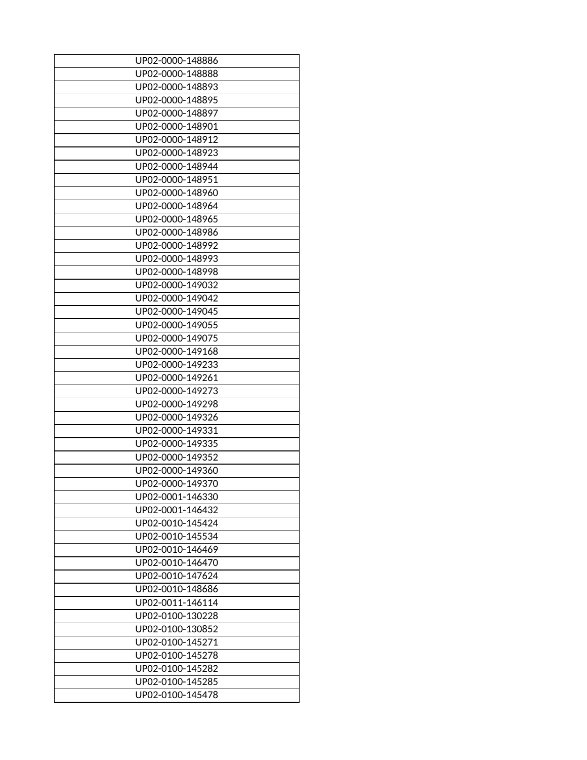| UP02-0000-148886 |
|---|
| UP02-0000-148888 |
| UP02-0000-148893 |
| UP02-0000-148895 |
| UP02-0000-148897 |
| UP02-0000-148901 |
| UP02-0000-148912 |
| UP02-0000-148923 |
| UP02-0000-148944 |
| UP02-0000-148951 |
| UP02-0000-148960 |
| UP02-0000-148964 |
| UP02-0000-148965 |
| UP02-0000-148986 |
| UP02-0000-148992 |
| UP02-0000-148993 |
| UP02-0000-148998 |
| UP02-0000-149032 |
| UP02-0000-149042 |
| UP02-0000-149045 |
| UP02-0000-149055 |
| UP02-0000-149075 |
| UP02-0000-149168 |
| UP02-0000-149233 |
| UP02-0000-149261 |
| UP02-0000-149273 |
| UP02-0000-149298 |
| UP02-0000-149326 |
| UP02-0000-149331 |
| UP02-0000-149335 |
| UP02-0000-149352 |
| UP02-0000-149360 |
| UP02-0000-149370 |
| UP02-0001-146330 |
| UP02-0001-146432 |
| UP02-0010-145424 |
| UP02-0010-145534 |
| UP02-0010-146469 |
| UP02-0010-146470 |
| UP02-0010-147624 |
| UP02-0010-148686 |
| UP02-0011-146114 |
| UP02-0100-130228 |
| UP02-0100-130852 |
| UP02-0100-145271 |
| UP02-0100-145278 |
| UP02-0100-145282 |
| UP02-0100-145285 |
| UP02-0100-145478 |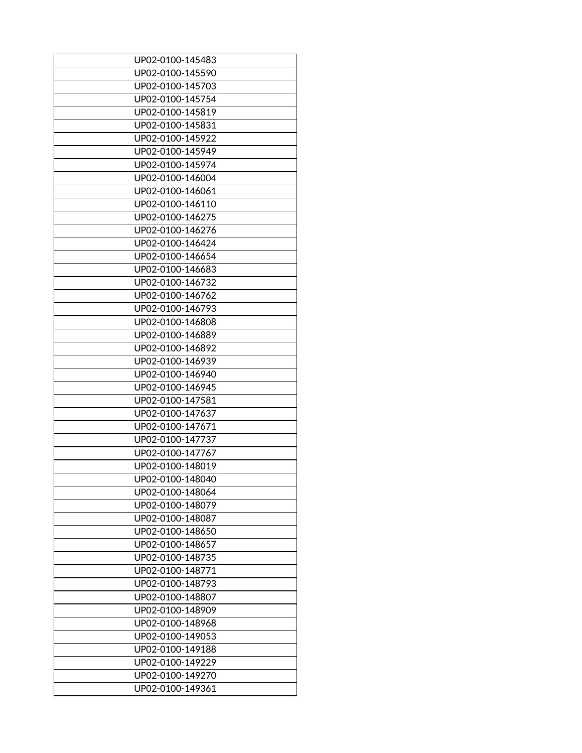| UP02-0100-145483 |
|---|
| UP02-0100-145590 |
| UP02-0100-145703 |
| UP02-0100-145754 |
| UP02-0100-145819 |
| UP02-0100-145831 |
| UP02-0100-145922 |
| UP02-0100-145949 |
| UP02-0100-145974 |
| UP02-0100-146004 |
| UP02-0100-146061 |
| UP02-0100-146110 |
| UP02-0100-146275 |
| UP02-0100-146276 |
| UP02-0100-146424 |
| UP02-0100-146654 |
| UP02-0100-146683 |
| UP02-0100-146732 |
| UP02-0100-146762 |
| UP02-0100-146793 |
| UP02-0100-146808 |
| UP02-0100-146889 |
| UP02-0100-146892 |
| UP02-0100-146939 |
| UP02-0100-146940 |
| UP02-0100-146945 |
| UP02-0100-147581 |
| UP02-0100-147637 |
| UP02-0100-147671 |
| UP02-0100-147737 |
| UP02-0100-147767 |
| UP02-0100-148019 |
| UP02-0100-148040 |
| UP02-0100-148064 |
| UP02-0100-148079 |
| UP02-0100-148087 |
| UP02-0100-148650 |
| UP02-0100-148657 |
| UP02-0100-148735 |
| UP02-0100-148771 |
| UP02-0100-148793 |
| UP02-0100-148807 |
| UP02-0100-148909 |
| UP02-0100-148968 |
| UP02-0100-149053 |
| UP02-0100-149188 |
| UP02-0100-149229 |
| UP02-0100-149270 |
| UP02-0100-149361 |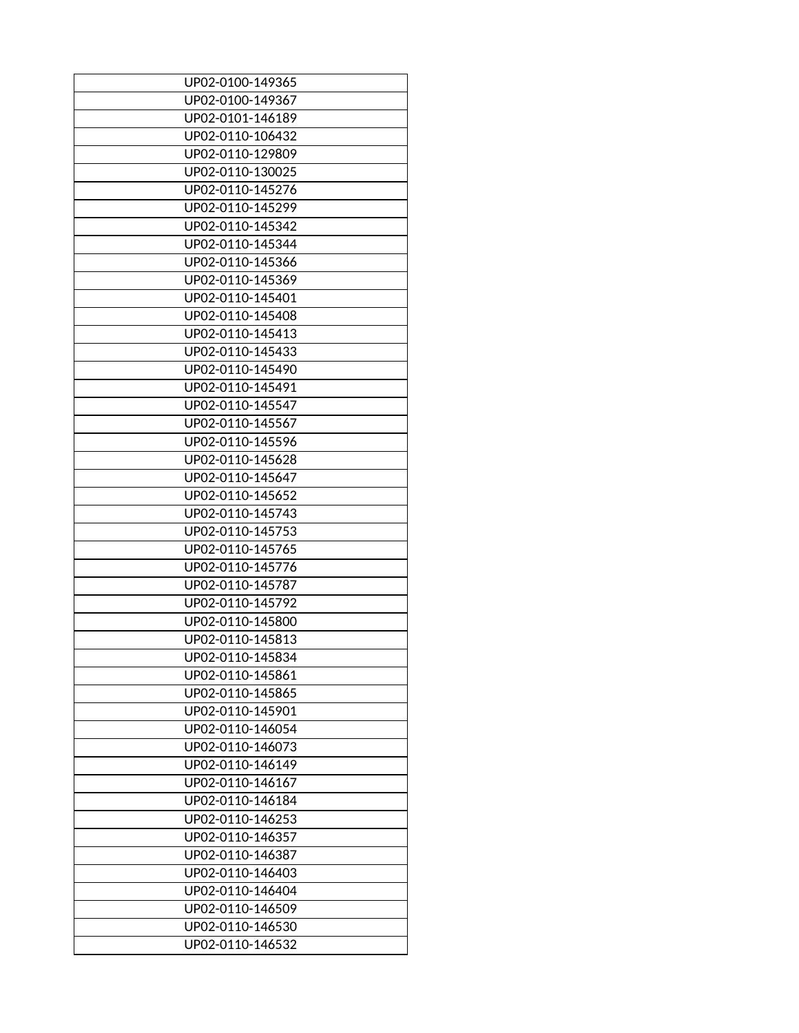| UP02-0100-149365 |
|---|
| UP02-0100-149367 |
| UP02-0101-146189 |
| UP02-0110-106432 |
| UP02-0110-129809 |
| UP02-0110-130025 |
| UP02-0110-145276 |
| UP02-0110-145299 |
| UP02-0110-145342 |
| UP02-0110-145344 |
| UP02-0110-145366 |
| UP02-0110-145369 |
| UP02-0110-145401 |
| UP02-0110-145408 |
| UP02-0110-145413 |
| UP02-0110-145433 |
| UP02-0110-145490 |
| UP02-0110-145491 |
| UP02-0110-145547 |
| UP02-0110-145567 |
| UP02-0110-145596 |
| UP02-0110-145628 |
| UP02-0110-145647 |
| UP02-0110-145652 |
| UP02-0110-145743 |
| UP02-0110-145753 |
| UP02-0110-145765 |
| UP02-0110-145776 |
| UP02-0110-145787 |
| UP02-0110-145792 |
| UP02-0110-145800 |
| UP02-0110-145813 |
| UP02-0110-145834 |
| UP02-0110-145861 |
| UP02-0110-145865 |
| UP02-0110-145901 |
| UP02-0110-146054 |
| UP02-0110-146073 |
| UP02-0110-146149 |
| UP02-0110-146167 |
| UP02-0110-146184 |
| UP02-0110-146253 |
| UP02-0110-146357 |
| UP02-0110-146387 |
| UP02-0110-146403 |
| UP02-0110-146404 |
| UP02-0110-146509 |
| UP02-0110-146530 |
| UP02-0110-146532 |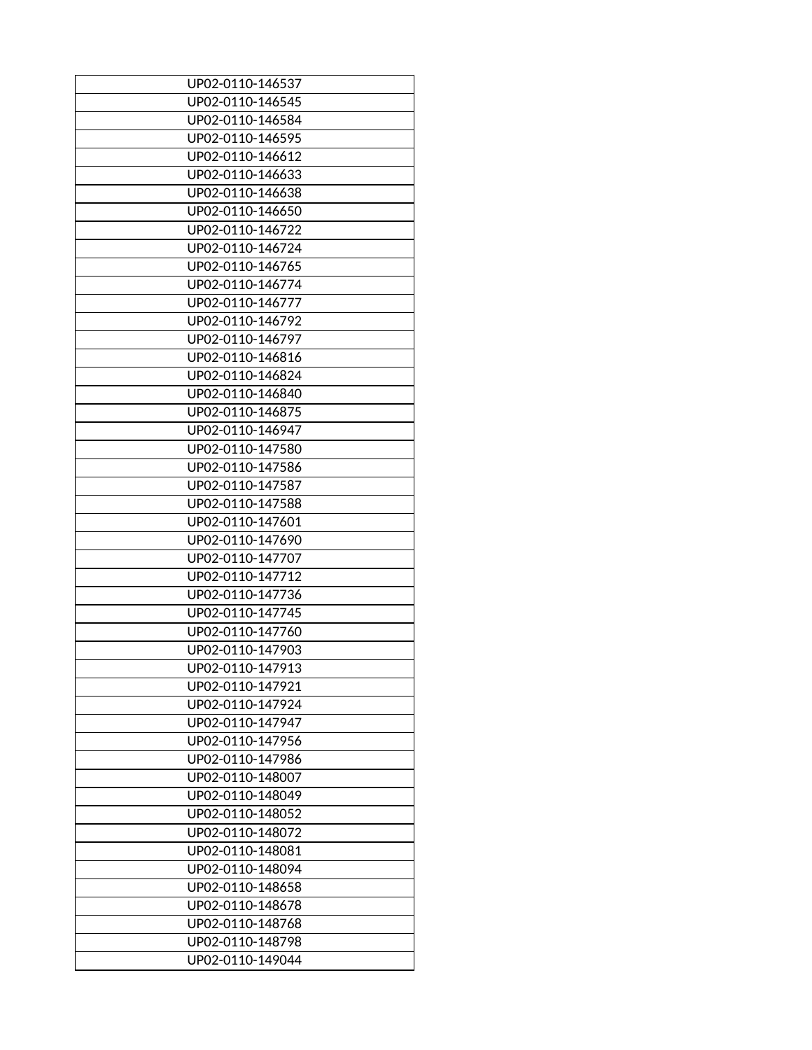| UP02-0110-146537 |
|---|
| UP02-0110-146545 |
| UP02-0110-146584 |
| UP02-0110-146595 |
| UP02-0110-146612 |
| UP02-0110-146633 |
| UP02-0110-146638 |
| UP02-0110-146650 |
| UP02-0110-146722 |
| UP02-0110-146724 |
| UP02-0110-146765 |
| UP02-0110-146774 |
| UP02-0110-146777 |
| UP02-0110-146792 |
| UP02-0110-146797 |
| UP02-0110-146816 |
| UP02-0110-146824 |
| UP02-0110-146840 |
| UP02-0110-146875 |
| UP02-0110-146947 |
| UP02-0110-147580 |
| UP02-0110-147586 |
| UP02-0110-147587 |
| UP02-0110-147588 |
| UP02-0110-147601 |
| UP02-0110-147690 |
| UP02-0110-147707 |
| UP02-0110-147712 |
| UP02-0110-147736 |
| UP02-0110-147745 |
| UP02-0110-147760 |
| UP02-0110-147903 |
| UP02-0110-147913 |
| UP02-0110-147921 |
| UP02-0110-147924 |
| UP02-0110-147947 |
| UP02-0110-147956 |
| UP02-0110-147986 |
| UP02-0110-148007 |
| UP02-0110-148049 |
| UP02-0110-148052 |
| UP02-0110-148072 |
| UP02-0110-148081 |
| UP02-0110-148094 |
| UP02-0110-148658 |
| UP02-0110-148678 |
| UP02-0110-148768 |
| UP02-0110-148798 |
| UP02-0110-149044 |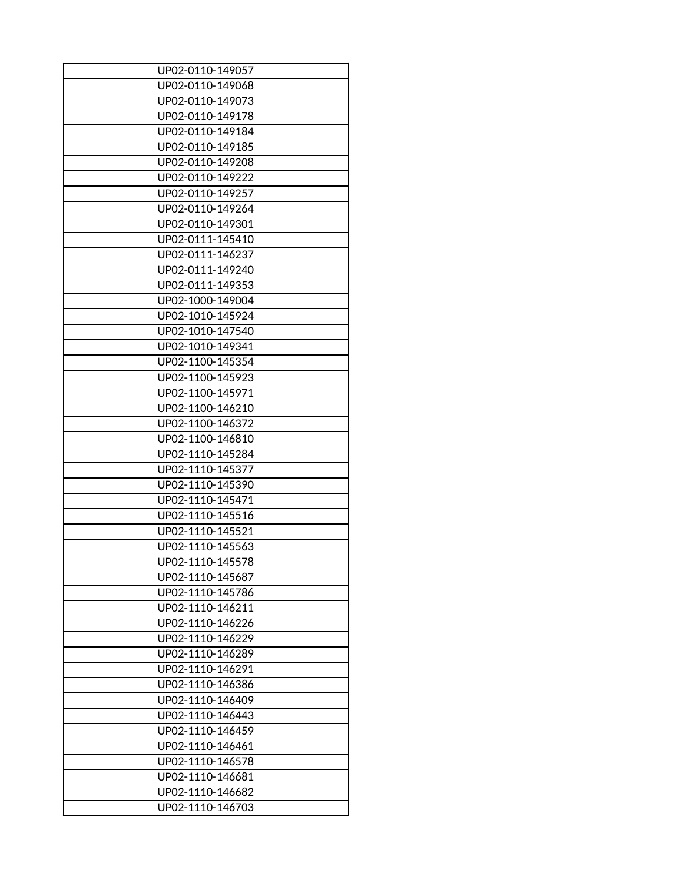| UP02-0110-149057 |
|---|
| UP02-0110-149068 |
| UP02-0110-149073 |
| UP02-0110-149178 |
| UP02-0110-149184 |
| UP02-0110-149185 |
| UP02-0110-149208 |
| UP02-0110-149222 |
| UP02-0110-149257 |
| UP02-0110-149264 |
| UP02-0110-149301 |
| UP02-0111-145410 |
| UP02-0111-146237 |
| UP02-0111-149240 |
| UP02-0111-149353 |
| UP02-1000-149004 |
| UP02-1010-145924 |
| UP02-1010-147540 |
| UP02-1010-149341 |
| UP02-1100-145354 |
| UP02-1100-145923 |
| UP02-1100-145971 |
| UP02-1100-146210 |
| UP02-1100-146372 |
| UP02-1100-146810 |
| UP02-1110-145284 |
| UP02-1110-145377 |
| UP02-1110-145390 |
| UP02-1110-145471 |
| UP02-1110-145516 |
| UP02-1110-145521 |
| UP02-1110-145563 |
| UP02-1110-145578 |
| UP02-1110-145687 |
| UP02-1110-145786 |
| UP02-1110-146211 |
| UP02-1110-146226 |
| UP02-1110-146229 |
| UP02-1110-146289 |
| UP02-1110-146291 |
| UP02-1110-146386 |
| UP02-1110-146409 |
| UP02-1110-146443 |
| UP02-1110-146459 |
| UP02-1110-146461 |
| UP02-1110-146578 |
| UP02-1110-146681 |
| UP02-1110-146682 |
| UP02-1110-146703 |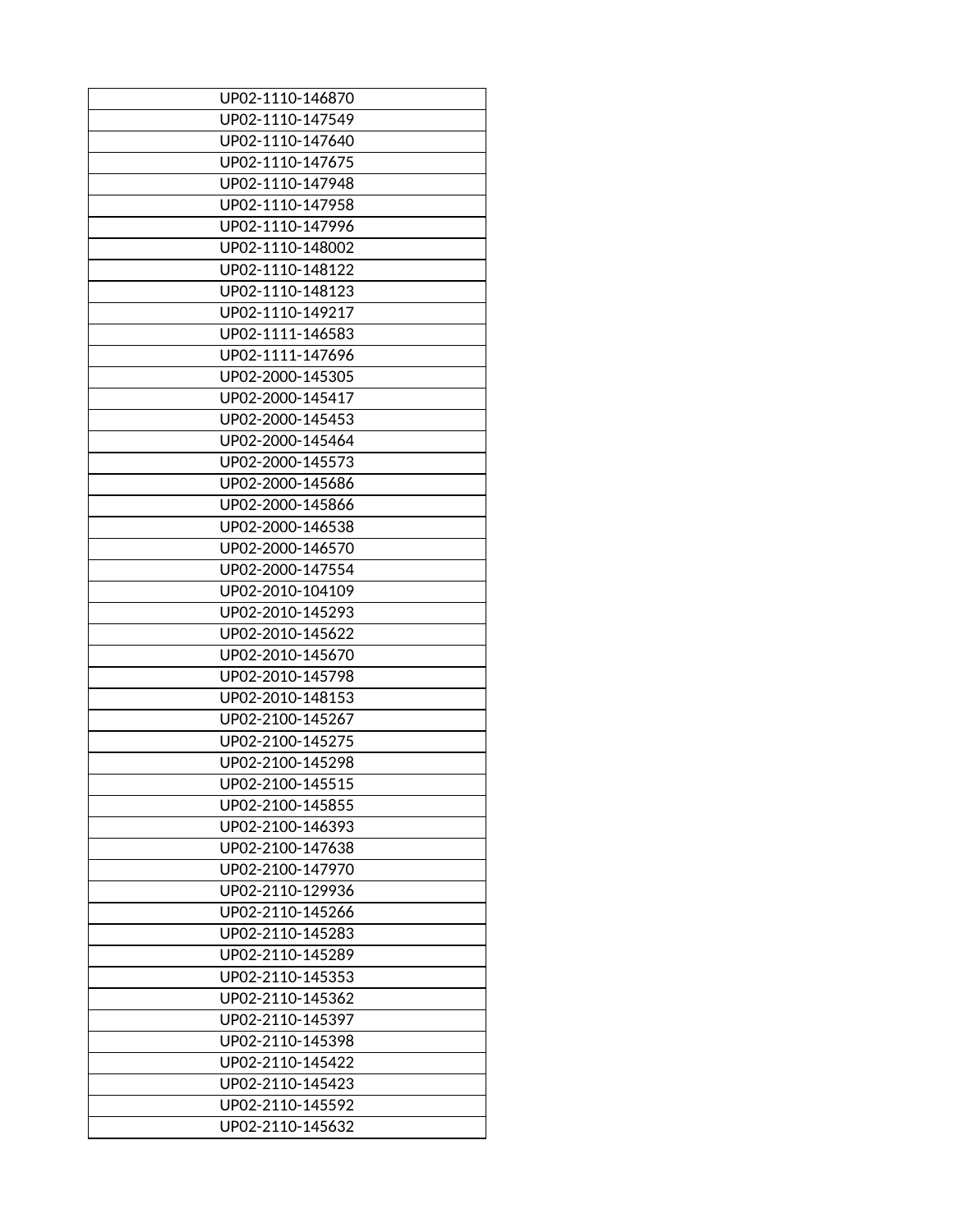| UP02-1110-146870 |
|---|
| UP02-1110-147549 |
| UP02-1110-147640 |
| UP02-1110-147675 |
| UP02-1110-147948 |
| UP02-1110-147958 |
| UP02-1110-147996 |
| UP02-1110-148002 |
| UP02-1110-148122 |
| UP02-1110-148123 |
| UP02-1110-149217 |
| UP02-1111-146583 |
| UP02-1111-147696 |
| UP02-2000-145305 |
| UP02-2000-145417 |
| UP02-2000-145453 |
| UP02-2000-145464 |
| UP02-2000-145573 |
| UP02-2000-145686 |
| UP02-2000-145866 |
| UP02-2000-146538 |
| UP02-2000-146570 |
| UP02-2000-147554 |
| UP02-2010-104109 |
| UP02-2010-145293 |
| UP02-2010-145622 |
| UP02-2010-145670 |
| UP02-2010-145798 |
| UP02-2010-148153 |
| UP02-2100-145267 |
| UP02-2100-145275 |
| UP02-2100-145298 |
| UP02-2100-145515 |
| UP02-2100-145855 |
| UP02-2100-146393 |
| UP02-2100-147638 |
| UP02-2100-147970 |
| UP02-2110-129936 |
| UP02-2110-145266 |
| UP02-2110-145283 |
| UP02-2110-145289 |
| UP02-2110-145353 |
| UP02-2110-145362 |
| UP02-2110-145397 |
| UP02-2110-145398 |
| UP02-2110-145422 |
| UP02-2110-145423 |
| UP02-2110-145592 |
| UP02-2110-145632 |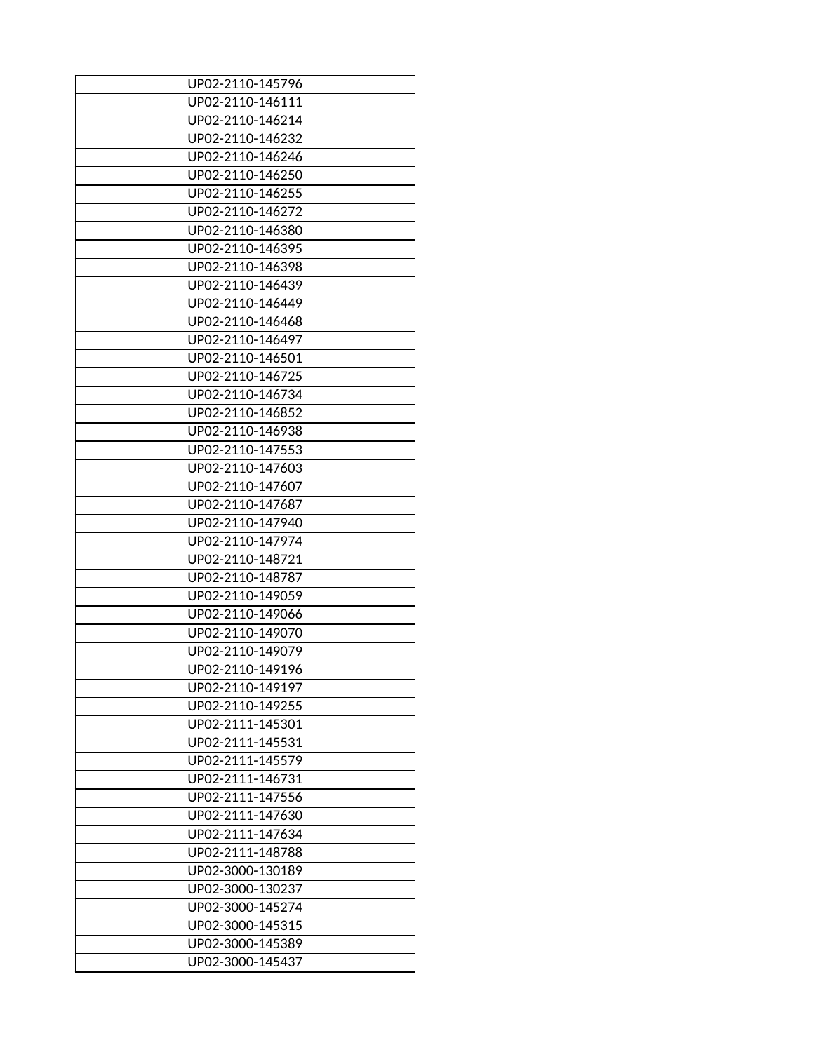| UP02-2110-145796 |
| --- |
| UP02-2110-146111 |
| UP02-2110-146214 |
| UP02-2110-146232 |
| UP02-2110-146246 |
| UP02-2110-146250 |
| UP02-2110-146255 |
| UP02-2110-146272 |
| UP02-2110-146380 |
| UP02-2110-146395 |
| UP02-2110-146398 |
| UP02-2110-146439 |
| UP02-2110-146449 |
| UP02-2110-146468 |
| UP02-2110-146497 |
| UP02-2110-146501 |
| UP02-2110-146725 |
| UP02-2110-146734 |
| UP02-2110-146852 |
| UP02-2110-146938 |
| UP02-2110-147553 |
| UP02-2110-147603 |
| UP02-2110-147607 |
| UP02-2110-147687 |
| UP02-2110-147940 |
| UP02-2110-147974 |
| UP02-2110-148721 |
| UP02-2110-148787 |
| UP02-2110-149059 |
| UP02-2110-149066 |
| UP02-2110-149070 |
| UP02-2110-149079 |
| UP02-2110-149196 |
| UP02-2110-149197 |
| UP02-2110-149255 |
| UP02-2111-145301 |
| UP02-2111-145531 |
| UP02-2111-145579 |
| UP02-2111-146731 |
| UP02-2111-147556 |
| UP02-2111-147630 |
| UP02-2111-147634 |
| UP02-2111-148788 |
| UP02-3000-130189 |
| UP02-3000-130237 |
| UP02-3000-145274 |
| UP02-3000-145315 |
| UP02-3000-145389 |
| UP02-3000-145437 |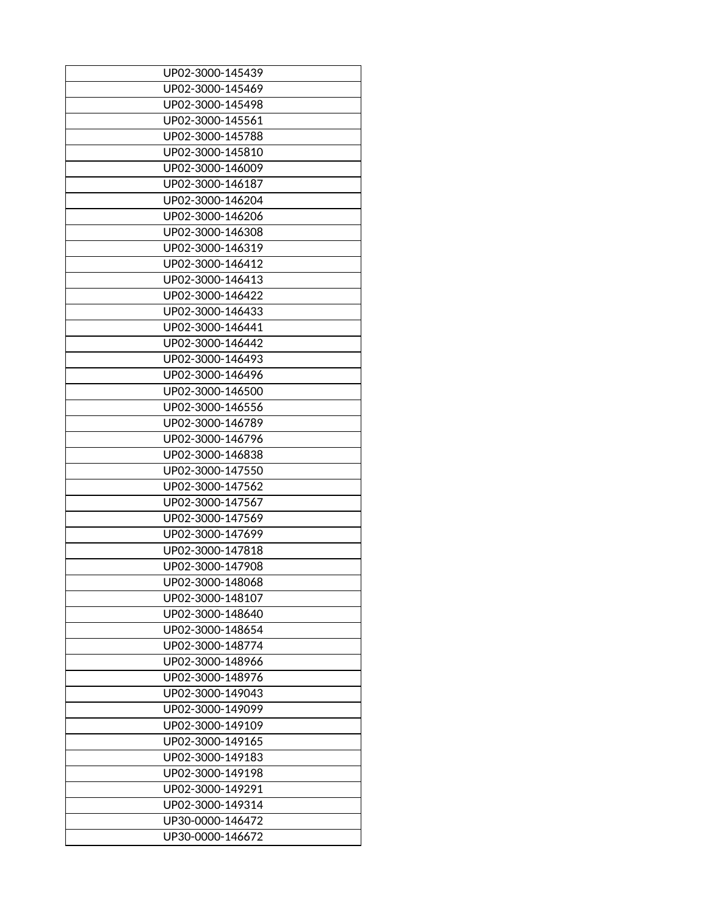| UP02-3000-145439 |
| --- |
| UP02-3000-145469 |
| UP02-3000-145498 |
| UP02-3000-145561 |
| UP02-3000-145788 |
| UP02-3000-145810 |
| UP02-3000-146009 |
| UP02-3000-146187 |
| UP02-3000-146204 |
| UP02-3000-146206 |
| UP02-3000-146308 |
| UP02-3000-146319 |
| UP02-3000-146412 |
| UP02-3000-146413 |
| UP02-3000-146422 |
| UP02-3000-146433 |
| UP02-3000-146441 |
| UP02-3000-146442 |
| UP02-3000-146493 |
| UP02-3000-146496 |
| UP02-3000-146500 |
| UP02-3000-146556 |
| UP02-3000-146789 |
| UP02-3000-146796 |
| UP02-3000-146838 |
| UP02-3000-147550 |
| UP02-3000-147562 |
| UP02-3000-147567 |
| UP02-3000-147569 |
| UP02-3000-147699 |
| UP02-3000-147818 |
| UP02-3000-147908 |
| UP02-3000-148068 |
| UP02-3000-148107 |
| UP02-3000-148640 |
| UP02-3000-148654 |
| UP02-3000-148774 |
| UP02-3000-148966 |
| UP02-3000-148976 |
| UP02-3000-149043 |
| UP02-3000-149099 |
| UP02-3000-149109 |
| UP02-3000-149165 |
| UP02-3000-149183 |
| UP02-3000-149198 |
| UP02-3000-149291 |
| UP02-3000-149314 |
| UP30-0000-146472 |
| UP30-0000-146672 |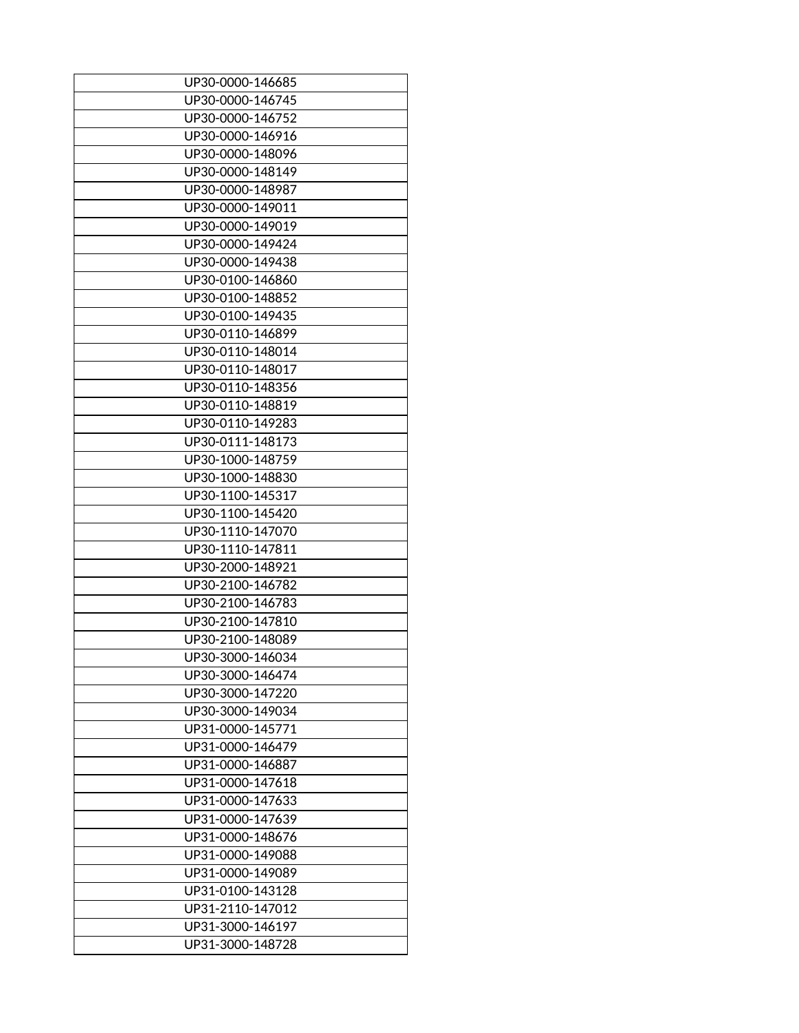| UP30-0000-146685 |
|---|
| UP30-0000-146745 |
| UP30-0000-146752 |
| UP30-0000-146916 |
| UP30-0000-148096 |
| UP30-0000-148149 |
| UP30-0000-148987 |
| UP30-0000-149011 |
| UP30-0000-149019 |
| UP30-0000-149424 |
| UP30-0000-149438 |
| UP30-0100-146860 |
| UP30-0100-148852 |
| UP30-0100-149435 |
| UP30-0110-146899 |
| UP30-0110-148014 |
| UP30-0110-148017 |
| UP30-0110-148356 |
| UP30-0110-148819 |
| UP30-0110-149283 |
| UP30-0111-148173 |
| UP30-1000-148759 |
| UP30-1000-148830 |
| UP30-1100-145317 |
| UP30-1100-145420 |
| UP30-1110-147070 |
| UP30-1110-147811 |
| UP30-2000-148921 |
| UP30-2100-146782 |
| UP30-2100-146783 |
| UP30-2100-147810 |
| UP30-2100-148089 |
| UP30-3000-146034 |
| UP30-3000-146474 |
| UP30-3000-147220 |
| UP30-3000-149034 |
| UP31-0000-145771 |
| UP31-0000-146479 |
| UP31-0000-146887 |
| UP31-0000-147618 |
| UP31-0000-147633 |
| UP31-0000-147639 |
| UP31-0000-148676 |
| UP31-0000-149088 |
| UP31-0000-149089 |
| UP31-0100-143128 |
| UP31-2110-147012 |
| UP31-3000-146197 |
| UP31-3000-148728 |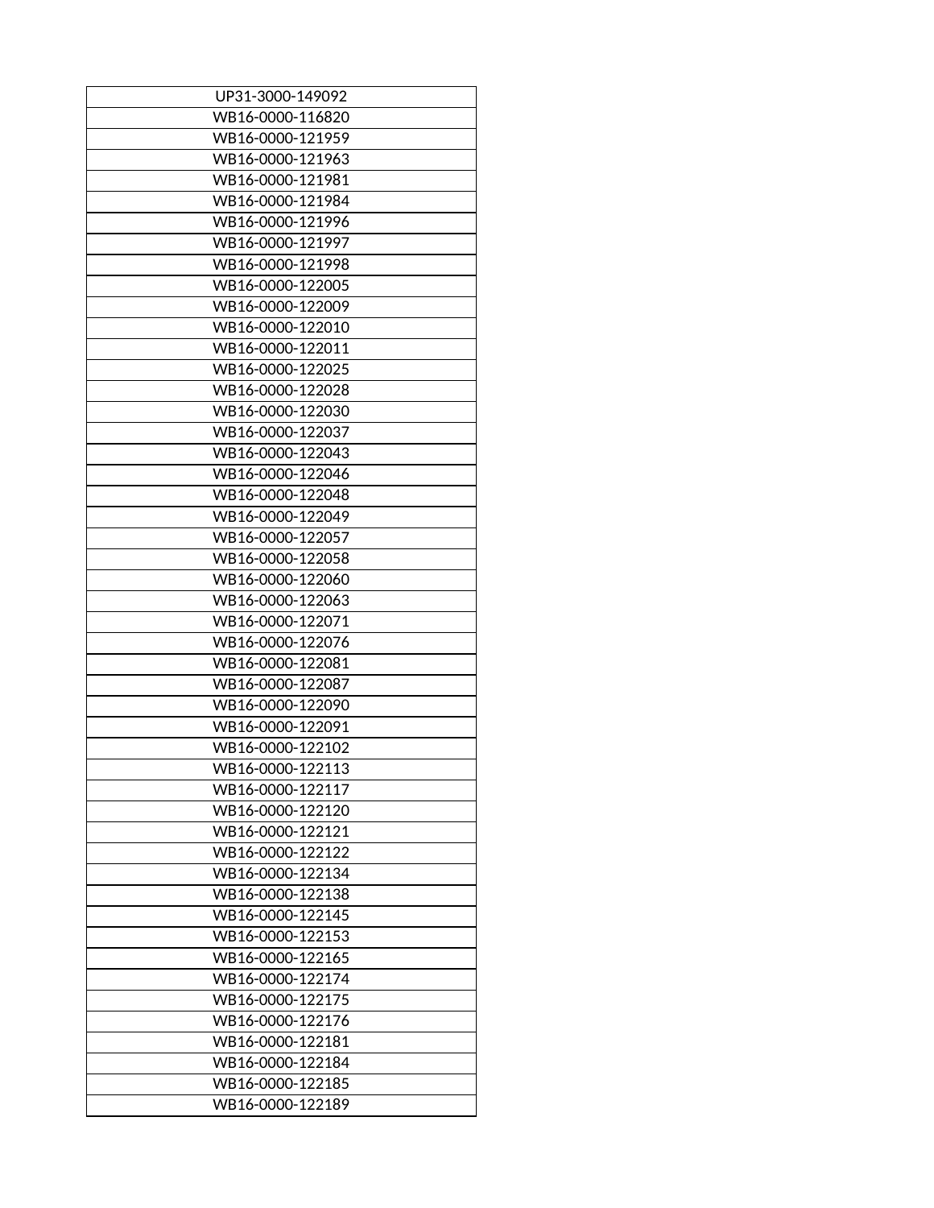| UP31-3000-149092 |
|---|
| WB16-0000-116820 |
| WB16-0000-121959 |
| WB16-0000-121963 |
| WB16-0000-121981 |
| WB16-0000-121984 |
| WB16-0000-121996 |
| WB16-0000-121997 |
| WB16-0000-121998 |
| WB16-0000-122005 |
| WB16-0000-122009 |
| WB16-0000-122010 |
| WB16-0000-122011 |
| WB16-0000-122025 |
| WB16-0000-122028 |
| WB16-0000-122030 |
| WB16-0000-122037 |
| WB16-0000-122043 |
| WB16-0000-122046 |
| WB16-0000-122048 |
| WB16-0000-122049 |
| WB16-0000-122057 |
| WB16-0000-122058 |
| WB16-0000-122060 |
| WB16-0000-122063 |
| WB16-0000-122071 |
| WB16-0000-122076 |
| WB16-0000-122081 |
| WB16-0000-122087 |
| WB16-0000-122090 |
| WB16-0000-122091 |
| WB16-0000-122102 |
| WB16-0000-122113 |
| WB16-0000-122117 |
| WB16-0000-122120 |
| WB16-0000-122121 |
| WB16-0000-122122 |
| WB16-0000-122134 |
| WB16-0000-122138 |
| WB16-0000-122145 |
| WB16-0000-122153 |
| WB16-0000-122165 |
| WB16-0000-122174 |
| WB16-0000-122175 |
| WB16-0000-122176 |
| WB16-0000-122181 |
| WB16-0000-122184 |
| WB16-0000-122185 |
| WB16-0000-122189 |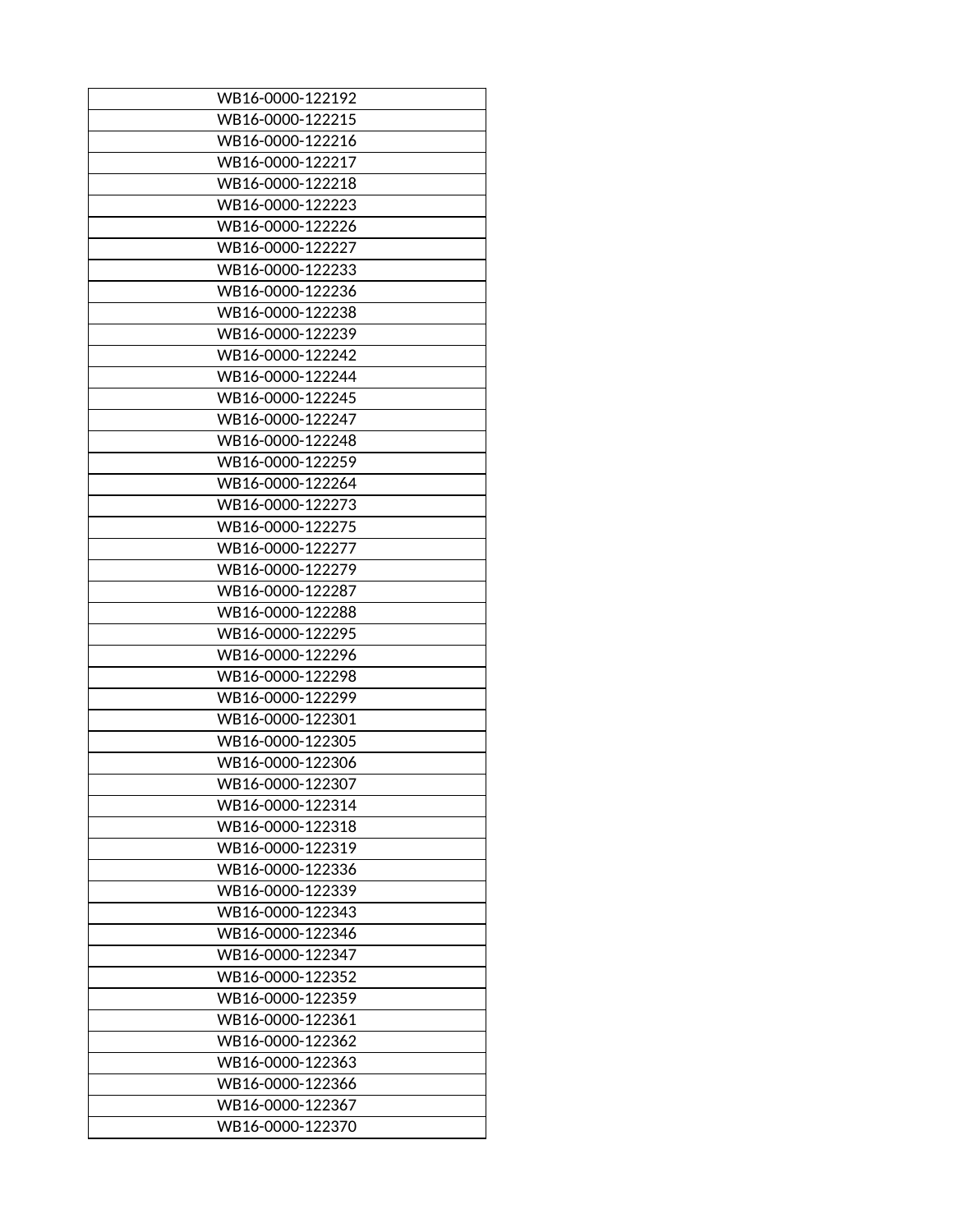| WB16-0000-122192 |
|---|
| WB16-0000-122215 |
| WB16-0000-122216 |
| WB16-0000-122217 |
| WB16-0000-122218 |
| WB16-0000-122223 |
| WB16-0000-122226 |
| WB16-0000-122227 |
| WB16-0000-122233 |
| WB16-0000-122236 |
| WB16-0000-122238 |
| WB16-0000-122239 |
| WB16-0000-122242 |
| WB16-0000-122244 |
| WB16-0000-122245 |
| WB16-0000-122247 |
| WB16-0000-122248 |
| WB16-0000-122259 |
| WB16-0000-122264 |
| WB16-0000-122273 |
| WB16-0000-122275 |
| WB16-0000-122277 |
| WB16-0000-122279 |
| WB16-0000-122287 |
| WB16-0000-122288 |
| WB16-0000-122295 |
| WB16-0000-122296 |
| WB16-0000-122298 |
| WB16-0000-122299 |
| WB16-0000-122301 |
| WB16-0000-122305 |
| WB16-0000-122306 |
| WB16-0000-122307 |
| WB16-0000-122314 |
| WB16-0000-122318 |
| WB16-0000-122319 |
| WB16-0000-122336 |
| WB16-0000-122339 |
| WB16-0000-122343 |
| WB16-0000-122346 |
| WB16-0000-122347 |
| WB16-0000-122352 |
| WB16-0000-122359 |
| WB16-0000-122361 |
| WB16-0000-122362 |
| WB16-0000-122363 |
| WB16-0000-122366 |
| WB16-0000-122367 |
| WB16-0000-122370 |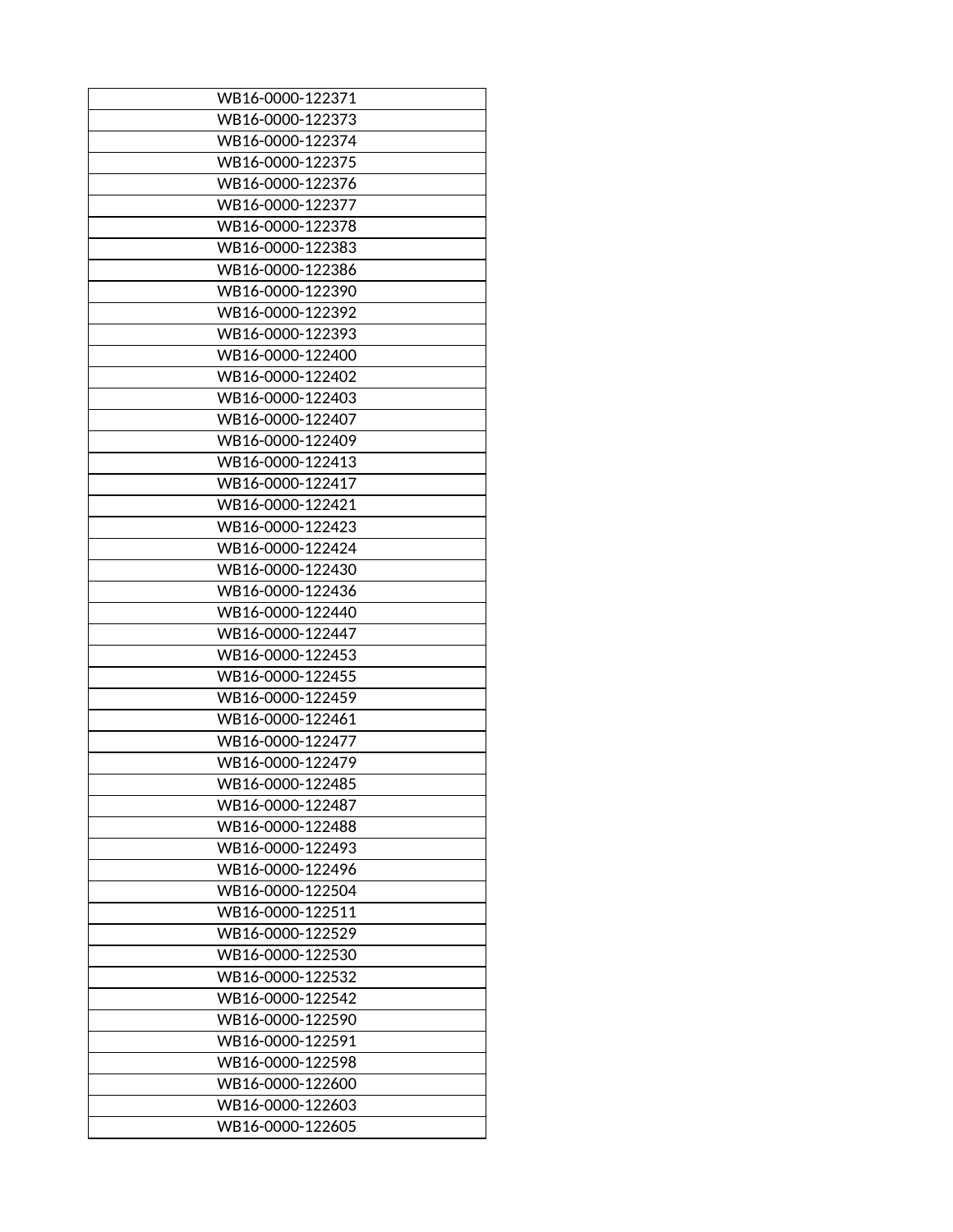| WB16-0000-122371 |
|---|
| WB16-0000-122373 |
| WB16-0000-122374 |
| WB16-0000-122375 |
| WB16-0000-122376 |
| WB16-0000-122377 |
| WB16-0000-122378 |
| WB16-0000-122383 |
| WB16-0000-122386 |
| WB16-0000-122390 |
| WB16-0000-122392 |
| WB16-0000-122393 |
| WB16-0000-122400 |
| WB16-0000-122402 |
| WB16-0000-122403 |
| WB16-0000-122407 |
| WB16-0000-122409 |
| WB16-0000-122413 |
| WB16-0000-122417 |
| WB16-0000-122421 |
| WB16-0000-122423 |
| WB16-0000-122424 |
| WB16-0000-122430 |
| WB16-0000-122436 |
| WB16-0000-122440 |
| WB16-0000-122447 |
| WB16-0000-122453 |
| WB16-0000-122455 |
| WB16-0000-122459 |
| WB16-0000-122461 |
| WB16-0000-122477 |
| WB16-0000-122479 |
| WB16-0000-122485 |
| WB16-0000-122487 |
| WB16-0000-122488 |
| WB16-0000-122493 |
| WB16-0000-122496 |
| WB16-0000-122504 |
| WB16-0000-122511 |
| WB16-0000-122529 |
| WB16-0000-122530 |
| WB16-0000-122532 |
| WB16-0000-122542 |
| WB16-0000-122590 |
| WB16-0000-122591 |
| WB16-0000-122598 |
| WB16-0000-122600 |
| WB16-0000-122603 |
| WB16-0000-122605 |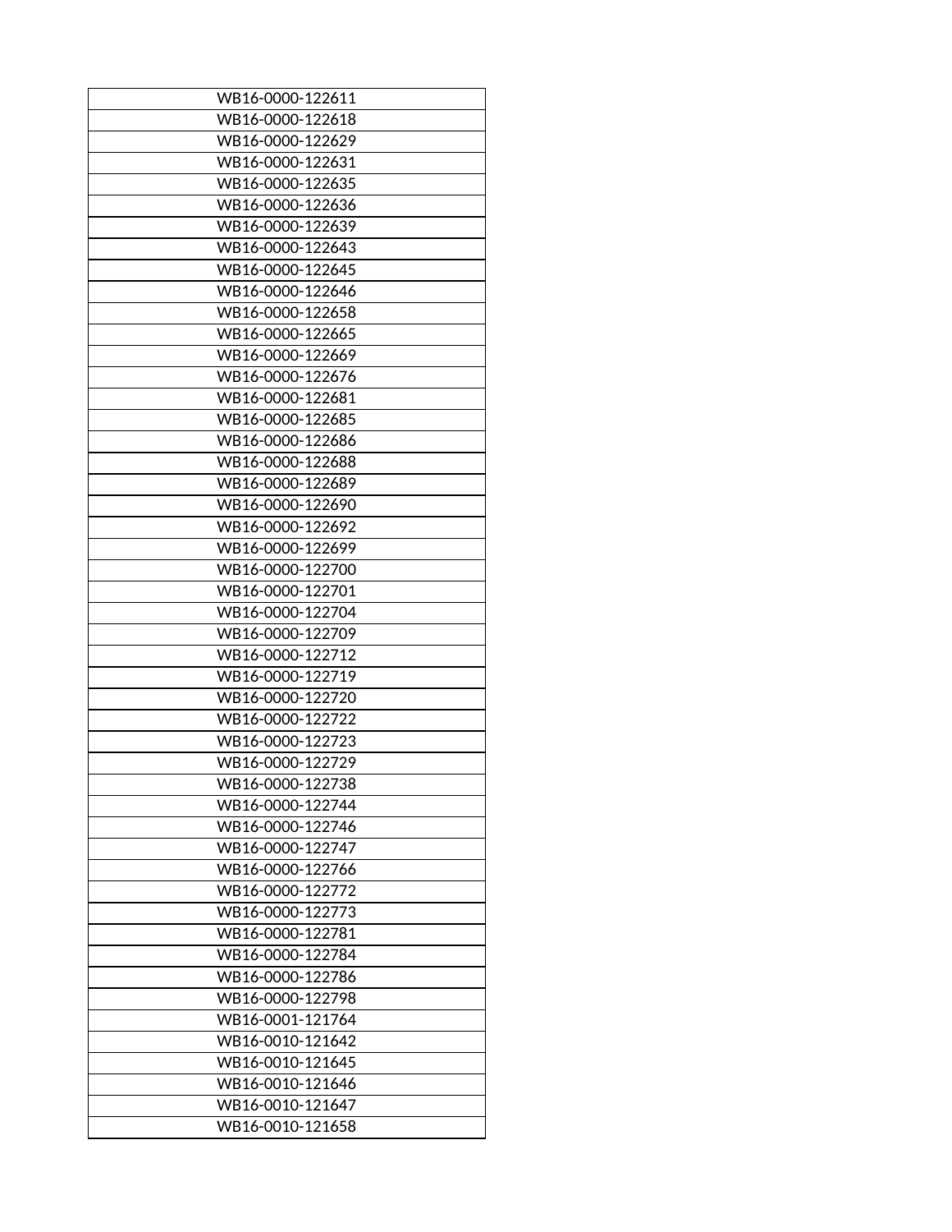| WB16-0000-122611 |
|---|
| WB16-0000-122618 |
| WB16-0000-122629 |
| WB16-0000-122631 |
| WB16-0000-122635 |
| WB16-0000-122636 |
| WB16-0000-122639 |
| WB16-0000-122643 |
| WB16-0000-122645 |
| WB16-0000-122646 |
| WB16-0000-122658 |
| WB16-0000-122665 |
| WB16-0000-122669 |
| WB16-0000-122676 |
| WB16-0000-122681 |
| WB16-0000-122685 |
| WB16-0000-122686 |
| WB16-0000-122688 |
| WB16-0000-122689 |
| WB16-0000-122690 |
| WB16-0000-122692 |
| WB16-0000-122699 |
| WB16-0000-122700 |
| WB16-0000-122701 |
| WB16-0000-122704 |
| WB16-0000-122709 |
| WB16-0000-122712 |
| WB16-0000-122719 |
| WB16-0000-122720 |
| WB16-0000-122722 |
| WB16-0000-122723 |
| WB16-0000-122729 |
| WB16-0000-122738 |
| WB16-0000-122744 |
| WB16-0000-122746 |
| WB16-0000-122747 |
| WB16-0000-122766 |
| WB16-0000-122772 |
| WB16-0000-122773 |
| WB16-0000-122781 |
| WB16-0000-122784 |
| WB16-0000-122786 |
| WB16-0000-122798 |
| WB16-0001-121764 |
| WB16-0010-121642 |
| WB16-0010-121645 |
| WB16-0010-121646 |
| WB16-0010-121647 |
| WB16-0010-121658 |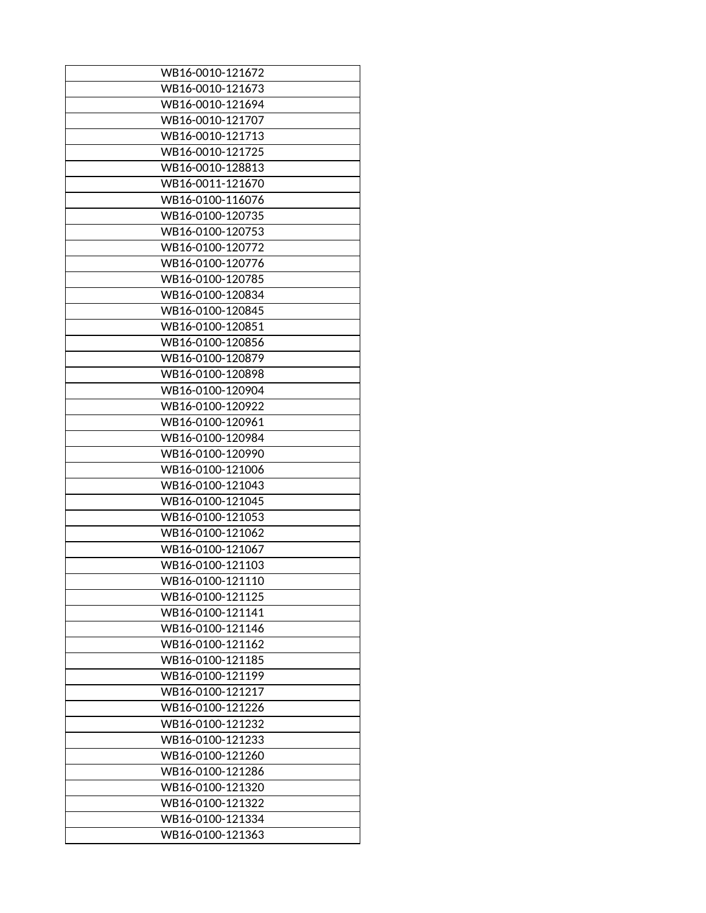| WB16-0010-121672 |
|---|
| WB16-0010-121673 |
| WB16-0010-121694 |
| WB16-0010-121707 |
| WB16-0010-121713 |
| WB16-0010-121725 |
| WB16-0010-128813 |
| WB16-0011-121670 |
| WB16-0100-116076 |
| WB16-0100-120735 |
| WB16-0100-120753 |
| WB16-0100-120772 |
| WB16-0100-120776 |
| WB16-0100-120785 |
| WB16-0100-120834 |
| WB16-0100-120845 |
| WB16-0100-120851 |
| WB16-0100-120856 |
| WB16-0100-120879 |
| WB16-0100-120898 |
| WB16-0100-120904 |
| WB16-0100-120922 |
| WB16-0100-120961 |
| WB16-0100-120984 |
| WB16-0100-120990 |
| WB16-0100-121006 |
| WB16-0100-121043 |
| WB16-0100-121045 |
| WB16-0100-121053 |
| WB16-0100-121062 |
| WB16-0100-121067 |
| WB16-0100-121103 |
| WB16-0100-121110 |
| WB16-0100-121125 |
| WB16-0100-121141 |
| WB16-0100-121146 |
| WB16-0100-121162 |
| WB16-0100-121185 |
| WB16-0100-121199 |
| WB16-0100-121217 |
| WB16-0100-121226 |
| WB16-0100-121232 |
| WB16-0100-121233 |
| WB16-0100-121260 |
| WB16-0100-121286 |
| WB16-0100-121320 |
| WB16-0100-121322 |
| WB16-0100-121334 |
| WB16-0100-121363 |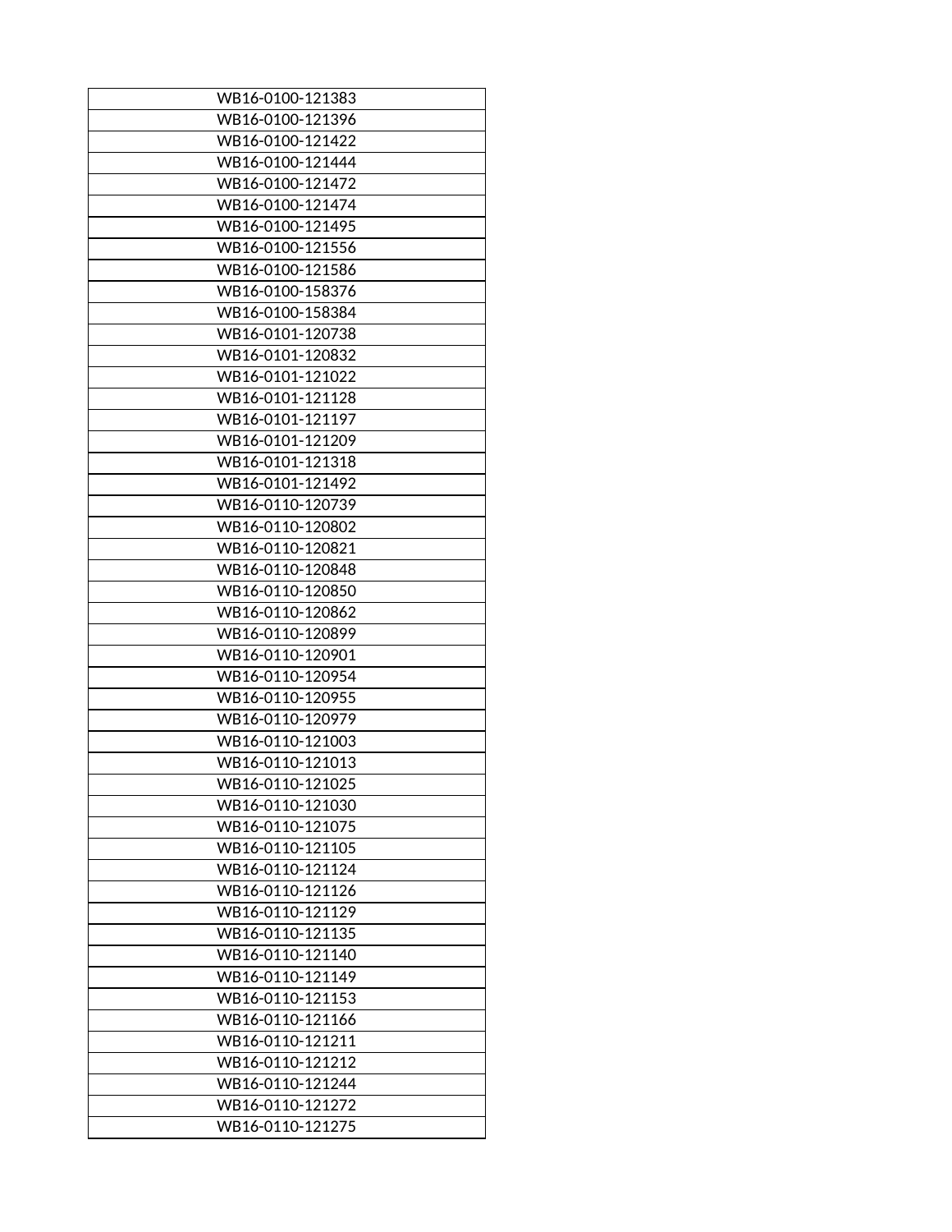| WB16-0100-121383 |
|---|
| WB16-0100-121396 |
| WB16-0100-121422 |
| WB16-0100-121444 |
| WB16-0100-121472 |
| WB16-0100-121474 |
| WB16-0100-121495 |
| WB16-0100-121556 |
| WB16-0100-121586 |
| WB16-0100-158376 |
| WB16-0100-158384 |
| WB16-0101-120738 |
| WB16-0101-120832 |
| WB16-0101-121022 |
| WB16-0101-121128 |
| WB16-0101-121197 |
| WB16-0101-121209 |
| WB16-0101-121318 |
| WB16-0101-121492 |
| WB16-0110-120739 |
| WB16-0110-120802 |
| WB16-0110-120821 |
| WB16-0110-120848 |
| WB16-0110-120850 |
| WB16-0110-120862 |
| WB16-0110-120899 |
| WB16-0110-120901 |
| WB16-0110-120954 |
| WB16-0110-120955 |
| WB16-0110-120979 |
| WB16-0110-121003 |
| WB16-0110-121013 |
| WB16-0110-121025 |
| WB16-0110-121030 |
| WB16-0110-121075 |
| WB16-0110-121105 |
| WB16-0110-121124 |
| WB16-0110-121126 |
| WB16-0110-121129 |
| WB16-0110-121135 |
| WB16-0110-121140 |
| WB16-0110-121149 |
| WB16-0110-121153 |
| WB16-0110-121166 |
| WB16-0110-121211 |
| WB16-0110-121212 |
| WB16-0110-121244 |
| WB16-0110-121272 |
| WB16-0110-121275 |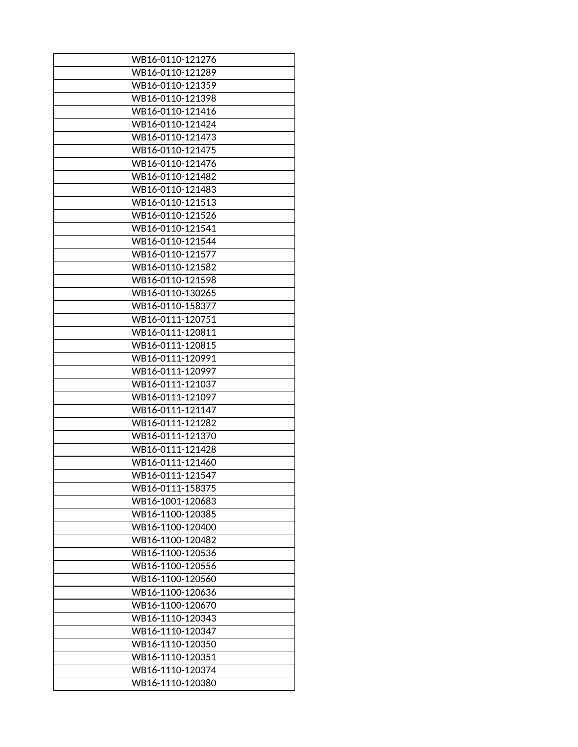| WB16-0110-121276 |
|---|
| WB16-0110-121289 |
| WB16-0110-121359 |
| WB16-0110-121398 |
| WB16-0110-121416 |
| WB16-0110-121424 |
| WB16-0110-121473 |
| WB16-0110-121475 |
| WB16-0110-121476 |
| WB16-0110-121482 |
| WB16-0110-121483 |
| WB16-0110-121513 |
| WB16-0110-121526 |
| WB16-0110-121541 |
| WB16-0110-121544 |
| WB16-0110-121577 |
| WB16-0110-121582 |
| WB16-0110-121598 |
| WB16-0110-130265 |
| WB16-0110-158377 |
| WB16-0111-120751 |
| WB16-0111-120811 |
| WB16-0111-120815 |
| WB16-0111-120991 |
| WB16-0111-120997 |
| WB16-0111-121037 |
| WB16-0111-121097 |
| WB16-0111-121147 |
| WB16-0111-121282 |
| WB16-0111-121370 |
| WB16-0111-121428 |
| WB16-0111-121460 |
| WB16-0111-121547 |
| WB16-0111-158375 |
| WB16-1001-120683 |
| WB16-1100-120385 |
| WB16-1100-120400 |
| WB16-1100-120482 |
| WB16-1100-120536 |
| WB16-1100-120556 |
| WB16-1100-120560 |
| WB16-1100-120636 |
| WB16-1100-120670 |
| WB16-1110-120343 |
| WB16-1110-120347 |
| WB16-1110-120350 |
| WB16-1110-120351 |
| WB16-1110-120374 |
| WB16-1110-120380 |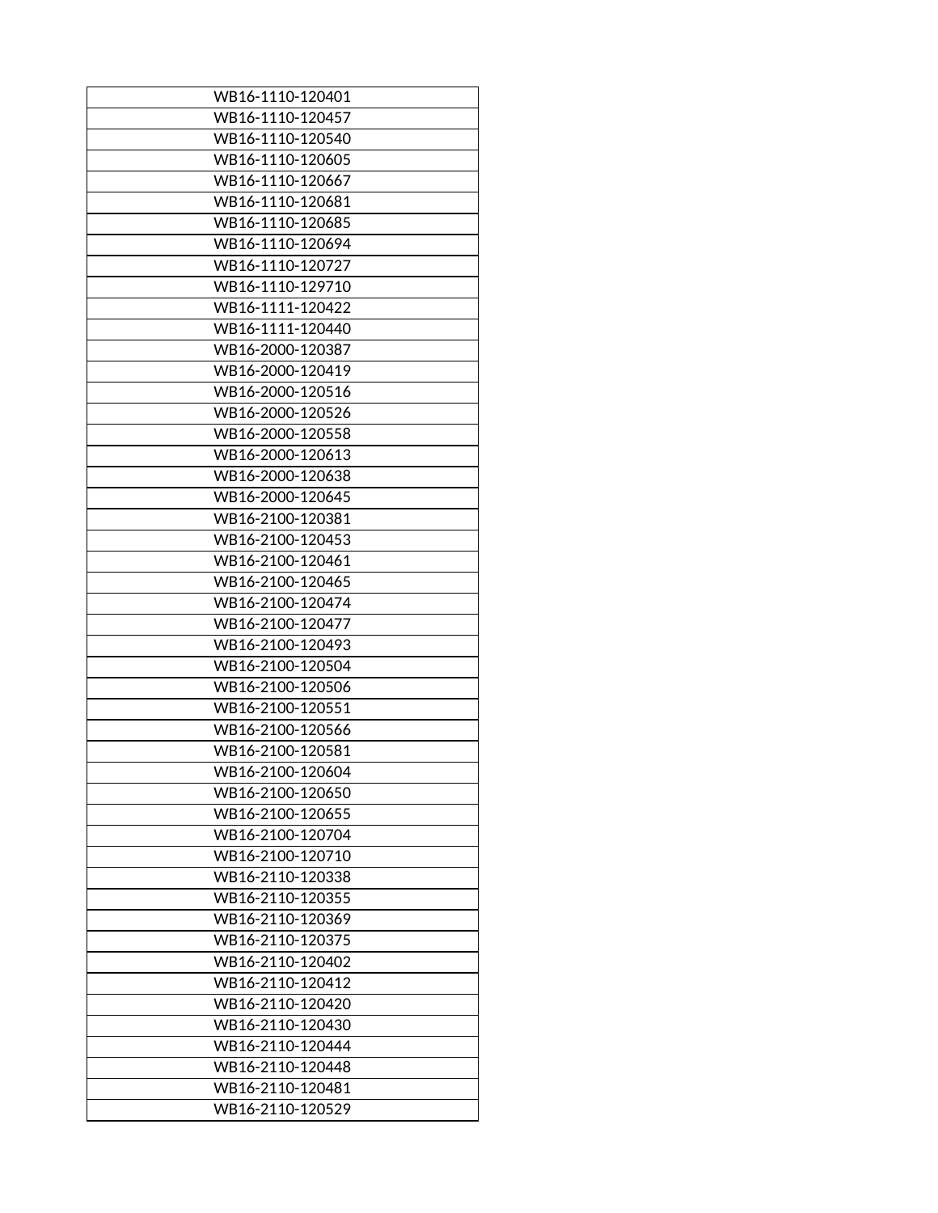| WB16-1110-120401 |
|---|
| WB16-1110-120457 |
| WB16-1110-120540 |
| WB16-1110-120605 |
| WB16-1110-120667 |
| WB16-1110-120681 |
| WB16-1110-120685 |
| WB16-1110-120694 |
| WB16-1110-120727 |
| WB16-1110-129710 |
| WB16-1111-120422 |
| WB16-1111-120440 |
| WB16-2000-120387 |
| WB16-2000-120419 |
| WB16-2000-120516 |
| WB16-2000-120526 |
| WB16-2000-120558 |
| WB16-2000-120613 |
| WB16-2000-120638 |
| WB16-2000-120645 |
| WB16-2100-120381 |
| WB16-2100-120453 |
| WB16-2100-120461 |
| WB16-2100-120465 |
| WB16-2100-120474 |
| WB16-2100-120477 |
| WB16-2100-120493 |
| WB16-2100-120504 |
| WB16-2100-120506 |
| WB16-2100-120551 |
| WB16-2100-120566 |
| WB16-2100-120581 |
| WB16-2100-120604 |
| WB16-2100-120650 |
| WB16-2100-120655 |
| WB16-2100-120704 |
| WB16-2100-120710 |
| WB16-2110-120338 |
| WB16-2110-120355 |
| WB16-2110-120369 |
| WB16-2110-120375 |
| WB16-2110-120402 |
| WB16-2110-120412 |
| WB16-2110-120420 |
| WB16-2110-120430 |
| WB16-2110-120444 |
| WB16-2110-120448 |
| WB16-2110-120481 |
| WB16-2110-120529 |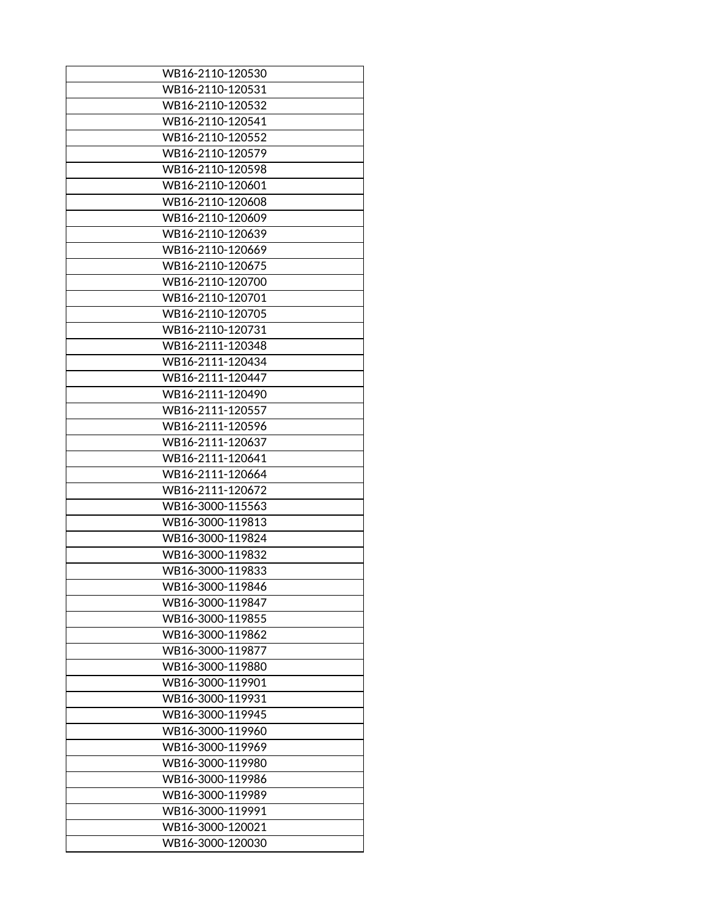| WB16-2110-120530 |
|---|
| WB16-2110-120531 |
| WB16-2110-120532 |
| WB16-2110-120541 |
| WB16-2110-120552 |
| WB16-2110-120579 |
| WB16-2110-120598 |
| WB16-2110-120601 |
| WB16-2110-120608 |
| WB16-2110-120609 |
| WB16-2110-120639 |
| WB16-2110-120669 |
| WB16-2110-120675 |
| WB16-2110-120700 |
| WB16-2110-120701 |
| WB16-2110-120705 |
| WB16-2110-120731 |
| WB16-2111-120348 |
| WB16-2111-120434 |
| WB16-2111-120447 |
| WB16-2111-120490 |
| WB16-2111-120557 |
| WB16-2111-120596 |
| WB16-2111-120637 |
| WB16-2111-120641 |
| WB16-2111-120664 |
| WB16-2111-120672 |
| WB16-3000-115563 |
| WB16-3000-119813 |
| WB16-3000-119824 |
| WB16-3000-119832 |
| WB16-3000-119833 |
| WB16-3000-119846 |
| WB16-3000-119847 |
| WB16-3000-119855 |
| WB16-3000-119862 |
| WB16-3000-119877 |
| WB16-3000-119880 |
| WB16-3000-119901 |
| WB16-3000-119931 |
| WB16-3000-119945 |
| WB16-3000-119960 |
| WB16-3000-119969 |
| WB16-3000-119980 |
| WB16-3000-119986 |
| WB16-3000-119989 |
| WB16-3000-119991 |
| WB16-3000-120021 |
| WB16-3000-120030 |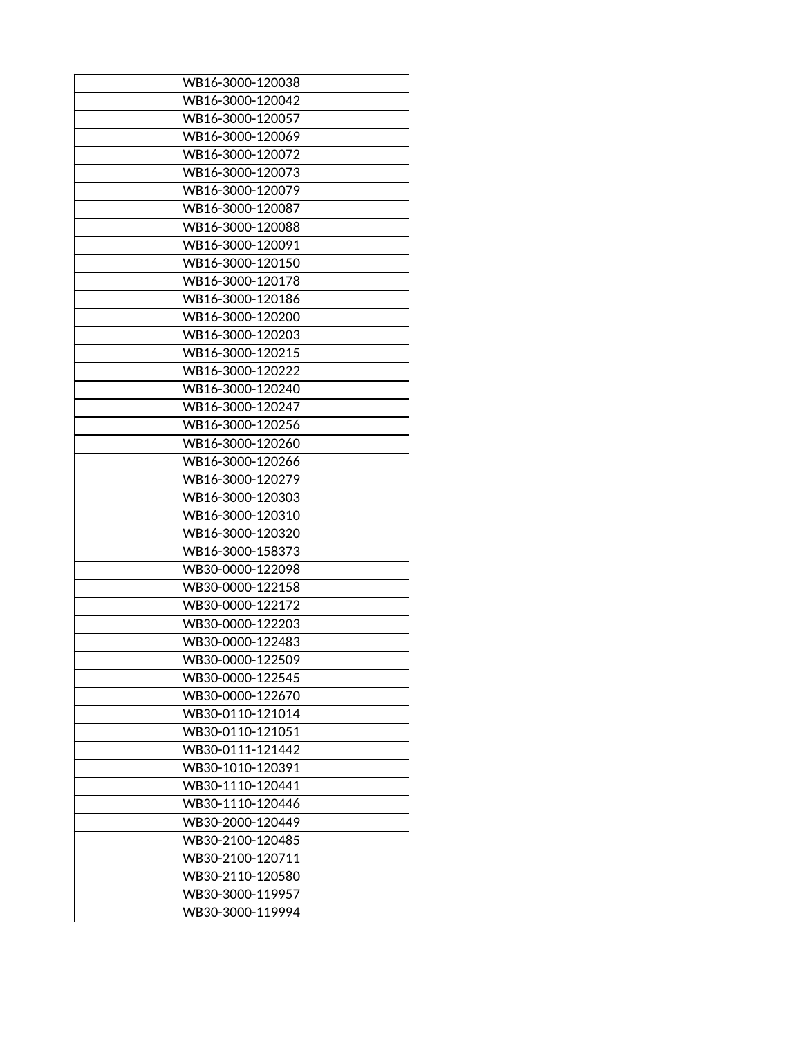| |
|---|
| WB16-3000-120038 |
| WB16-3000-120042 |
| WB16-3000-120057 |
| WB16-3000-120069 |
| WB16-3000-120072 |
| WB16-3000-120073 |
| WB16-3000-120079 |
| WB16-3000-120087 |
| WB16-3000-120088 |
| WB16-3000-120091 |
| WB16-3000-120150 |
| WB16-3000-120178 |
| WB16-3000-120186 |
| WB16-3000-120200 |
| WB16-3000-120203 |
| WB16-3000-120215 |
| WB16-3000-120222 |
| WB16-3000-120240 |
| WB16-3000-120247 |
| WB16-3000-120256 |
| WB16-3000-120260 |
| WB16-3000-120266 |
| WB16-3000-120279 |
| WB16-3000-120303 |
| WB16-3000-120310 |
| WB16-3000-120320 |
| WB16-3000-158373 |
| WB30-0000-122098 |
| WB30-0000-122158 |
| WB30-0000-122172 |
| WB30-0000-122203 |
| WB30-0000-122483 |
| WB30-0000-122509 |
| WB30-0000-122545 |
| WB30-0000-122670 |
| WB30-0110-121014 |
| WB30-0110-121051 |
| WB30-0111-121442 |
| WB30-1010-120391 |
| WB30-1110-120441 |
| WB30-1110-120446 |
| WB30-2000-120449 |
| WB30-2100-120485 |
| WB30-2100-120711 |
| WB30-2110-120580 |
| WB30-3000-119957 |
| WB30-3000-119994 |